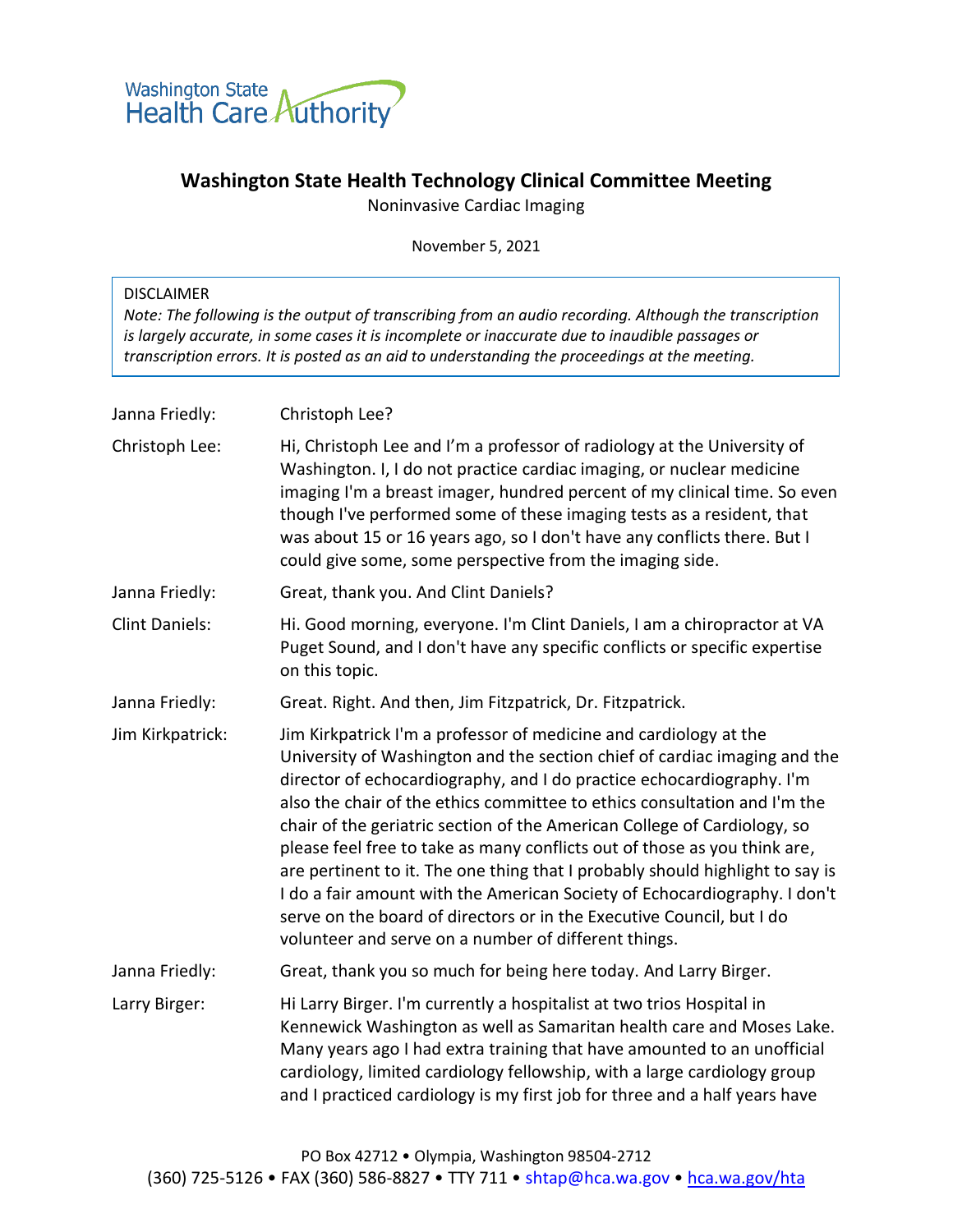Washington State Health Care Authority

# Washington State Health Technology Clinical Committee Meeting

Noninvasive Cardiac Imaging

November 5, 2021

> DISCLAIMER
> *Note: The following is the output of transcribing from an audio recording. Although the transcription is largely accurate, in some cases it is incomplete or inaccurate due to inaudible passages or transcription errors. It is posted as an aid to understanding the proceedings at the meeting.*

**Janna Friedly:** Christoph Lee?

**Christoph Lee:** Hi, Christoph Lee and I'm a professor of radiology at the University of Washington. I, I do not practice cardiac imaging, or nuclear medicine imaging I'm a breast imager, hundred percent of my clinical time. So even though I've performed some of these imaging tests as a resident, that was about 15 or 16 years ago, so I don't have any conflicts there. But I could give some, some perspective from the imaging side.

**Janna Friedly:** Great, thank you. And Clint Daniels?

**Clint Daniels:** Hi. Good morning, everyone. I'm Clint Daniels, I am a chiropractor at VA Puget Sound, and I don't have any specific conflicts or specific expertise on this topic.

**Janna Friedly:** Great. Right. And then, Jim Fitzpatrick, Dr. Fitzpatrick.

**Jim Kirkpatrick:** Jim Kirkpatrick I'm a professor of medicine and cardiology at the University of Washington and the section chief of cardiac imaging and the director of echocardiography, and I do practice echocardiography. I'm also the chair of the ethics committee to ethics consultation and I'm the chair of the geriatric section of the American College of Cardiology, so please feel free to take as many conflicts out of those as you think are, are pertinent to it. The one thing that I probably should highlight to say is I do a fair amount with the American Society of Echocardiography. I don't serve on the board of directors or in the Executive Council, but I do volunteer and serve on a number of different things.

**Janna Friedly:** Great, thank you so much for being here today. And Larry Birger.

**Larry Birger:** Hi Larry Birger. I'm currently a hospitalist at two trios Hospital in Kennewick Washington as well as Samaritan health care and Moses Lake. Many years ago I had extra training that have amounted to an unofficial cardiology, limited cardiology fellowship, with a large cardiology group and I practiced cardiology is my first job for three and a half years have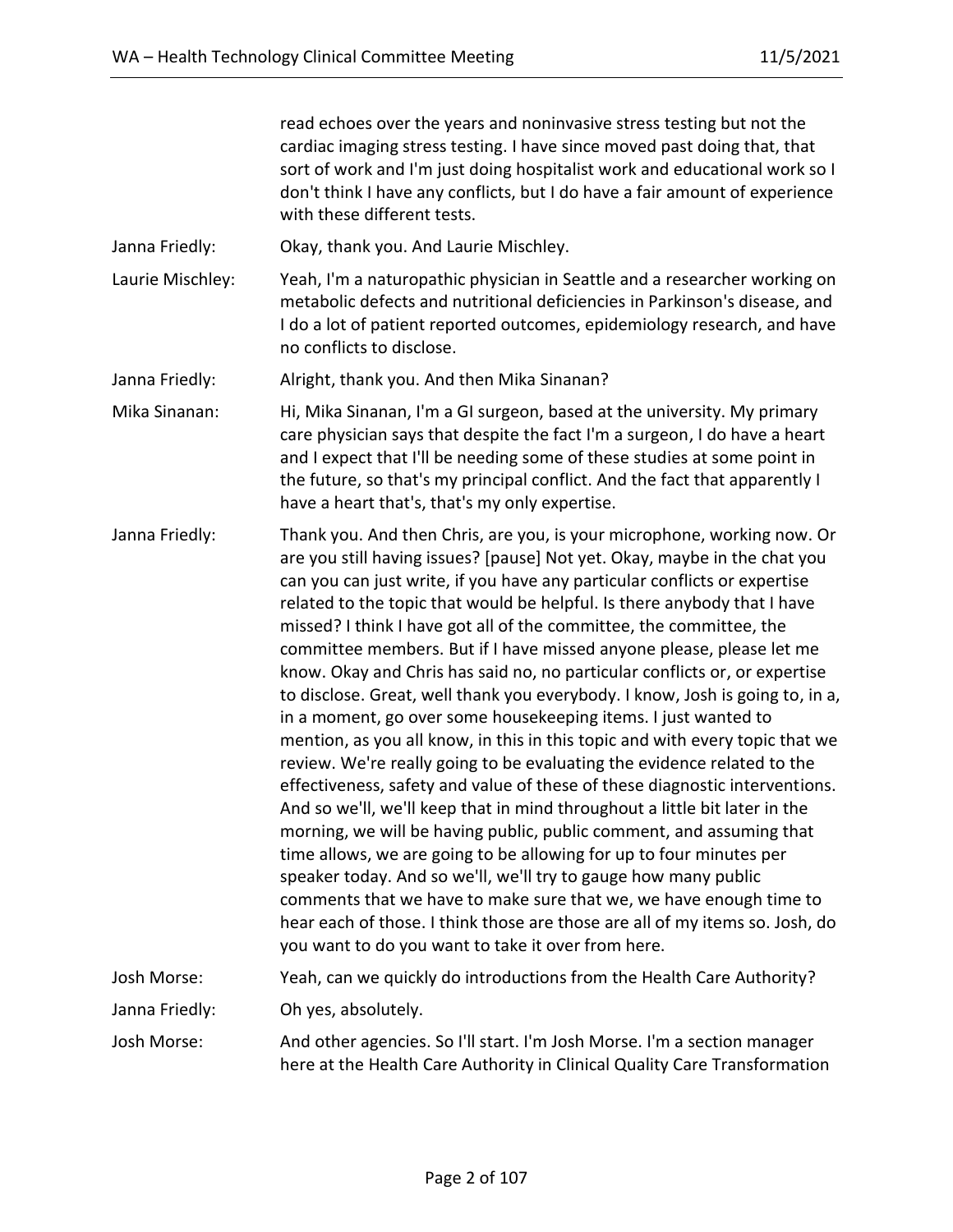| | |
|---|---|
| | read echoes over the years and noninvasive stress testing but not the cardiac imaging stress testing. I have since moved past doing that, that sort of work and I'm just doing hospitalist work and educational work so I don't think I have any conflicts, but I do have a fair amount of experience with these different tests. |
| Janna Friedly: | Okay, thank you. And Laurie Mischley. |
| Laurie Mischley: | Yeah, I'm a naturopathic physician in Seattle and a researcher working on metabolic defects and nutritional deficiencies in Parkinson's disease, and I do a lot of patient reported outcomes, epidemiology research, and have no conflicts to disclose. |
| Janna Friedly: | Alright, thank you. And then Mika Sinanan? |
| Mika Sinanan: | Hi, Mika Sinanan, I'm a GI surgeon, based at the university. My primary care physician says that despite the fact I'm a surgeon, I do have a heart and I expect that I'll be needing some of these studies at some point in the future, so that's my principal conflict. And the fact that apparently I have a heart that's, that's my only expertise. |
| Janna Friedly: | Thank you. And then Chris, are you, is your microphone, working now. Or are you still having issues? [pause] Not yet. Okay, maybe in the chat you can you can just write, if you have any particular conflicts or expertise related to the topic that would be helpful. Is there anybody that I have missed? I think I have got all of the committee, the committee, the committee members. But if I have missed anyone please, please let me know. Okay and Chris has said no, no particular conflicts or, or expertise to disclose. Great, well thank you everybody. I know, Josh is going to, in a, in a moment, go over some housekeeping items. I just wanted to mention, as you all know, in this in this topic and with every topic that we review. We're really going to be evaluating the evidence related to the effectiveness, safety and value of these of these diagnostic interventions. And so we'll, we'll keep that in mind throughout a little bit later in the morning, we will be having public, public comment, and assuming that time allows, we are going to be allowing for up to four minutes per speaker today. And so we'll, we'll try to gauge how many public comments that we have to make sure that we, we have enough time to hear each of those. I think those are those are all of my items so. Josh, do you want to do you want to take it over from here. |
| Josh Morse: | Yeah, can we quickly do introductions from the Health Care Authority? |
| Janna Friedly: | Oh yes, absolutely. |
| Josh Morse: | And other agencies. So I'll start. I'm Josh Morse. I'm a section manager here at the Health Care Authority in Clinical Quality Care Transformation |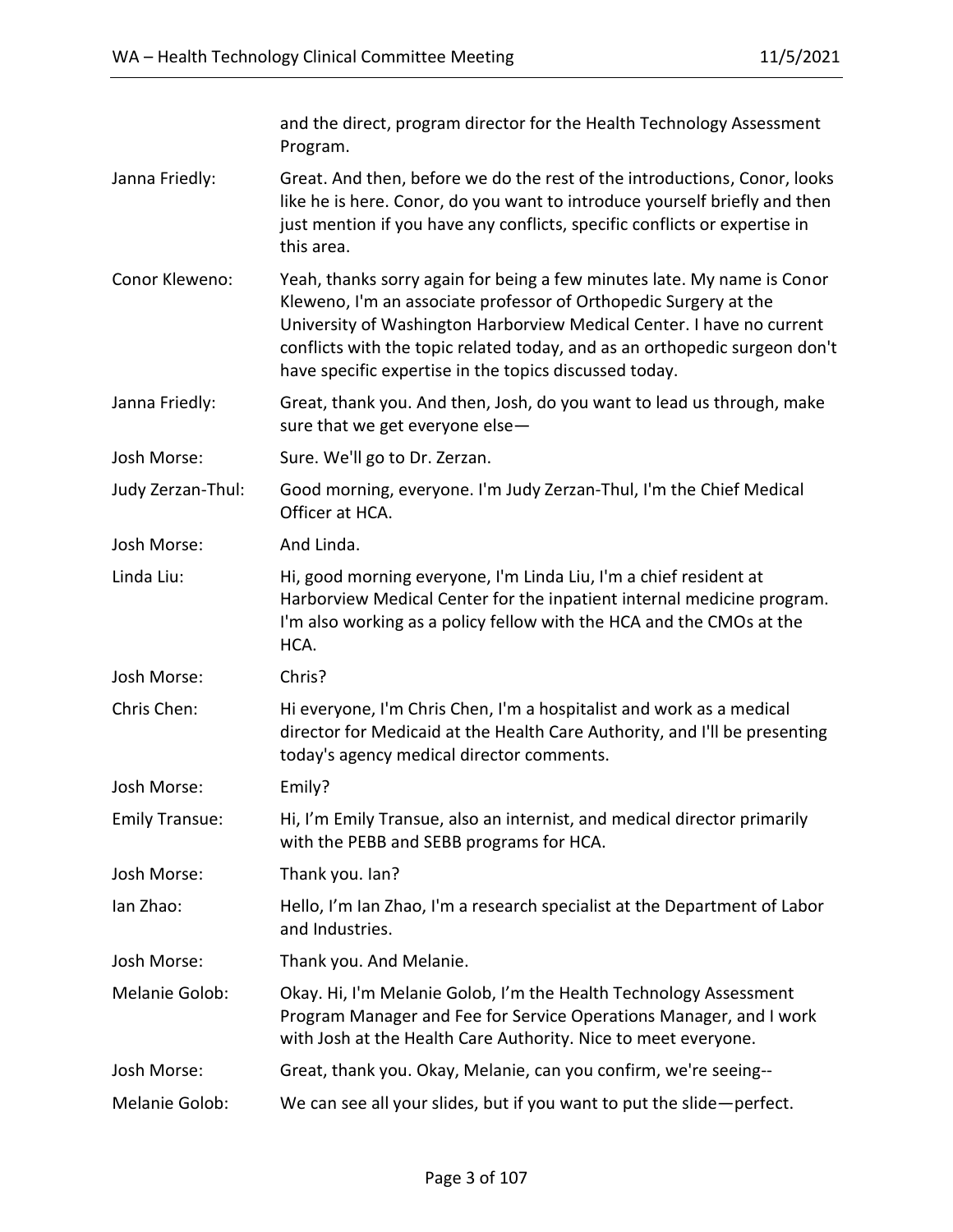and the direct, program director for the Health Technology Assessment Program.

**Janna Friedly:** Great. And then, before we do the rest of the introductions, Conor, looks like he is here. Conor, do you want to introduce yourself briefly and then just mention if you have any conflicts, specific conflicts or expertise in this area.

**Conor Kleweno:** Yeah, thanks sorry again for being a few minutes late. My name is Conor Kleweno, I'm an associate professor of Orthopedic Surgery at the University of Washington Harborview Medical Center. I have no current conflicts with the topic related today, and as an orthopedic surgeon don't have specific expertise in the topics discussed today.

**Janna Friedly:** Great, thank you. And then, Josh, do you want to lead us through, make sure that we get everyone else—

**Josh Morse:** Sure. We'll go to Dr. Zerzan.

**Judy Zerzan-Thul:** Good morning, everyone. I'm Judy Zerzan-Thul, I'm the Chief Medical Officer at HCA.

**Josh Morse:** And Linda.

**Linda Liu:** Hi, good morning everyone, I'm Linda Liu, I'm a chief resident at Harborview Medical Center for the inpatient internal medicine program. I'm also working as a policy fellow with the HCA and the CMOs at the HCA.

**Josh Morse:** Chris?

**Chris Chen:** Hi everyone, I'm Chris Chen, I'm a hospitalist and work as a medical director for Medicaid at the Health Care Authority, and I'll be presenting today's agency medical director comments.

**Josh Morse:** Emily?

**Emily Transue:** Hi, I'm Emily Transue, also an internist, and medical director primarily with the PEBB and SEBB programs for HCA.

**Josh Morse:** Thank you. Ian?

**Ian Zhao:** Hello, I'm Ian Zhao, I'm a research specialist at the Department of Labor and Industries.

**Josh Morse:** Thank you. And Melanie.

**Melanie Golob:** Okay. Hi, I'm Melanie Golob, I'm the Health Technology Assessment Program Manager and Fee for Service Operations Manager, and I work with Josh at the Health Care Authority. Nice to meet everyone.

**Josh Morse:** Great, thank you. Okay, Melanie, can you confirm, we're seeing--

**Melanie Golob:** We can see all your slides, but if you want to put the slide—perfect.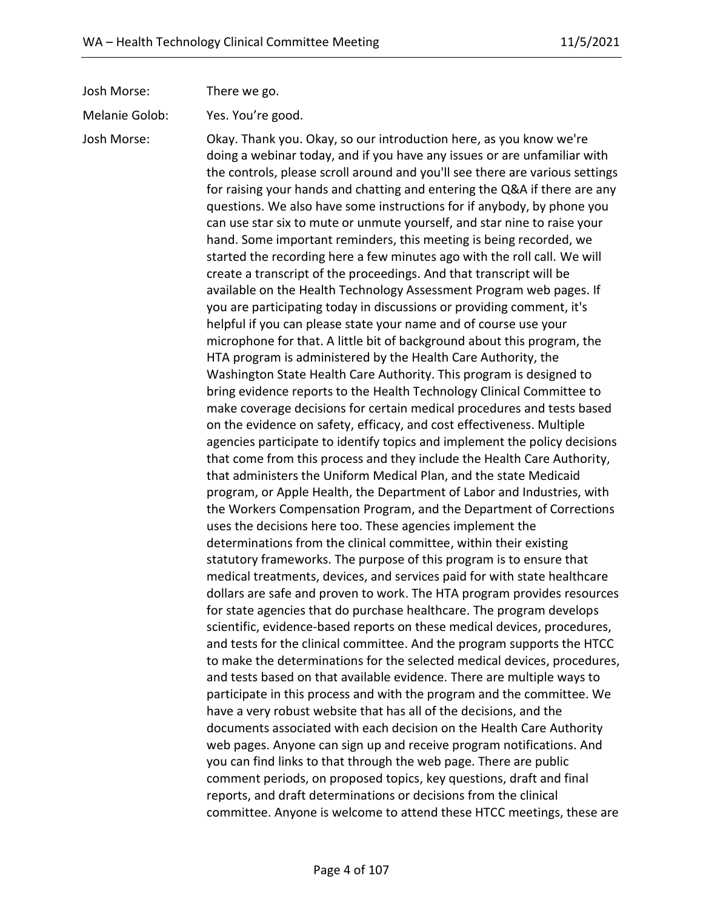Josh Morse: There we go.

Melanie Golob: Yes. You're good.

Josh Morse: Okay. Thank you. Okay, so our introduction here, as you know we're doing a webinar today, and if you have any issues or are unfamiliar with the controls, please scroll around and you'll see there are various settings for raising your hands and chatting and entering the Q&A if there are any questions. We also have some instructions for if anybody, by phone you can use star six to mute or unmute yourself, and star nine to raise your hand. Some important reminders, this meeting is being recorded, we started the recording here a few minutes ago with the roll call. We will create a transcript of the proceedings. And that transcript will be available on the Health Technology Assessment Program web pages. If you are participating today in discussions or providing comment, it's helpful if you can please state your name and of course use your microphone for that. A little bit of background about this program, the HTA program is administered by the Health Care Authority, the Washington State Health Care Authority. This program is designed to bring evidence reports to the Health Technology Clinical Committee to make coverage decisions for certain medical procedures and tests based on the evidence on safety, efficacy, and cost effectiveness. Multiple agencies participate to identify topics and implement the policy decisions that come from this process and they include the Health Care Authority, that administers the Uniform Medical Plan, and the state Medicaid program, or Apple Health, the Department of Labor and Industries, with the Workers Compensation Program, and the Department of Corrections uses the decisions here too. These agencies implement the determinations from the clinical committee, within their existing statutory frameworks. The purpose of this program is to ensure that medical treatments, devices, and services paid for with state healthcare dollars are safe and proven to work. The HTA program provides resources for state agencies that do purchase healthcare. The program develops scientific, evidence-based reports on these medical devices, procedures, and tests for the clinical committee. And the program supports the HTCC to make the determinations for the selected medical devices, procedures, and tests based on that available evidence. There are multiple ways to participate in this process and with the program and the committee. We have a very robust website that has all of the decisions, and the documents associated with each decision on the Health Care Authority web pages. Anyone can sign up and receive program notifications. And you can find links to that through the web page. There are public comment periods, on proposed topics, key questions, draft and final reports, and draft determinations or decisions from the clinical committee. Anyone is welcome to attend these HTCC meetings, these are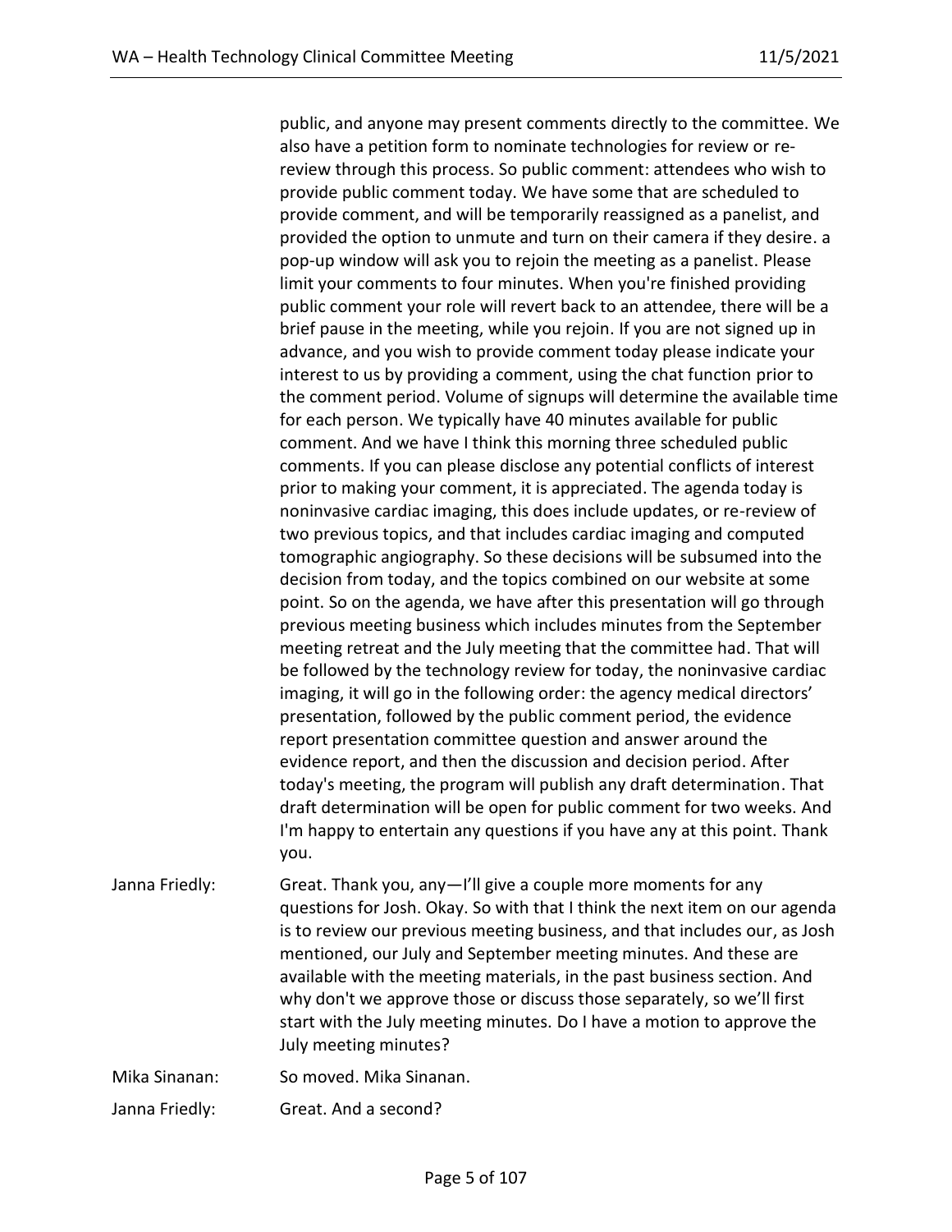public, and anyone may present comments directly to the committee. We also have a petition form to nominate technologies for review or re-review through this process. So public comment: attendees who wish to provide public comment today. We have some that are scheduled to provide comment, and will be temporarily reassigned as a panelist, and provided the option to unmute and turn on their camera if they desire. a pop-up window will ask you to rejoin the meeting as a panelist. Please limit your comments to four minutes. When you're finished providing public comment your role will revert back to an attendee, there will be a brief pause in the meeting, while you rejoin. If you are not signed up in advance, and you wish to provide comment today please indicate your interest to us by providing a comment, using the chat function prior to the comment period. Volume of signups will determine the available time for each person. We typically have 40 minutes available for public comment. And we have I think this morning three scheduled public comments. If you can please disclose any potential conflicts of interest prior to making your comment, it is appreciated. The agenda today is noninvasive cardiac imaging, this does include updates, or re-review of two previous topics, and that includes cardiac imaging and computed tomographic angiography. So these decisions will be subsumed into the decision from today, and the topics combined on our website at some point. So on the agenda, we have after this presentation will go through previous meeting business which includes minutes from the September meeting retreat and the July meeting that the committee had. That will be followed by the technology review for today, the noninvasive cardiac imaging, it will go in the following order: the agency medical directors' presentation, followed by the public comment period, the evidence report presentation committee question and answer around the evidence report, and then the discussion and decision period. After today's meeting, the program will publish any draft determination. That draft determination will be open for public comment for two weeks. And I'm happy to entertain any questions if you have any at this point. Thank you.

Janna Friedly: Great. Thank you, any—I'll give a couple more moments for any questions for Josh. Okay. So with that I think the next item on our agenda is to review our previous meeting business, and that includes our, as Josh mentioned, our July and September meeting minutes. And these are available with the meeting materials, in the past business section. And why don't we approve those or discuss those separately, so we'll first start with the July meeting minutes. Do I have a motion to approve the July meeting minutes?

Mika Sinanan: So moved. Mika Sinanan.

Janna Friedly: Great. And a second?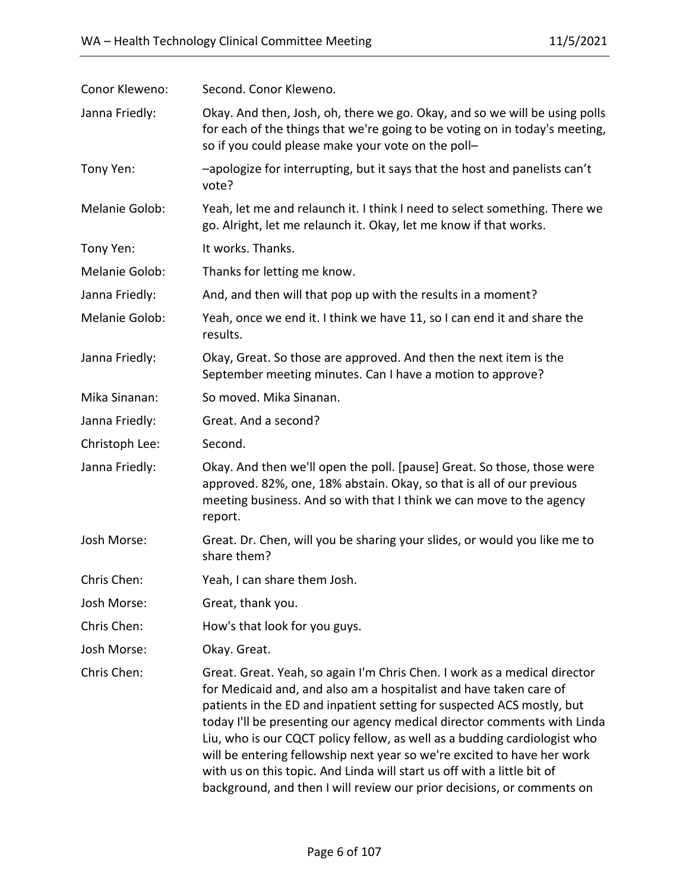Conor Kleweno: Second. Conor Kleweno.

Janna Friedly: Okay. And then, Josh, oh, there we go. Okay, and so we will be using polls for each of the things that we're going to be voting on in today's meeting, so if you could please make your vote on the poll–

Tony Yen: –apologize for interrupting, but it says that the host and panelists can't vote?

Melanie Golob: Yeah, let me and relaunch it. I think I need to select something. There we go. Alright, let me relaunch it. Okay, let me know if that works.

Tony Yen: It works. Thanks.

Melanie Golob: Thanks for letting me know.

Janna Friedly: And, and then will that pop up with the results in a moment?

Melanie Golob: Yeah, once we end it. I think we have 11, so I can end it and share the results.

Janna Friedly: Okay, Great. So those are approved. And then the next item is the September meeting minutes. Can I have a motion to approve?

Mika Sinanan: So moved. Mika Sinanan.

Janna Friedly: Great. And a second?

Christoph Lee: Second.

Janna Friedly: Okay. And then we'll open the poll. [pause] Great. So those, those were approved. 82%, one, 18% abstain. Okay, so that is all of our previous meeting business. And so with that I think we can move to the agency report.

Josh Morse: Great. Dr. Chen, will you be sharing your slides, or would you like me to share them?

Chris Chen: Yeah, I can share them Josh.

Josh Morse: Great, thank you.

Chris Chen: How's that look for you guys.

Josh Morse: Okay. Great.

Chris Chen: Great. Great. Yeah, so again I'm Chris Chen. I work as a medical director for Medicaid and, and also am a hospitalist and have taken care of patients in the ED and inpatient setting for suspected ACS mostly, but today I'll be presenting our agency medical director comments with Linda Liu, who is our CQCT policy fellow, as well as a budding cardiologist who will be entering fellowship next year so we're excited to have her work with us on this topic. And Linda will start us off with a little bit of background, and then I will review our prior decisions, or comments on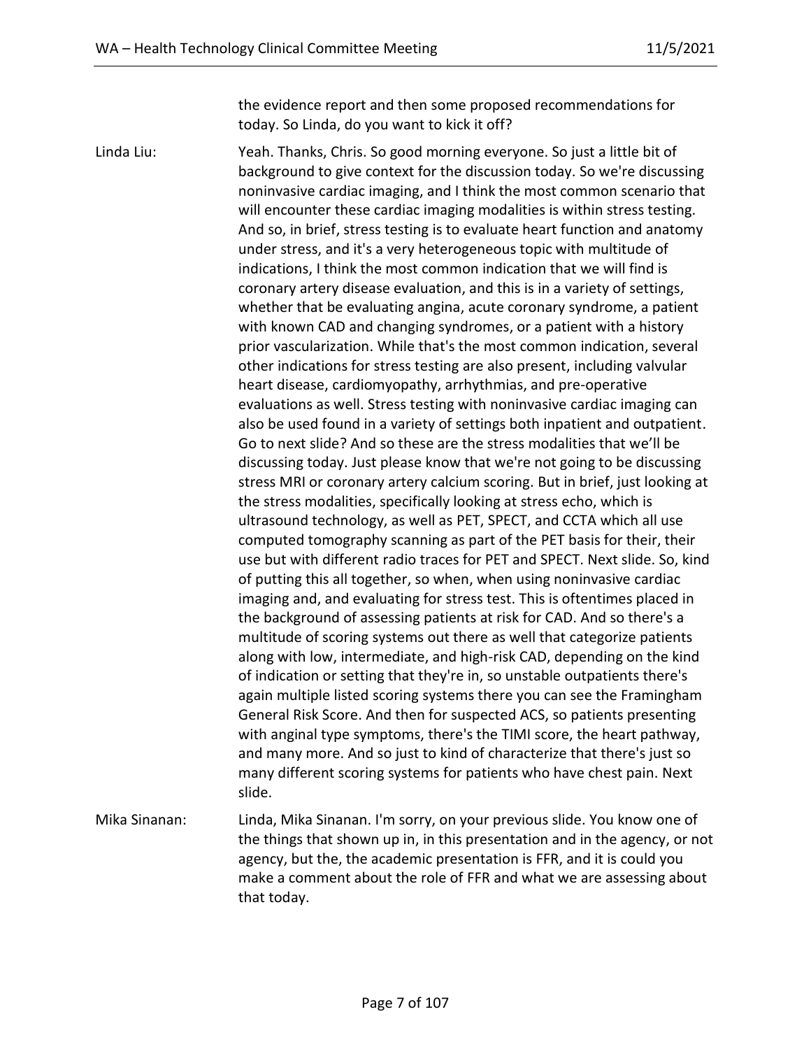the evidence report and then some proposed recommendations for today. So Linda, do you want to kick it off?

Linda Liu: Yeah. Thanks, Chris. So good morning everyone. So just a little bit of background to give context for the discussion today. So we're discussing noninvasive cardiac imaging, and I think the most common scenario that will encounter these cardiac imaging modalities is within stress testing. And so, in brief, stress testing is to evaluate heart function and anatomy under stress, and it's a very heterogeneous topic with multitude of indications, I think the most common indication that we will find is coronary artery disease evaluation, and this is in a variety of settings, whether that be evaluating angina, acute coronary syndrome, a patient with known CAD and changing syndromes, or a patient with a history prior vascularization. While that's the most common indication, several other indications for stress testing are also present, including valvular heart disease, cardiomyopathy, arrhythmias, and pre-operative evaluations as well. Stress testing with noninvasive cardiac imaging can also be used found in a variety of settings both inpatient and outpatient. Go to next slide? And so these are the stress modalities that we'll be discussing today. Just please know that we're not going to be discussing stress MRI or coronary artery calcium scoring. But in brief, just looking at the stress modalities, specifically looking at stress echo, which is ultrasound technology, as well as PET, SPECT, and CCTA which all use computed tomography scanning as part of the PET basis for their, their use but with different radio traces for PET and SPECT. Next slide. So, kind of putting this all together, so when, when using noninvasive cardiac imaging and, and evaluating for stress test. This is oftentimes placed in the background of assessing patients at risk for CAD. And so there's a multitude of scoring systems out there as well that categorize patients along with low, intermediate, and high-risk CAD, depending on the kind of indication or setting that they're in, so unstable outpatients there's again multiple listed scoring systems there you can see the Framingham General Risk Score. And then for suspected ACS, so patients presenting with anginal type symptoms, there's the TIMI score, the heart pathway, and many more. And so just to kind of characterize that there's just so many different scoring systems for patients who have chest pain. Next slide.

Mika Sinanan: Linda, Mika Sinanan. I'm sorry, on your previous slide. You know one of the things that shown up in, in this presentation and in the agency, or not agency, but the, the academic presentation is FFR, and it is could you make a comment about the role of FFR and what we are assessing about that today.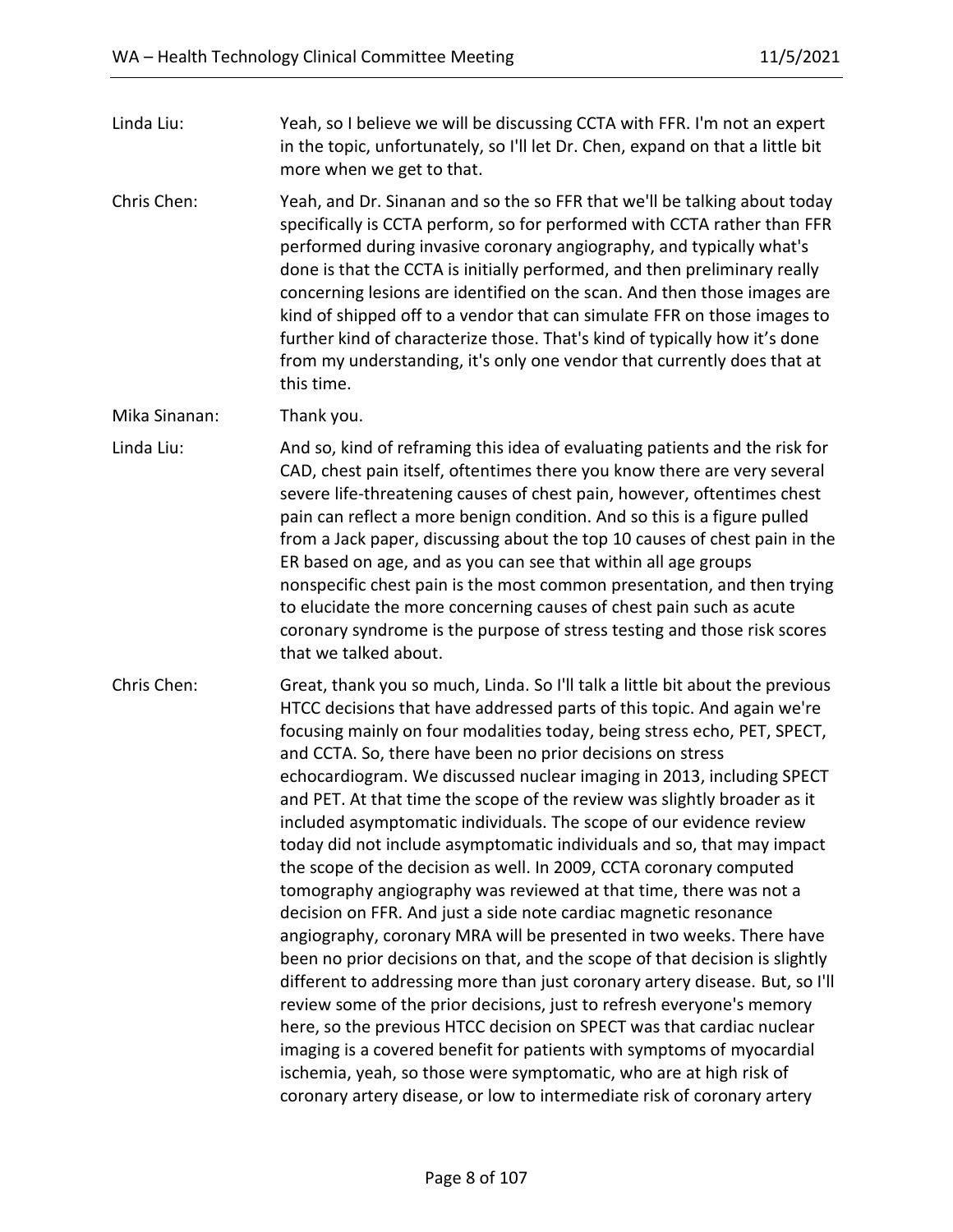Linda Liu: Yeah, so I believe we will be discussing CCTA with FFR. I'm not an expert in the topic, unfortunately, so I'll let Dr. Chen, expand on that a little bit more when we get to that.

Chris Chen: Yeah, and Dr. Sinanan and so the so FFR that we'll be talking about today specifically is CCTA perform, so for performed with CCTA rather than FFR performed during invasive coronary angiography, and typically what's done is that the CCTA is initially performed, and then preliminary really concerning lesions are identified on the scan. And then those images are kind of shipped off to a vendor that can simulate FFR on those images to further kind of characterize those. That's kind of typically how it's done from my understanding, it's only one vendor that currently does that at this time.

Mika Sinanan: Thank you.

Linda Liu: And so, kind of reframing this idea of evaluating patients and the risk for CAD, chest pain itself, oftentimes there you know there are very several severe life-threatening causes of chest pain, however, oftentimes chest pain can reflect a more benign condition. And so this is a figure pulled from a Jack paper, discussing about the top 10 causes of chest pain in the ER based on age, and as you can see that within all age groups nonspecific chest pain is the most common presentation, and then trying to elucidate the more concerning causes of chest pain such as acute coronary syndrome is the purpose of stress testing and those risk scores that we talked about.

Chris Chen: Great, thank you so much, Linda. So I'll talk a little bit about the previous HTCC decisions that have addressed parts of this topic. And again we're focusing mainly on four modalities today, being stress echo, PET, SPECT, and CCTA. So, there have been no prior decisions on stress echocardiogram. We discussed nuclear imaging in 2013, including SPECT and PET. At that time the scope of the review was slightly broader as it included asymptomatic individuals. The scope of our evidence review today did not include asymptomatic individuals and so, that may impact the scope of the decision as well. In 2009, CCTA coronary computed tomography angiography was reviewed at that time, there was not a decision on FFR. And just a side note cardiac magnetic resonance angiography, coronary MRA will be presented in two weeks. There have been no prior decisions on that, and the scope of that decision is slightly different to addressing more than just coronary artery disease. But, so I'll review some of the prior decisions, just to refresh everyone's memory here, so the previous HTCC decision on SPECT was that cardiac nuclear imaging is a covered benefit for patients with symptoms of myocardial ischemia, yeah, so those were symptomatic, who are at high risk of coronary artery disease, or low to intermediate risk of coronary artery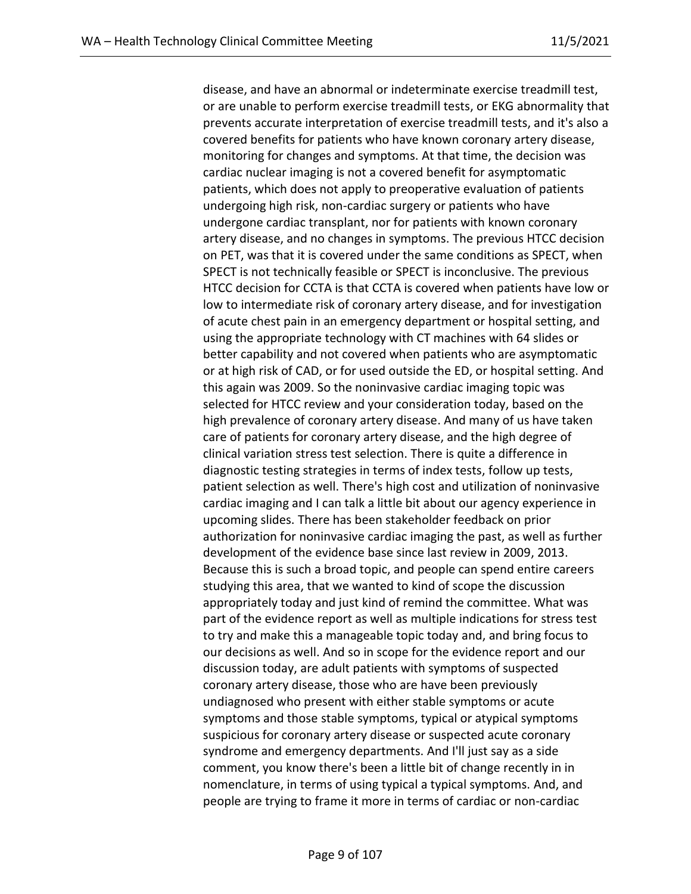disease, and have an abnormal or indeterminate exercise treadmill test, or are unable to perform exercise treadmill tests, or EKG abnormality that prevents accurate interpretation of exercise treadmill tests, and it's also a covered benefits for patients who have known coronary artery disease, monitoring for changes and symptoms. At that time, the decision was cardiac nuclear imaging is not a covered benefit for asymptomatic patients, which does not apply to preoperative evaluation of patients undergoing high risk, non-cardiac surgery or patients who have undergone cardiac transplant, nor for patients with known coronary artery disease, and no changes in symptoms. The previous HTCC decision on PET, was that it is covered under the same conditions as SPECT, when SPECT is not technically feasible or SPECT is inconclusive. The previous HTCC decision for CCTA is that CCTA is covered when patients have low or low to intermediate risk of coronary artery disease, and for investigation of acute chest pain in an emergency department or hospital setting, and using the appropriate technology with CT machines with 64 slides or better capability and not covered when patients who are asymptomatic or at high risk of CAD, or for used outside the ED, or hospital setting. And this again was 2009. So the noninvasive cardiac imaging topic was selected for HTCC review and your consideration today, based on the high prevalence of coronary artery disease. And many of us have taken care of patients for coronary artery disease, and the high degree of clinical variation stress test selection. There is quite a difference in diagnostic testing strategies in terms of index tests, follow up tests, patient selection as well. There's high cost and utilization of noninvasive cardiac imaging and I can talk a little bit about our agency experience in upcoming slides. There has been stakeholder feedback on prior authorization for noninvasive cardiac imaging the past, as well as further development of the evidence base since last review in 2009, 2013. Because this is such a broad topic, and people can spend entire careers studying this area, that we wanted to kind of scope the discussion appropriately today and just kind of remind the committee. What was part of the evidence report as well as multiple indications for stress test to try and make this a manageable topic today and, and bring focus to our decisions as well. And so in scope for the evidence report and our discussion today, are adult patients with symptoms of suspected coronary artery disease, those who are have been previously undiagnosed who present with either stable symptoms or acute symptoms and those stable symptoms, typical or atypical symptoms suspicious for coronary artery disease or suspected acute coronary syndrome and emergency departments. And I'll just say as a side comment, you know there's been a little bit of change recently in in nomenclature, in terms of using typical a typical symptoms. And, and people are trying to frame it more in terms of cardiac or non-cardiac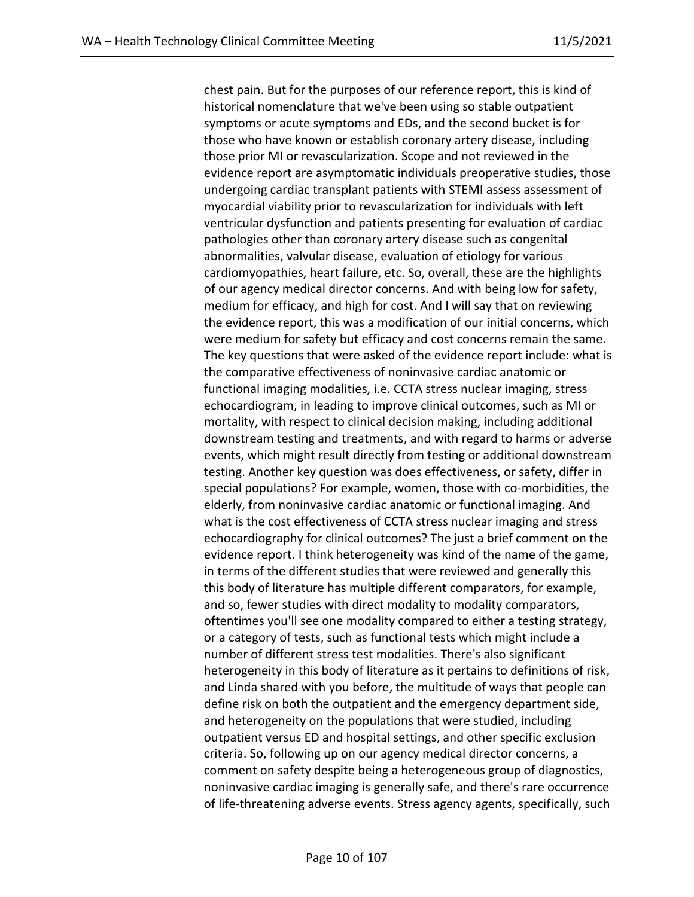chest pain. But for the purposes of our reference report, this is kind of historical nomenclature that we've been using so stable outpatient symptoms or acute symptoms and EDs, and the second bucket is for those who have known or establish coronary artery disease, including those prior MI or revascularization. Scope and not reviewed in the evidence report are asymptomatic individuals preoperative studies, those undergoing cardiac transplant patients with STEMI assess assessment of myocardial viability prior to revascularization for individuals with left ventricular dysfunction and patients presenting for evaluation of cardiac pathologies other than coronary artery disease such as congenital abnormalities, valvular disease, evaluation of etiology for various cardiomyopathies, heart failure, etc. So, overall, these are the highlights of our agency medical director concerns. And with being low for safety, medium for efficacy, and high for cost. And I will say that on reviewing the evidence report, this was a modification of our initial concerns, which were medium for safety but efficacy and cost concerns remain the same. The key questions that were asked of the evidence report include: what is the comparative effectiveness of noninvasive cardiac anatomic or functional imaging modalities, i.e. CCTA stress nuclear imaging, stress echocardiogram, in leading to improve clinical outcomes, such as MI or mortality, with respect to clinical decision making, including additional downstream testing and treatments, and with regard to harms or adverse events, which might result directly from testing or additional downstream testing. Another key question was does effectiveness, or safety, differ in special populations? For example, women, those with co-morbidities, the elderly, from noninvasive cardiac anatomic or functional imaging. And what is the cost effectiveness of CCTA stress nuclear imaging and stress echocardiography for clinical outcomes? The just a brief comment on the evidence report. I think heterogeneity was kind of the name of the game, in terms of the different studies that were reviewed and generally this this body of literature has multiple different comparators, for example, and so, fewer studies with direct modality to modality comparators, oftentimes you'll see one modality compared to either a testing strategy, or a category of tests, such as functional tests which might include a number of different stress test modalities. There's also significant heterogeneity in this body of literature as it pertains to definitions of risk, and Linda shared with you before, the multitude of ways that people can define risk on both the outpatient and the emergency department side, and heterogeneity on the populations that were studied, including outpatient versus ED and hospital settings, and other specific exclusion criteria. So, following up on our agency medical director concerns, a comment on safety despite being a heterogeneous group of diagnostics, noninvasive cardiac imaging is generally safe, and there's rare occurrence of life-threatening adverse events. Stress agency agents, specifically, such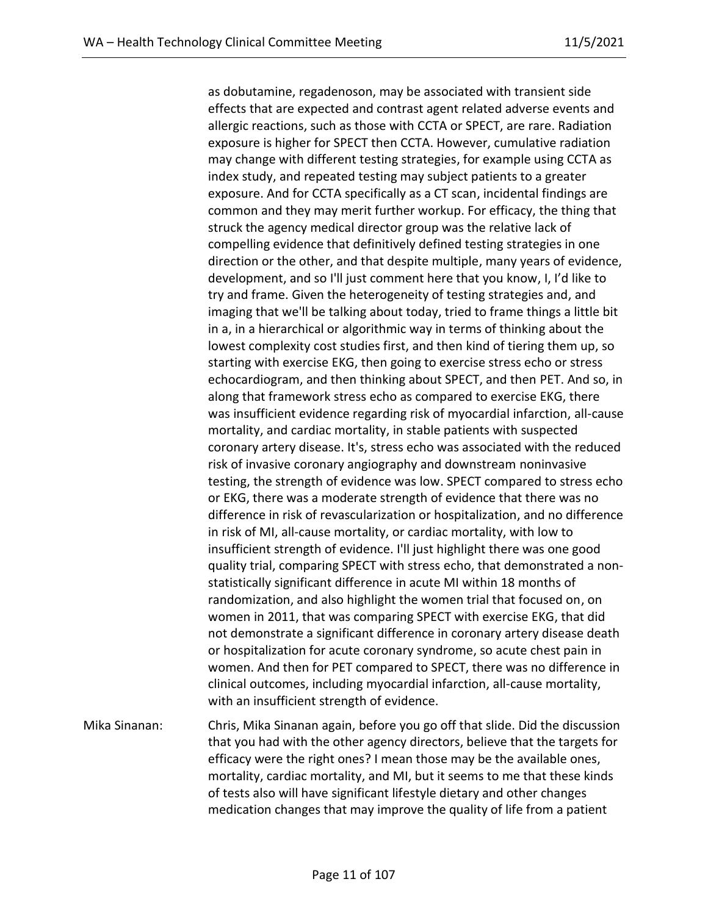as dobutamine, regadenoson, may be associated with transient side effects that are expected and contrast agent related adverse events and allergic reactions, such as those with CCTA or SPECT, are rare. Radiation exposure is higher for SPECT then CCTA. However, cumulative radiation may change with different testing strategies, for example using CCTA as index study, and repeated testing may subject patients to a greater exposure. And for CCTA specifically as a CT scan, incidental findings are common and they may merit further workup. For efficacy, the thing that struck the agency medical director group was the relative lack of compelling evidence that definitively defined testing strategies in one direction or the other, and that despite multiple, many years of evidence, development, and so I'll just comment here that you know, I, I'd like to try and frame. Given the heterogeneity of testing strategies and, and imaging that we'll be talking about today, tried to frame things a little bit in a, in a hierarchical or algorithmic way in terms of thinking about the lowest complexity cost studies first, and then kind of tiering them up, so starting with exercise EKG, then going to exercise stress echo or stress echocardiogram, and then thinking about SPECT, and then PET. And so, in along that framework stress echo as compared to exercise EKG, there was insufficient evidence regarding risk of myocardial infarction, all-cause mortality, and cardiac mortality, in stable patients with suspected coronary artery disease. It's, stress echo was associated with the reduced risk of invasive coronary angiography and downstream noninvasive testing, the strength of evidence was low. SPECT compared to stress echo or EKG, there was a moderate strength of evidence that there was no difference in risk of revascularization or hospitalization, and no difference in risk of MI, all-cause mortality, or cardiac mortality, with low to insufficient strength of evidence. I'll just highlight there was one good quality trial, comparing SPECT with stress echo, that demonstrated a non-statistically significant difference in acute MI within 18 months of randomization, and also highlight the women trial that focused on, on women in 2011, that was comparing SPECT with exercise EKG, that did not demonstrate a significant difference in coronary artery disease death or hospitalization for acute coronary syndrome, so acute chest pain in women. And then for PET compared to SPECT, there was no difference in clinical outcomes, including myocardial infarction, all-cause mortality, with an insufficient strength of evidence.

Mika Sinanan: Chris, Mika Sinanan again, before you go off that slide. Did the discussion that you had with the other agency directors, believe that the targets for efficacy were the right ones? I mean those may be the available ones, mortality, cardiac mortality, and MI, but it seems to me that these kinds of tests also will have significant lifestyle dietary and other changes medication changes that may improve the quality of life from a patient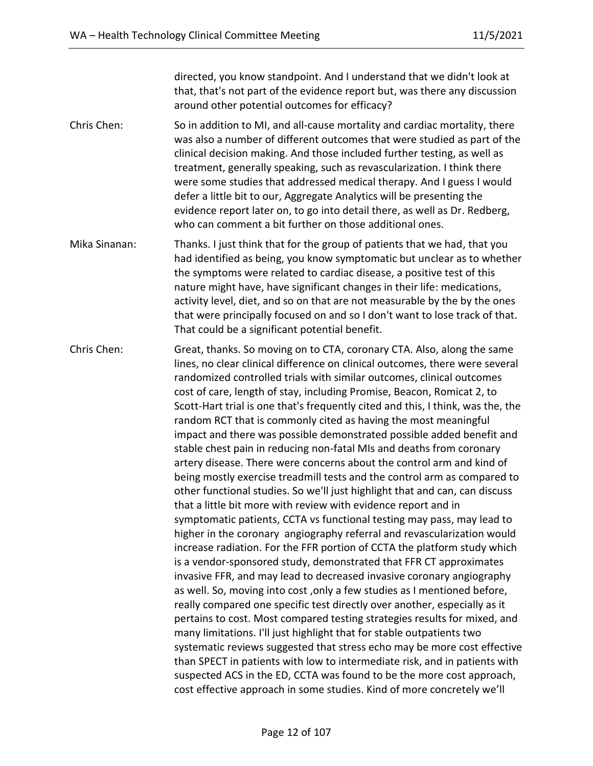directed, you know standpoint. And I understand that we didn't look at that, that's not part of the evidence report but, was there any discussion around other potential outcomes for efficacy?

**Chris Chen:** So in addition to MI, and all-cause mortality and cardiac mortality, there was also a number of different outcomes that were studied as part of the clinical decision making. And those included further testing, as well as treatment, generally speaking, such as revascularization. I think there were some studies that addressed medical therapy. And I guess I would defer a little bit to our, Aggregate Analytics will be presenting the evidence report later on, to go into detail there, as well as Dr. Redberg, who can comment a bit further on those additional ones.

**Mika Sinanan:** Thanks. I just think that for the group of patients that we had, that you had identified as being, you know symptomatic but unclear as to whether the symptoms were related to cardiac disease, a positive test of this nature might have, have significant changes in their life: medications, activity level, diet, and so on that are not measurable by the by the ones that were principally focused on and so I don't want to lose track of that. That could be a significant potential benefit.

**Chris Chen:** Great, thanks. So moving on to CTA, coronary CTA. Also, along the same lines, no clear clinical difference on clinical outcomes, there were several randomized controlled trials with similar outcomes, clinical outcomes cost of care, length of stay, including Promise, Beacon, Romicat 2, to Scott-Hart trial is one that's frequently cited and this, I think, was the, the random RCT that is commonly cited as having the most meaningful impact and there was possible demonstrated possible added benefit and stable chest pain in reducing non-fatal MIs and deaths from coronary artery disease. There were concerns about the control arm and kind of being mostly exercise treadmill tests and the control arm as compared to other functional studies. So we'll just highlight that and can, can discuss that a little bit more with review with evidence report and in symptomatic patients, CCTA vs functional testing may pass, may lead to higher in the coronary angiography referral and revascularization would increase radiation. For the FFR portion of CCTA the platform study which is a vendor-sponsored study, demonstrated that FFR CT approximates invasive FFR, and may lead to decreased invasive coronary angiography as well. So, moving into cost ,only a few studies as I mentioned before, really compared one specific test directly over another, especially as it pertains to cost. Most compared testing strategies results for mixed, and many limitations. I'll just highlight that for stable outpatients two systematic reviews suggested that stress echo may be more cost effective than SPECT in patients with low to intermediate risk, and in patients with suspected ACS in the ED, CCTA was found to be the more cost approach, cost effective approach in some studies. Kind of more concretely we'll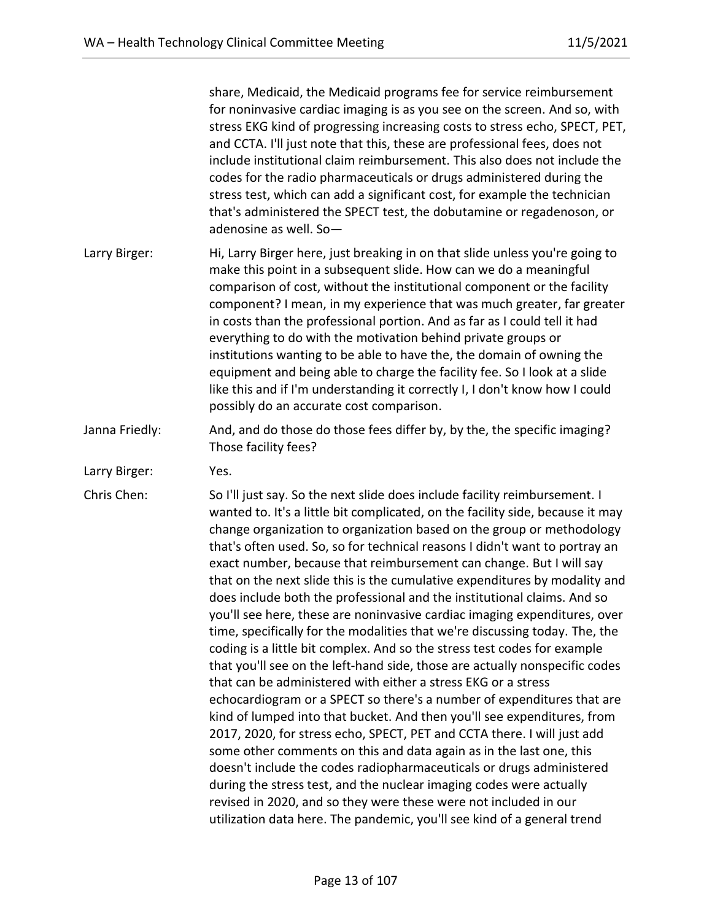share, Medicaid, the Medicaid programs fee for service reimbursement for noninvasive cardiac imaging is as you see on the screen. And so, with stress EKG kind of progressing increasing costs to stress echo, SPECT, PET, and CCTA. I'll just note that this, these are professional fees, does not include institutional claim reimbursement. This also does not include the codes for the radio pharmaceuticals or drugs administered during the stress test, which can add a significant cost, for example the technician that's administered the SPECT test, the dobutamine or regadenoson, or adenosine as well. So—

**Larry Birger:** Hi, Larry Birger here, just breaking in on that slide unless you're going to make this point in a subsequent slide. How can we do a meaningful comparison of cost, without the institutional component or the facility component? I mean, in my experience that was much greater, far greater in costs than the professional portion. And as far as I could tell it had everything to do with the motivation behind private groups or institutions wanting to be able to have the, the domain of owning the equipment and being able to charge the facility fee. So I look at a slide like this and if I'm understanding it correctly I, I don't know how I could possibly do an accurate cost comparison.

**Janna Friedly:** And, and do those do those fees differ by, by the, the specific imaging? Those facility fees?

**Larry Birger:** Yes.

**Chris Chen:** So I'll just say. So the next slide does include facility reimbursement. I wanted to. It's a little bit complicated, on the facility side, because it may change organization to organization based on the group or methodology that's often used. So, so for technical reasons I didn't want to portray an exact number, because that reimbursement can change. But I will say that on the next slide this is the cumulative expenditures by modality and does include both the professional and the institutional claims. And so you'll see here, these are noninvasive cardiac imaging expenditures, over time, specifically for the modalities that we're discussing today. The, the coding is a little bit complex. And so the stress test codes for example that you'll see on the left-hand side, those are actually nonspecific codes that can be administered with either a stress EKG or a stress echocardiogram or a SPECT so there's a number of expenditures that are kind of lumped into that bucket. And then you'll see expenditures, from 2017, 2020, for stress echo, SPECT, PET and CCTA there. I will just add some other comments on this and data again as in the last one, this doesn't include the codes radiopharmaceuticals or drugs administered during the stress test, and the nuclear imaging codes were actually revised in 2020, and so they were these were not included in our utilization data here. The pandemic, you'll see kind of a general trend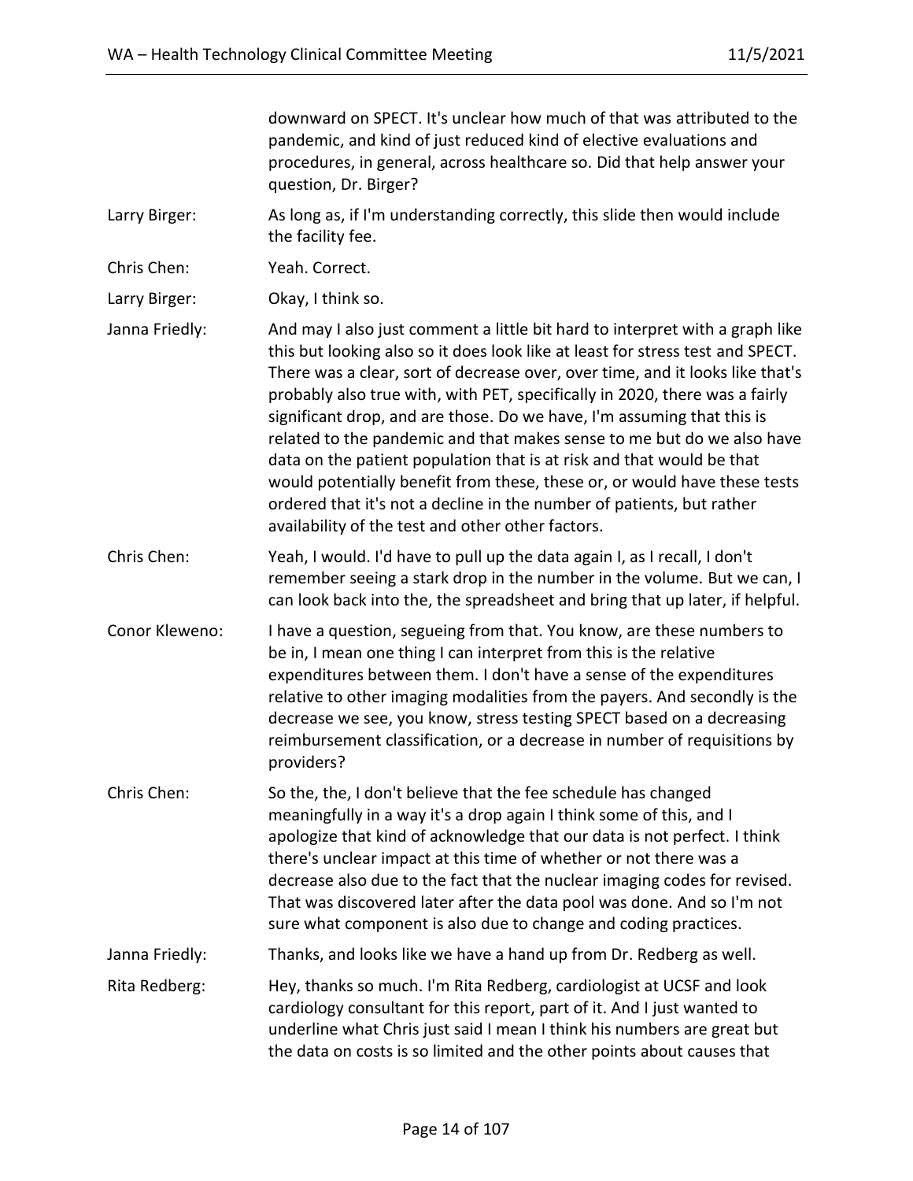downward on SPECT. It's unclear how much of that was attributed to the pandemic, and kind of just reduced kind of elective evaluations and procedures, in general, across healthcare so. Did that help answer your question, Dr. Birger?

**Larry Birger:** As long as, if I'm understanding correctly, this slide then would include the facility fee.

**Chris Chen:** Yeah. Correct.

**Larry Birger:** Okay, I think so.

**Janna Friedly:** And may I also just comment a little bit hard to interpret with a graph like this but looking also so it does look like at least for stress test and SPECT. There was a clear, sort of decrease over, over time, and it looks like that's probably also true with, with PET, specifically in 2020, there was a fairly significant drop, and are those. Do we have, I'm assuming that this is related to the pandemic and that makes sense to me but do we also have data on the patient population that is at risk and that would be that would potentially benefit from these, these or, or would have these tests ordered that it's not a decline in the number of patients, but rather availability of the test and other other factors.

**Chris Chen:** Yeah, I would. I'd have to pull up the data again I, as I recall, I don't remember seeing a stark drop in the number in the volume. But we can, I can look back into the, the spreadsheet and bring that up later, if helpful.

**Conor Kleweno:** I have a question, segueing from that. You know, are these numbers to be in, I mean one thing I can interpret from this is the relative expenditures between them. I don't have a sense of the expenditures relative to other imaging modalities from the payers. And secondly is the decrease we see, you know, stress testing SPECT based on a decreasing reimbursement classification, or a decrease in number of requisitions by providers?

**Chris Chen:** So the, the, I don't believe that the fee schedule has changed meaningfully in a way it's a drop again I think some of this, and I apologize that kind of acknowledge that our data is not perfect. I think there's unclear impact at this time of whether or not there was a decrease also due to the fact that the nuclear imaging codes for revised. That was discovered later after the data pool was done. And so I'm not sure what component is also due to change and coding practices.

**Janna Friedly:** Thanks, and looks like we have a hand up from Dr. Redberg as well.

**Rita Redberg:** Hey, thanks so much. I'm Rita Redberg, cardiologist at UCSF and look cardiology consultant for this report, part of it. And I just wanted to underline what Chris just said I mean I think his numbers are great but the data on costs is so limited and the other points about causes that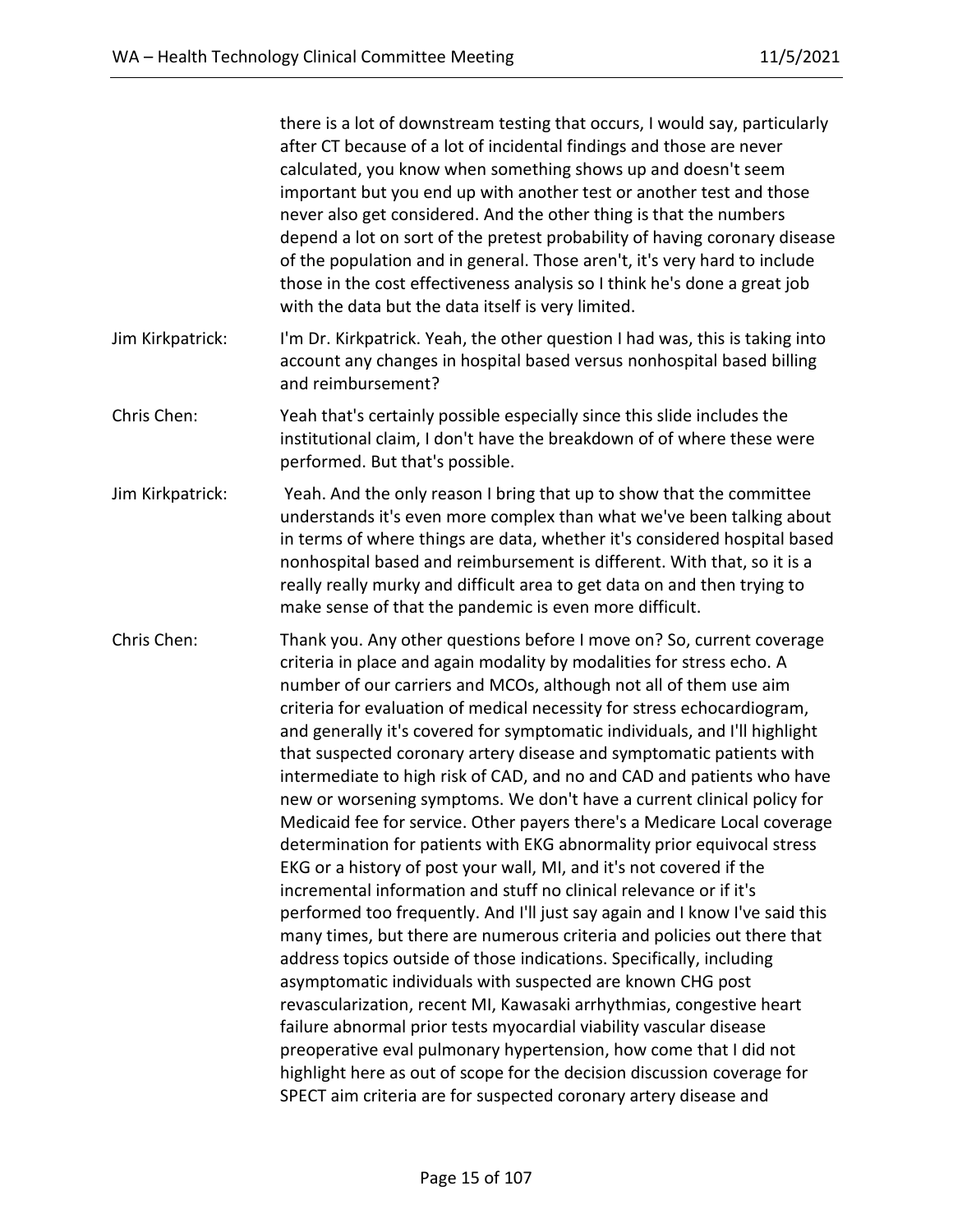there is a lot of downstream testing that occurs, I would say, particularly after CT because of a lot of incidental findings and those are never calculated, you know when something shows up and doesn't seem important but you end up with another test or another test and those never also get considered. And the other thing is that the numbers depend a lot on sort of the pretest probability of having coronary disease of the population and in general. Those aren't, it's very hard to include those in the cost effectiveness analysis so I think he's done a great job with the data but the data itself is very limited.

Jim Kirkpatrick: I'm Dr. Kirkpatrick. Yeah, the other question I had was, this is taking into account any changes in hospital based versus nonhospital based billing and reimbursement?

Chris Chen: Yeah that's certainly possible especially since this slide includes the institutional claim, I don't have the breakdown of of where these were performed. But that's possible.

Jim Kirkpatrick: Yeah. And the only reason I bring that up to show that the committee understands it's even more complex than what we've been talking about in terms of where things are data, whether it's considered hospital based nonhospital based and reimbursement is different. With that, so it is a really really murky and difficult area to get data on and then trying to make sense of that the pandemic is even more difficult.

Chris Chen: Thank you. Any other questions before I move on? So, current coverage criteria in place and again modality by modalities for stress echo. A number of our carriers and MCOs, although not all of them use aim criteria for evaluation of medical necessity for stress echocardiogram, and generally it's covered for symptomatic individuals, and I'll highlight that suspected coronary artery disease and symptomatic patients with intermediate to high risk of CAD, and no and CAD and patients who have new or worsening symptoms. We don't have a current clinical policy for Medicaid fee for service. Other payers there's a Medicare Local coverage determination for patients with EKG abnormality prior equivocal stress EKG or a history of post your wall, MI, and it's not covered if the incremental information and stuff no clinical relevance or if it's performed too frequently. And I'll just say again and I know I've said this many times, but there are numerous criteria and policies out there that address topics outside of those indications. Specifically, including asymptomatic individuals with suspected are known CHG post revascularization, recent MI, Kawasaki arrhythmias, congestive heart failure abnormal prior tests myocardial viability vascular disease preoperative eval pulmonary hypertension, how come that I did not highlight here as out of scope for the decision discussion coverage for SPECT aim criteria are for suspected coronary artery disease and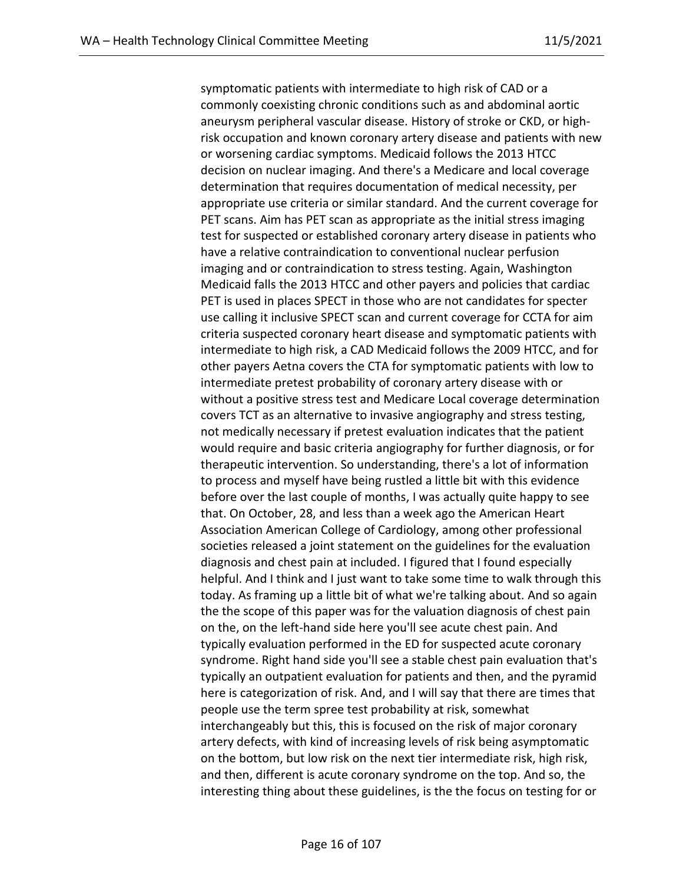symptomatic patients with intermediate to high risk of CAD or a commonly coexisting chronic conditions such as and abdominal aortic aneurysm peripheral vascular disease. History of stroke or CKD, or high-risk occupation and known coronary artery disease and patients with new or worsening cardiac symptoms. Medicaid follows the 2013 HTCC decision on nuclear imaging. And there's a Medicare and local coverage determination that requires documentation of medical necessity, per appropriate use criteria or similar standard. And the current coverage for PET scans. Aim has PET scan as appropriate as the initial stress imaging test for suspected or established coronary artery disease in patients who have a relative contraindication to conventional nuclear perfusion imaging and or contraindication to stress testing. Again, Washington Medicaid falls the 2013 HTCC and other payers and policies that cardiac PET is used in places SPECT in those who are not candidates for specter use calling it inclusive SPECT scan and current coverage for CCTA for aim criteria suspected coronary heart disease and symptomatic patients with intermediate to high risk, a CAD Medicaid follows the 2009 HTCC, and for other payers Aetna covers the CTA for symptomatic patients with low to intermediate pretest probability of coronary artery disease with or without a positive stress test and Medicare Local coverage determination covers TCT as an alternative to invasive angiography and stress testing, not medically necessary if pretest evaluation indicates that the patient would require and basic criteria angiography for further diagnosis, or for therapeutic intervention. So understanding, there's a lot of information to process and myself have being rustled a little bit with this evidence before over the last couple of months, I was actually quite happy to see that. On October, 28, and less than a week ago the American Heart Association American College of Cardiology, among other professional societies released a joint statement on the guidelines for the evaluation diagnosis and chest pain at included. I figured that I found especially helpful. And I think and I just want to take some time to walk through this today. As framing up a little bit of what we're talking about. And so again the the scope of this paper was for the valuation diagnosis of chest pain on the, on the left-hand side here you'll see acute chest pain. And typically evaluation performed in the ED for suspected acute coronary syndrome. Right hand side you'll see a stable chest pain evaluation that's typically an outpatient evaluation for patients and then, and the pyramid here is categorization of risk. And, and I will say that there are times that people use the term spree test probability at risk, somewhat interchangeably but this, this is focused on the risk of major coronary artery defects, with kind of increasing levels of risk being asymptomatic on the bottom, but low risk on the next tier intermediate risk, high risk, and then, different is acute coronary syndrome on the top. And so, the interesting thing about these guidelines, is the the focus on testing for or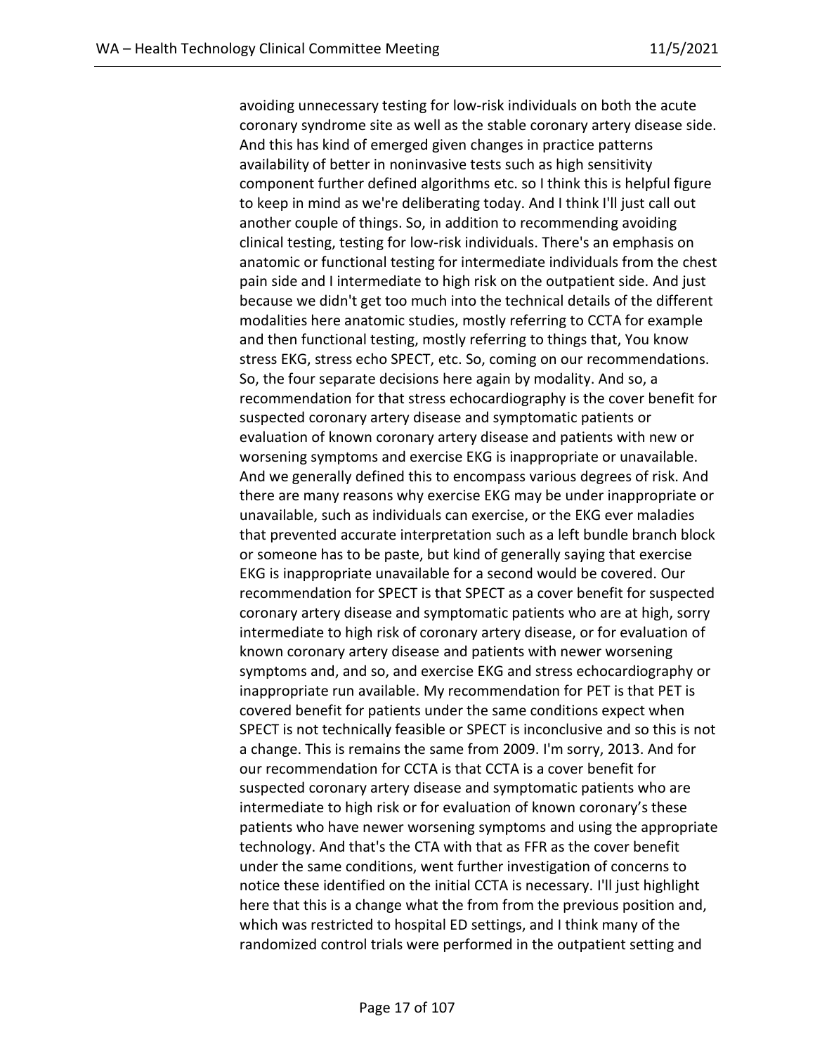avoiding unnecessary testing for low-risk individuals on both the acute coronary syndrome site as well as the stable coronary artery disease side. And this has kind of emerged given changes in practice patterns availability of better in noninvasive tests such as high sensitivity component further defined algorithms etc. so I think this is helpful figure to keep in mind as we're deliberating today. And I think I'll just call out another couple of things. So, in addition to recommending avoiding clinical testing, testing for low-risk individuals. There's an emphasis on anatomic or functional testing for intermediate individuals from the chest pain side and I intermediate to high risk on the outpatient side. And just because we didn't get too much into the technical details of the different modalities here anatomic studies, mostly referring to CCTA for example and then functional testing, mostly referring to things that, You know stress EKG, stress echo SPECT, etc. So, coming on our recommendations. So, the four separate decisions here again by modality. And so, a recommendation for that stress echocardiography is the cover benefit for suspected coronary artery disease and symptomatic patients or evaluation of known coronary artery disease and patients with new or worsening symptoms and exercise EKG is inappropriate or unavailable. And we generally defined this to encompass various degrees of risk. And there are many reasons why exercise EKG may be under inappropriate or unavailable, such as individuals can exercise, or the EKG ever maladies that prevented accurate interpretation such as a left bundle branch block or someone has to be paste, but kind of generally saying that exercise EKG is inappropriate unavailable for a second would be covered. Our recommendation for SPECT is that SPECT as a cover benefit for suspected coronary artery disease and symptomatic patients who are at high, sorry intermediate to high risk of coronary artery disease, or for evaluation of known coronary artery disease and patients with newer worsening symptoms and, and so, and exercise EKG and stress echocardiography or inappropriate run available. My recommendation for PET is that PET is covered benefit for patients under the same conditions expect when SPECT is not technically feasible or SPECT is inconclusive and so this is not a change. This is remains the same from 2009. I'm sorry, 2013. And for our recommendation for CCTA is that CCTA is a cover benefit for suspected coronary artery disease and symptomatic patients who are intermediate to high risk or for evaluation of known coronary's these patients who have newer worsening symptoms and using the appropriate technology. And that's the CTA with that as FFR as the cover benefit under the same conditions, went further investigation of concerns to notice these identified on the initial CCTA is necessary. I'll just highlight here that this is a change what the from from the previous position and, which was restricted to hospital ED settings, and I think many of the randomized control trials were performed in the outpatient setting and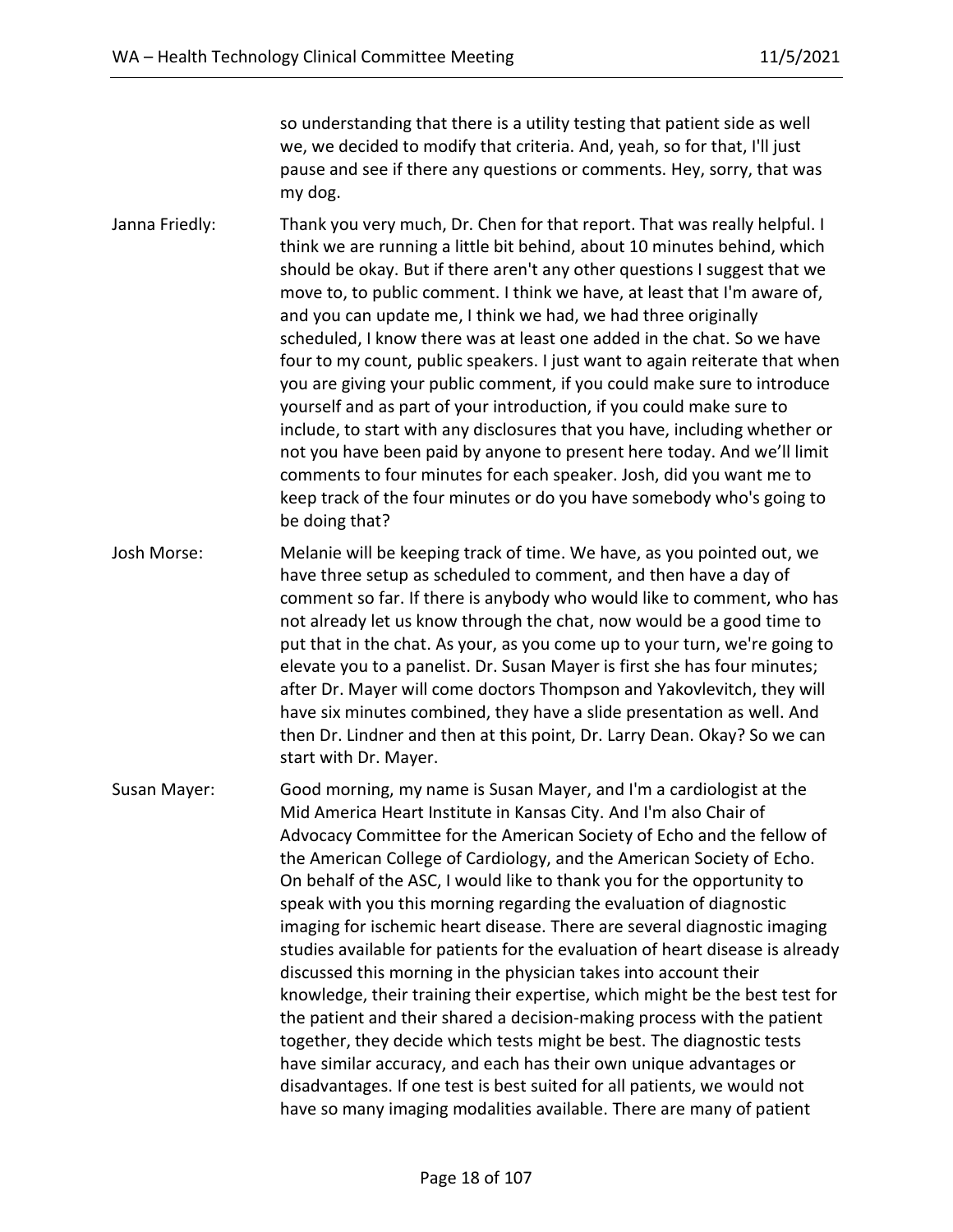so understanding that there is a utility testing that patient side as well we, we decided to modify that criteria. And, yeah, so for that, I'll just pause and see if there any questions or comments. Hey, sorry, that was my dog.

**Janna Friedly:** Thank you very much, Dr. Chen for that report. That was really helpful. I think we are running a little bit behind, about 10 minutes behind, which should be okay. But if there aren't any other questions I suggest that we move to, to public comment. I think we have, at least that I'm aware of, and you can update me, I think we had, we had three originally scheduled, I know there was at least one added in the chat. So we have four to my count, public speakers. I just want to again reiterate that when you are giving your public comment, if you could make sure to introduce yourself and as part of your introduction, if you could make sure to include, to start with any disclosures that you have, including whether or not you have been paid by anyone to present here today. And we'll limit comments to four minutes for each speaker. Josh, did you want me to keep track of the four minutes or do you have somebody who's going to be doing that?

**Josh Morse:** Melanie will be keeping track of time. We have, as you pointed out, we have three setup as scheduled to comment, and then have a day of comment so far. If there is anybody who would like to comment, who has not already let us know through the chat, now would be a good time to put that in the chat. As your, as you come up to your turn, we're going to elevate you to a panelist. Dr. Susan Mayer is first she has four minutes; after Dr. Mayer will come doctors Thompson and Yakovlevitch, they will have six minutes combined, they have a slide presentation as well. And then Dr. Lindner and then at this point, Dr. Larry Dean. Okay? So we can start with Dr. Mayer.

**Susan Mayer:** Good morning, my name is Susan Mayer, and I'm a cardiologist at the Mid America Heart Institute in Kansas City. And I'm also Chair of Advocacy Committee for the American Society of Echo and the fellow of the American College of Cardiology, and the American Society of Echo. On behalf of the ASC, I would like to thank you for the opportunity to speak with you this morning regarding the evaluation of diagnostic imaging for ischemic heart disease. There are several diagnostic imaging studies available for patients for the evaluation of heart disease is already discussed this morning in the physician takes into account their knowledge, their training their expertise, which might be the best test for the patient and their shared a decision-making process with the patient together, they decide which tests might be best. The diagnostic tests have similar accuracy, and each has their own unique advantages or disadvantages. If one test is best suited for all patients, we would not have so many imaging modalities available. There are many of patient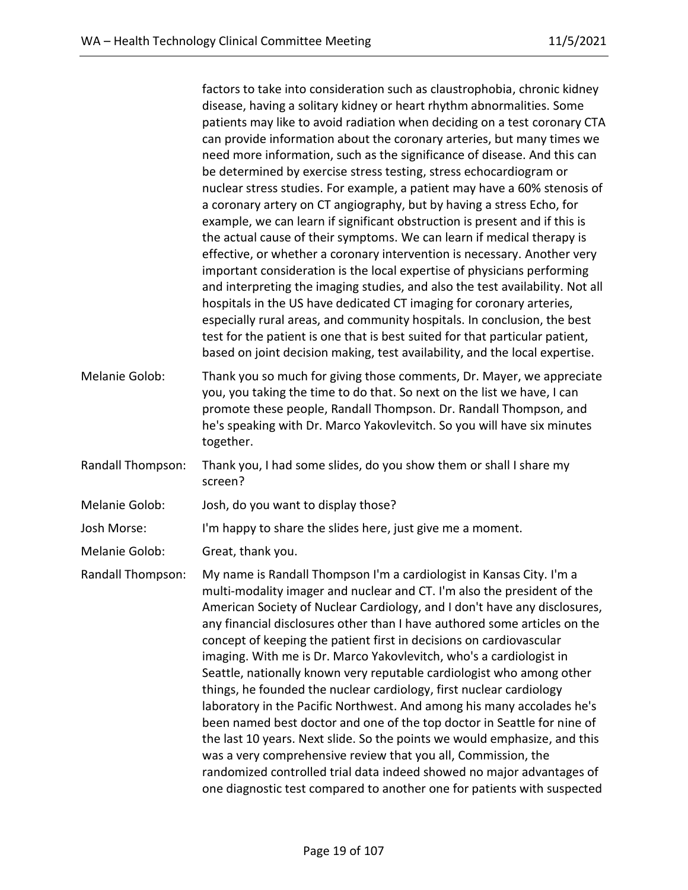factors to take into consideration such as claustrophobia, chronic kidney disease, having a solitary kidney or heart rhythm abnormalities. Some patients may like to avoid radiation when deciding on a test coronary CTA can provide information about the coronary arteries, but many times we need more information, such as the significance of disease. And this can be determined by exercise stress testing, stress echocardiogram or nuclear stress studies. For example, a patient may have a 60% stenosis of a coronary artery on CT angiography, but by having a stress Echo, for example, we can learn if significant obstruction is present and if this is the actual cause of their symptoms. We can learn if medical therapy is effective, or whether a coronary intervention is necessary. Another very important consideration is the local expertise of physicians performing and interpreting the imaging studies, and also the test availability. Not all hospitals in the US have dedicated CT imaging for coronary arteries, especially rural areas, and community hospitals. In conclusion, the best test for the patient is one that is best suited for that particular patient, based on joint decision making, test availability, and the local expertise.

Melanie Golob: Thank you so much for giving those comments, Dr. Mayer, we appreciate you, you taking the time to do that. So next on the list we have, I can promote these people, Randall Thompson. Dr. Randall Thompson, and he's speaking with Dr. Marco Yakovlevitch. So you will have six minutes together.

Randall Thompson: Thank you, I had some slides, do you show them or shall I share my screen?

Melanie Golob: Josh, do you want to display those?

Josh Morse: I'm happy to share the slides here, just give me a moment.

Melanie Golob: Great, thank you.

Randall Thompson: My name is Randall Thompson I'm a cardiologist in Kansas City. I'm a multi-modality imager and nuclear and CT. I'm also the president of the American Society of Nuclear Cardiology, and I don't have any disclosures, any financial disclosures other than I have authored some articles on the concept of keeping the patient first in decisions on cardiovascular imaging. With me is Dr. Marco Yakovlevitch, who's a cardiologist in Seattle, nationally known very reputable cardiologist who among other things, he founded the nuclear cardiology, first nuclear cardiology laboratory in the Pacific Northwest. And among his many accolades he's been named best doctor and one of the top doctor in Seattle for nine of the last 10 years. Next slide. So the points we would emphasize, and this was a very comprehensive review that you all, Commission, the randomized controlled trial data indeed showed no major advantages of one diagnostic test compared to another one for patients with suspected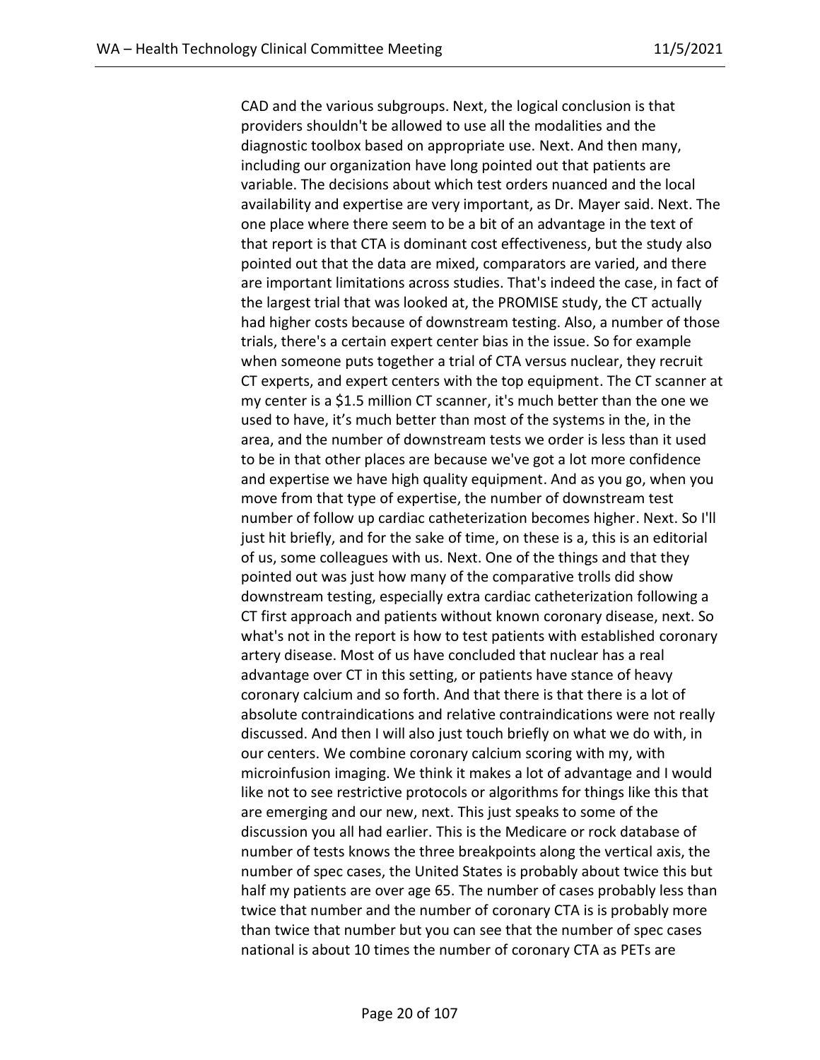CAD and the various subgroups. Next, the logical conclusion is that providers shouldn't be allowed to use all the modalities and the diagnostic toolbox based on appropriate use. Next. And then many, including our organization have long pointed out that patients are variable. The decisions about which test orders nuanced and the local availability and expertise are very important, as Dr. Mayer said. Next. The one place where there seem to be a bit of an advantage in the text of that report is that CTA is dominant cost effectiveness, but the study also pointed out that the data are mixed, comparators are varied, and there are important limitations across studies. That's indeed the case, in fact of the largest trial that was looked at, the PROMISE study, the CT actually had higher costs because of downstream testing. Also, a number of those trials, there's a certain expert center bias in the issue. So for example when someone puts together a trial of CTA versus nuclear, they recruit CT experts, and expert centers with the top equipment. The CT scanner at my center is a $1.5 million CT scanner, it's much better than the one we used to have, it's much better than most of the systems in the, in the area, and the number of downstream tests we order is less than it used to be in that other places are because we've got a lot more confidence and expertise we have high quality equipment. And as you go, when you move from that type of expertise, the number of downstream test number of follow up cardiac catheterization becomes higher. Next. So I'll just hit briefly, and for the sake of time, on these is a, this is an editorial of us, some colleagues with us. Next. One of the things and that they pointed out was just how many of the comparative trolls did show downstream testing, especially extra cardiac catheterization following a CT first approach and patients without known coronary disease, next. So what's not in the report is how to test patients with established coronary artery disease. Most of us have concluded that nuclear has a real advantage over CT in this setting, or patients have stance of heavy coronary calcium and so forth. And that there is that there is a lot of absolute contraindications and relative contraindications were not really discussed. And then I will also just touch briefly on what we do with, in our centers. We combine coronary calcium scoring with my, with microinfusion imaging. We think it makes a lot of advantage and I would like not to see restrictive protocols or algorithms for things like this that are emerging and our new, next. This just speaks to some of the discussion you all had earlier. This is the Medicare or rock database of number of tests knows the three breakpoints along the vertical axis, the number of spec cases, the United States is probably about twice this but half my patients are over age 65. The number of cases probably less than twice that number and the number of coronary CTA is is probably more than twice that number but you can see that the number of spec cases national is about 10 times the number of coronary CTA as PETs are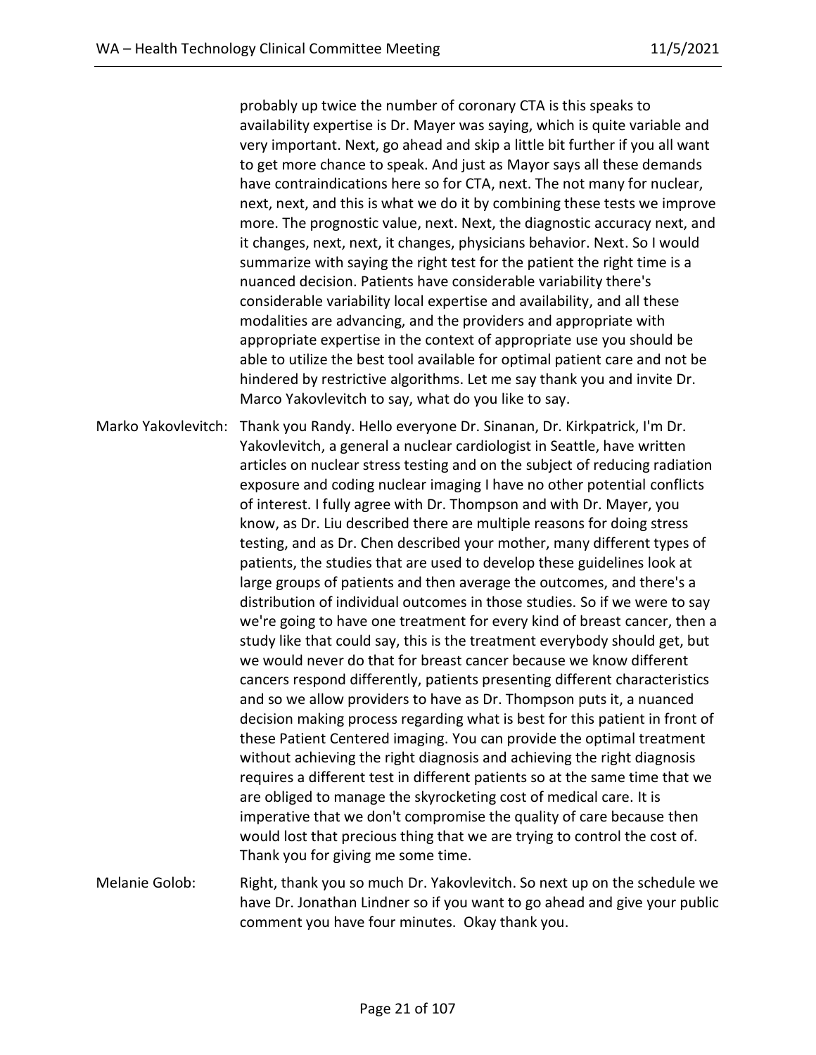probably up twice the number of coronary CTA is this speaks to availability expertise is Dr. Mayer was saying, which is quite variable and very important. Next, go ahead and skip a little bit further if you all want to get more chance to speak. And just as Mayor says all these demands have contraindications here so for CTA, next. The not many for nuclear, next, next, and this is what we do it by combining these tests we improve more. The prognostic value, next. Next, the diagnostic accuracy next, and it changes, next, next, it changes, physicians behavior. Next. So I would summarize with saying the right test for the patient the right time is a nuanced decision. Patients have considerable variability there's considerable variability local expertise and availability, and all these modalities are advancing, and the providers and appropriate with appropriate expertise in the context of appropriate use you should be able to utilize the best tool available for optimal patient care and not be hindered by restrictive algorithms. Let me say thank you and invite Dr. Marco Yakovlevitch to say, what do you like to say.

Marko Yakovlevitch: Thank you Randy. Hello everyone Dr. Sinanan, Dr. Kirkpatrick, I'm Dr. Yakovlevitch, a general a nuclear cardiologist in Seattle, have written articles on nuclear stress testing and on the subject of reducing radiation exposure and coding nuclear imaging I have no other potential conflicts of interest. I fully agree with Dr. Thompson and with Dr. Mayer, you know, as Dr. Liu described there are multiple reasons for doing stress testing, and as Dr. Chen described your mother, many different types of patients, the studies that are used to develop these guidelines look at large groups of patients and then average the outcomes, and there's a distribution of individual outcomes in those studies. So if we were to say we're going to have one treatment for every kind of breast cancer, then a study like that could say, this is the treatment everybody should get, but we would never do that for breast cancer because we know different cancers respond differently, patients presenting different characteristics and so we allow providers to have as Dr. Thompson puts it, a nuanced decision making process regarding what is best for this patient in front of these Patient Centered imaging. You can provide the optimal treatment without achieving the right diagnosis and achieving the right diagnosis requires a different test in different patients so at the same time that we are obliged to manage the skyrocketing cost of medical care. It is imperative that we don't compromise the quality of care because then would lost that precious thing that we are trying to control the cost of. Thank you for giving me some time.

Melanie Golob: Right, thank you so much Dr. Yakovlevitch. So next up on the schedule we have Dr. Jonathan Lindner so if you want to go ahead and give your public comment you have four minutes. Okay thank you.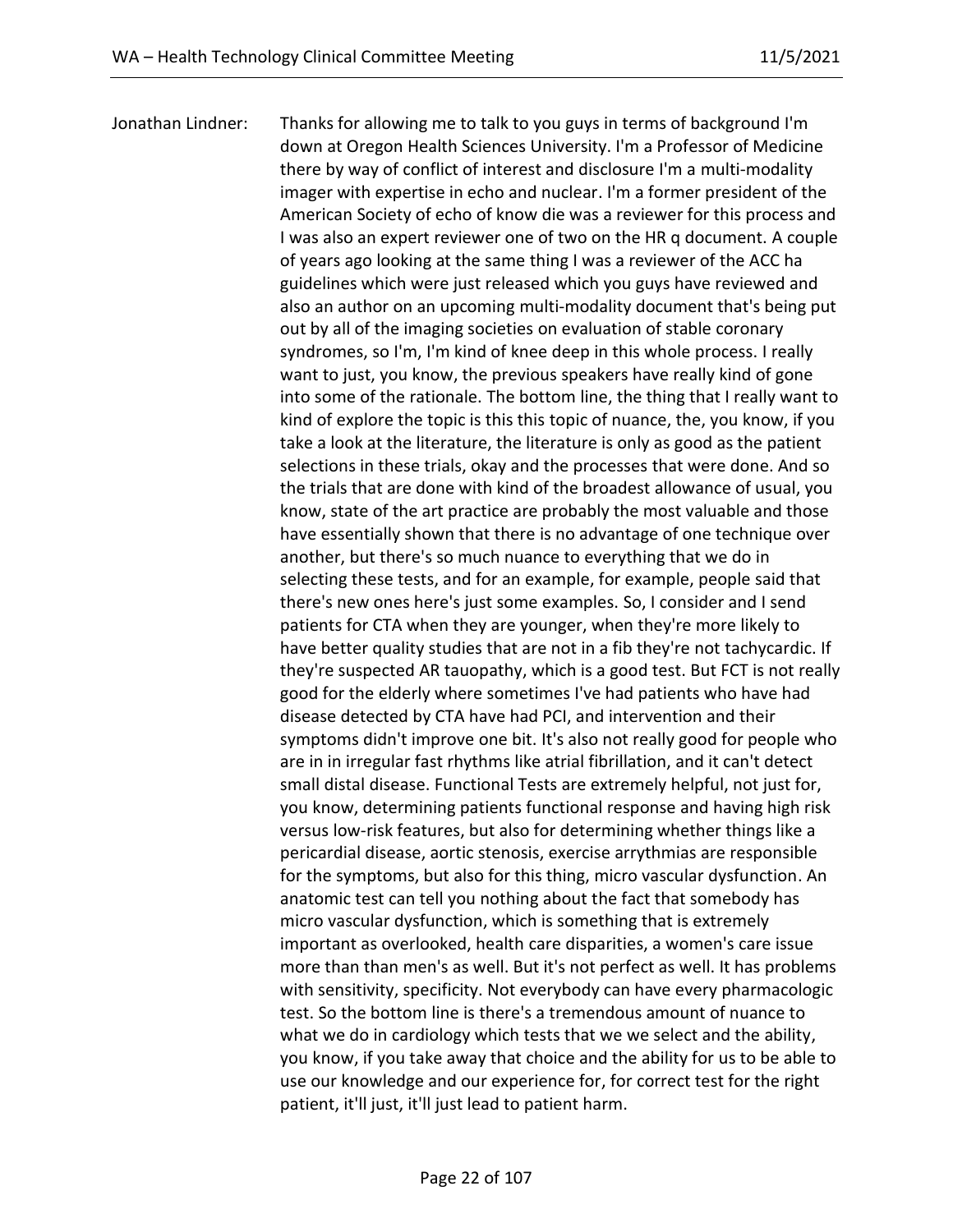Jonathan Lindner: Thanks for allowing me to talk to you guys in terms of background I'm down at Oregon Health Sciences University. I'm a Professor of Medicine there by way of conflict of interest and disclosure I'm a multi-modality imager with expertise in echo and nuclear. I'm a former president of the American Society of echo of know die was a reviewer for this process and I was also an expert reviewer one of two on the HR q document. A couple of years ago looking at the same thing I was a reviewer of the ACC ha guidelines which were just released which you guys have reviewed and also an author on an upcoming multi-modality document that's being put out by all of the imaging societies on evaluation of stable coronary syndromes, so I'm, I'm kind of knee deep in this whole process. I really want to just, you know, the previous speakers have really kind of gone into some of the rationale. The bottom line, the thing that I really want to kind of explore the topic is this this topic of nuance, the, you know, if you take a look at the literature, the literature is only as good as the patient selections in these trials, okay and the processes that were done. And so the trials that are done with kind of the broadest allowance of usual, you know, state of the art practice are probably the most valuable and those have essentially shown that there is no advantage of one technique over another, but there's so much nuance to everything that we do in selecting these tests, and for an example, for example, people said that there's new ones here's just some examples. So, I consider and I send patients for CTA when they are younger, when they're more likely to have better quality studies that are not in a fib they're not tachycardic. If they're suspected AR tauopathy, which is a good test. But FCT is not really good for the elderly where sometimes I've had patients who have had disease detected by CTA have had PCI, and intervention and their symptoms didn't improve one bit. It's also not really good for people who are in in irregular fast rhythms like atrial fibrillation, and it can't detect small distal disease. Functional Tests are extremely helpful, not just for, you know, determining patients functional response and having high risk versus low-risk features, but also for determining whether things like a pericardial disease, aortic stenosis, exercise arrythmias are responsible for the symptoms, but also for this thing, micro vascular dysfunction. An anatomic test can tell you nothing about the fact that somebody has micro vascular dysfunction, which is something that is extremely important as overlooked, health care disparities, a women's care issue more than than men's as well. But it's not perfect as well. It has problems with sensitivity, specificity. Not everybody can have every pharmacologic test. So the bottom line is there's a tremendous amount of nuance to what we do in cardiology which tests that we we select and the ability, you know, if you take away that choice and the ability for us to be able to use our knowledge and our experience for, for correct test for the right patient, it'll just, it'll just lead to patient harm.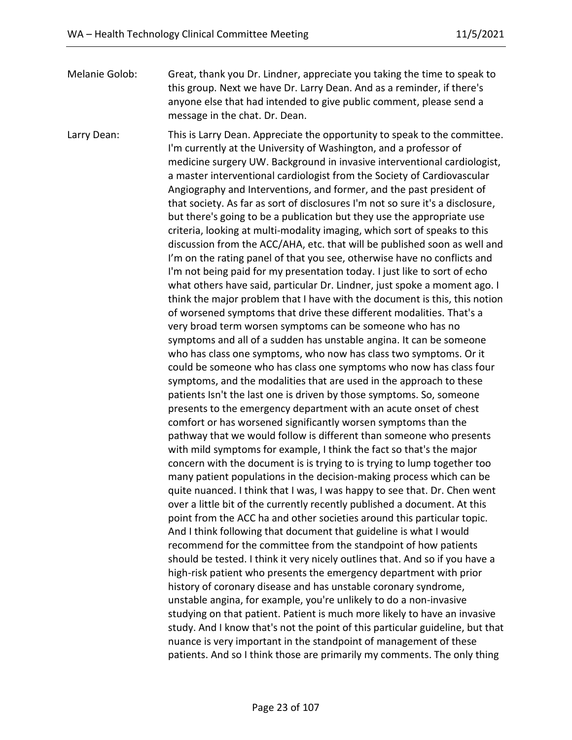Melanie Golob: Great, thank you Dr. Lindner, appreciate you taking the time to speak to this group. Next we have Dr. Larry Dean. And as a reminder, if there's anyone else that had intended to give public comment, please send a message in the chat. Dr. Dean.

Larry Dean: This is Larry Dean. Appreciate the opportunity to speak to the committee. I'm currently at the University of Washington, and a professor of medicine surgery UW. Background in invasive interventional cardiologist, a master interventional cardiologist from the Society of Cardiovascular Angiography and Interventions, and former, and the past president of that society. As far as sort of disclosures I'm not so sure it's a disclosure, but there's going to be a publication but they use the appropriate use criteria, looking at multi-modality imaging, which sort of speaks to this discussion from the ACC/AHA, etc. that will be published soon as well and I'm on the rating panel of that you see, otherwise have no conflicts and I'm not being paid for my presentation today. I just like to sort of echo what others have said, particular Dr. Lindner, just spoke a moment ago. I think the major problem that I have with the document is this, this notion of worsened symptoms that drive these different modalities. That's a very broad term worsen symptoms can be someone who has no symptoms and all of a sudden has unstable angina. It can be someone who has class one symptoms, who now has class two symptoms. Or it could be someone who has class one symptoms who now has class four symptoms, and the modalities that are used in the approach to these patients Isn't the last one is driven by those symptoms. So, someone presents to the emergency department with an acute onset of chest comfort or has worsened significantly worsen symptoms than the pathway that we would follow is different than someone who presents with mild symptoms for example, I think the fact so that's the major concern with the document is is trying to is trying to lump together too many patient populations in the decision-making process which can be quite nuanced. I think that I was, I was happy to see that. Dr. Chen went over a little bit of the currently recently published a document. At this point from the ACC ha and other societies around this particular topic. And I think following that document that guideline is what I would recommend for the committee from the standpoint of how patients should be tested. I think it very nicely outlines that. And so if you have a high-risk patient who presents the emergency department with prior history of coronary disease and has unstable coronary syndrome, unstable angina, for example, you're unlikely to do a non-invasive studying on that patient. Patient is much more likely to have an invasive study. And I know that's not the point of this particular guideline, but that nuance is very important in the standpoint of management of these patients. And so I think those are primarily my comments. The only thing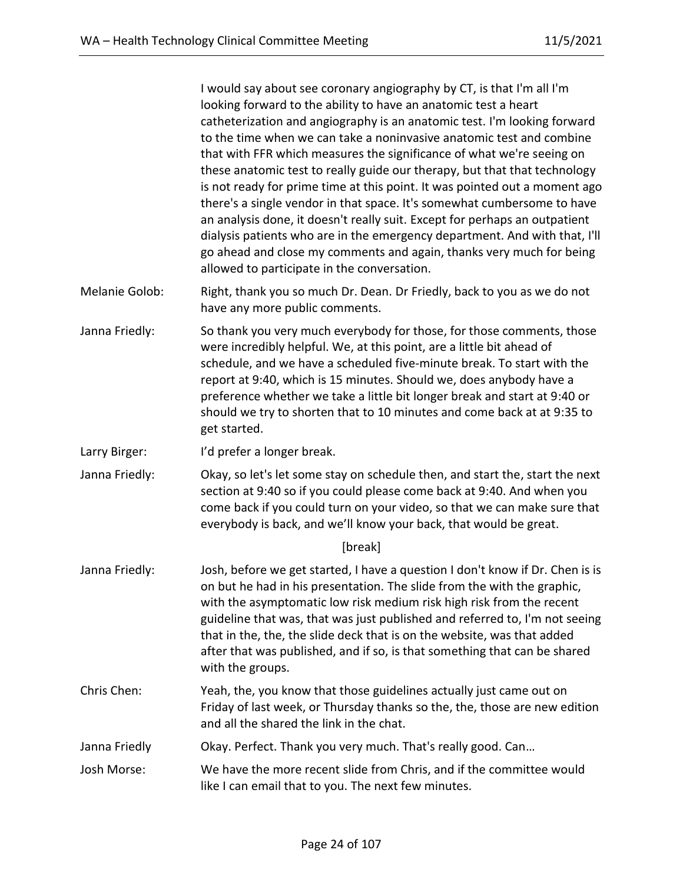I would say about see coronary angiography by CT, is that I'm all I'm looking forward to the ability to have an anatomic test a heart catheterization and angiography is an anatomic test. I'm looking forward to the time when we can take a noninvasive anatomic test and combine that with FFR which measures the significance of what we're seeing on these anatomic test to really guide our therapy, but that that technology is not ready for prime time at this point. It was pointed out a moment ago there's a single vendor in that space. It's somewhat cumbersome to have an analysis done, it doesn't really suit. Except for perhaps an outpatient dialysis patients who are in the emergency department. And with that, I'll go ahead and close my comments and again, thanks very much for being allowed to participate in the conversation.

Melanie Golob: Right, thank you so much Dr. Dean. Dr Friedly, back to you as we do not have any more public comments.

Janna Friedly: So thank you very much everybody for those, for those comments, those were incredibly helpful. We, at this point, are a little bit ahead of schedule, and we have a scheduled five-minute break. To start with the report at 9:40, which is 15 minutes. Should we, does anybody have a preference whether we take a little bit longer break and start at 9:40 or should we try to shorten that to 10 minutes and come back at at 9:35 to get started.

Larry Birger: I'd prefer a longer break.

Janna Friedly: Okay, so let's let some stay on schedule then, and start the, start the next section at 9:40 so if you could please come back at 9:40. And when you come back if you could turn on your video, so that we can make sure that everybody is back, and we'll know your back, that would be great.

[break]

Janna Friedly: Josh, before we get started, I have a question I don't know if Dr. Chen is is on but he had in his presentation. The slide from the with the graphic, with the asymptomatic low risk medium risk high risk from the recent guideline that was, that was just published and referred to, I'm not seeing that in the, the, the slide deck that is on the website, was that added after that was published, and if so, is that something that can be shared with the groups.

Chris Chen: Yeah, the, you know that those guidelines actually just came out on Friday of last week, or Thursday thanks so the, the, those are new edition and all the shared the link in the chat.

Janna Friedly: Okay. Perfect. Thank you very much. That's really good. Can…

Josh Morse: We have the more recent slide from Chris, and if the committee would like I can email that to you. The next few minutes.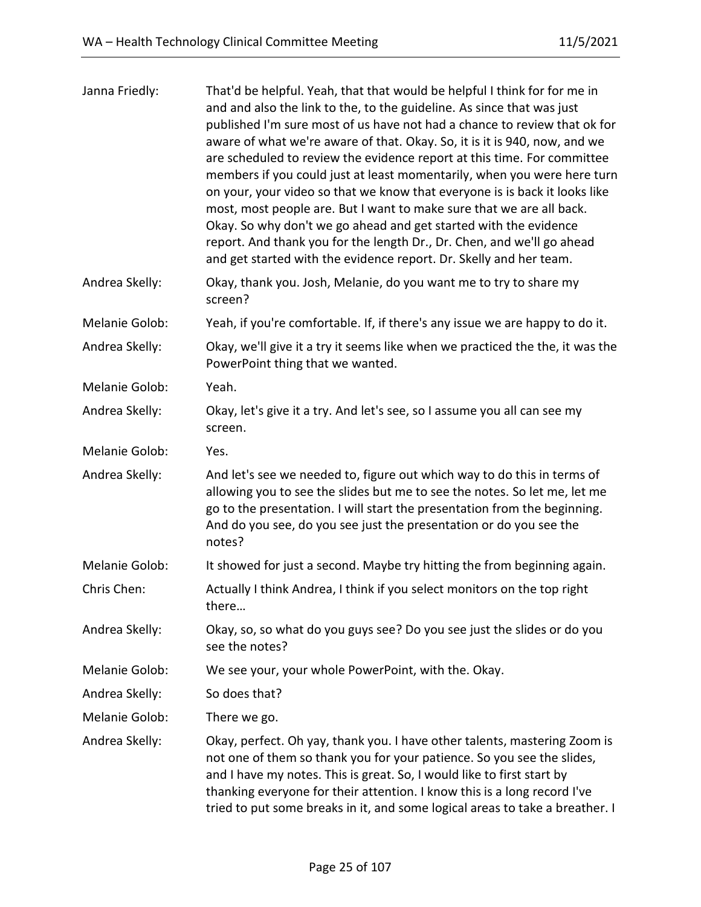Janna Friedly: That'd be helpful. Yeah, that that would be helpful I think for for me in and and also the link to the, to the guideline. As since that was just published I'm sure most of us have not had a chance to review that ok for aware of what we're aware of that. Okay. So, it is it is 940, now, and we are scheduled to review the evidence report at this time. For committee members if you could just at least momentarily, when you were here turn on your, your video so that we know that everyone is is back it looks like most, most people are. But I want to make sure that we are all back. Okay. So why don't we go ahead and get started with the evidence report. And thank you for the length Dr., Dr. Chen, and we'll go ahead and get started with the evidence report. Dr. Skelly and her team.

Andrea Skelly: Okay, thank you. Josh, Melanie, do you want me to try to share my screen?

Melanie Golob: Yeah, if you're comfortable. If, if there's any issue we are happy to do it.

Andrea Skelly: Okay, we'll give it a try it seems like when we practiced the the, it was the PowerPoint thing that we wanted.

Melanie Golob: Yeah.

Andrea Skelly: Okay, let's give it a try. And let's see, so I assume you all can see my screen.

Melanie Golob: Yes.

Andrea Skelly: And let's see we needed to, figure out which way to do this in terms of allowing you to see the slides but me to see the notes. So let me, let me go to the presentation. I will start the presentation from the beginning. And do you see, do you see just the presentation or do you see the notes?

Melanie Golob: It showed for just a second. Maybe try hitting the from beginning again.

Chris Chen: Actually I think Andrea, I think if you select monitors on the top right there…

Andrea Skelly: Okay, so, so what do you guys see? Do you see just the slides or do you see the notes?

Melanie Golob: We see your, your whole PowerPoint, with the. Okay.

Andrea Skelly: So does that?

Melanie Golob: There we go.

Andrea Skelly: Okay, perfect. Oh yay, thank you. I have other talents, mastering Zoom is not one of them so thank you for your patience. So you see the slides, and I have my notes. This is great. So, I would like to first start by thanking everyone for their attention. I know this is a long record I've tried to put some breaks in it, and some logical areas to take a breather. I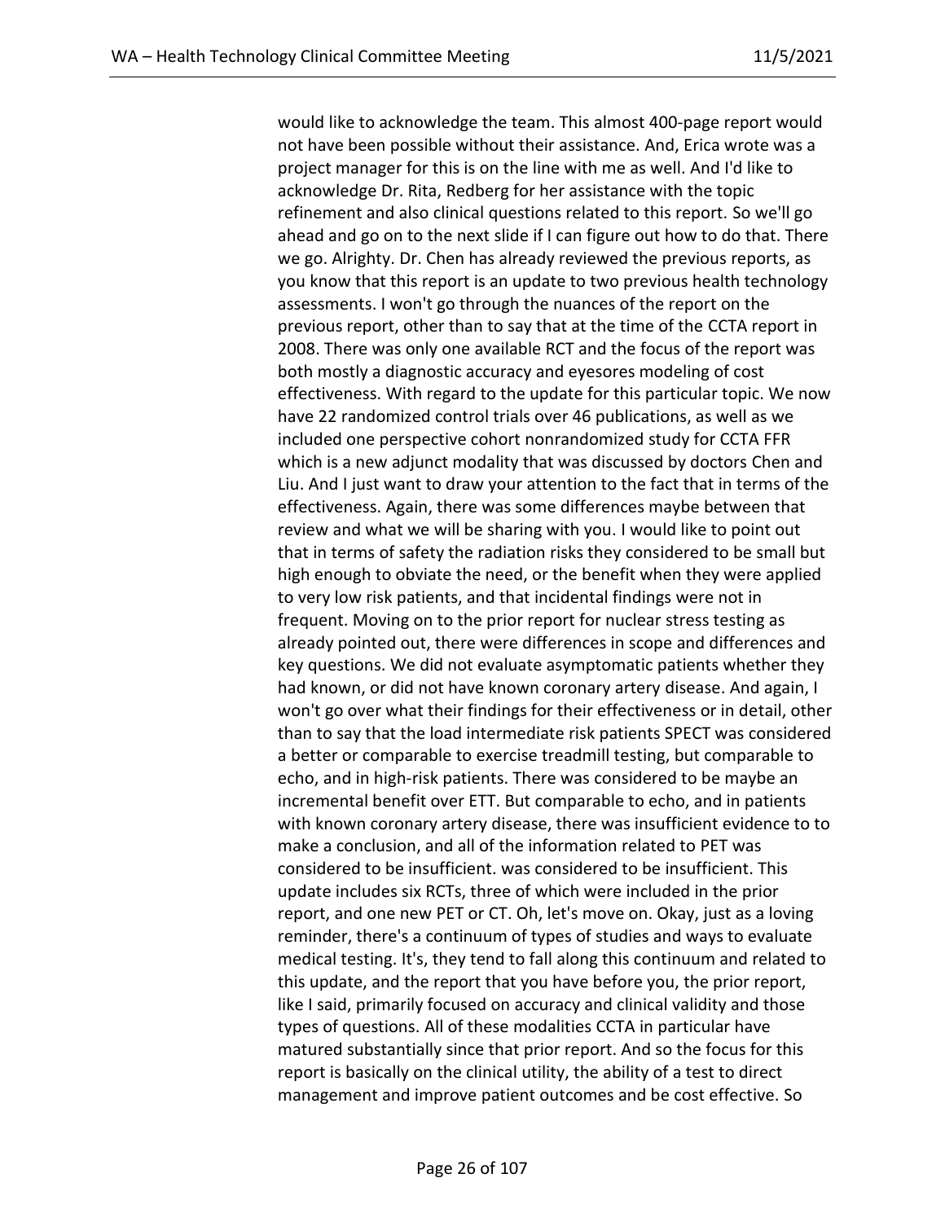would like to acknowledge the team. This almost 400-page report would not have been possible without their assistance. And, Erica wrote was a project manager for this is on the line with me as well. And I'd like to acknowledge Dr. Rita, Redberg for her assistance with the topic refinement and also clinical questions related to this report. So we'll go ahead and go on to the next slide if I can figure out how to do that. There we go. Alrighty. Dr. Chen has already reviewed the previous reports, as you know that this report is an update to two previous health technology assessments. I won't go through the nuances of the report on the previous report, other than to say that at the time of the CCTA report in 2008. There was only one available RCT and the focus of the report was both mostly a diagnostic accuracy and eyesores modeling of cost effectiveness. With regard to the update for this particular topic. We now have 22 randomized control trials over 46 publications, as well as we included one perspective cohort nonrandomized study for CCTA FFR which is a new adjunct modality that was discussed by doctors Chen and Liu. And I just want to draw your attention to the fact that in terms of the effectiveness. Again, there was some differences maybe between that review and what we will be sharing with you. I would like to point out that in terms of safety the radiation risks they considered to be small but high enough to obviate the need, or the benefit when they were applied to very low risk patients, and that incidental findings were not in frequent. Moving on to the prior report for nuclear stress testing as already pointed out, there were differences in scope and differences and key questions. We did not evaluate asymptomatic patients whether they had known, or did not have known coronary artery disease. And again, I won't go over what their findings for their effectiveness or in detail, other than to say that the load intermediate risk patients SPECT was considered a better or comparable to exercise treadmill testing, but comparable to echo, and in high-risk patients. There was considered to be maybe an incremental benefit over ETT. But comparable to echo, and in patients with known coronary artery disease, there was insufficient evidence to to make a conclusion, and all of the information related to PET was considered to be insufficient. was considered to be insufficient. This update includes six RCTs, three of which were included in the prior report, and one new PET or CT. Oh, let's move on. Okay, just as a loving reminder, there's a continuum of types of studies and ways to evaluate medical testing. It's, they tend to fall along this continuum and related to this update, and the report that you have before you, the prior report, like I said, primarily focused on accuracy and clinical validity and those types of questions. All of these modalities CCTA in particular have matured substantially since that prior report. And so the focus for this report is basically on the clinical utility, the ability of a test to direct management and improve patient outcomes and be cost effective. So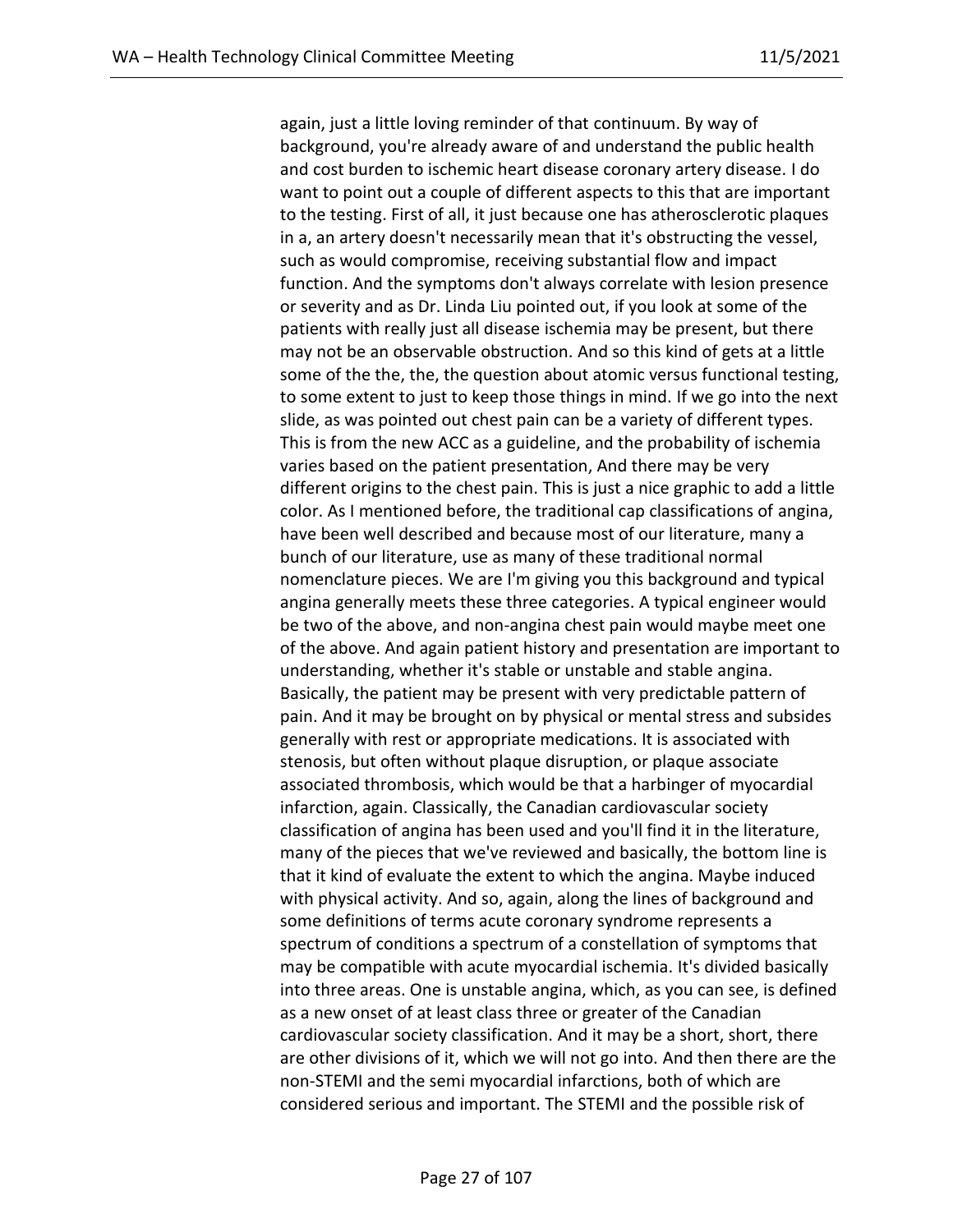again, just a little loving reminder of that continuum. By way of background, you're already aware of and understand the public health and cost burden to ischemic heart disease coronary artery disease. I do want to point out a couple of different aspects to this that are important to the testing. First of all, it just because one has atherosclerotic plaques in a, an artery doesn't necessarily mean that it's obstructing the vessel, such as would compromise, receiving substantial flow and impact function. And the symptoms don't always correlate with lesion presence or severity and as Dr. Linda Liu pointed out, if you look at some of the patients with really just all disease ischemia may be present, but there may not be an observable obstruction. And so this kind of gets at a little some of the the, the, the question about atomic versus functional testing, to some extent to just to keep those things in mind. If we go into the next slide, as was pointed out chest pain can be a variety of different types. This is from the new ACC as a guideline, and the probability of ischemia varies based on the patient presentation, And there may be very different origins to the chest pain. This is just a nice graphic to add a little color. As I mentioned before, the traditional cap classifications of angina, have been well described and because most of our literature, many a bunch of our literature, use as many of these traditional normal nomenclature pieces. We are I'm giving you this background and typical angina generally meets these three categories. A typical engineer would be two of the above, and non-angina chest pain would maybe meet one of the above. And again patient history and presentation are important to understanding, whether it's stable or unstable and stable angina. Basically, the patient may be present with very predictable pattern of pain. And it may be brought on by physical or mental stress and subsides generally with rest or appropriate medications. It is associated with stenosis, but often without plaque disruption, or plaque associate associated thrombosis, which would be that a harbinger of myocardial infarction, again. Classically, the Canadian cardiovascular society classification of angina has been used and you'll find it in the literature, many of the pieces that we've reviewed and basically, the bottom line is that it kind of evaluate the extent to which the angina. Maybe induced with physical activity. And so, again, along the lines of background and some definitions of terms acute coronary syndrome represents a spectrum of conditions a spectrum of a constellation of symptoms that may be compatible with acute myocardial ischemia. It's divided basically into three areas. One is unstable angina, which, as you can see, is defined as a new onset of at least class three or greater of the Canadian cardiovascular society classification. And it may be a short, short, there are other divisions of it, which we will not go into. And then there are the non-STEMI and the semi myocardial infarctions, both of which are considered serious and important. The STEMI and the possible risk of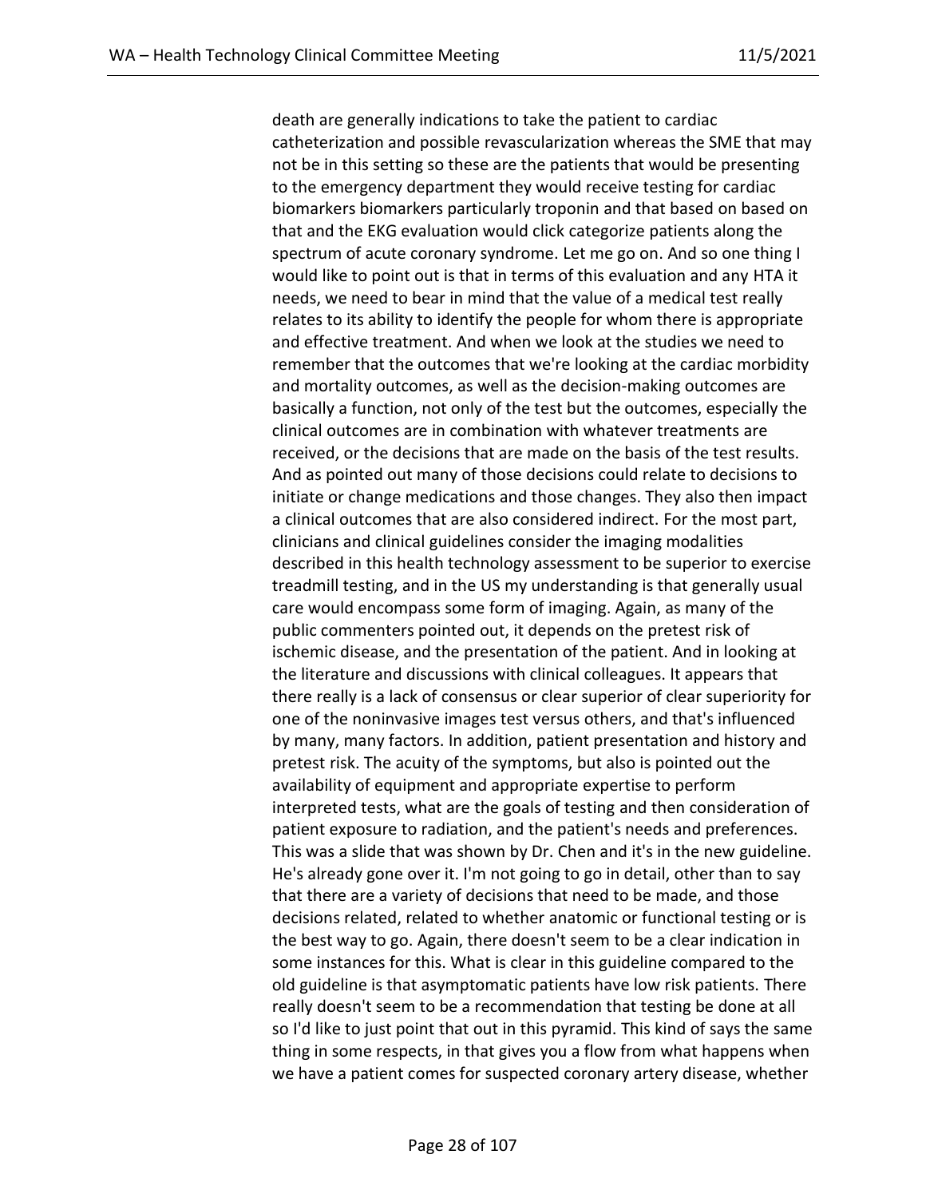death are generally indications to take the patient to cardiac catheterization and possible revascularization whereas the SME that may not be in this setting so these are the patients that would be presenting to the emergency department they would receive testing for cardiac biomarkers biomarkers particularly troponin and that based on based on that and the EKG evaluation would click categorize patients along the spectrum of acute coronary syndrome. Let me go on. And so one thing I would like to point out is that in terms of this evaluation and any HTA it needs, we need to bear in mind that the value of a medical test really relates to its ability to identify the people for whom there is appropriate and effective treatment. And when we look at the studies we need to remember that the outcomes that we're looking at the cardiac morbidity and mortality outcomes, as well as the decision-making outcomes are basically a function, not only of the test but the outcomes, especially the clinical outcomes are in combination with whatever treatments are received, or the decisions that are made on the basis of the test results. And as pointed out many of those decisions could relate to decisions to initiate or change medications and those changes. They also then impact a clinical outcomes that are also considered indirect. For the most part, clinicians and clinical guidelines consider the imaging modalities described in this health technology assessment to be superior to exercise treadmill testing, and in the US my understanding is that generally usual care would encompass some form of imaging. Again, as many of the public commenters pointed out, it depends on the pretest risk of ischemic disease, and the presentation of the patient. And in looking at the literature and discussions with clinical colleagues. It appears that there really is a lack of consensus or clear superior of clear superiority for one of the noninvasive images test versus others, and that's influenced by many, many factors. In addition, patient presentation and history and pretest risk. The acuity of the symptoms, but also is pointed out the availability of equipment and appropriate expertise to perform interpreted tests, what are the goals of testing and then consideration of patient exposure to radiation, and the patient's needs and preferences. This was a slide that was shown by Dr. Chen and it's in the new guideline. He's already gone over it. I'm not going to go in detail, other than to say that there are a variety of decisions that need to be made, and those decisions related, related to whether anatomic or functional testing or is the best way to go. Again, there doesn't seem to be a clear indication in some instances for this. What is clear in this guideline compared to the old guideline is that asymptomatic patients have low risk patients. There really doesn't seem to be a recommendation that testing be done at all so I'd like to just point that out in this pyramid. This kind of says the same thing in some respects, in that gives you a flow from what happens when we have a patient comes for suspected coronary artery disease, whether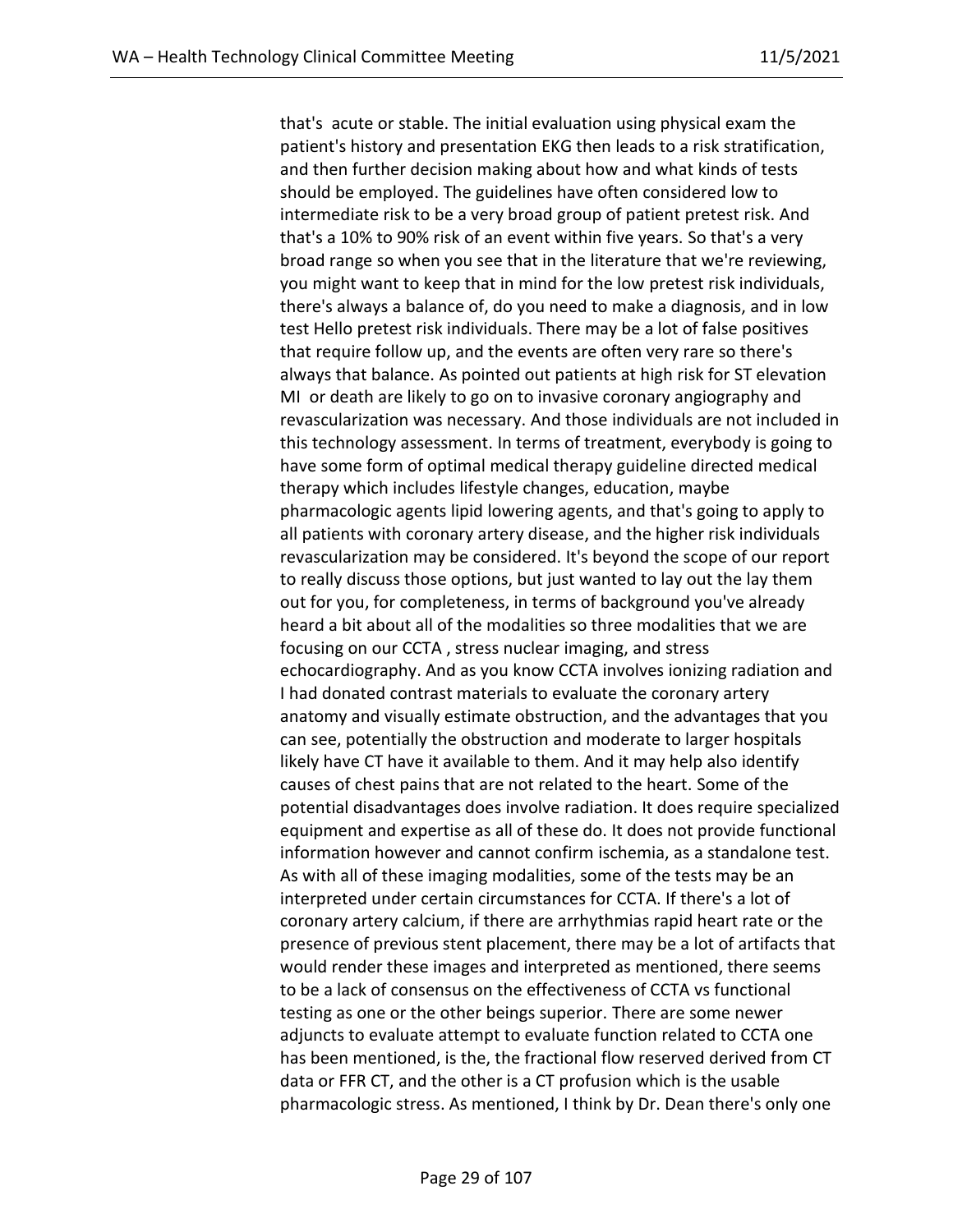that's acute or stable. The initial evaluation using physical exam the patient's history and presentation EKG then leads to a risk stratification, and then further decision making about how and what kinds of tests should be employed. The guidelines have often considered low to intermediate risk to be a very broad group of patient pretest risk. And that's a 10% to 90% risk of an event within five years. So that's a very broad range so when you see that in the literature that we're reviewing, you might want to keep that in mind for the low pretest risk individuals, there's always a balance of, do you need to make a diagnosis, and in low test Hello pretest risk individuals. There may be a lot of false positives that require follow up, and the events are often very rare so there's always that balance. As pointed out patients at high risk for ST elevation MI or death are likely to go on to invasive coronary angiography and revascularization was necessary. And those individuals are not included in this technology assessment. In terms of treatment, everybody is going to have some form of optimal medical therapy guideline directed medical therapy which includes lifestyle changes, education, maybe pharmacologic agents lipid lowering agents, and that's going to apply to all patients with coronary artery disease, and the higher risk individuals revascularization may be considered. It's beyond the scope of our report to really discuss those options, but just wanted to lay out the lay them out for you, for completeness, in terms of background you've already heard a bit about all of the modalities so three modalities that we are focusing on our CCTA , stress nuclear imaging, and stress echocardiography. And as you know CCTA involves ionizing radiation and I had donated contrast materials to evaluate the coronary artery anatomy and visually estimate obstruction, and the advantages that you can see, potentially the obstruction and moderate to larger hospitals likely have CT have it available to them. And it may help also identify causes of chest pains that are not related to the heart. Some of the potential disadvantages does involve radiation. It does require specialized equipment and expertise as all of these do. It does not provide functional information however and cannot confirm ischemia, as a standalone test. As with all of these imaging modalities, some of the tests may be an interpreted under certain circumstances for CCTA. If there's a lot of coronary artery calcium, if there are arrhythmias rapid heart rate or the presence of previous stent placement, there may be a lot of artifacts that would render these images and interpreted as mentioned, there seems to be a lack of consensus on the effectiveness of CCTA vs functional testing as one or the other beings superior. There are some newer adjuncts to evaluate attempt to evaluate function related to CCTA one has been mentioned, is the, the fractional flow reserved derived from CT data or FFR CT, and the other is a CT profusion which is the usable pharmacologic stress. As mentioned, I think by Dr. Dean there's only one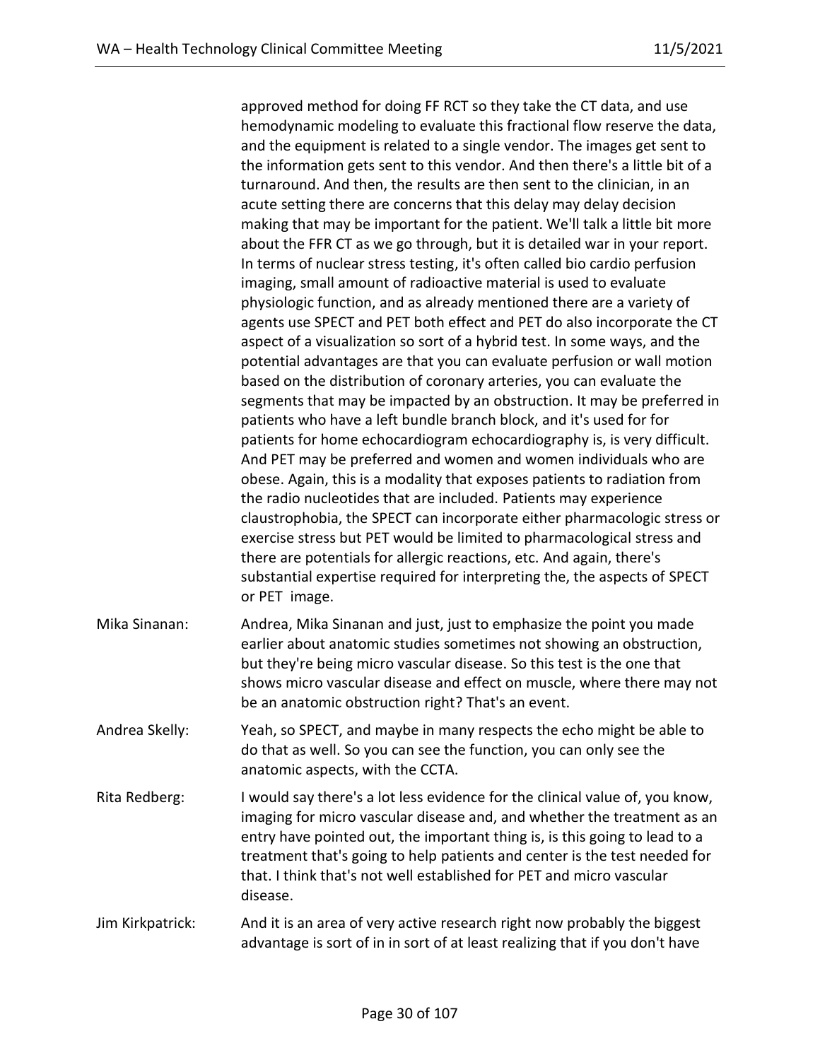approved method for doing FF RCT so they take the CT data, and use hemodynamic modeling to evaluate this fractional flow reserve the data, and the equipment is related to a single vendor. The images get sent to the information gets sent to this vendor. And then there's a little bit of a turnaround. And then, the results are then sent to the clinician, in an acute setting there are concerns that this delay may delay decision making that may be important for the patient. We'll talk a little bit more about the FFR CT as we go through, but it is detailed war in your report. In terms of nuclear stress testing, it's often called bio cardio perfusion imaging, small amount of radioactive material is used to evaluate physiologic function, and as already mentioned there are a variety of agents use SPECT and PET both effect and PET do also incorporate the CT aspect of a visualization so sort of a hybrid test. In some ways, and the potential advantages are that you can evaluate perfusion or wall motion based on the distribution of coronary arteries, you can evaluate the segments that may be impacted by an obstruction. It may be preferred in patients who have a left bundle branch block, and it's used for for patients for home echocardiogram echocardiography is, is very difficult. And PET may be preferred and women and women individuals who are obese. Again, this is a modality that exposes patients to radiation from the radio nucleotides that are included. Patients may experience claustrophobia, the SPECT can incorporate either pharmacologic stress or exercise stress but PET would be limited to pharmacological stress and there are potentials for allergic reactions, etc. And again, there's substantial expertise required for interpreting the, the aspects of SPECT or PET image.

Mika Sinanan: Andrea, Mika Sinanan and just, just to emphasize the point you made earlier about anatomic studies sometimes not showing an obstruction, but they're being micro vascular disease. So this test is the one that shows micro vascular disease and effect on muscle, where there may not be an anatomic obstruction right? That's an event.

Andrea Skelly: Yeah, so SPECT, and maybe in many respects the echo might be able to do that as well. So you can see the function, you can only see the anatomic aspects, with the CCTA.

Rita Redberg: I would say there's a lot less evidence for the clinical value of, you know, imaging for micro vascular disease and, and whether the treatment as an entry have pointed out, the important thing is, is this going to lead to a treatment that's going to help patients and center is the test needed for that. I think that's not well established for PET and micro vascular disease.

Jim Kirkpatrick: And it is an area of very active research right now probably the biggest advantage is sort of in in sort of at least realizing that if you don't have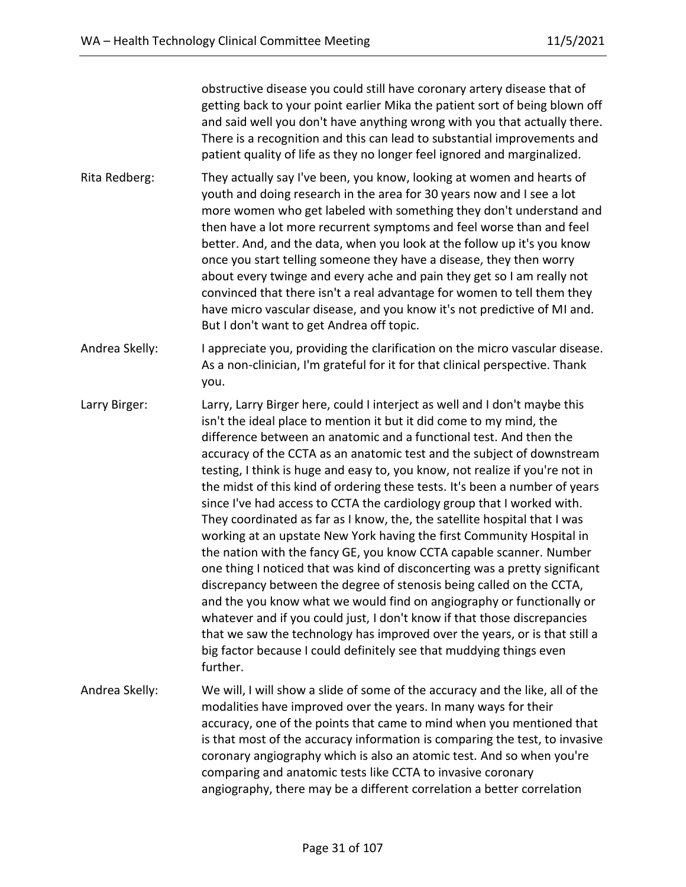obstructive disease you could still have coronary artery disease that of getting back to your point earlier Mika the patient sort of being blown off and said well you don't have anything wrong with you that actually there. There is a recognition and this can lead to substantial improvements and patient quality of life as they no longer feel ignored and marginalized.

**Rita Redberg:** They actually say I've been, you know, looking at women and hearts of youth and doing research in the area for 30 years now and I see a lot more women who get labeled with something they don't understand and then have a lot more recurrent symptoms and feel worse than and feel better. And, and the data, when you look at the follow up it's you know once you start telling someone they have a disease, they then worry about every twinge and every ache and pain they get so I am really not convinced that there isn't a real advantage for women to tell them they have micro vascular disease, and you know it's not predictive of MI and. But I don't want to get Andrea off topic.

**Andrea Skelly:** I appreciate you, providing the clarification on the micro vascular disease. As a non-clinician, I'm grateful for it for that clinical perspective. Thank you.

**Larry Birger:** Larry, Larry Birger here, could I interject as well and I don't maybe this isn't the ideal place to mention it but it did come to my mind, the difference between an anatomic and a functional test. And then the accuracy of the CCTA as an anatomic test and the subject of downstream testing, I think is huge and easy to, you know, not realize if you're not in the midst of this kind of ordering these tests. It's been a number of years since I've had access to CCTA the cardiology group that I worked with. They coordinated as far as I know, the, the satellite hospital that I was working at an upstate New York having the first Community Hospital in the nation with the fancy GE, you know CCTA capable scanner. Number one thing I noticed that was kind of disconcerting was a pretty significant discrepancy between the degree of stenosis being called on the CCTA, and the you know what we would find on angiography or functionally or whatever and if you could just, I don't know if that those discrepancies that we saw the technology has improved over the years, or is that still a big factor because I could definitely see that muddying things even further.

**Andrea Skelly:** We will, I will show a slide of some of the accuracy and the like, all of the modalities have improved over the years. In many ways for their accuracy, one of the points that came to mind when you mentioned that is that most of the accuracy information is comparing the test, to invasive coronary angiography which is also an atomic test. And so when you're comparing and anatomic tests like CCTA to invasive coronary angiography, there may be a different correlation a better correlation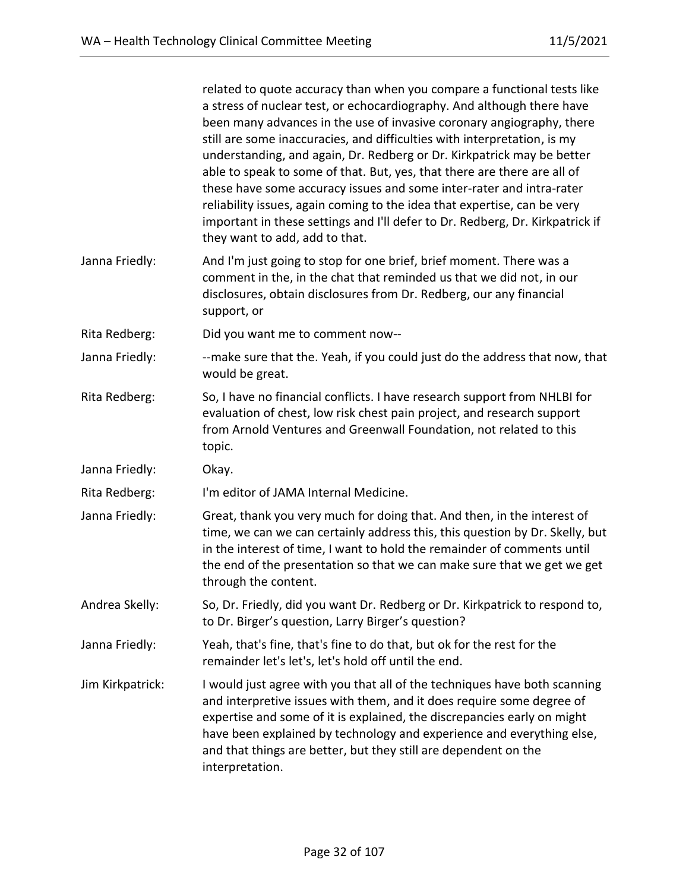related to quote accuracy than when you compare a functional tests like a stress of nuclear test, or echocardiography. And although there have been many advances in the use of invasive coronary angiography, there still are some inaccuracies, and difficulties with interpretation, is my understanding, and again, Dr. Redberg or Dr. Kirkpatrick may be better able to speak to some of that. But, yes, that there are there are all of these have some accuracy issues and some inter-rater and intra-rater reliability issues, again coming to the idea that expertise, can be very important in these settings and I'll defer to Dr. Redberg, Dr. Kirkpatrick if they want to add, add to that.

**Janna Friedly:** And I'm just going to stop for one brief, brief moment. There was a comment in the, in the chat that reminded us that we did not, in our disclosures, obtain disclosures from Dr. Redberg, our any financial support, or

**Rita Redberg:** Did you want me to comment now--

**Janna Friedly:** --make sure that the. Yeah, if you could just do the address that now, that would be great.

**Rita Redberg:** So, I have no financial conflicts. I have research support from NHLBI for evaluation of chest, low risk chest pain project, and research support from Arnold Ventures and Greenwall Foundation, not related to this topic.

**Janna Friedly:** Okay.

**Rita Redberg:** I'm editor of JAMA Internal Medicine.

**Janna Friedly:** Great, thank you very much for doing that. And then, in the interest of time, we can we can certainly address this, this question by Dr. Skelly, but in the interest of time, I want to hold the remainder of comments until the end of the presentation so that we can make sure that we get we get through the content.

**Andrea Skelly:** So, Dr. Friedly, did you want Dr. Redberg or Dr. Kirkpatrick to respond to, to Dr. Birger's question, Larry Birger's question?

**Janna Friedly:** Yeah, that's fine, that's fine to do that, but ok for the rest for the remainder let's let's, let's hold off until the end.

**Jim Kirkpatrick:** I would just agree with you that all of the techniques have both scanning and interpretive issues with them, and it does require some degree of expertise and some of it is explained, the discrepancies early on might have been explained by technology and experience and everything else, and that things are better, but they still are dependent on the interpretation.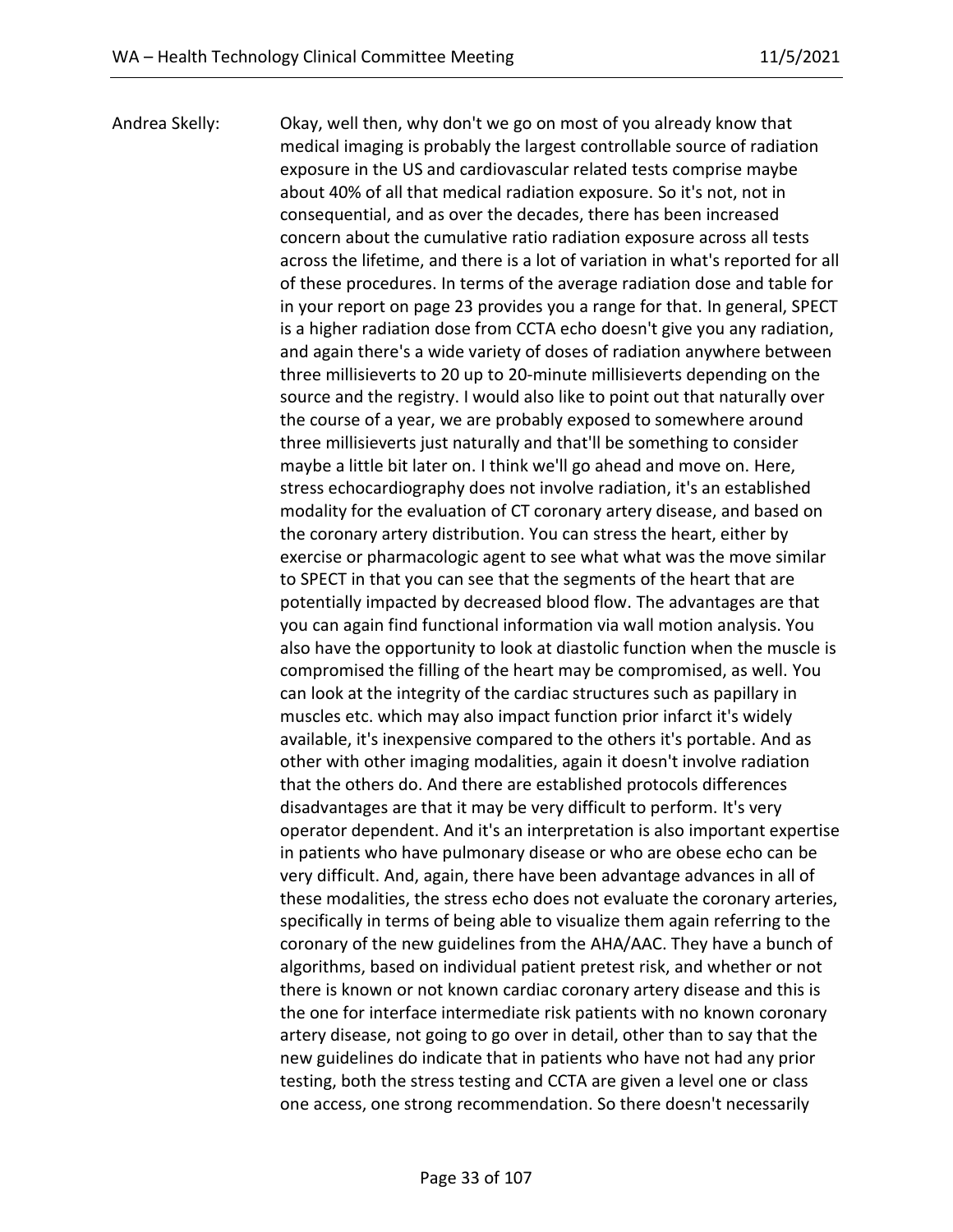Andrea Skelly: Okay, well then, why don't we go on most of you already know that medical imaging is probably the largest controllable source of radiation exposure in the US and cardiovascular related tests comprise maybe about 40% of all that medical radiation exposure. So it's not, not in consequential, and as over the decades, there has been increased concern about the cumulative ratio radiation exposure across all tests across the lifetime, and there is a lot of variation in what's reported for all of these procedures. In terms of the average radiation dose and table for in your report on page 23 provides you a range for that. In general, SPECT is a higher radiation dose from CCTA echo doesn't give you any radiation, and again there's a wide variety of doses of radiation anywhere between three millisieverts to 20 up to 20-minute millisieverts depending on the source and the registry. I would also like to point out that naturally over the course of a year, we are probably exposed to somewhere around three millisieverts just naturally and that'll be something to consider maybe a little bit later on. I think we'll go ahead and move on. Here, stress echocardiography does not involve radiation, it's an established modality for the evaluation of CT coronary artery disease, and based on the coronary artery distribution. You can stress the heart, either by exercise or pharmacologic agent to see what what was the move similar to SPECT in that you can see that the segments of the heart that are potentially impacted by decreased blood flow. The advantages are that you can again find functional information via wall motion analysis. You also have the opportunity to look at diastolic function when the muscle is compromised the filling of the heart may be compromised, as well. You can look at the integrity of the cardiac structures such as papillary in muscles etc. which may also impact function prior infarct it's widely available, it's inexpensive compared to the others it's portable. And as other with other imaging modalities, again it doesn't involve radiation that the others do. And there are established protocols differences disadvantages are that it may be very difficult to perform. It's very operator dependent. And it's an interpretation is also important expertise in patients who have pulmonary disease or who are obese echo can be very difficult. And, again, there have been advantage advances in all of these modalities, the stress echo does not evaluate the coronary arteries, specifically in terms of being able to visualize them again referring to the coronary of the new guidelines from the AHA/AAC. They have a bunch of algorithms, based on individual patient pretest risk, and whether or not there is known or not known cardiac coronary artery disease and this is the one for interface intermediate risk patients with no known coronary artery disease, not going to go over in detail, other than to say that the new guidelines do indicate that in patients who have not had any prior testing, both the stress testing and CCTA are given a level one or class one access, one strong recommendation. So there doesn't necessarily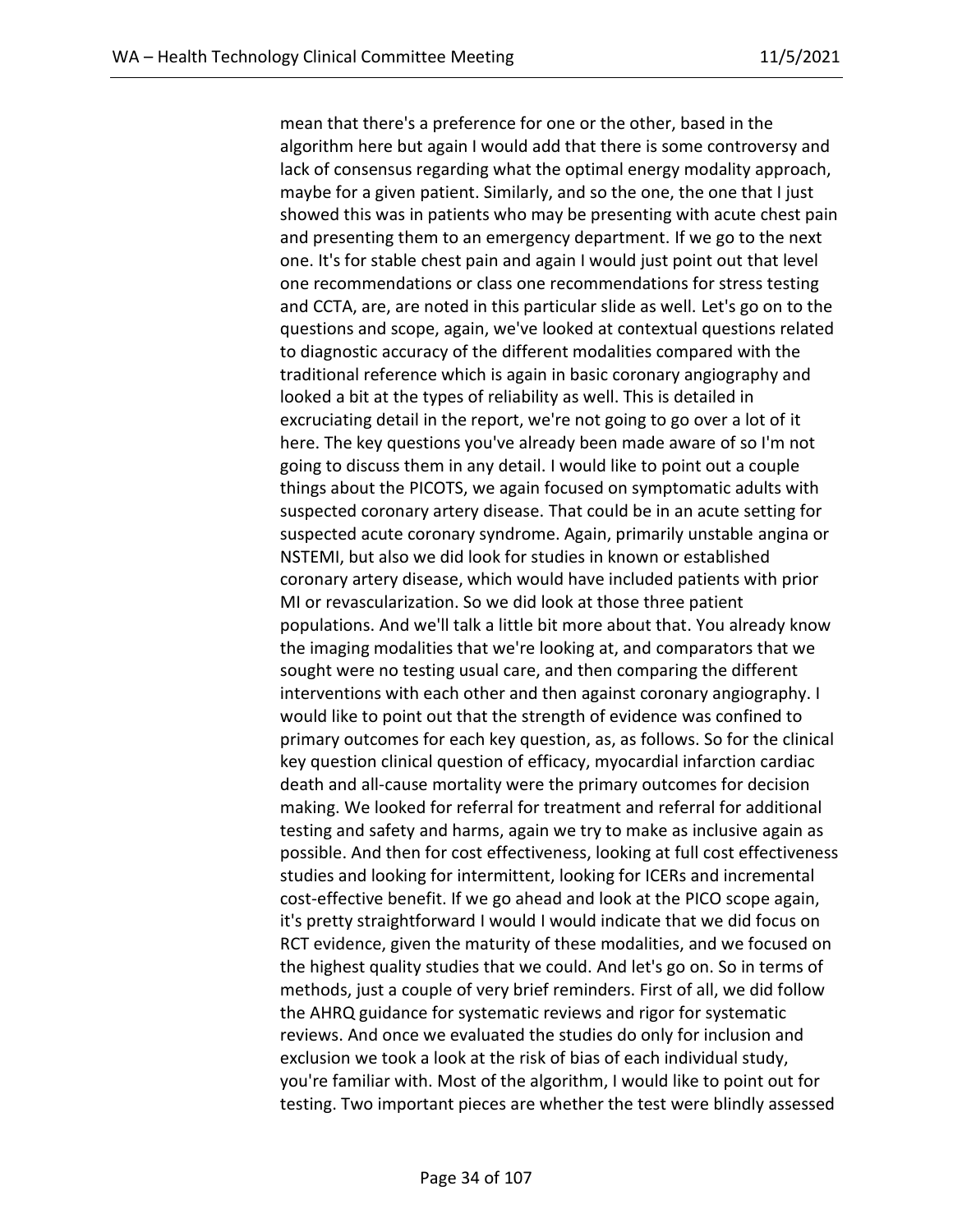mean that there's a preference for one or the other, based in the algorithm here but again I would add that there is some controversy and lack of consensus regarding what the optimal energy modality approach, maybe for a given patient. Similarly, and so the one, the one that I just showed this was in patients who may be presenting with acute chest pain and presenting them to an emergency department. If we go to the next one. It's for stable chest pain and again I would just point out that level one recommendations or class one recommendations for stress testing and CCTA, are, are noted in this particular slide as well. Let's go on to the questions and scope, again, we've looked at contextual questions related to diagnostic accuracy of the different modalities compared with the traditional reference which is again in basic coronary angiography and looked a bit at the types of reliability as well. This is detailed in excruciating detail in the report, we're not going to go over a lot of it here. The key questions you've already been made aware of so I'm not going to discuss them in any detail. I would like to point out a couple things about the PICOTS, we again focused on symptomatic adults with suspected coronary artery disease. That could be in an acute setting for suspected acute coronary syndrome. Again, primarily unstable angina or NSTEMI, but also we did look for studies in known or established coronary artery disease, which would have included patients with prior MI or revascularization. So we did look at those three patient populations. And we'll talk a little bit more about that. You already know the imaging modalities that we're looking at, and comparators that we sought were no testing usual care, and then comparing the different interventions with each other and then against coronary angiography. I would like to point out that the strength of evidence was confined to primary outcomes for each key question, as, as follows. So for the clinical key question clinical question of efficacy, myocardial infarction cardiac death and all-cause mortality were the primary outcomes for decision making. We looked for referral for treatment and referral for additional testing and safety and harms, again we try to make as inclusive again as possible. And then for cost effectiveness, looking at full cost effectiveness studies and looking for intermittent, looking for ICERs and incremental cost-effective benefit. If we go ahead and look at the PICO scope again, it's pretty straightforward I would I would indicate that we did focus on RCT evidence, given the maturity of these modalities, and we focused on the highest quality studies that we could. And let's go on. So in terms of methods, just a couple of very brief reminders. First of all, we did follow the AHRQ guidance for systematic reviews and rigor for systematic reviews. And once we evaluated the studies do only for inclusion and exclusion we took a look at the risk of bias of each individual study, you're familiar with. Most of the algorithm, I would like to point out for testing. Two important pieces are whether the test were blindly assessed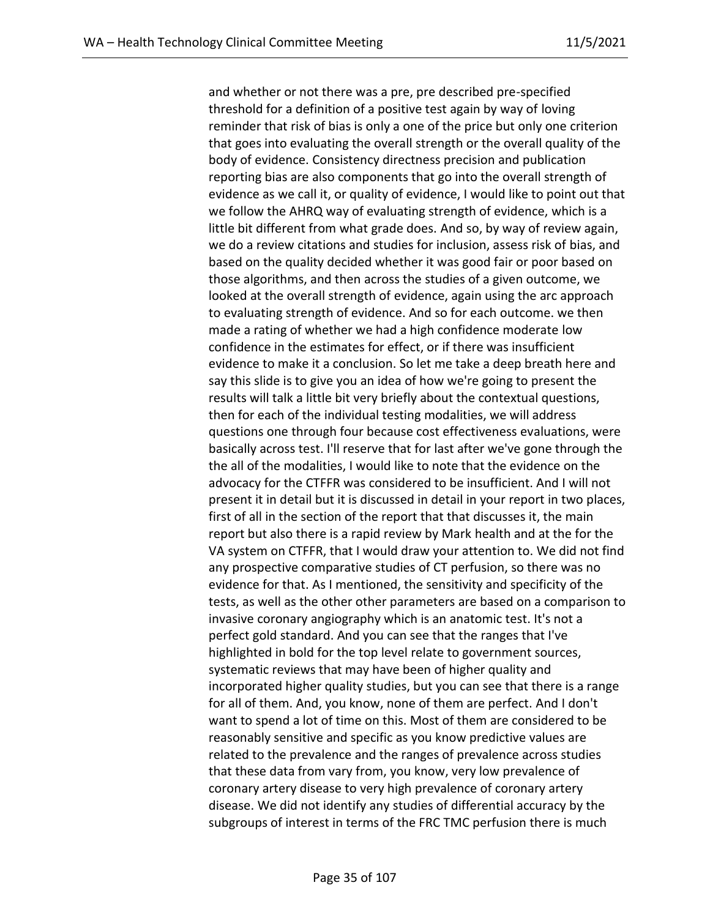and whether or not there was a pre, pre described pre-specified threshold for a definition of a positive test again by way of loving reminder that risk of bias is only a one of the price but only one criterion that goes into evaluating the overall strength or the overall quality of the body of evidence. Consistency directness precision and publication reporting bias are also components that go into the overall strength of evidence as we call it, or quality of evidence, I would like to point out that we follow the AHRQ way of evaluating strength of evidence, which is a little bit different from what grade does. And so, by way of review again, we do a review citations and studies for inclusion, assess risk of bias, and based on the quality decided whether it was good fair or poor based on those algorithms, and then across the studies of a given outcome, we looked at the overall strength of evidence, again using the arc approach to evaluating strength of evidence. And so for each outcome. we then made a rating of whether we had a high confidence moderate low confidence in the estimates for effect, or if there was insufficient evidence to make it a conclusion. So let me take a deep breath here and say this slide is to give you an idea of how we're going to present the results will talk a little bit very briefly about the contextual questions, then for each of the individual testing modalities, we will address questions one through four because cost effectiveness evaluations, were basically across test. I'll reserve that for last after we've gone through the the all of the modalities, I would like to note that the evidence on the advocacy for the CTFFR was considered to be insufficient. And I will not present it in detail but it is discussed in detail in your report in two places, first of all in the section of the report that that discusses it, the main report but also there is a rapid review by Mark health and at the for the VA system on CTFFR, that I would draw your attention to. We did not find any prospective comparative studies of CT perfusion, so there was no evidence for that. As I mentioned, the sensitivity and specificity of the tests, as well as the other other parameters are based on a comparison to invasive coronary angiography which is an anatomic test. It's not a perfect gold standard. And you can see that the ranges that I've highlighted in bold for the top level relate to government sources, systematic reviews that may have been of higher quality and incorporated higher quality studies, but you can see that there is a range for all of them. And, you know, none of them are perfect. And I don't want to spend a lot of time on this. Most of them are considered to be reasonably sensitive and specific as you know predictive values are related to the prevalence and the ranges of prevalence across studies that these data from vary from, you know, very low prevalence of coronary artery disease to very high prevalence of coronary artery disease. We did not identify any studies of differential accuracy by the subgroups of interest in terms of the FRC TMC perfusion there is much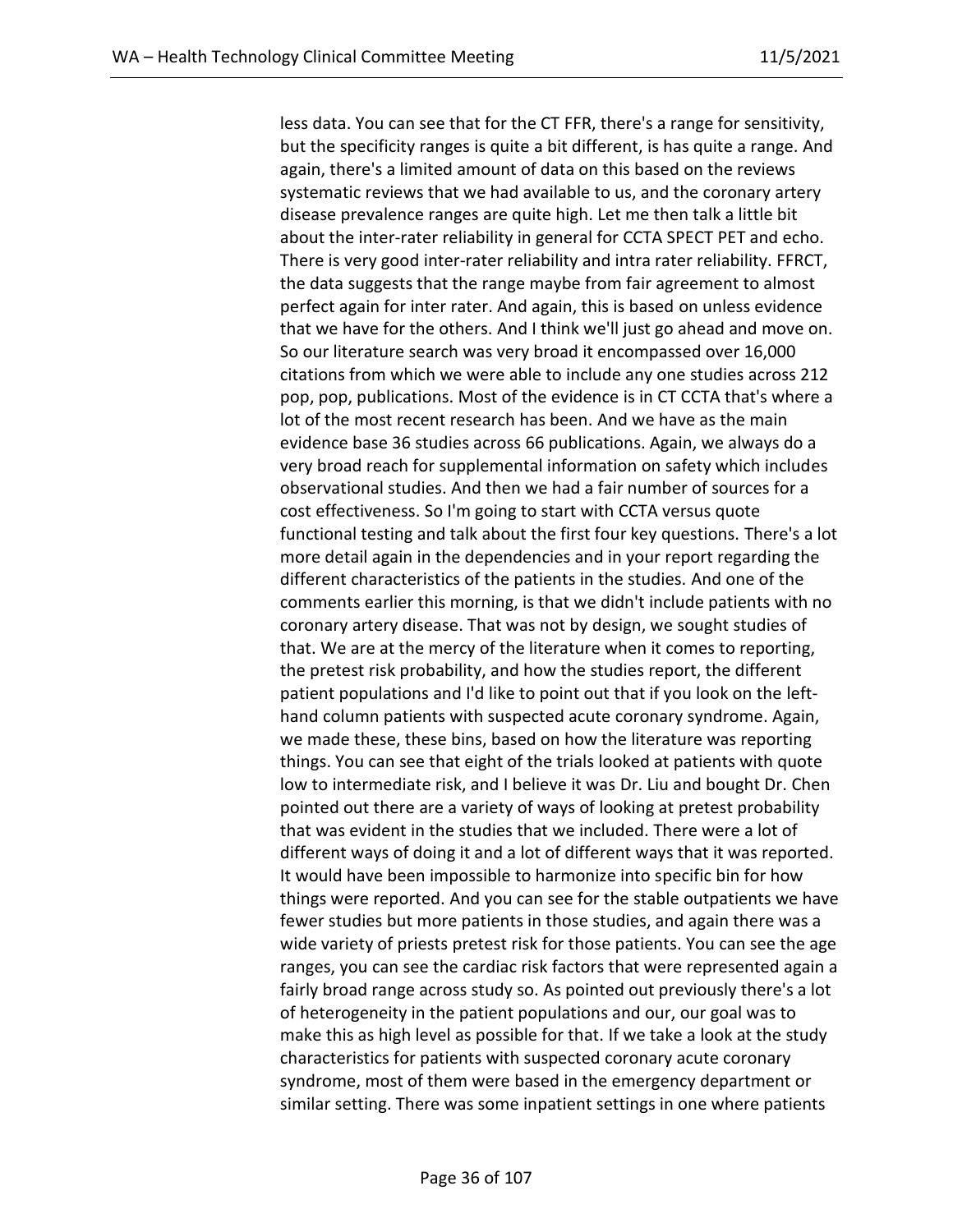less data. You can see that for the CT FFR, there's a range for sensitivity, but the specificity ranges is quite a bit different, is has quite a range. And again, there's a limited amount of data on this based on the reviews systematic reviews that we had available to us, and the coronary artery disease prevalence ranges are quite high. Let me then talk a little bit about the inter-rater reliability in general for CCTA SPECT PET and echo. There is very good inter-rater reliability and intra rater reliability. FFRCT, the data suggests that the range maybe from fair agreement to almost perfect again for inter rater. And again, this is based on unless evidence that we have for the others. And I think we'll just go ahead and move on. So our literature search was very broad it encompassed over 16,000 citations from which we were able to include any one studies across 212 pop, pop, publications. Most of the evidence is in CT CCTA that's where a lot of the most recent research has been. And we have as the main evidence base 36 studies across 66 publications. Again, we always do a very broad reach for supplemental information on safety which includes observational studies. And then we had a fair number of sources for a cost effectiveness. So I'm going to start with CCTA versus quote functional testing and talk about the first four key questions. There's a lot more detail again in the dependencies and in your report regarding the different characteristics of the patients in the studies. And one of the comments earlier this morning, is that we didn't include patients with no coronary artery disease. That was not by design, we sought studies of that. We are at the mercy of the literature when it comes to reporting, the pretest risk probability, and how the studies report, the different patient populations and I'd like to point out that if you look on the left-hand column patients with suspected acute coronary syndrome. Again, we made these, these bins, based on how the literature was reporting things. You can see that eight of the trials looked at patients with quote low to intermediate risk, and I believe it was Dr. Liu and bought Dr. Chen pointed out there are a variety of ways of looking at pretest probability that was evident in the studies that we included. There were a lot of different ways of doing it and a lot of different ways that it was reported. It would have been impossible to harmonize into specific bin for how things were reported. And you can see for the stable outpatients we have fewer studies but more patients in those studies, and again there was a wide variety of priests pretest risk for those patients. You can see the age ranges, you can see the cardiac risk factors that were represented again a fairly broad range across study so. As pointed out previously there's a lot of heterogeneity in the patient populations and our, our goal was to make this as high level as possible for that. If we take a look at the study characteristics for patients with suspected coronary acute coronary syndrome, most of them were based in the emergency department or similar setting. There was some inpatient settings in one where patients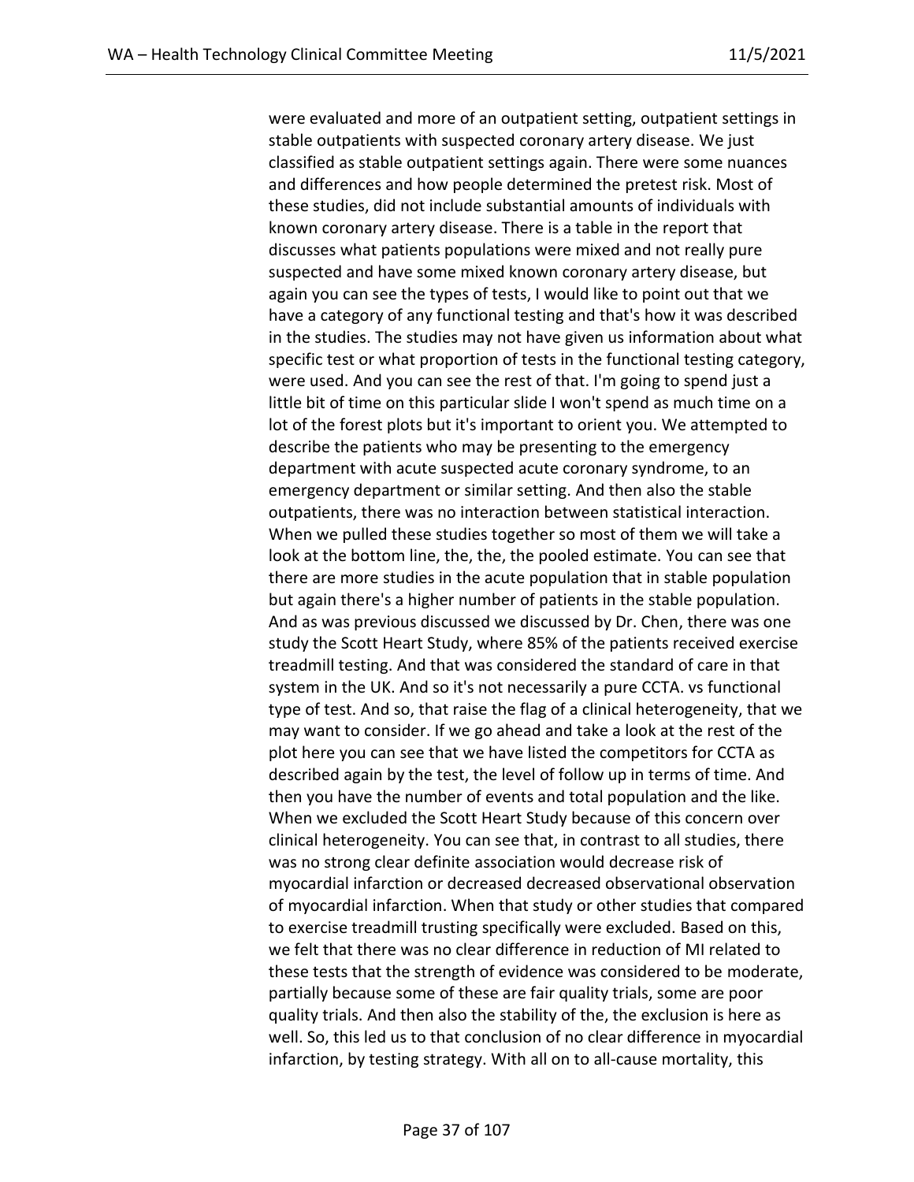were evaluated and more of an outpatient setting, outpatient settings in stable outpatients with suspected coronary artery disease. We just classified as stable outpatient settings again. There were some nuances and differences and how people determined the pretest risk. Most of these studies, did not include substantial amounts of individuals with known coronary artery disease. There is a table in the report that discusses what patients populations were mixed and not really pure suspected and have some mixed known coronary artery disease, but again you can see the types of tests, I would like to point out that we have a category of any functional testing and that's how it was described in the studies. The studies may not have given us information about what specific test or what proportion of tests in the functional testing category, were used. And you can see the rest of that. I'm going to spend just a little bit of time on this particular slide I won't spend as much time on a lot of the forest plots but it's important to orient you. We attempted to describe the patients who may be presenting to the emergency department with acute suspected acute coronary syndrome, to an emergency department or similar setting. And then also the stable outpatients, there was no interaction between statistical interaction. When we pulled these studies together so most of them we will take a look at the bottom line, the, the, the pooled estimate. You can see that there are more studies in the acute population that in stable population but again there's a higher number of patients in the stable population. And as was previous discussed we discussed by Dr. Chen, there was one study the Scott Heart Study, where 85% of the patients received exercise treadmill testing. And that was considered the standard of care in that system in the UK. And so it's not necessarily a pure CCTA. vs functional type of test. And so, that raise the flag of a clinical heterogeneity, that we may want to consider. If we go ahead and take a look at the rest of the plot here you can see that we have listed the competitors for CCTA as described again by the test, the level of follow up in terms of time. And then you have the number of events and total population and the like. When we excluded the Scott Heart Study because of this concern over clinical heterogeneity. You can see that, in contrast to all studies, there was no strong clear definite association would decrease risk of myocardial infarction or decreased decreased observational observation of myocardial infarction. When that study or other studies that compared to exercise treadmill trusting specifically were excluded. Based on this, we felt that there was no clear difference in reduction of MI related to these tests that the strength of evidence was considered to be moderate, partially because some of these are fair quality trials, some are poor quality trials. And then also the stability of the, the exclusion is here as well. So, this led us to that conclusion of no clear difference in myocardial infarction, by testing strategy. With all on to all-cause mortality, this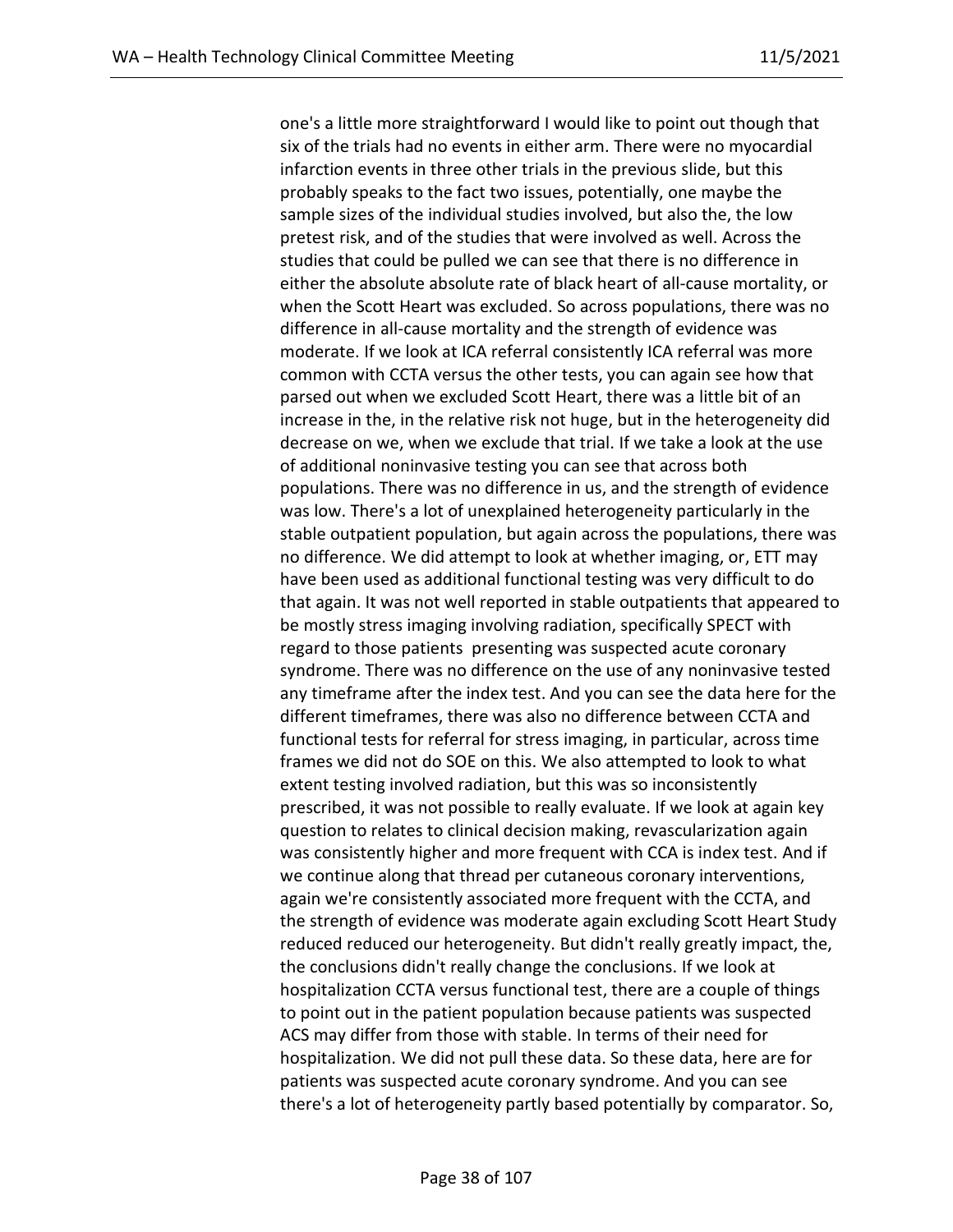one's a little more straightforward I would like to point out though that six of the trials had no events in either arm. There were no myocardial infarction events in three other trials in the previous slide, but this probably speaks to the fact two issues, potentially, one maybe the sample sizes of the individual studies involved, but also the, the low pretest risk, and of the studies that were involved as well. Across the studies that could be pulled we can see that there is no difference in either the absolute absolute rate of black heart of all-cause mortality, or when the Scott Heart was excluded. So across populations, there was no difference in all-cause mortality and the strength of evidence was moderate. If we look at ICA referral consistently ICA referral was more common with CCTA versus the other tests, you can again see how that parsed out when we excluded Scott Heart, there was a little bit of an increase in the, in the relative risk not huge, but in the heterogeneity did decrease on we, when we exclude that trial. If we take a look at the use of additional noninvasive testing you can see that across both populations. There was no difference in us, and the strength of evidence was low. There's a lot of unexplained heterogeneity particularly in the stable outpatient population, but again across the populations, there was no difference. We did attempt to look at whether imaging, or, ETT may have been used as additional functional testing was very difficult to do that again. It was not well reported in stable outpatients that appeared to be mostly stress imaging involving radiation, specifically SPECT with regard to those patients presenting was suspected acute coronary syndrome. There was no difference on the use of any noninvasive tested any timeframe after the index test. And you can see the data here for the different timeframes, there was also no difference between CCTA and functional tests for referral for stress imaging, in particular, across time frames we did not do SOE on this. We also attempted to look to what extent testing involved radiation, but this was so inconsistently prescribed, it was not possible to really evaluate. If we look at again key question to relates to clinical decision making, revascularization again was consistently higher and more frequent with CCA is index test. And if we continue along that thread per cutaneous coronary interventions, again we're consistently associated more frequent with the CCTA, and the strength of evidence was moderate again excluding Scott Heart Study reduced reduced our heterogeneity. But didn't really greatly impact, the, the conclusions didn't really change the conclusions. If we look at hospitalization CCTA versus functional test, there are a couple of things to point out in the patient population because patients was suspected ACS may differ from those with stable. In terms of their need for hospitalization. We did not pull these data. So these data, here are for patients was suspected acute coronary syndrome. And you can see there's a lot of heterogeneity partly based potentially by comparator. So,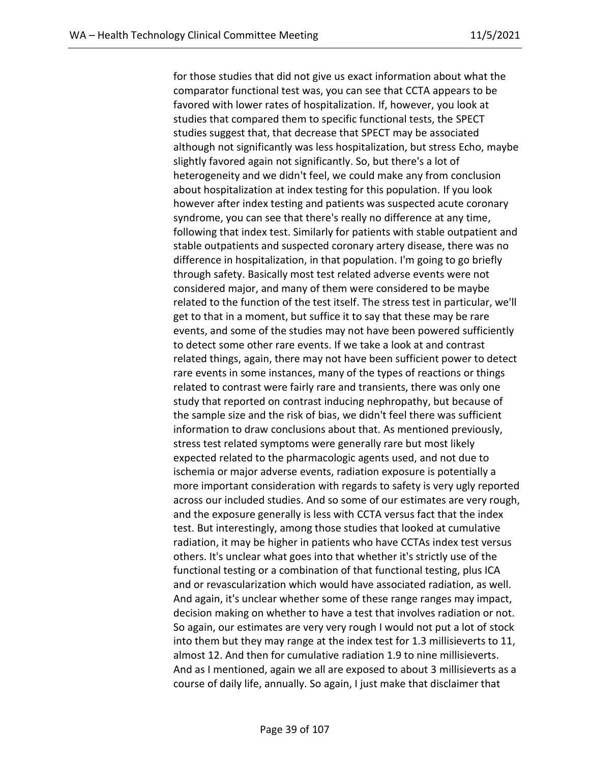for those studies that did not give us exact information about what the comparator functional test was, you can see that CCTA appears to be favored with lower rates of hospitalization. If, however, you look at studies that compared them to specific functional tests, the SPECT studies suggest that, that decrease that SPECT may be associated although not significantly was less hospitalization, but stress Echo, maybe slightly favored again not significantly. So, but there's a lot of heterogeneity and we didn't feel, we could make any from conclusion about hospitalization at index testing for this population. If you look however after index testing and patients was suspected acute coronary syndrome, you can see that there's really no difference at any time, following that index test. Similarly for patients with stable outpatient and stable outpatients and suspected coronary artery disease, there was no difference in hospitalization, in that population. I'm going to go briefly through safety. Basically most test related adverse events were not considered major, and many of them were considered to be maybe related to the function of the test itself. The stress test in particular, we'll get to that in a moment, but suffice it to say that these may be rare events, and some of the studies may not have been powered sufficiently to detect some other rare events. If we take a look at and contrast related things, again, there may not have been sufficient power to detect rare events in some instances, many of the types of reactions or things related to contrast were fairly rare and transients, there was only one study that reported on contrast inducing nephropathy, but because of the sample size and the risk of bias, we didn't feel there was sufficient information to draw conclusions about that. As mentioned previously, stress test related symptoms were generally rare but most likely expected related to the pharmacologic agents used, and not due to ischemia or major adverse events, radiation exposure is potentially a more important consideration with regards to safety is very ugly reported across our included studies. And so some of our estimates are very rough, and the exposure generally is less with CCTA versus fact that the index test. But interestingly, among those studies that looked at cumulative radiation, it may be higher in patients who have CCTAs index test versus others. It's unclear what goes into that whether it's strictly use of the functional testing or a combination of that functional testing, plus ICA and or revascularization which would have associated radiation, as well. And again, it's unclear whether some of these range ranges may impact, decision making on whether to have a test that involves radiation or not. So again, our estimates are very very rough I would not put a lot of stock into them but they may range at the index test for 1.3 millisieverts to 11, almost 12. And then for cumulative radiation 1.9 to nine millisieverts. And as I mentioned, again we all are exposed to about 3 millisieverts as a course of daily life, annually. So again, I just make that disclaimer that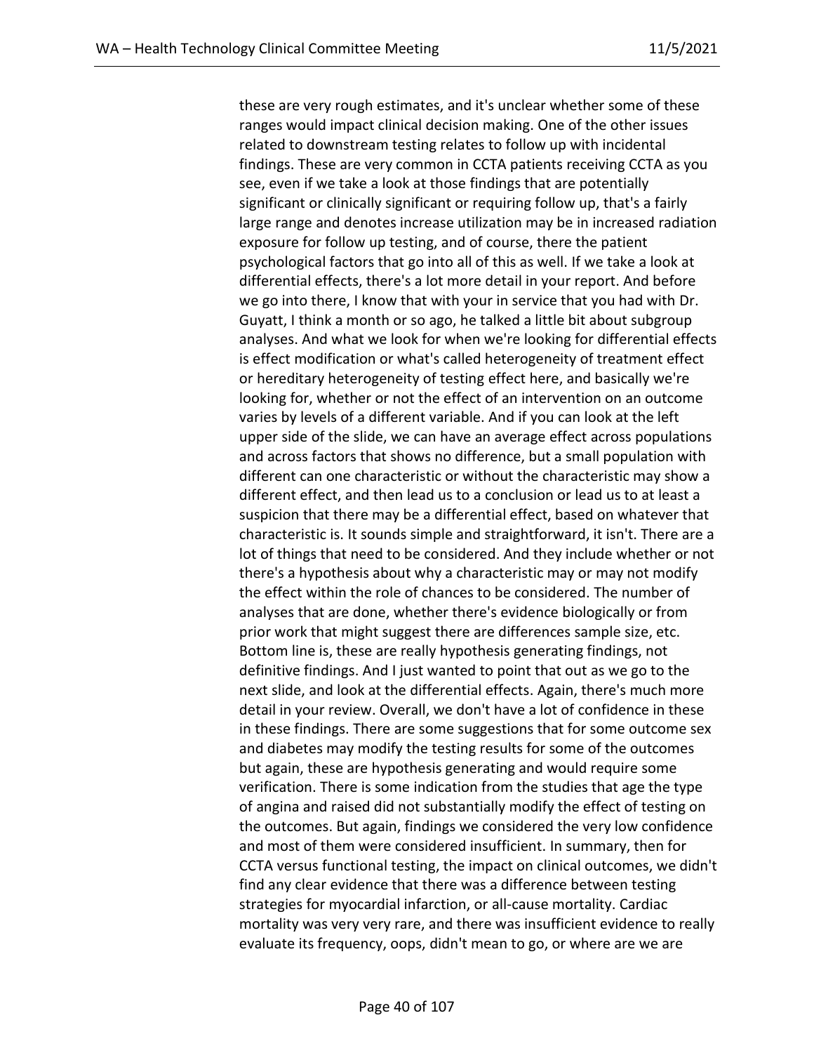these are very rough estimates, and it's unclear whether some of these ranges would impact clinical decision making. One of the other issues related to downstream testing relates to follow up with incidental findings. These are very common in CCTA patients receiving CCTA as you see, even if we take a look at those findings that are potentially significant or clinically significant or requiring follow up, that's a fairly large range and denotes increase utilization may be in increased radiation exposure for follow up testing, and of course, there the patient psychological factors that go into all of this as well. If we take a look at differential effects, there's a lot more detail in your report. And before we go into there, I know that with your in service that you had with Dr. Guyatt, I think a month or so ago, he talked a little bit about subgroup analyses. And what we look for when we're looking for differential effects is effect modification or what's called heterogeneity of treatment effect or hereditary heterogeneity of testing effect here, and basically we're looking for, whether or not the effect of an intervention on an outcome varies by levels of a different variable. And if you can look at the left upper side of the slide, we can have an average effect across populations and across factors that shows no difference, but a small population with different can one characteristic or without the characteristic may show a different effect, and then lead us to a conclusion or lead us to at least a suspicion that there may be a differential effect, based on whatever that characteristic is. It sounds simple and straightforward, it isn't. There are a lot of things that need to be considered. And they include whether or not there's a hypothesis about why a characteristic may or may not modify the effect within the role of chances to be considered. The number of analyses that are done, whether there's evidence biologically or from prior work that might suggest there are differences sample size, etc. Bottom line is, these are really hypothesis generating findings, not definitive findings. And I just wanted to point that out as we go to the next slide, and look at the differential effects. Again, there's much more detail in your review. Overall, we don't have a lot of confidence in these in these findings. There are some suggestions that for some outcome sex and diabetes may modify the testing results for some of the outcomes but again, these are hypothesis generating and would require some verification. There is some indication from the studies that age the type of angina and raised did not substantially modify the effect of testing on the outcomes. But again, findings we considered the very low confidence and most of them were considered insufficient. In summary, then for CCTA versus functional testing, the impact on clinical outcomes, we didn't find any clear evidence that there was a difference between testing strategies for myocardial infarction, or all-cause mortality. Cardiac mortality was very very rare, and there was insufficient evidence to really evaluate its frequency, oops, didn't mean to go, or where are we are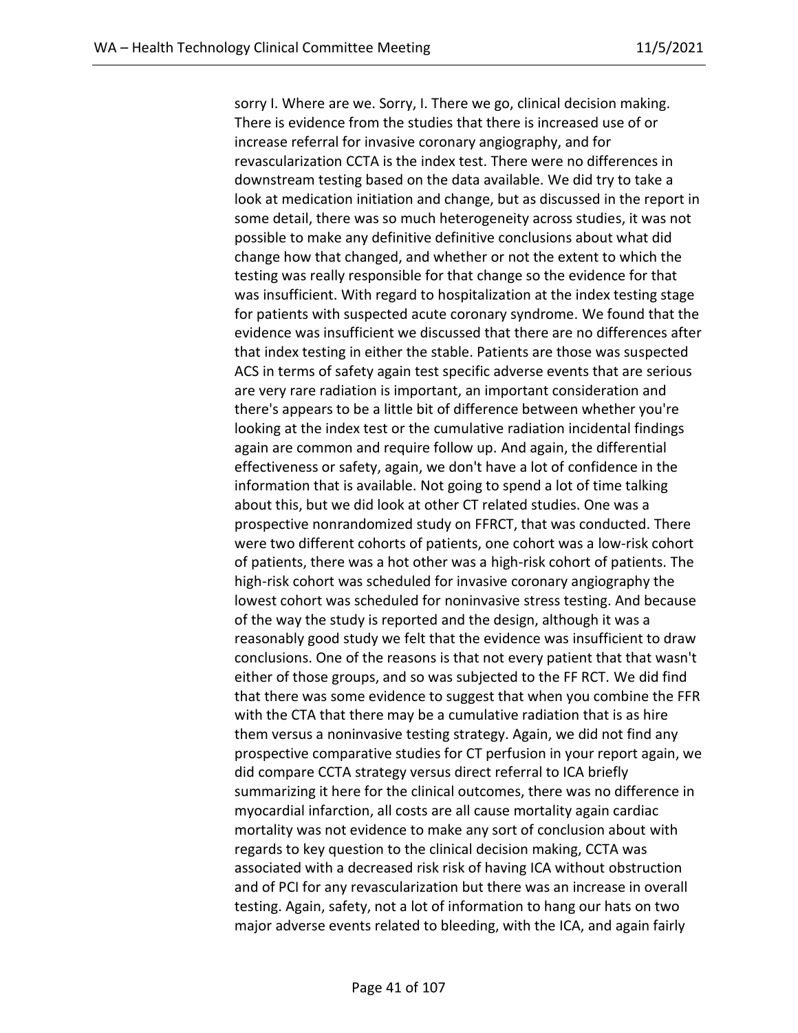sorry I. Where are we. Sorry, I. There we go, clinical decision making. There is evidence from the studies that there is increased use of or increase referral for invasive coronary angiography, and for revascularization CCTA is the index test. There were no differences in downstream testing based on the data available. We did try to take a look at medication initiation and change, but as discussed in the report in some detail, there was so much heterogeneity across studies, it was not possible to make any definitive definitive conclusions about what did change how that changed, and whether or not the extent to which the testing was really responsible for that change so the evidence for that was insufficient. With regard to hospitalization at the index testing stage for patients with suspected acute coronary syndrome. We found that the evidence was insufficient we discussed that there are no differences after that index testing in either the stable. Patients are those was suspected ACS in terms of safety again test specific adverse events that are serious are very rare radiation is important, an important consideration and there's appears to be a little bit of difference between whether you're looking at the index test or the cumulative radiation incidental findings again are common and require follow up. And again, the differential effectiveness or safety, again, we don't have a lot of confidence in the information that is available. Not going to spend a lot of time talking about this, but we did look at other CT related studies. One was a prospective nonrandomized study on FFRCT, that was conducted. There were two different cohorts of patients, one cohort was a low-risk cohort of patients, there was a hot other was a high-risk cohort of patients. The high-risk cohort was scheduled for invasive coronary angiography the lowest cohort was scheduled for noninvasive stress testing. And because of the way the study is reported and the design, although it was a reasonably good study we felt that the evidence was insufficient to draw conclusions. One of the reasons is that not every patient that that wasn't either of those groups, and so was subjected to the FF RCT. We did find that there was some evidence to suggest that when you combine the FFR with the CTA that there may be a cumulative radiation that is as hire them versus a noninvasive testing strategy. Again, we did not find any prospective comparative studies for CT perfusion in your report again, we did compare CCTA strategy versus direct referral to ICA briefly summarizing it here for the clinical outcomes, there was no difference in myocardial infarction, all costs are all cause mortality again cardiac mortality was not evidence to make any sort of conclusion about with regards to key question to the clinical decision making, CCTA was associated with a decreased risk risk of having ICA without obstruction and of PCI for any revascularization but there was an increase in overall testing. Again, safety, not a lot of information to hang our hats on two major adverse events related to bleeding, with the ICA, and again fairly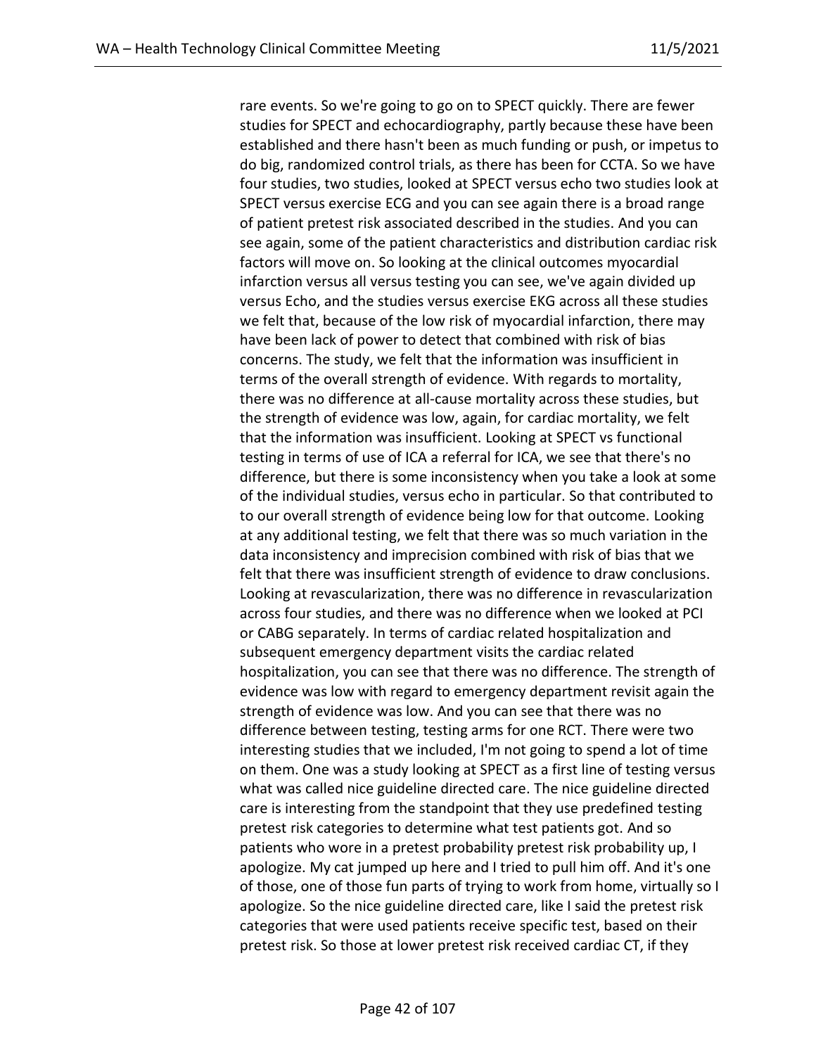rare events. So we're going to go on to SPECT quickly. There are fewer studies for SPECT and echocardiography, partly because these have been established and there hasn't been as much funding or push, or impetus to do big, randomized control trials, as there has been for CCTA. So we have four studies, two studies, looked at SPECT versus echo two studies look at SPECT versus exercise ECG and you can see again there is a broad range of patient pretest risk associated described in the studies. And you can see again, some of the patient characteristics and distribution cardiac risk factors will move on. So looking at the clinical outcomes myocardial infarction versus all versus testing you can see, we've again divided up versus Echo, and the studies versus exercise EKG across all these studies we felt that, because of the low risk of myocardial infarction, there may have been lack of power to detect that combined with risk of bias concerns. The study, we felt that the information was insufficient in terms of the overall strength of evidence. With regards to mortality, there was no difference at all-cause mortality across these studies, but the strength of evidence was low, again, for cardiac mortality, we felt that the information was insufficient. Looking at SPECT vs functional testing in terms of use of ICA a referral for ICA, we see that there's no difference, but there is some inconsistency when you take a look at some of the individual studies, versus echo in particular. So that contributed to to our overall strength of evidence being low for that outcome. Looking at any additional testing, we felt that there was so much variation in the data inconsistency and imprecision combined with risk of bias that we felt that there was insufficient strength of evidence to draw conclusions. Looking at revascularization, there was no difference in revascularization across four studies, and there was no difference when we looked at PCI or CABG separately. In terms of cardiac related hospitalization and subsequent emergency department visits the cardiac related hospitalization, you can see that there was no difference. The strength of evidence was low with regard to emergency department revisit again the strength of evidence was low. And you can see that there was no difference between testing, testing arms for one RCT. There were two interesting studies that we included, I'm not going to spend a lot of time on them. One was a study looking at SPECT as a first line of testing versus what was called nice guideline directed care. The nice guideline directed care is interesting from the standpoint that they use predefined testing pretest risk categories to determine what test patients got. And so patients who wore in a pretest probability pretest risk probability up, I apologize. My cat jumped up here and I tried to pull him off. And it's one of those, one of those fun parts of trying to work from home, virtually so I apologize. So the nice guideline directed care, like I said the pretest risk categories that were used patients receive specific test, based on their pretest risk. So those at lower pretest risk received cardiac CT, if they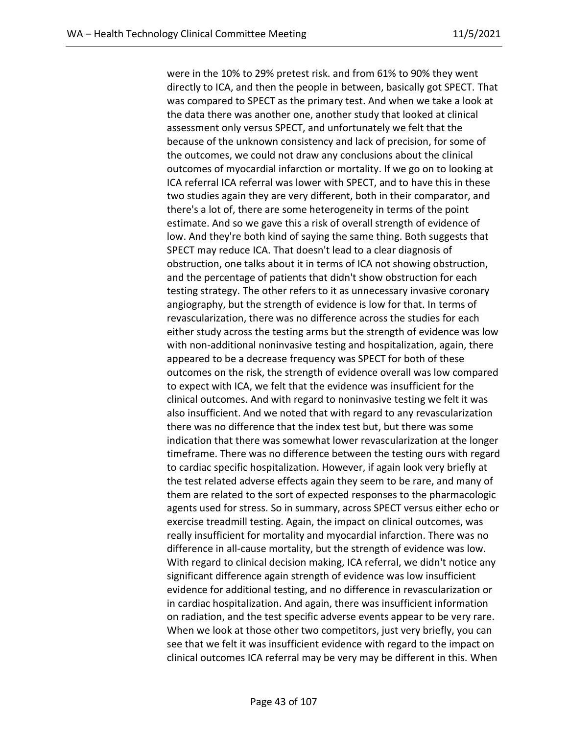were in the 10% to 29% pretest risk. and from 61% to 90% they went directly to ICA, and then the people in between, basically got SPECT. That was compared to SPECT as the primary test. And when we take a look at the data there was another one, another study that looked at clinical assessment only versus SPECT, and unfortunately we felt that the because of the unknown consistency and lack of precision, for some of the outcomes, we could not draw any conclusions about the clinical outcomes of myocardial infarction or mortality. If we go on to looking at ICA referral ICA referral was lower with SPECT, and to have this in these two studies again they are very different, both in their comparator, and there's a lot of, there are some heterogeneity in terms of the point estimate. And so we gave this a risk of overall strength of evidence of low. And they're both kind of saying the same thing. Both suggests that SPECT may reduce ICA. That doesn't lead to a clear diagnosis of obstruction, one talks about it in terms of ICA not showing obstruction, and the percentage of patients that didn't show obstruction for each testing strategy. The other refers to it as unnecessary invasive coronary angiography, but the strength of evidence is low for that. In terms of revascularization, there was no difference across the studies for each either study across the testing arms but the strength of evidence was low with non-additional noninvasive testing and hospitalization, again, there appeared to be a decrease frequency was SPECT for both of these outcomes on the risk, the strength of evidence overall was low compared to expect with ICA, we felt that the evidence was insufficient for the clinical outcomes. And with regard to noninvasive testing we felt it was also insufficient. And we noted that with regard to any revascularization there was no difference that the index test but, but there was some indication that there was somewhat lower revascularization at the longer timeframe. There was no difference between the testing ours with regard to cardiac specific hospitalization. However, if again look very briefly at the test related adverse effects again they seem to be rare, and many of them are related to the sort of expected responses to the pharmacologic agents used for stress. So in summary, across SPECT versus either echo or exercise treadmill testing. Again, the impact on clinical outcomes, was really insufficient for mortality and myocardial infarction. There was no difference in all-cause mortality, but the strength of evidence was low. With regard to clinical decision making, ICA referral, we didn't notice any significant difference again strength of evidence was low insufficient evidence for additional testing, and no difference in revascularization or in cardiac hospitalization. And again, there was insufficient information on radiation, and the test specific adverse events appear to be very rare. When we look at those other two competitors, just very briefly, you can see that we felt it was insufficient evidence with regard to the impact on clinical outcomes ICA referral may be very may be different in this. When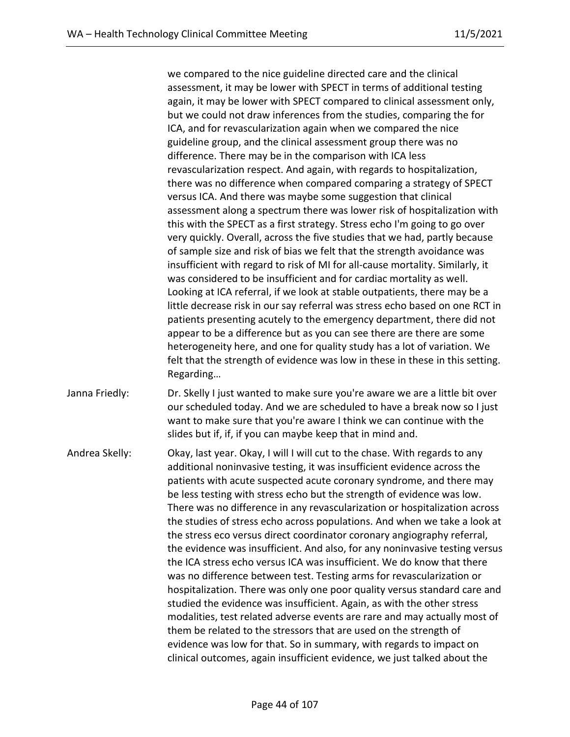we compared to the nice guideline directed care and the clinical assessment, it may be lower with SPECT in terms of additional testing again, it may be lower with SPECT compared to clinical assessment only, but we could not draw inferences from the studies, comparing the for ICA, and for revascularization again when we compared the nice guideline group, and the clinical assessment group there was no difference. There may be in the comparison with ICA less revascularization respect. And again, with regards to hospitalization, there was no difference when compared comparing a strategy of SPECT versus ICA. And there was maybe some suggestion that clinical assessment along a spectrum there was lower risk of hospitalization with this with the SPECT as a first strategy. Stress echo I'm going to go over very quickly. Overall, across the five studies that we had, partly because of sample size and risk of bias we felt that the strength avoidance was insufficient with regard to risk of MI for all-cause mortality. Similarly, it was considered to be insufficient and for cardiac mortality as well. Looking at ICA referral, if we look at stable outpatients, there may be a little decrease risk in our say referral was stress echo based on one RCT in patients presenting acutely to the emergency department, there did not appear to be a difference but as you can see there are there are some heterogeneity here, and one for quality study has a lot of variation. We felt that the strength of evidence was low in these in these in this setting. Regarding…

Janna Friedly: Dr. Skelly I just wanted to make sure you're aware we are a little bit over our scheduled today. And we are scheduled to have a break now so I just want to make sure that you're aware I think we can continue with the slides but if, if, if you can maybe keep that in mind and.

Andrea Skelly: Okay, last year. Okay, I will I will cut to the chase. With regards to any additional noninvasive testing, it was insufficient evidence across the patients with acute suspected acute coronary syndrome, and there may be less testing with stress echo but the strength of evidence was low. There was no difference in any revascularization or hospitalization across the studies of stress echo across populations. And when we take a look at the stress eco versus direct coordinator coronary angiography referral, the evidence was insufficient. And also, for any noninvasive testing versus the ICA stress echo versus ICA was insufficient. We do know that there was no difference between test. Testing arms for revascularization or hospitalization. There was only one poor quality versus standard care and studied the evidence was insufficient. Again, as with the other stress modalities, test related adverse events are rare and may actually most of them be related to the stressors that are used on the strength of evidence was low for that. So in summary, with regards to impact on clinical outcomes, again insufficient evidence, we just talked about the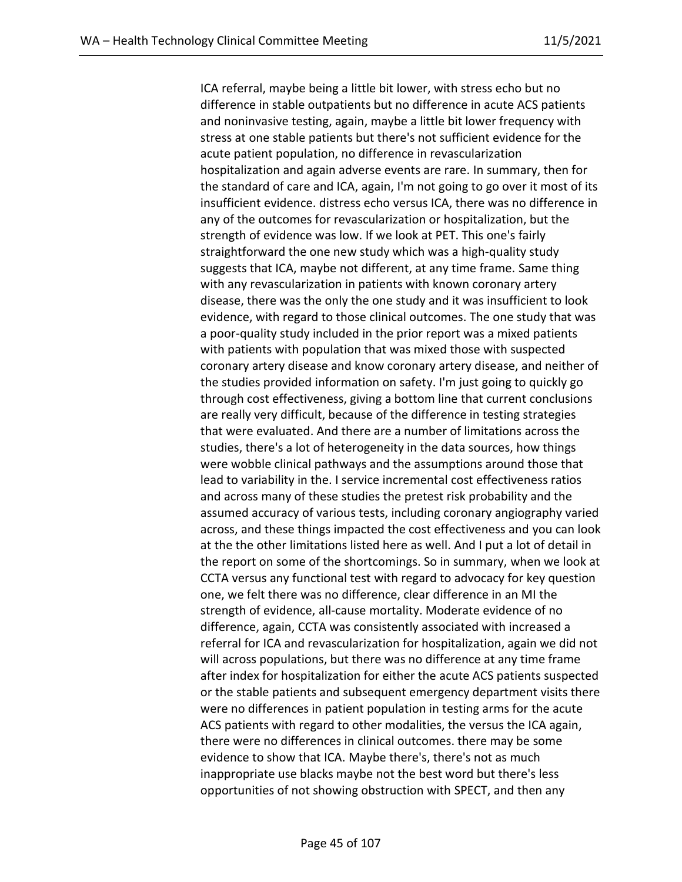ICA referral, maybe being a little bit lower, with stress echo but no difference in stable outpatients but no difference in acute ACS patients and noninvasive testing, again, maybe a little bit lower frequency with stress at one stable patients but there's not sufficient evidence for the acute patient population, no difference in revascularization hospitalization and again adverse events are rare. In summary, then for the standard of care and ICA, again, I'm not going to go over it most of its insufficient evidence. distress echo versus ICA, there was no difference in any of the outcomes for revascularization or hospitalization, but the strength of evidence was low. If we look at PET. This one's fairly straightforward the one new study which was a high-quality study suggests that ICA, maybe not different, at any time frame. Same thing with any revascularization in patients with known coronary artery disease, there was the only the one study and it was insufficient to look evidence, with regard to those clinical outcomes. The one study that was a poor-quality study included in the prior report was a mixed patients with patients with population that was mixed those with suspected coronary artery disease and know coronary artery disease, and neither of the studies provided information on safety. I'm just going to quickly go through cost effectiveness, giving a bottom line that current conclusions are really very difficult, because of the difference in testing strategies that were evaluated. And there are a number of limitations across the studies, there's a lot of heterogeneity in the data sources, how things were wobble clinical pathways and the assumptions around those that lead to variability in the. I service incremental cost effectiveness ratios and across many of these studies the pretest risk probability and the assumed accuracy of various tests, including coronary angiography varied across, and these things impacted the cost effectiveness and you can look at the the other limitations listed here as well. And I put a lot of detail in the report on some of the shortcomings. So in summary, when we look at CCTA versus any functional test with regard to advocacy for key question one, we felt there was no difference, clear difference in an MI the strength of evidence, all-cause mortality. Moderate evidence of no difference, again, CCTA was consistently associated with increased a referral for ICA and revascularization for hospitalization, again we did not will across populations, but there was no difference at any time frame after index for hospitalization for either the acute ACS patients suspected or the stable patients and subsequent emergency department visits there were no differences in patient population in testing arms for the acute ACS patients with regard to other modalities, the versus the ICA again, there were no differences in clinical outcomes. there may be some evidence to show that ICA. Maybe there's, there's not as much inappropriate use blacks maybe not the best word but there's less opportunities of not showing obstruction with SPECT, and then any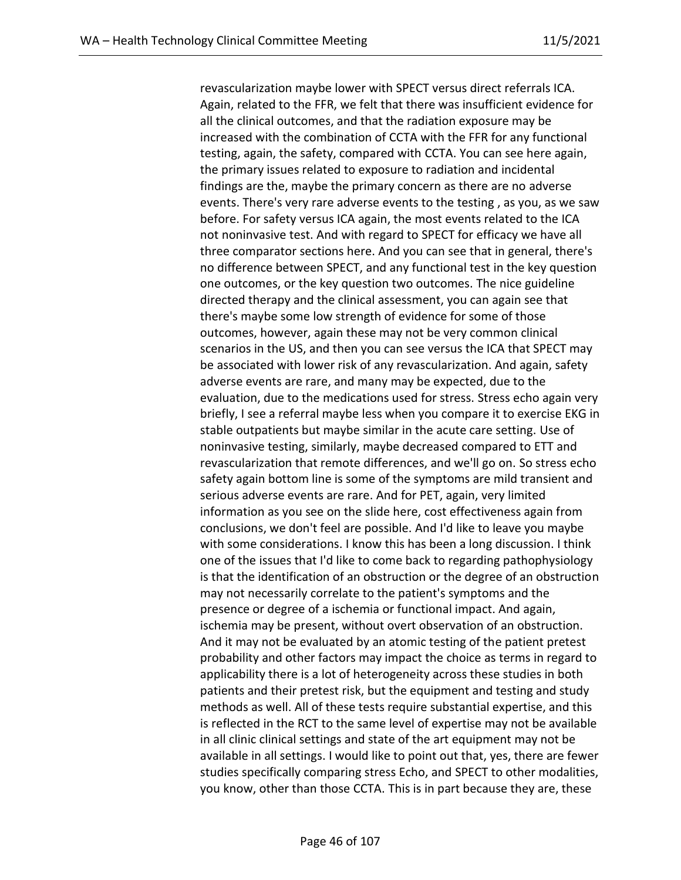revascularization maybe lower with SPECT versus direct referrals ICA. Again, related to the FFR, we felt that there was insufficient evidence for all the clinical outcomes, and that the radiation exposure may be increased with the combination of CCTA with the FFR for any functional testing, again, the safety, compared with CCTA. You can see here again, the primary issues related to exposure to radiation and incidental findings are the, maybe the primary concern as there are no adverse events. There's very rare adverse events to the testing , as you, as we saw before. For safety versus ICA again, the most events related to the ICA not noninvasive test. And with regard to SPECT for efficacy we have all three comparator sections here. And you can see that in general, there's no difference between SPECT, and any functional test in the key question one outcomes, or the key question two outcomes. The nice guideline directed therapy and the clinical assessment, you can again see that there's maybe some low strength of evidence for some of those outcomes, however, again these may not be very common clinical scenarios in the US, and then you can see versus the ICA that SPECT may be associated with lower risk of any revascularization. And again, safety adverse events are rare, and many may be expected, due to the evaluation, due to the medications used for stress. Stress echo again very briefly, I see a referral maybe less when you compare it to exercise EKG in stable outpatients but maybe similar in the acute care setting. Use of noninvasive testing, similarly, maybe decreased compared to ETT and revascularization that remote differences, and we'll go on. So stress echo safety again bottom line is some of the symptoms are mild transient and serious adverse events are rare. And for PET, again, very limited information as you see on the slide here, cost effectiveness again from conclusions, we don't feel are possible. And I'd like to leave you maybe with some considerations. I know this has been a long discussion. I think one of the issues that I'd like to come back to regarding pathophysiology is that the identification of an obstruction or the degree of an obstruction may not necessarily correlate to the patient's symptoms and the presence or degree of a ischemia or functional impact. And again, ischemia may be present, without overt observation of an obstruction. And it may not be evaluated by an atomic testing of the patient pretest probability and other factors may impact the choice as terms in regard to applicability there is a lot of heterogeneity across these studies in both patients and their pretest risk, but the equipment and testing and study methods as well. All of these tests require substantial expertise, and this is reflected in the RCT to the same level of expertise may not be available in all clinic clinical settings and state of the art equipment may not be available in all settings. I would like to point out that, yes, there are fewer studies specifically comparing stress Echo, and SPECT to other modalities, you know, other than those CCTA. This is in part because they are, these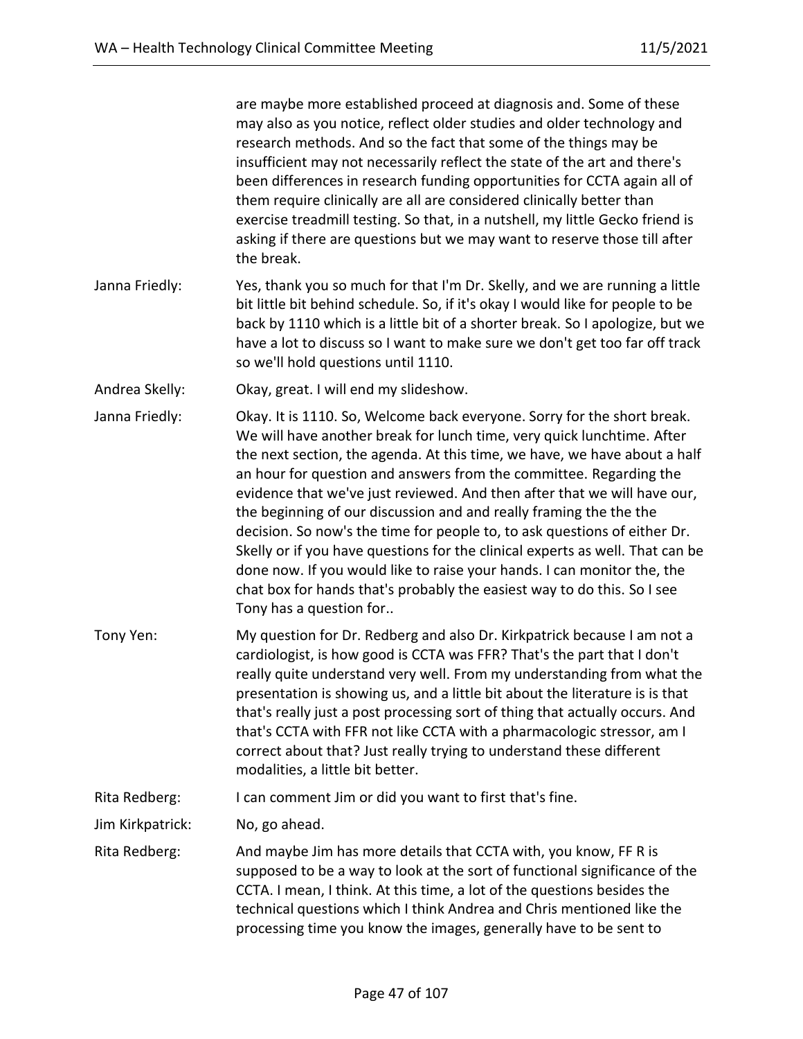are maybe more established proceed at diagnosis and. Some of these may also as you notice, reflect older studies and older technology and research methods. And so the fact that some of the things may be insufficient may not necessarily reflect the state of the art and there's been differences in research funding opportunities for CCTA again all of them require clinically are all are considered clinically better than exercise treadmill testing. So that, in a nutshell, my little Gecko friend is asking if there are questions but we may want to reserve those till after the break.

Janna Friedly: Yes, thank you so much for that I'm Dr. Skelly, and we are running a little bit little bit behind schedule. So, if it's okay I would like for people to be back by 1110 which is a little bit of a shorter break. So I apologize, but we have a lot to discuss so I want to make sure we don't get too far off track so we'll hold questions until 1110.

Andrea Skelly: Okay, great. I will end my slideshow.

Janna Friedly: Okay. It is 1110. So, Welcome back everyone. Sorry for the short break. We will have another break for lunch time, very quick lunchtime. After the next section, the agenda. At this time, we have, we have about a half an hour for question and answers from the committee. Regarding the evidence that we've just reviewed. And then after that we will have our, the beginning of our discussion and and really framing the the the decision. So now's the time for people to, to ask questions of either Dr. Skelly or if you have questions for the clinical experts as well. That can be done now. If you would like to raise your hands. I can monitor the, the chat box for hands that's probably the easiest way to do this. So I see Tony has a question for..

Tony Yen: My question for Dr. Redberg and also Dr. Kirkpatrick because I am not a cardiologist, is how good is CCTA was FFR? That's the part that I don't really quite understand very well. From my understanding from what the presentation is showing us, and a little bit about the literature is is that that's really just a post processing sort of thing that actually occurs. And that's CCTA with FFR not like CCTA with a pharmacologic stressor, am I correct about that? Just really trying to understand these different modalities, a little bit better.

Rita Redberg: I can comment Jim or did you want to first that's fine.

Jim Kirkpatrick: No, go ahead.

Rita Redberg: And maybe Jim has more details that CCTA with, you know, FF R is supposed to be a way to look at the sort of functional significance of the CCTA. I mean, I think. At this time, a lot of the questions besides the technical questions which I think Andrea and Chris mentioned like the processing time you know the images, generally have to be sent to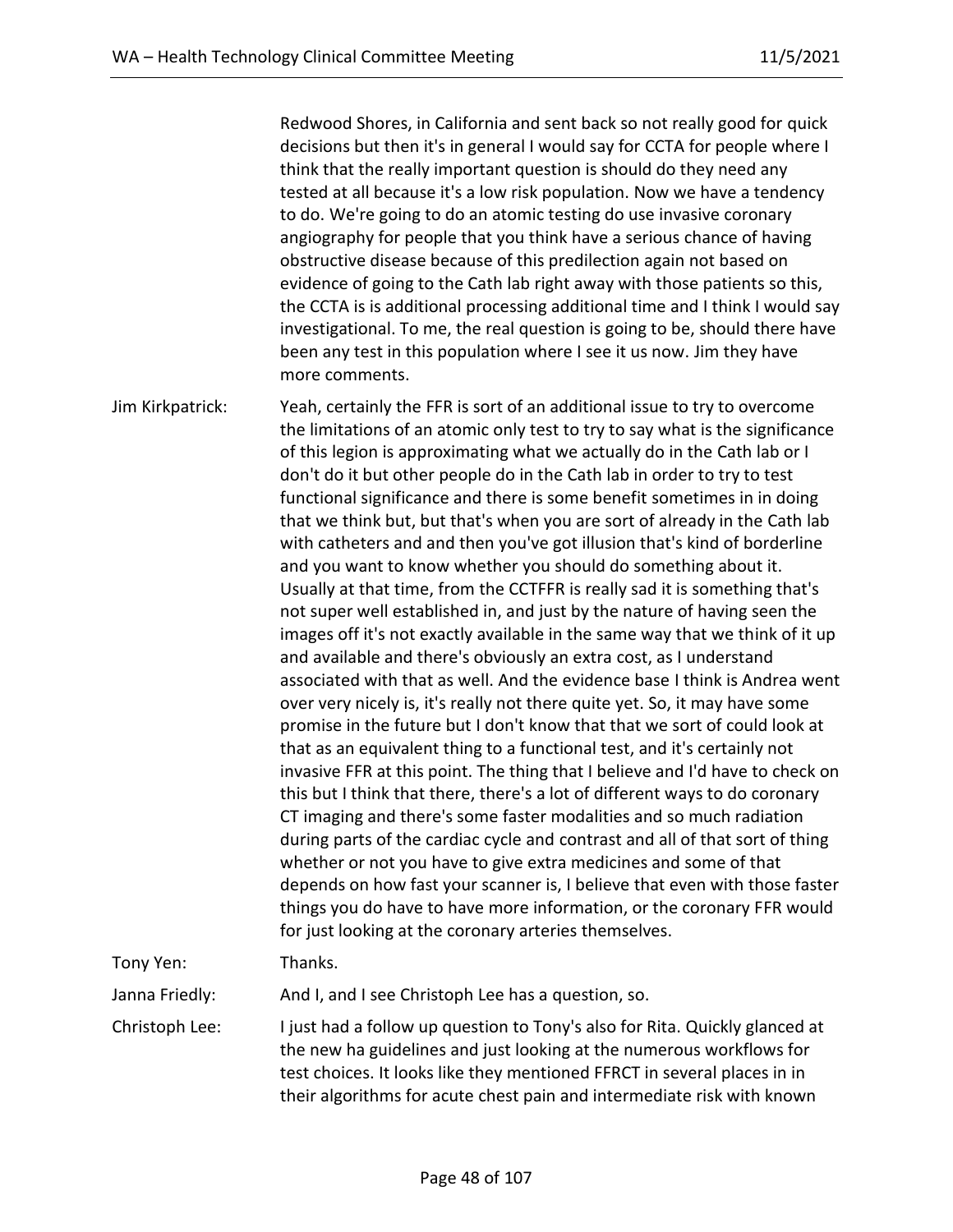Redwood Shores, in California and sent back so not really good for quick decisions but then it's in general I would say for CCTA for people where I think that the really important question is should do they need any tested at all because it's a low risk population. Now we have a tendency to do. We're going to do an atomic testing do use invasive coronary angiography for people that you think have a serious chance of having obstructive disease because of this predilection again not based on evidence of going to the Cath lab right away with those patients so this, the CCTA is is additional processing additional time and I think I would say investigational. To me, the real question is going to be, should there have been any test in this population where I see it us now. Jim they have more comments.

**Jim Kirkpatrick:** Yeah, certainly the FFR is sort of an additional issue to try to overcome the limitations of an atomic only test to try to say what is the significance of this legion is approximating what we actually do in the Cath lab or I don't do it but other people do in the Cath lab in order to try to test functional significance and there is some benefit sometimes in in doing that we think but, but that's when you are sort of already in the Cath lab with catheters and and then you've got illusion that's kind of borderline and you want to know whether you should do something about it. Usually at that time, from the CCTFFR is really sad it is something that's not super well established in, and just by the nature of having seen the images off it's not exactly available in the same way that we think of it up and available and there's obviously an extra cost, as I understand associated with that as well. And the evidence base I think is Andrea went over very nicely is, it's really not there quite yet. So, it may have some promise in the future but I don't know that that we sort of could look at that as an equivalent thing to a functional test, and it's certainly not invasive FFR at this point. The thing that I believe and I'd have to check on this but I think that there, there's a lot of different ways to do coronary CT imaging and there's some faster modalities and so much radiation during parts of the cardiac cycle and contrast and all of that sort of thing whether or not you have to give extra medicines and some of that depends on how fast your scanner is, I believe that even with those faster things you do have to have more information, or the coronary FFR would for just looking at the coronary arteries themselves.

**Tony Yen:** Thanks.

**Janna Friedly:** And I, and I see Christoph Lee has a question, so.

**Christoph Lee:** I just had a follow up question to Tony's also for Rita. Quickly glanced at the new ha guidelines and just looking at the numerous workflows for test choices. It looks like they mentioned FFRCT in several places in in their algorithms for acute chest pain and intermediate risk with known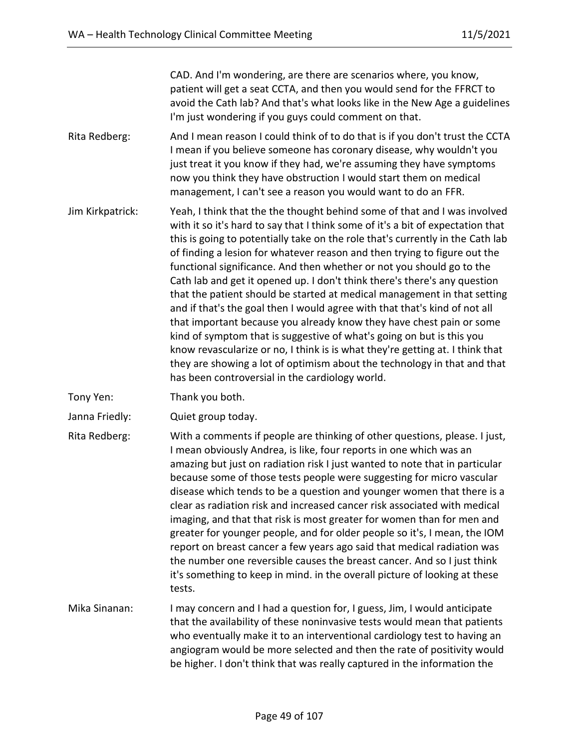CAD. And I'm wondering, are there are scenarios where, you know, patient will get a seat CCTA, and then you would send for the FFRCT to avoid the Cath lab? And that's what looks like in the New Age a guidelines I'm just wondering if you guys could comment on that.

Rita Redberg: And I mean reason I could think of to do that is if you don't trust the CCTA I mean if you believe someone has coronary disease, why wouldn't you just treat it you know if they had, we're assuming they have symptoms now you think they have obstruction I would start them on medical management, I can't see a reason you would want to do an FFR.

Jim Kirkpatrick: Yeah, I think that the the thought behind some of that and I was involved with it so it's hard to say that I think some of it's a bit of expectation that this is going to potentially take on the role that's currently in the Cath lab of finding a lesion for whatever reason and then trying to figure out the functional significance. And then whether or not you should go to the Cath lab and get it opened up. I don't think there's there's any question that the patient should be started at medical management in that setting and if that's the goal then I would agree with that that's kind of not all that important because you already know they have chest pain or some kind of symptom that is suggestive of what's going on but is this you know revascularize or no, I think is is what they're getting at. I think that they are showing a lot of optimism about the technology in that and that has been controversial in the cardiology world.

Tony Yen: Thank you both.

Janna Friedly: Quiet group today.

Rita Redberg: With a comments if people are thinking of other questions, please. I just, I mean obviously Andrea, is like, four reports in one which was an amazing but just on radiation risk I just wanted to note that in particular because some of those tests people were suggesting for micro vascular disease which tends to be a question and younger women that there is a clear as radiation risk and increased cancer risk associated with medical imaging, and that that risk is most greater for women than for men and greater for younger people, and for older people so it's, I mean, the IOM report on breast cancer a few years ago said that medical radiation was the number one reversible causes the breast cancer. And so I just think it's something to keep in mind. in the overall picture of looking at these tests.

Mika Sinanan: I may concern and I had a question for, I guess, Jim, I would anticipate that the availability of these noninvasive tests would mean that patients who eventually make it to an interventional cardiology test to having an angiogram would be more selected and then the rate of positivity would be higher. I don't think that was really captured in the information the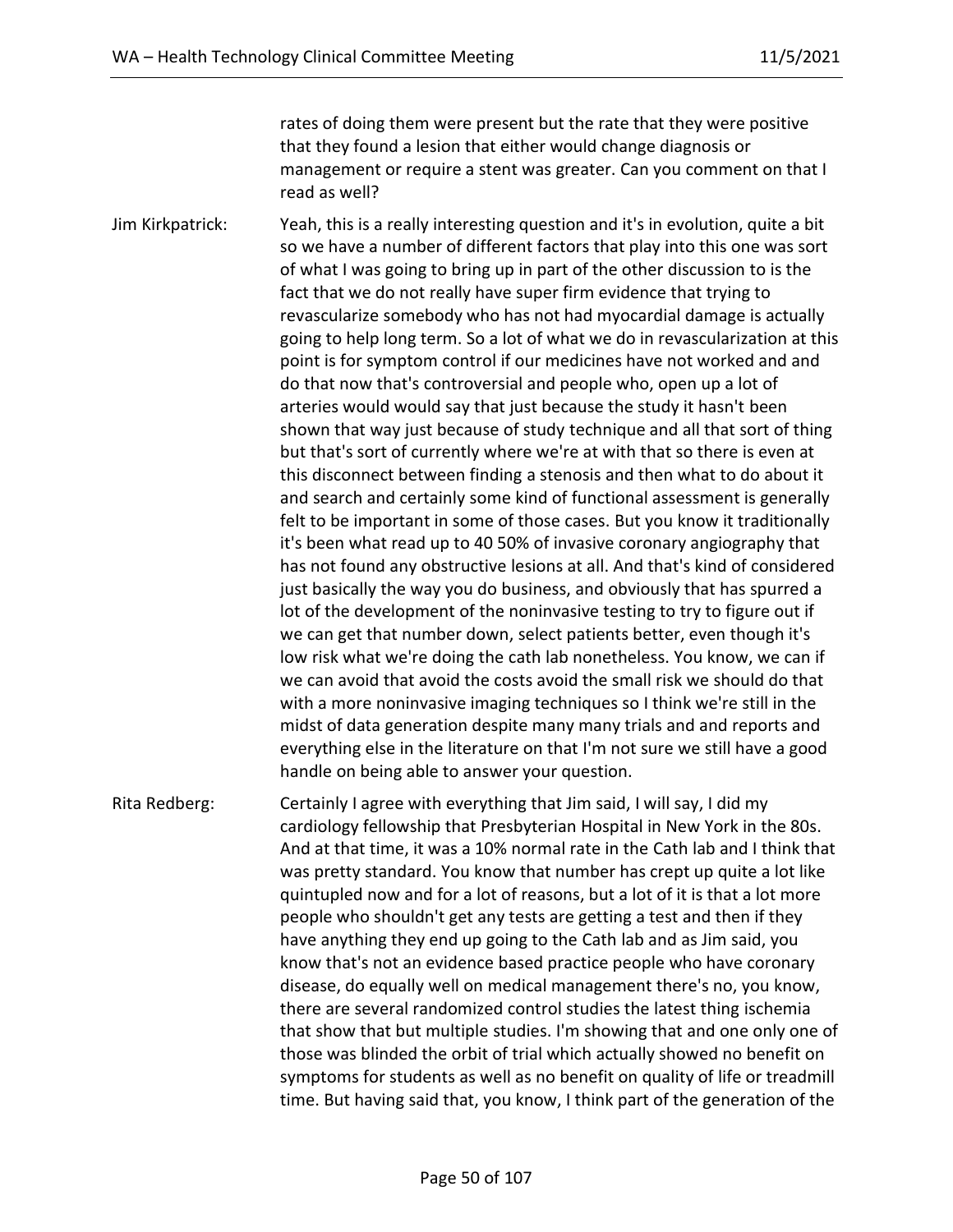rates of doing them were present but the rate that they were positive that they found a lesion that either would change diagnosis or management or require a stent was greater. Can you comment on that I read as well?

Jim Kirkpatrick: Yeah, this is a really interesting question and it's in evolution, quite a bit so we have a number of different factors that play into this one was sort of what I was going to bring up in part of the other discussion to is the fact that we do not really have super firm evidence that trying to revascularize somebody who has not had myocardial damage is actually going to help long term. So a lot of what we do in revascularization at this point is for symptom control if our medicines have not worked and and do that now that's controversial and people who, open up a lot of arteries would would say that just because the study it hasn't been shown that way just because of study technique and all that sort of thing but that's sort of currently where we're at with that so there is even at this disconnect between finding a stenosis and then what to do about it and search and certainly some kind of functional assessment is generally felt to be important in some of those cases. But you know it traditionally it's been what read up to 40 50% of invasive coronary angiography that has not found any obstructive lesions at all. And that's kind of considered just basically the way you do business, and obviously that has spurred a lot of the development of the noninvasive testing to try to figure out if we can get that number down, select patients better, even though it's low risk what we're doing the cath lab nonetheless. You know, we can if we can avoid that avoid the costs avoid the small risk we should do that with a more noninvasive imaging techniques so I think we're still in the midst of data generation despite many many trials and and reports and everything else in the literature on that I'm not sure we still have a good handle on being able to answer your question.

Rita Redberg: Certainly I agree with everything that Jim said, I will say, I did my cardiology fellowship that Presbyterian Hospital in New York in the 80s. And at that time, it was a 10% normal rate in the Cath lab and I think that was pretty standard. You know that number has crept up quite a lot like quintupled now and for a lot of reasons, but a lot of it is that a lot more people who shouldn't get any tests are getting a test and then if they have anything they end up going to the Cath lab and as Jim said, you know that's not an evidence based practice people who have coronary disease, do equally well on medical management there's no, you know, there are several randomized control studies the latest thing ischemia that show that but multiple studies. I'm showing that and one only one of those was blinded the orbit of trial which actually showed no benefit on symptoms for students as well as no benefit on quality of life or treadmill time. But having said that, you know, I think part of the generation of the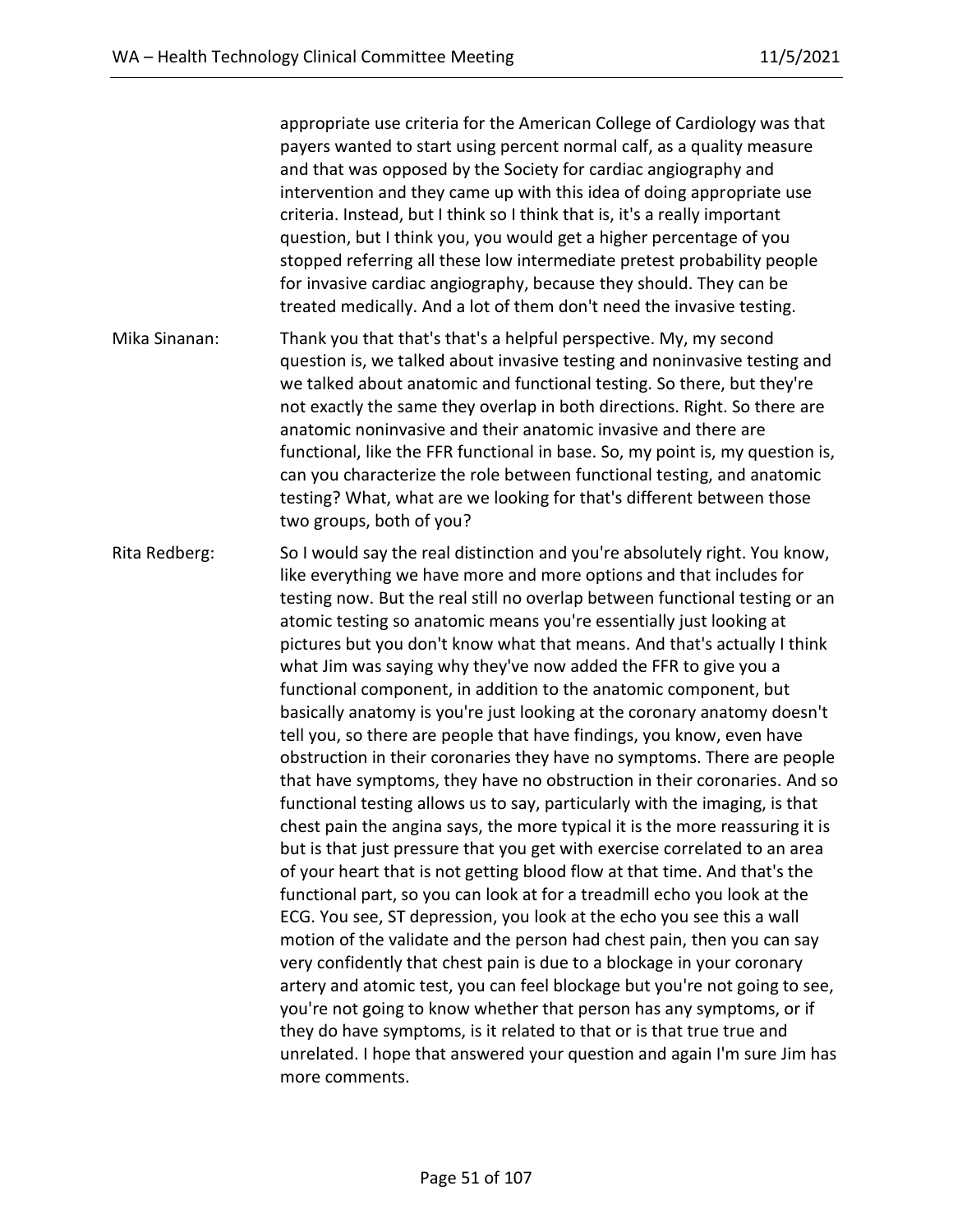appropriate use criteria for the American College of Cardiology was that payers wanted to start using percent normal calf, as a quality measure and that was opposed by the Society for cardiac angiography and intervention and they came up with this idea of doing appropriate use criteria. Instead, but I think so I think that is, it's a really important question, but I think you, you would get a higher percentage of you stopped referring all these low intermediate pretest probability people for invasive cardiac angiography, because they should. They can be treated medically. And a lot of them don't need the invasive testing.

Mika Sinanan: Thank you that that's that's a helpful perspective. My, my second question is, we talked about invasive testing and noninvasive testing and we talked about anatomic and functional testing. So there, but they're not exactly the same they overlap in both directions. Right. So there are anatomic noninvasive and their anatomic invasive and there are functional, like the FFR functional in base. So, my point is, my question is, can you characterize the role between functional testing, and anatomic testing? What, what are we looking for that's different between those two groups, both of you?

Rita Redberg: So I would say the real distinction and you're absolutely right. You know, like everything we have more and more options and that includes for testing now. But the real still no overlap between functional testing or an atomic testing so anatomic means you're essentially just looking at pictures but you don't know what that means. And that's actually I think what Jim was saying why they've now added the FFR to give you a functional component, in addition to the anatomic component, but basically anatomy is you're just looking at the coronary anatomy doesn't tell you, so there are people that have findings, you know, even have obstruction in their coronaries they have no symptoms. There are people that have symptoms, they have no obstruction in their coronaries. And so functional testing allows us to say, particularly with the imaging, is that chest pain the angina says, the more typical it is the more reassuring it is but is that just pressure that you get with exercise correlated to an area of your heart that is not getting blood flow at that time. And that's the functional part, so you can look at for a treadmill echo you look at the ECG. You see, ST depression, you look at the echo you see this a wall motion of the validate and the person had chest pain, then you can say very confidently that chest pain is due to a blockage in your coronary artery and atomic test, you can feel blockage but you're not going to see, you're not going to know whether that person has any symptoms, or if they do have symptoms, is it related to that or is that true true and unrelated. I hope that answered your question and again I'm sure Jim has more comments.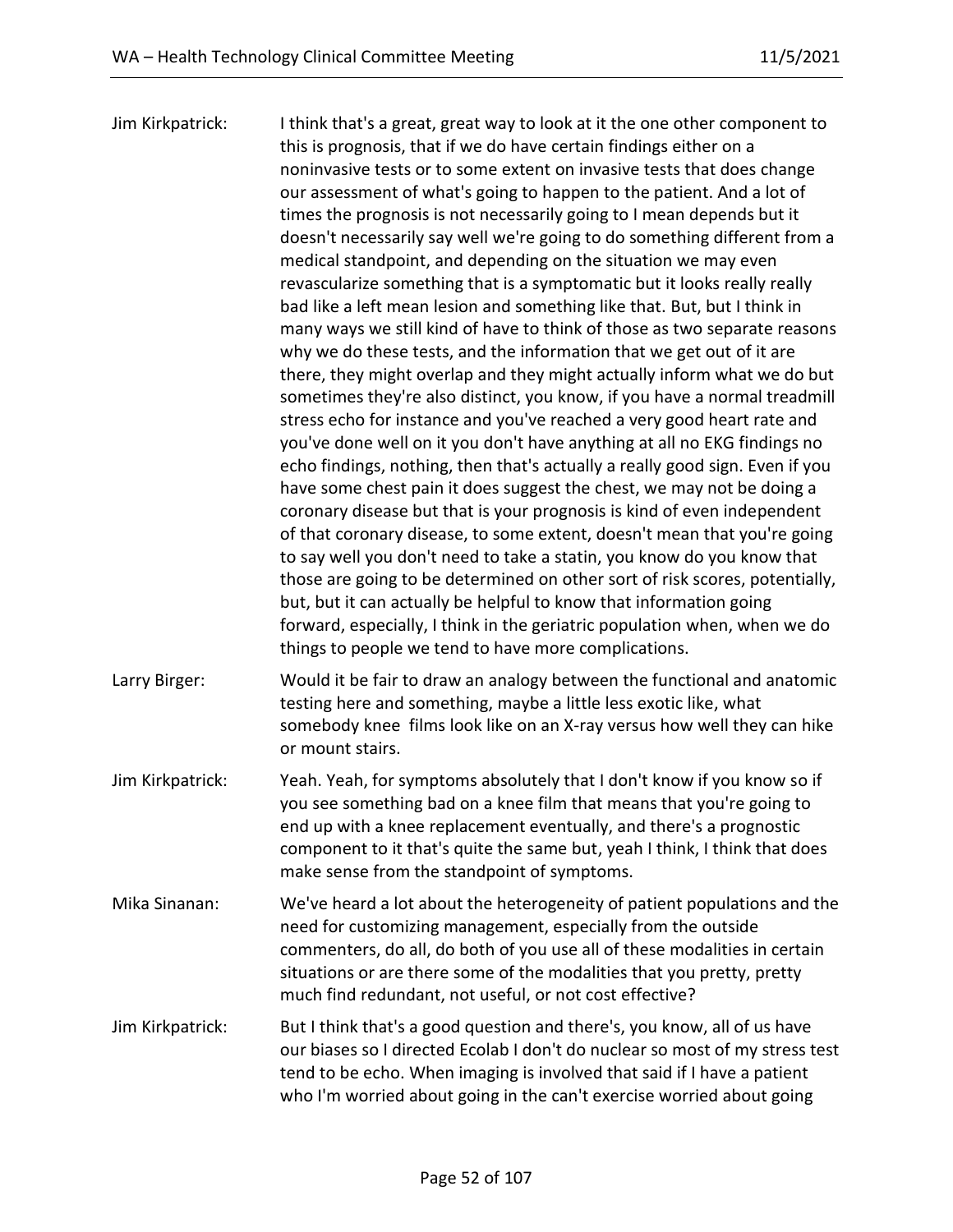Jim Kirkpatrick: I think that's a great, great way to look at it the one other component to this is prognosis, that if we do have certain findings either on a noninvasive tests or to some extent on invasive tests that does change our assessment of what's going to happen to the patient. And a lot of times the prognosis is not necessarily going to I mean depends but it doesn't necessarily say well we're going to do something different from a medical standpoint, and depending on the situation we may even revascularize something that is a symptomatic but it looks really really bad like a left mean lesion and something like that. But, but I think in many ways we still kind of have to think of those as two separate reasons why we do these tests, and the information that we get out of it are there, they might overlap and they might actually inform what we do but sometimes they're also distinct, you know, if you have a normal treadmill stress echo for instance and you've reached a very good heart rate and you've done well on it you don't have anything at all no EKG findings no echo findings, nothing, then that's actually a really good sign. Even if you have some chest pain it does suggest the chest, we may not be doing a coronary disease but that is your prognosis is kind of even independent of that coronary disease, to some extent, doesn't mean that you're going to say well you don't need to take a statin, you know do you know that those are going to be determined on other sort of risk scores, potentially, but, but it can actually be helpful to know that information going forward, especially, I think in the geriatric population when, when we do things to people we tend to have more complications.

Larry Birger: Would it be fair to draw an analogy between the functional and anatomic testing here and something, maybe a little less exotic like, what somebody knee films look like on an X-ray versus how well they can hike or mount stairs.

Jim Kirkpatrick: Yeah. Yeah, for symptoms absolutely that I don't know if you know so if you see something bad on a knee film that means that you're going to end up with a knee replacement eventually, and there's a prognostic component to it that's quite the same but, yeah I think, I think that does make sense from the standpoint of symptoms.

Mika Sinanan: We've heard a lot about the heterogeneity of patient populations and the need for customizing management, especially from the outside commenters, do all, do both of you use all of these modalities in certain situations or are there some of the modalities that you pretty, pretty much find redundant, not useful, or not cost effective?

Jim Kirkpatrick: But I think that's a good question and there's, you know, all of us have our biases so I directed Ecolab I don't do nuclear so most of my stress test tend to be echo. When imaging is involved that said if I have a patient who I'm worried about going in the can't exercise worried about going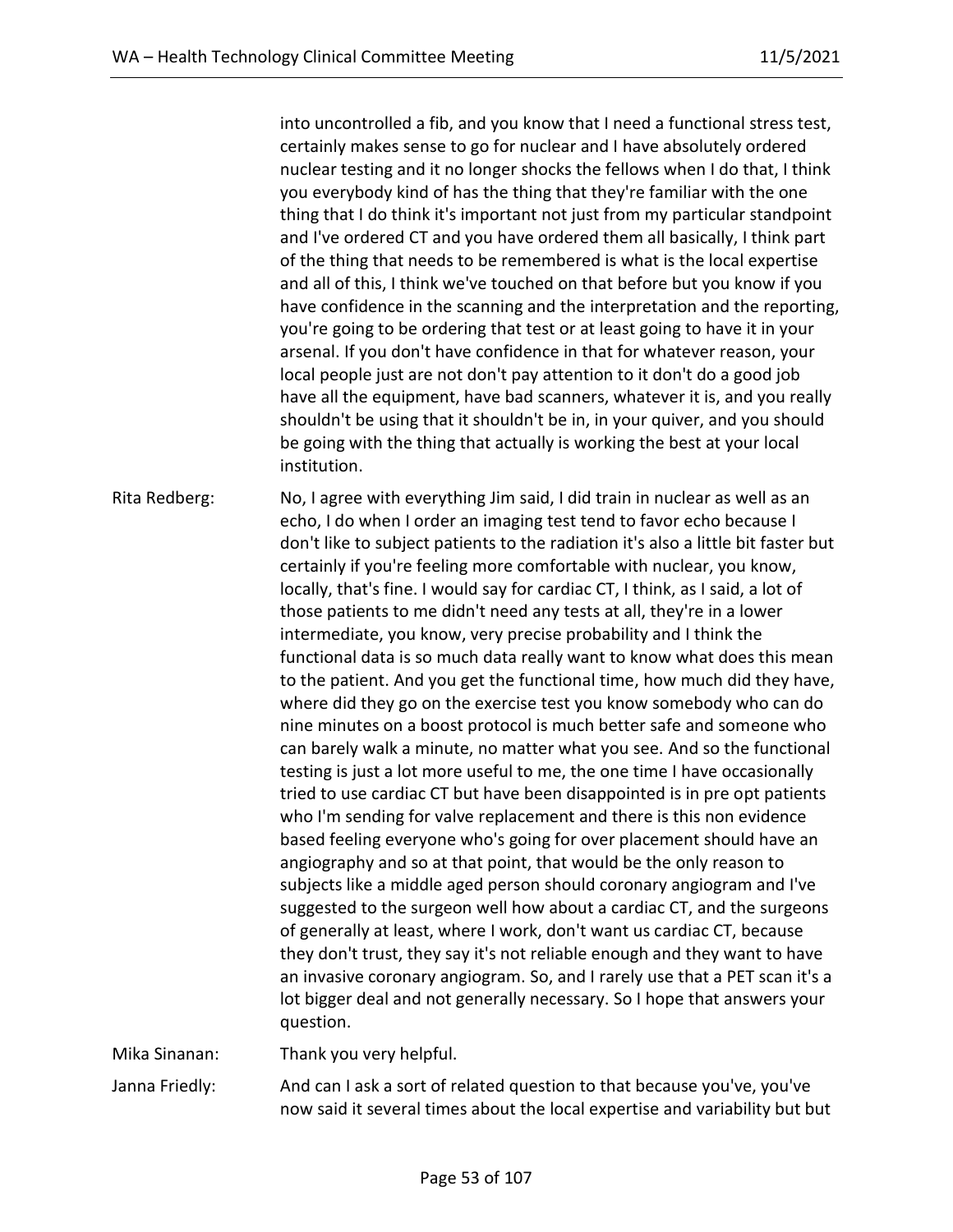into uncontrolled a fib, and you know that I need a functional stress test, certainly makes sense to go for nuclear and I have absolutely ordered nuclear testing and it no longer shocks the fellows when I do that, I think you everybody kind of has the thing that they're familiar with the one thing that I do think it's important not just from my particular standpoint and I've ordered CT and you have ordered them all basically, I think part of the thing that needs to be remembered is what is the local expertise and all of this, I think we've touched on that before but you know if you have confidence in the scanning and the interpretation and the reporting, you're going to be ordering that test or at least going to have it in your arsenal. If you don't have confidence in that for whatever reason, your local people just are not don't pay attention to it don't do a good job have all the equipment, have bad scanners, whatever it is, and you really shouldn't be using that it shouldn't be in, in your quiver, and you should be going with the thing that actually is working the best at your local institution.

Rita Redberg: No, I agree with everything Jim said, I did train in nuclear as well as an echo, I do when I order an imaging test tend to favor echo because I don't like to subject patients to the radiation it's also a little bit faster but certainly if you're feeling more comfortable with nuclear, you know, locally, that's fine. I would say for cardiac CT, I think, as I said, a lot of those patients to me didn't need any tests at all, they're in a lower intermediate, you know, very precise probability and I think the functional data is so much data really want to know what does this mean to the patient. And you get the functional time, how much did they have, where did they go on the exercise test you know somebody who can do nine minutes on a boost protocol is much better safe and someone who can barely walk a minute, no matter what you see. And so the functional testing is just a lot more useful to me, the one time I have occasionally tried to use cardiac CT but have been disappointed is in pre opt patients who I'm sending for valve replacement and there is this non evidence based feeling everyone who's going for over placement should have an angiography and so at that point, that would be the only reason to subjects like a middle aged person should coronary angiogram and I've suggested to the surgeon well how about a cardiac CT, and the surgeons of generally at least, where I work, don't want us cardiac CT, because they don't trust, they say it's not reliable enough and they want to have an invasive coronary angiogram. So, and I rarely use that a PET scan it's a lot bigger deal and not generally necessary. So I hope that answers your question.

Mika Sinanan: Thank you very helpful.

Janna Friedly: And can I ask a sort of related question to that because you've, you've now said it several times about the local expertise and variability but but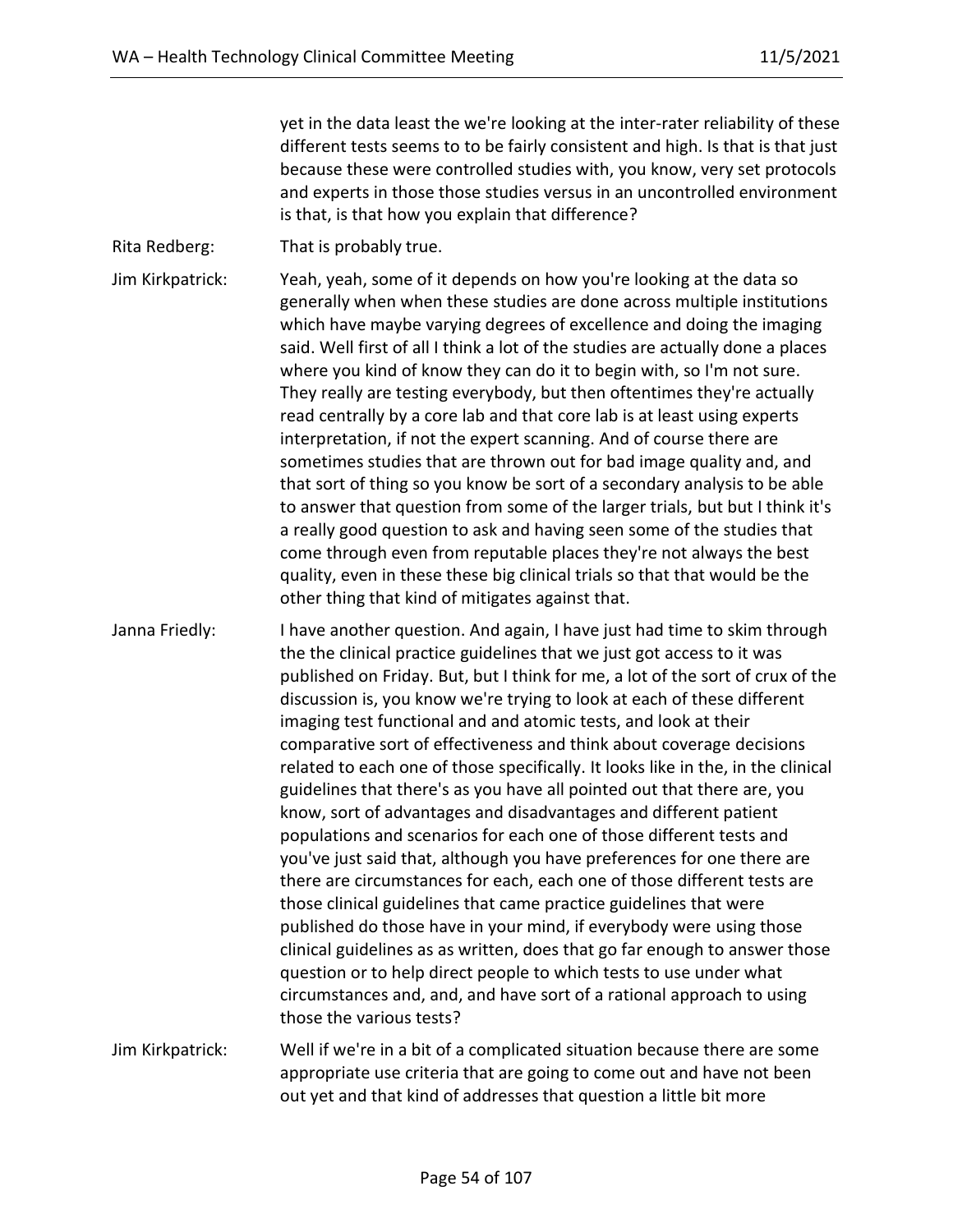yet in the data least the we're looking at the inter-rater reliability of these different tests seems to to be fairly consistent and high. Is that is that just because these were controlled studies with, you know, very set protocols and experts in those those studies versus in an uncontrolled environment is that, is that how you explain that difference?

Rita Redberg: That is probably true.

Jim Kirkpatrick: Yeah, yeah, some of it depends on how you're looking at the data so generally when when these studies are done across multiple institutions which have maybe varying degrees of excellence and doing the imaging said. Well first of all I think a lot of the studies are actually done a places where you kind of know they can do it to begin with, so I'm not sure. They really are testing everybody, but then oftentimes they're actually read centrally by a core lab and that core lab is at least using experts interpretation, if not the expert scanning. And of course there are sometimes studies that are thrown out for bad image quality and, and that sort of thing so you know be sort of a secondary analysis to be able to answer that question from some of the larger trials, but but I think it's a really good question to ask and having seen some of the studies that come through even from reputable places they're not always the best quality, even in these these big clinical trials so that that would be the other thing that kind of mitigates against that.

Janna Friedly: I have another question. And again, I have just had time to skim through the the clinical practice guidelines that we just got access to it was published on Friday. But, but I think for me, a lot of the sort of crux of the discussion is, you know we're trying to look at each of these different imaging test functional and and atomic tests, and look at their comparative sort of effectiveness and think about coverage decisions related to each one of those specifically. It looks like in the, in the clinical guidelines that there's as you have all pointed out that there are, you know, sort of advantages and disadvantages and different patient populations and scenarios for each one of those different tests and you've just said that, although you have preferences for one there are there are circumstances for each, each one of those different tests are those clinical guidelines that came practice guidelines that were published do those have in your mind, if everybody were using those clinical guidelines as as written, does that go far enough to answer those question or to help direct people to which tests to use under what circumstances and, and, and have sort of a rational approach to using those the various tests?

Jim Kirkpatrick: Well if we're in a bit of a complicated situation because there are some appropriate use criteria that are going to come out and have not been out yet and that kind of addresses that question a little bit more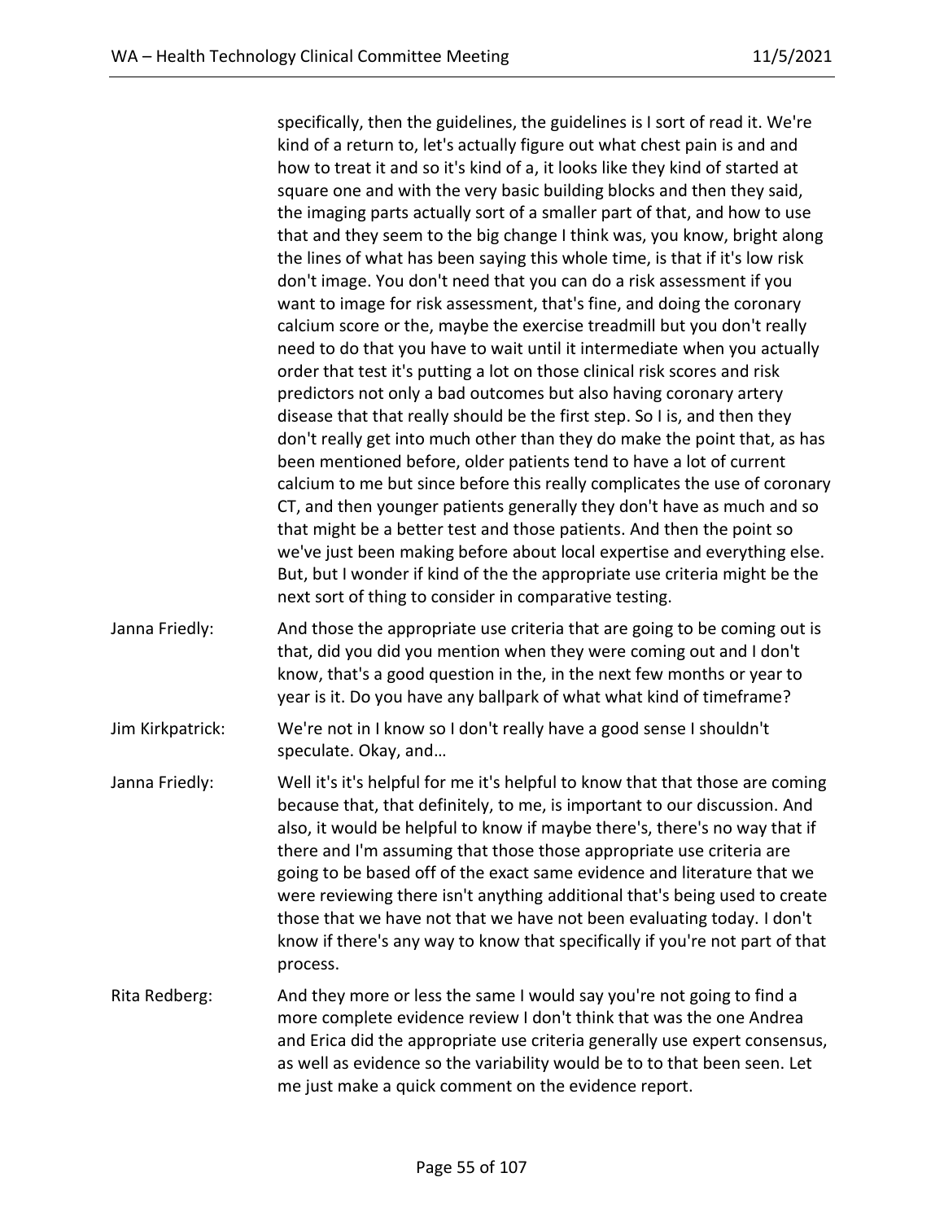specifically, then the guidelines, the guidelines is I sort of read it. We're kind of a return to, let's actually figure out what chest pain is and and how to treat it and so it's kind of a, it looks like they kind of started at square one and with the very basic building blocks and then they said, the imaging parts actually sort of a smaller part of that, and how to use that and they seem to the big change I think was, you know, bright along the lines of what has been saying this whole time, is that if it's low risk don't image. You don't need that you can do a risk assessment if you want to image for risk assessment, that's fine, and doing the coronary calcium score or the, maybe the exercise treadmill but you don't really need to do that you have to wait until it intermediate when you actually order that test it's putting a lot on those clinical risk scores and risk predictors not only a bad outcomes but also having coronary artery disease that that really should be the first step. So I is, and then they don't really get into much other than they do make the point that, as has been mentioned before, older patients tend to have a lot of current calcium to me but since before this really complicates the use of coronary CT, and then younger patients generally they don't have as much and so that might be a better test and those patients. And then the point so we've just been making before about local expertise and everything else. But, but I wonder if kind of the the appropriate use criteria might be the next sort of thing to consider in comparative testing.

Janna Friedly: And those the appropriate use criteria that are going to be coming out is that, did you did you mention when they were coming out and I don't know, that's a good question in the, in the next few months or year to year is it. Do you have any ballpark of what what kind of timeframe?

Jim Kirkpatrick: We're not in I know so I don't really have a good sense I shouldn't speculate. Okay, and…

Janna Friedly: Well it's it's helpful for me it's helpful to know that that those are coming because that, that definitely, to me, is important to our discussion. And also, it would be helpful to know if maybe there's, there's no way that if there and I'm assuming that those those appropriate use criteria are going to be based off of the exact same evidence and literature that we were reviewing there isn't anything additional that's being used to create those that we have not that we have not been evaluating today. I don't know if there's any way to know that specifically if you're not part of that process.

Rita Redberg: And they more or less the same I would say you're not going to find a more complete evidence review I don't think that was the one Andrea and Erica did the appropriate use criteria generally use expert consensus, as well as evidence so the variability would be to to that been seen. Let me just make a quick comment on the evidence report.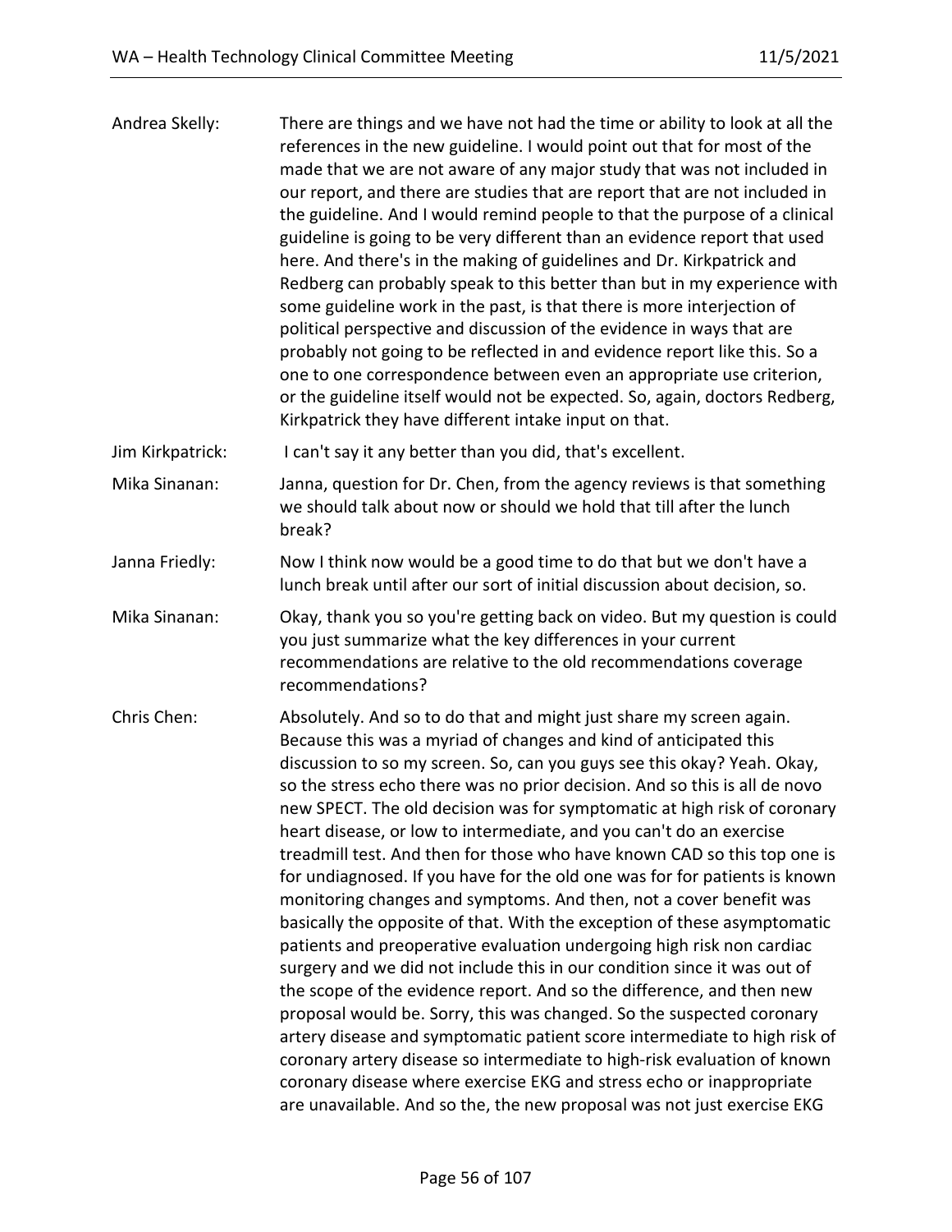| | |
|---|---|
| Andrea Skelly: | There are things and we have not had the time or ability to look at all the references in the new guideline. I would point out that for most of the made that we are not aware of any major study that was not included in our report, and there are studies that are report that are not included in the guideline. And I would remind people to that the purpose of a clinical guideline is going to be very different than an evidence report that used here. And there's in the making of guidelines and Dr. Kirkpatrick and Redberg can probably speak to this better than but in my experience with some guideline work in the past, is that there is more interjection of political perspective and discussion of the evidence in ways that are probably not going to be reflected in and evidence report like this. So a one to one correspondence between even an appropriate use criterion, or the guideline itself would not be expected. So, again, doctors Redberg, Kirkpatrick they have different intake input on that. |
| Jim Kirkpatrick: | I can't say it any better than you did, that's excellent. |
| Mika Sinanan: | Janna, question for Dr. Chen, from the agency reviews is that something we should talk about now or should we hold that till after the lunch break? |
| Janna Friedly: | Now I think now would be a good time to do that but we don't have a lunch break until after our sort of initial discussion about decision, so. |
| Mika Sinanan: | Okay, thank you so you're getting back on video. But my question is could you just summarize what the key differences in your current recommendations are relative to the old recommendations coverage recommendations? |
| Chris Chen: | Absolutely. And so to do that and might just share my screen again. Because this was a myriad of changes and kind of anticipated this discussion to so my screen. So, can you guys see this okay? Yeah. Okay, so the stress echo there was no prior decision. And so this is all de novo new SPECT. The old decision was for symptomatic at high risk of coronary heart disease, or low to intermediate, and you can't do an exercise treadmill test. And then for those who have known CAD so this top one is for undiagnosed. If you have for the old one was for for patients is known monitoring changes and symptoms. And then, not a cover benefit was basically the opposite of that. With the exception of these asymptomatic patients and preoperative evaluation undergoing high risk non cardiac surgery and we did not include this in our condition since it was out of the scope of the evidence report. And so the difference, and then new proposal would be. Sorry, this was changed. So the suspected coronary artery disease and symptomatic patient score intermediate to high risk of coronary artery disease so intermediate to high-risk evaluation of known coronary disease where exercise EKG and stress echo or inappropriate are unavailable. And so the, the new proposal was not just exercise EKG |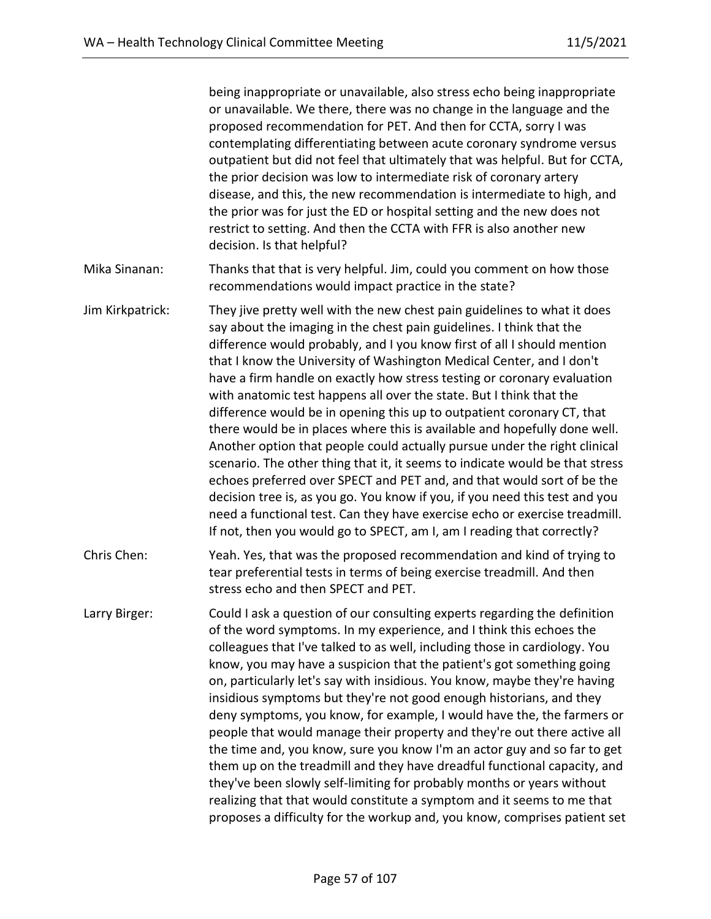being inappropriate or unavailable, also stress echo being inappropriate or unavailable. We there, there was no change in the language and the proposed recommendation for PET. And then for CCTA, sorry I was contemplating differentiating between acute coronary syndrome versus outpatient but did not feel that ultimately that was helpful. But for CCTA, the prior decision was low to intermediate risk of coronary artery disease, and this, the new recommendation is intermediate to high, and the prior was for just the ED or hospital setting and the new does not restrict to setting. And then the CCTA with FFR is also another new decision. Is that helpful?

Mika Sinanan: Thanks that that is very helpful. Jim, could you comment on how those recommendations would impact practice in the state?

Jim Kirkpatrick: They jive pretty well with the new chest pain guidelines to what it does say about the imaging in the chest pain guidelines. I think that the difference would probably, and I you know first of all I should mention that I know the University of Washington Medical Center, and I don't have a firm handle on exactly how stress testing or coronary evaluation with anatomic test happens all over the state. But I think that the difference would be in opening this up to outpatient coronary CT, that there would be in places where this is available and hopefully done well. Another option that people could actually pursue under the right clinical scenario. The other thing that it, it seems to indicate would be that stress echoes preferred over SPECT and PET and, and that would sort of be the decision tree is, as you go. You know if you, if you need this test and you need a functional test. Can they have exercise echo or exercise treadmill. If not, then you would go to SPECT, am I, am I reading that correctly?

Chris Chen: Yeah. Yes, that was the proposed recommendation and kind of trying to tear preferential tests in terms of being exercise treadmill. And then stress echo and then SPECT and PET.

Larry Birger: Could I ask a question of our consulting experts regarding the definition of the word symptoms. In my experience, and I think this echoes the colleagues that I've talked to as well, including those in cardiology. You know, you may have a suspicion that the patient's got something going on, particularly let's say with insidious. You know, maybe they're having insidious symptoms but they're not good enough historians, and they deny symptoms, you know, for example, I would have the, the farmers or people that would manage their property and they're out there active all the time and, you know, sure you know I'm an actor guy and so far to get them up on the treadmill and they have dreadful functional capacity, and they've been slowly self-limiting for probably months or years without realizing that that would constitute a symptom and it seems to me that proposes a difficulty for the workup and, you know, comprises patient set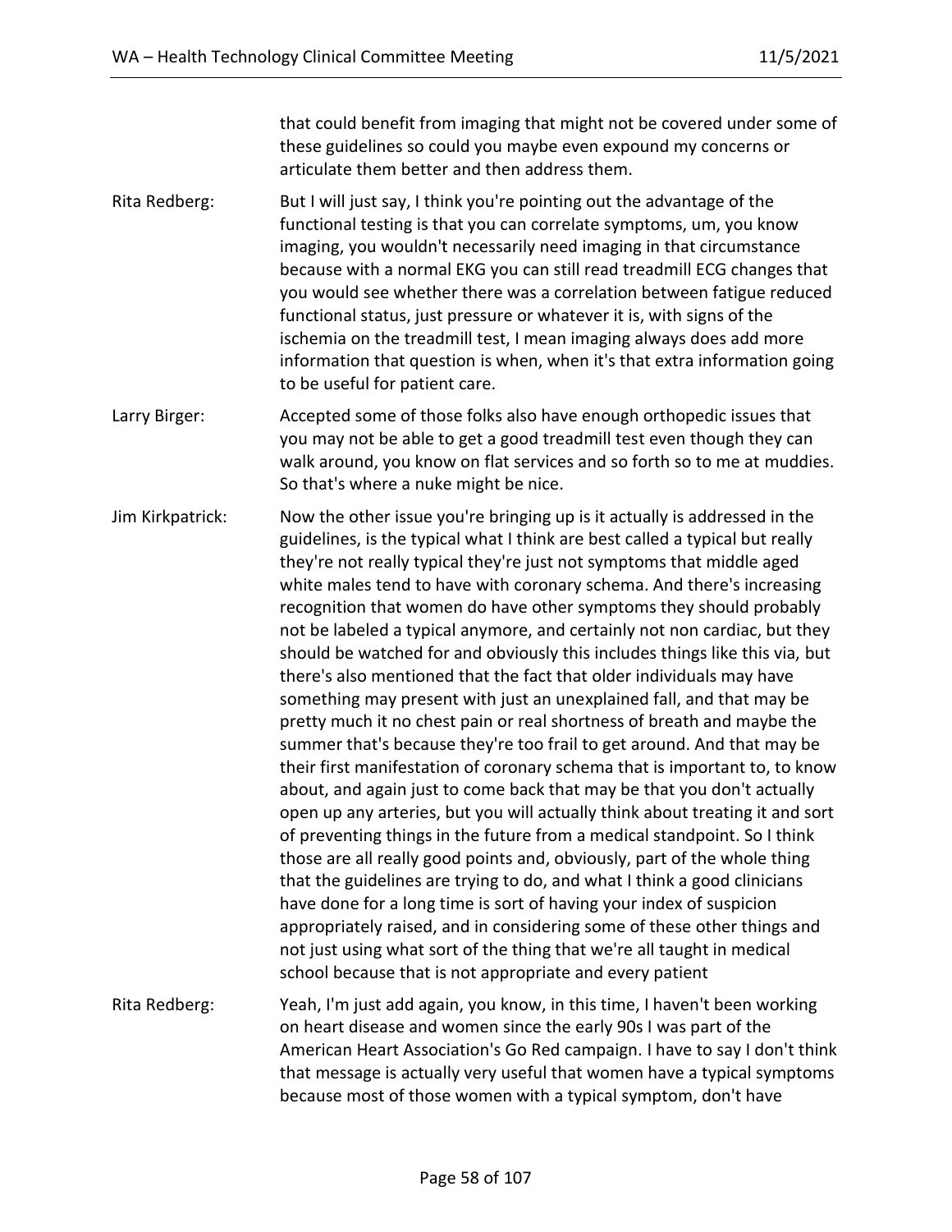that could benefit from imaging that might not be covered under some of these guidelines so could you maybe even expound my concerns or articulate them better and then address them.

Rita Redberg: But I will just say, I think you're pointing out the advantage of the functional testing is that you can correlate symptoms, um, you know imaging, you wouldn't necessarily need imaging in that circumstance because with a normal EKG you can still read treadmill ECG changes that you would see whether there was a correlation between fatigue reduced functional status, just pressure or whatever it is, with signs of the ischemia on the treadmill test, I mean imaging always does add more information that question is when, when it's that extra information going to be useful for patient care.

Larry Birger: Accepted some of those folks also have enough orthopedic issues that you may not be able to get a good treadmill test even though they can walk around, you know on flat services and so forth so to me at muddies. So that's where a nuke might be nice.

Jim Kirkpatrick: Now the other issue you're bringing up is it actually is addressed in the guidelines, is the typical what I think are best called a typical but really they're not really typical they're just not symptoms that middle aged white males tend to have with coronary schema. And there's increasing recognition that women do have other symptoms they should probably not be labeled a typical anymore, and certainly not non cardiac, but they should be watched for and obviously this includes things like this via, but there's also mentioned that the fact that older individuals may have something may present with just an unexplained fall, and that may be pretty much it no chest pain or real shortness of breath and maybe the summer that's because they're too frail to get around. And that may be their first manifestation of coronary schema that is important to, to know about, and again just to come back that may be that you don't actually open up any arteries, but you will actually think about treating it and sort of preventing things in the future from a medical standpoint. So I think those are all really good points and, obviously, part of the whole thing that the guidelines are trying to do, and what I think a good clinicians have done for a long time is sort of having your index of suspicion appropriately raised, and in considering some of these other things and not just using what sort of the thing that we're all taught in medical school because that is not appropriate and every patient

Rita Redberg: Yeah, I'm just add again, you know, in this time, I haven't been working on heart disease and women since the early 90s I was part of the American Heart Association's Go Red campaign. I have to say I don't think that message is actually very useful that women have a typical symptoms because most of those women with a typical symptom, don't have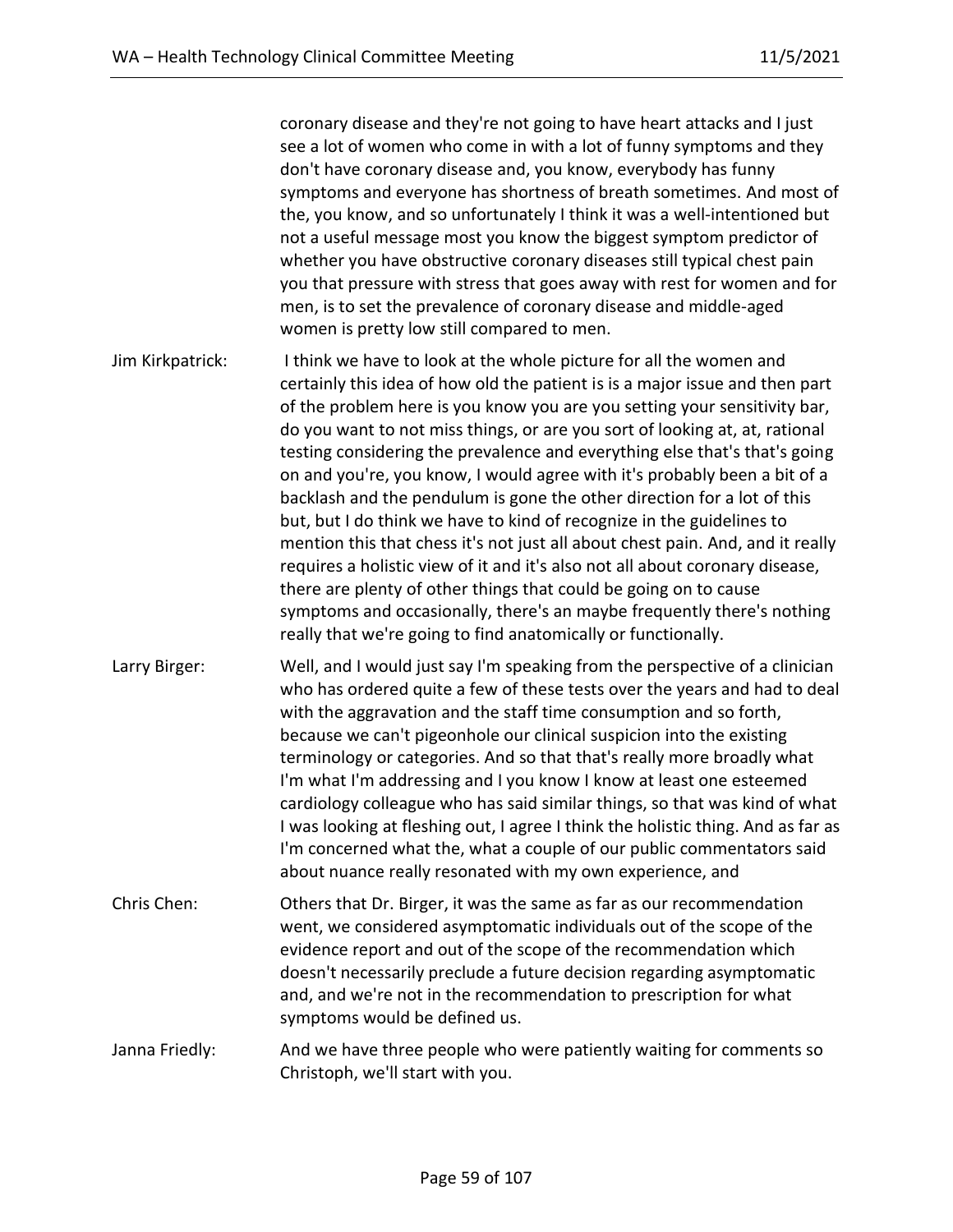coronary disease and they're not going to have heart attacks and I just see a lot of women who come in with a lot of funny symptoms and they don't have coronary disease and, you know, everybody has funny symptoms and everyone has shortness of breath sometimes. And most of the, you know, and so unfortunately I think it was a well-intentioned but not a useful message most you know the biggest symptom predictor of whether you have obstructive coronary diseases still typical chest pain you that pressure with stress that goes away with rest for women and for men, is to set the prevalence of coronary disease and middle-aged women is pretty low still compared to men.

**Jim Kirkpatrick:** I think we have to look at the whole picture for all the women and certainly this idea of how old the patient is is a major issue and then part of the problem here is you know you are you setting your sensitivity bar, do you want to not miss things, or are you sort of looking at, at, rational testing considering the prevalence and everything else that's that's going on and you're, you know, I would agree with it's probably been a bit of a backlash and the pendulum is gone the other direction for a lot of this but, but I do think we have to kind of recognize in the guidelines to mention this that chess it's not just all about chest pain. And, and it really requires a holistic view of it and it's also not all about coronary disease, there are plenty of other things that could be going on to cause symptoms and occasionally, there's an maybe frequently there's nothing really that we're going to find anatomically or functionally.

**Larry Birger:** Well, and I would just say I'm speaking from the perspective of a clinician who has ordered quite a few of these tests over the years and had to deal with the aggravation and the staff time consumption and so forth, because we can't pigeonhole our clinical suspicion into the existing terminology or categories. And so that that's really more broadly what I'm what I'm addressing and I you know I know at least one esteemed cardiology colleague who has said similar things, so that was kind of what I was looking at fleshing out, I agree I think the holistic thing. And as far as I'm concerned what the, what a couple of our public commentators said about nuance really resonated with my own experience, and

**Chris Chen:** Others that Dr. Birger, it was the same as far as our recommendation went, we considered asymptomatic individuals out of the scope of the evidence report and out of the scope of the recommendation which doesn't necessarily preclude a future decision regarding asymptomatic and, and we're not in the recommendation to prescription for what symptoms would be defined us.

**Janna Friedly:** And we have three people who were patiently waiting for comments so Christoph, we'll start with you.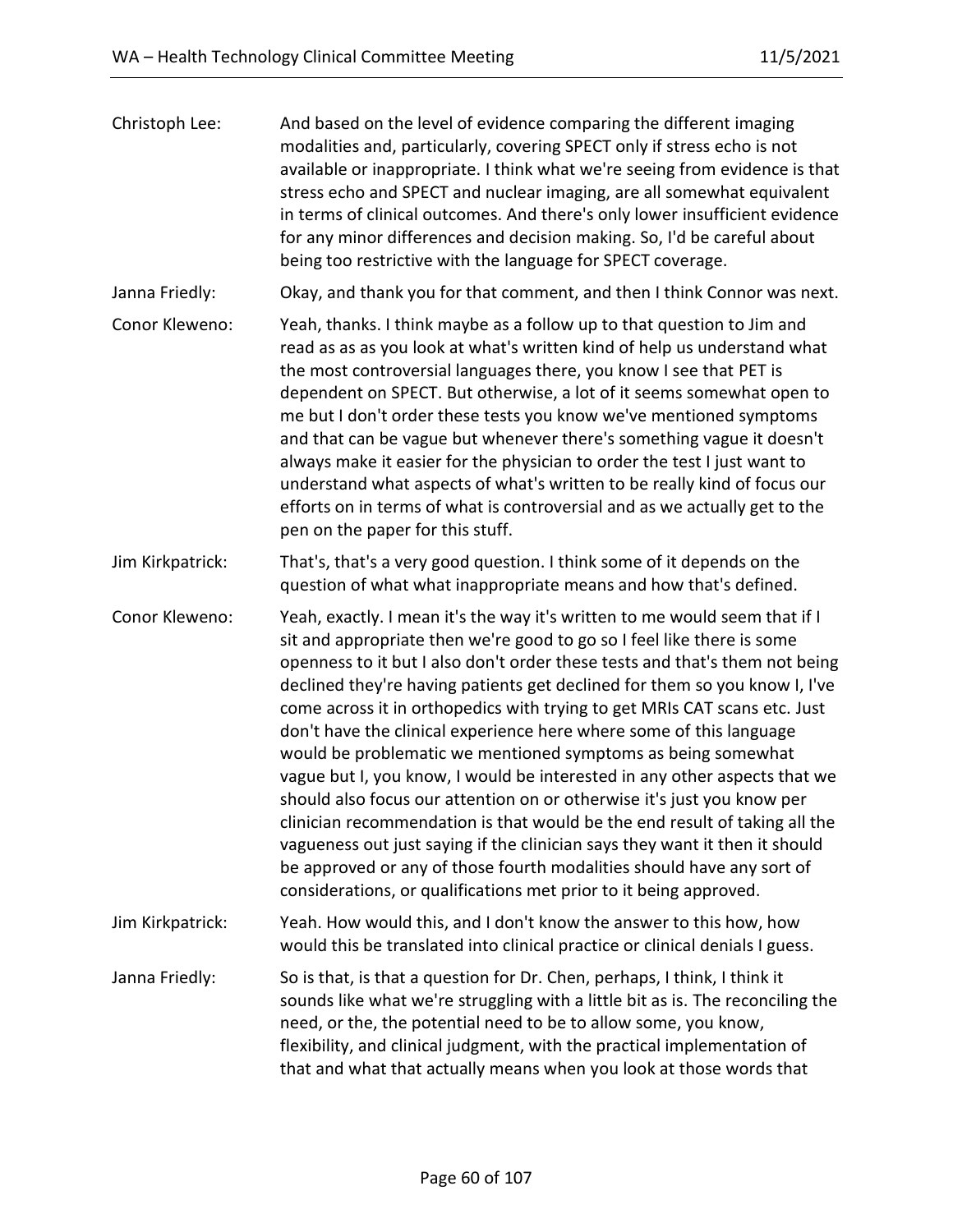Christoph Lee: And based on the level of evidence comparing the different imaging modalities and, particularly, covering SPECT only if stress echo is not available or inappropriate. I think what we're seeing from evidence is that stress echo and SPECT and nuclear imaging, are all somewhat equivalent in terms of clinical outcomes. And there's only lower insufficient evidence for any minor differences and decision making. So, I'd be careful about being too restrictive with the language for SPECT coverage.

Janna Friedly: Okay, and thank you for that comment, and then I think Connor was next.

Conor Kleweno: Yeah, thanks. I think maybe as a follow up to that question to Jim and read as as as you look at what's written kind of help us understand what the most controversial languages there, you know I see that PET is dependent on SPECT. But otherwise, a lot of it seems somewhat open to me but I don't order these tests you know we've mentioned symptoms and that can be vague but whenever there's something vague it doesn't always make it easier for the physician to order the test I just want to understand what aspects of what's written to be really kind of focus our efforts on in terms of what is controversial and as we actually get to the pen on the paper for this stuff.

Jim Kirkpatrick: That's, that's a very good question. I think some of it depends on the question of what what inappropriate means and how that's defined.

Conor Kleweno: Yeah, exactly. I mean it's the way it's written to me would seem that if I sit and appropriate then we're good to go so I feel like there is some openness to it but I also don't order these tests and that's them not being declined they're having patients get declined for them so you know I, I've come across it in orthopedics with trying to get MRIs CAT scans etc. Just don't have the clinical experience here where some of this language would be problematic we mentioned symptoms as being somewhat vague but I, you know, I would be interested in any other aspects that we should also focus our attention on or otherwise it's just you know per clinician recommendation is that would be the end result of taking all the vagueness out just saying if the clinician says they want it then it should be approved or any of those fourth modalities should have any sort of considerations, or qualifications met prior to it being approved.

Jim Kirkpatrick: Yeah. How would this, and I don't know the answer to this how, how would this be translated into clinical practice or clinical denials I guess.

Janna Friedly: So is that, is that a question for Dr. Chen, perhaps, I think, I think it sounds like what we're struggling with a little bit as is. The reconciling the need, or the, the potential need to be to allow some, you know, flexibility, and clinical judgment, with the practical implementation of that and what that actually means when you look at those words that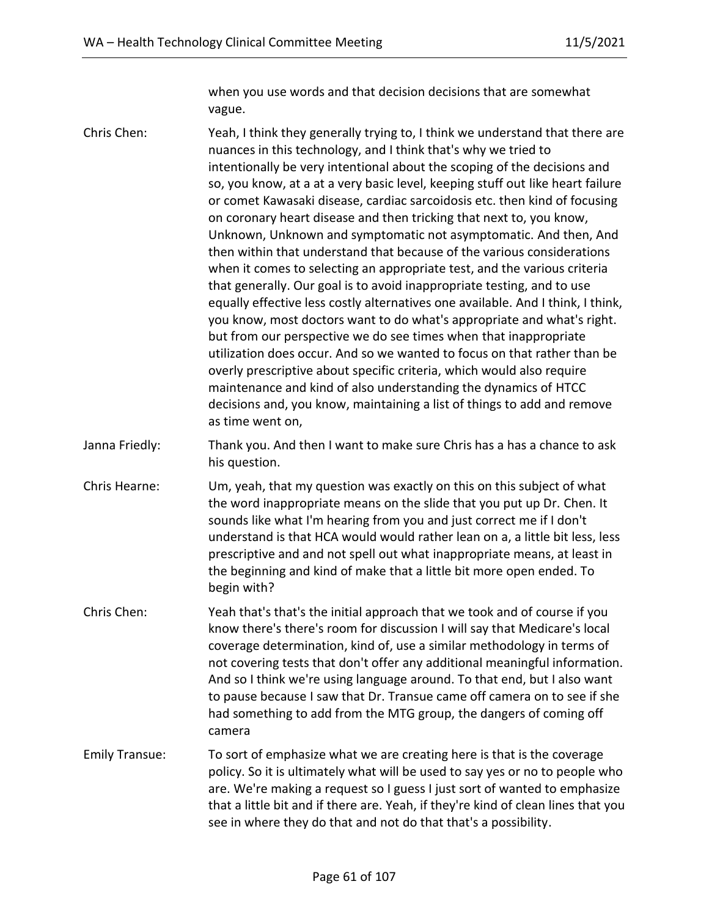when you use words and that decision decisions that are somewhat vague.

Chris Chen: Yeah, I think they generally trying to, I think we understand that there are nuances in this technology, and I think that's why we tried to intentionally be very intentional about the scoping of the decisions and so, you know, at a at a very basic level, keeping stuff out like heart failure or comet Kawasaki disease, cardiac sarcoidosis etc. then kind of focusing on coronary heart disease and then tricking that next to, you know, Unknown, Unknown and symptomatic not asymptomatic. And then, And then within that understand that because of the various considerations when it comes to selecting an appropriate test, and the various criteria that generally. Our goal is to avoid inappropriate testing, and to use equally effective less costly alternatives one available. And I think, I think, you know, most doctors want to do what's appropriate and what's right. but from our perspective we do see times when that inappropriate utilization does occur. And so we wanted to focus on that rather than be overly prescriptive about specific criteria, which would also require maintenance and kind of also understanding the dynamics of HTCC decisions and, you know, maintaining a list of things to add and remove as time went on,

Janna Friedly: Thank you. And then I want to make sure Chris has a has a chance to ask his question.

Chris Hearne: Um, yeah, that my question was exactly on this on this subject of what the word inappropriate means on the slide that you put up Dr. Chen. It sounds like what I'm hearing from you and just correct me if I don't understand is that HCA would would rather lean on a, a little bit less, less prescriptive and and not spell out what inappropriate means, at least in the beginning and kind of make that a little bit more open ended. To begin with?

Chris Chen: Yeah that's that's the initial approach that we took and of course if you know there's there's room for discussion I will say that Medicare's local coverage determination, kind of, use a similar methodology in terms of not covering tests that don't offer any additional meaningful information. And so I think we're using language around. To that end, but I also want to pause because I saw that Dr. Transue came off camera on to see if she had something to add from the MTG group, the dangers of coming off camera

Emily Transue: To sort of emphasize what we are creating here is that is the coverage policy. So it is ultimately what will be used to say yes or no to people who are. We're making a request so I guess I just sort of wanted to emphasize that a little bit and if there are. Yeah, if they're kind of clean lines that you see in where they do that and not do that that's a possibility.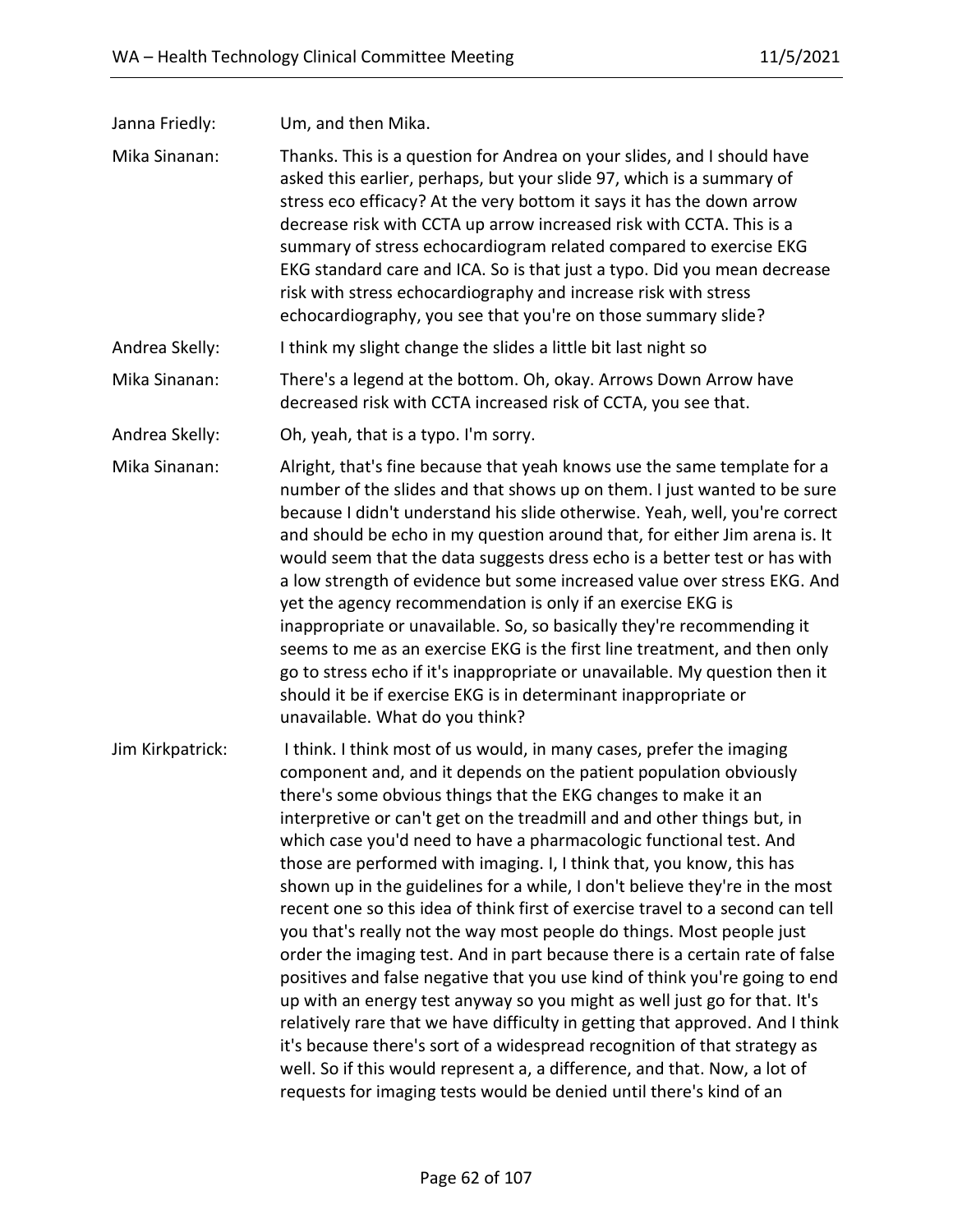Janna Friedly: Um, and then Mika.

Mika Sinanan: Thanks. This is a question for Andrea on your slides, and I should have asked this earlier, perhaps, but your slide 97, which is a summary of stress eco efficacy? At the very bottom it says it has the down arrow decrease risk with CCTA up arrow increased risk with CCTA. This is a summary of stress echocardiogram related compared to exercise EKG EKG standard care and ICA. So is that just a typo. Did you mean decrease risk with stress echocardiography and increase risk with stress echocardiography, you see that you're on those summary slide?

Andrea Skelly: I think my slight change the slides a little bit last night so

Mika Sinanan: There's a legend at the bottom. Oh, okay. Arrows Down Arrow have decreased risk with CCTA increased risk of CCTA, you see that.

Andrea Skelly: Oh, yeah, that is a typo. I'm sorry.

Mika Sinanan: Alright, that's fine because that yeah knows use the same template for a number of the slides and that shows up on them. I just wanted to be sure because I didn't understand his slide otherwise. Yeah, well, you're correct and should be echo in my question around that, for either Jim arena is. It would seem that the data suggests dress echo is a better test or has with a low strength of evidence but some increased value over stress EKG. And yet the agency recommendation is only if an exercise EKG is inappropriate or unavailable. So, so basically they're recommending it seems to me as an exercise EKG is the first line treatment, and then only go to stress echo if it's inappropriate or unavailable. My question then it should it be if exercise EKG is in determinant inappropriate or unavailable. What do you think?

Jim Kirkpatrick: I think. I think most of us would, in many cases, prefer the imaging component and, and it depends on the patient population obviously there's some obvious things that the EKG changes to make it an interpretive or can't get on the treadmill and and other things but, in which case you'd need to have a pharmacologic functional test. And those are performed with imaging. I, I think that, you know, this has shown up in the guidelines for a while, I don't believe they're in the most recent one so this idea of think first of exercise travel to a second can tell you that's really not the way most people do things. Most people just order the imaging test. And in part because there is a certain rate of false positives and false negative that you use kind of think you're going to end up with an energy test anyway so you might as well just go for that. It's relatively rare that we have difficulty in getting that approved. And I think it's because there's sort of a widespread recognition of that strategy as well. So if this would represent a, a difference, and that. Now, a lot of requests for imaging tests would be denied until there's kind of an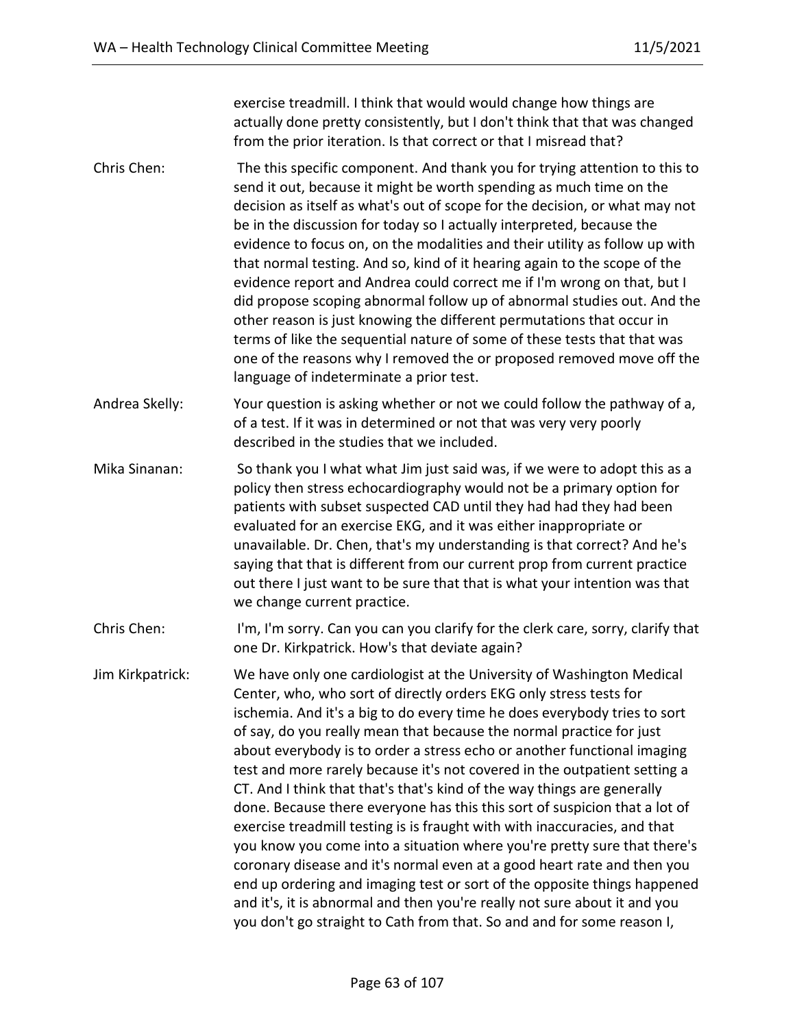exercise treadmill. I think that would would change how things are actually done pretty consistently, but I don't think that that was changed from the prior iteration. Is that correct or that I misread that?

Chris Chen: The this specific component. And thank you for trying attention to this to send it out, because it might be worth spending as much time on the decision as itself as what's out of scope for the decision, or what may not be in the discussion for today so I actually interpreted, because the evidence to focus on, on the modalities and their utility as follow up with that normal testing. And so, kind of it hearing again to the scope of the evidence report and Andrea could correct me if I'm wrong on that, but I did propose scoping abnormal follow up of abnormal studies out. And the other reason is just knowing the different permutations that occur in terms of like the sequential nature of some of these tests that that was one of the reasons why I removed the or proposed removed move off the language of indeterminate a prior test.

Andrea Skelly: Your question is asking whether or not we could follow the pathway of a, of a test. If it was in determined or not that was very very poorly described in the studies that we included.

Mika Sinanan: So thank you I what what Jim just said was, if we were to adopt this as a policy then stress echocardiography would not be a primary option for patients with subset suspected CAD until they had had they had been evaluated for an exercise EKG, and it was either inappropriate or unavailable. Dr. Chen, that's my understanding is that correct? And he's saying that that is different from our current prop from current practice out there I just want to be sure that that is what your intention was that we change current practice.

Chris Chen: I'm, I'm sorry. Can you can you clarify for the clerk care, sorry, clarify that one Dr. Kirkpatrick. How's that deviate again?

Jim Kirkpatrick: We have only one cardiologist at the University of Washington Medical Center, who, who sort of directly orders EKG only stress tests for ischemia. And it's a big to do every time he does everybody tries to sort of say, do you really mean that because the normal practice for just about everybody is to order a stress echo or another functional imaging test and more rarely because it's not covered in the outpatient setting a CT. And I think that that's that's kind of the way things are generally done. Because there everyone has this this sort of suspicion that a lot of exercise treadmill testing is is fraught with with inaccuracies, and that you know you come into a situation where you're pretty sure that there's coronary disease and it's normal even at a good heart rate and then you end up ordering and imaging test or sort of the opposite things happened and it's, it is abnormal and then you're really not sure about it and you you don't go straight to Cath from that. So and and for some reason I,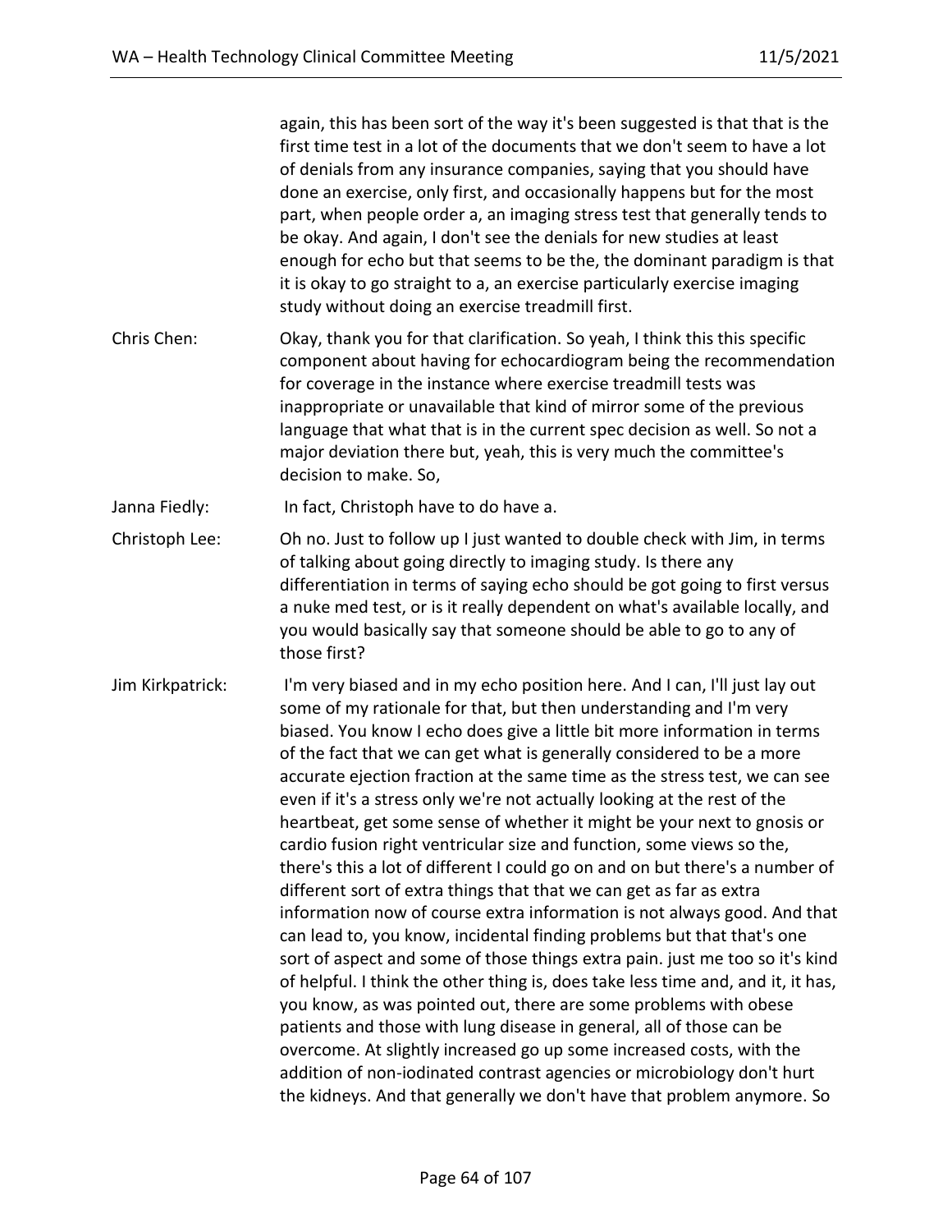again, this has been sort of the way it's been suggested is that that is the first time test in a lot of the documents that we don't seem to have a lot of denials from any insurance companies, saying that you should have done an exercise, only first, and occasionally happens but for the most part, when people order a, an imaging stress test that generally tends to be okay. And again, I don't see the denials for new studies at least enough for echo but that seems to be the, the dominant paradigm is that it is okay to go straight to a, an exercise particularly exercise imaging study without doing an exercise treadmill first.

Chris Chen: Okay, thank you for that clarification. So yeah, I think this this specific component about having for echocardiogram being the recommendation for coverage in the instance where exercise treadmill tests was inappropriate or unavailable that kind of mirror some of the previous language that what that is in the current spec decision as well. So not a major deviation there but, yeah, this is very much the committee's decision to make. So,

Janna Fiedly: In fact, Christoph have to do have a.

Christoph Lee: Oh no. Just to follow up I just wanted to double check with Jim, in terms of talking about going directly to imaging study. Is there any differentiation in terms of saying echo should be got going to first versus a nuke med test, or is it really dependent on what's available locally, and you would basically say that someone should be able to go to any of those first?

Jim Kirkpatrick: I'm very biased and in my echo position here. And I can, I'll just lay out some of my rationale for that, but then understanding and I'm very biased. You know I echo does give a little bit more information in terms of the fact that we can get what is generally considered to be a more accurate ejection fraction at the same time as the stress test, we can see even if it's a stress only we're not actually looking at the rest of the heartbeat, get some sense of whether it might be your next to gnosis or cardio fusion right ventricular size and function, some views so the, there's this a lot of different I could go on and on but there's a number of different sort of extra things that that we can get as far as extra information now of course extra information is not always good. And that can lead to, you know, incidental finding problems but that that's one sort of aspect and some of those things extra pain. just me too so it's kind of helpful. I think the other thing is, does take less time and, and it, it has, you know, as was pointed out, there are some problems with obese patients and those with lung disease in general, all of those can be overcome. At slightly increased go up some increased costs, with the addition of non-iodinated contrast agencies or microbiology don't hurt the kidneys. And that generally we don't have that problem anymore. So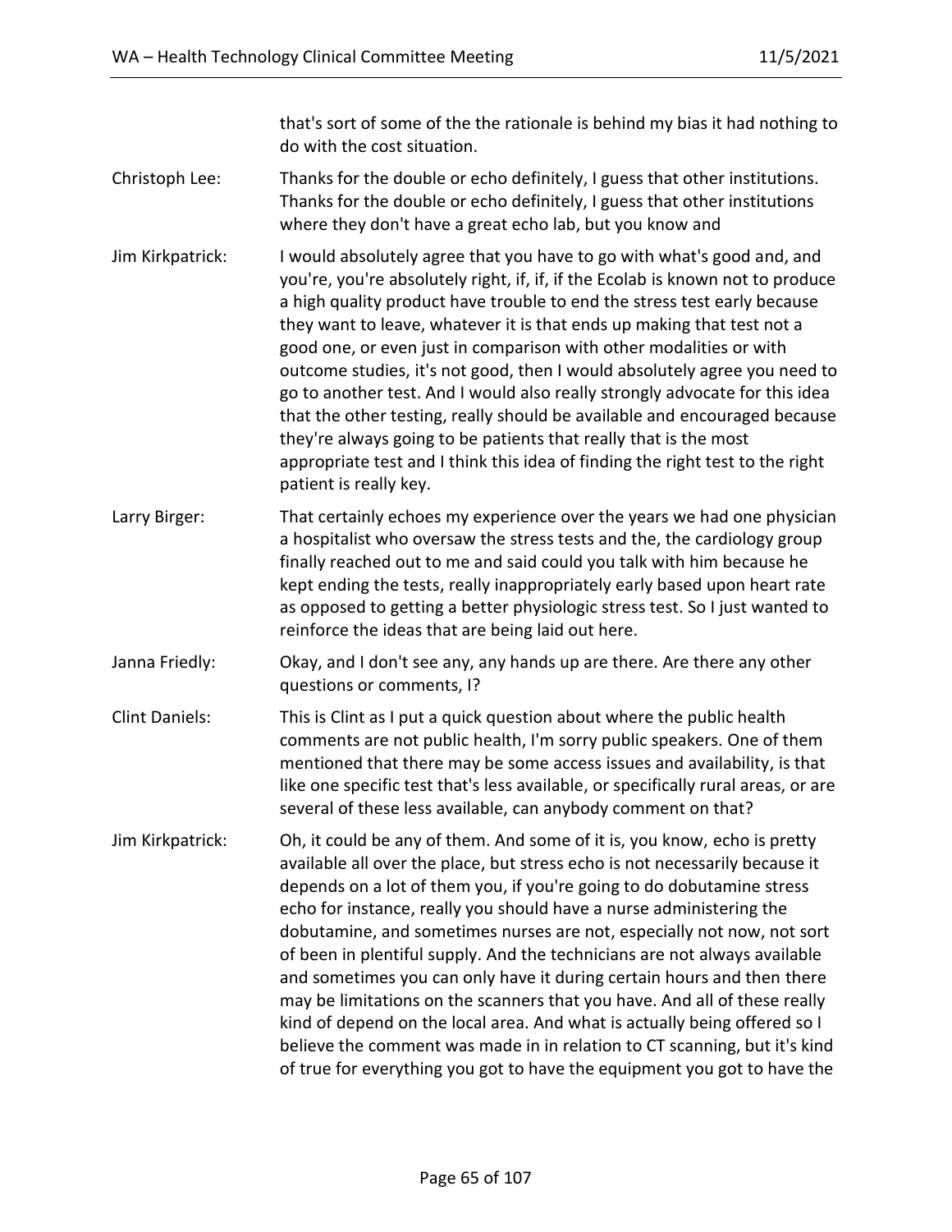that's sort of some of the the rationale is behind my bias it had nothing to do with the cost situation.

**Christoph Lee:** Thanks for the double or echo definitely, I guess that other institutions. Thanks for the double or echo definitely, I guess that other institutions where they don't have a great echo lab, but you know and

**Jim Kirkpatrick:** I would absolutely agree that you have to go with what's good and, and you're, you're absolutely right, if, if, if the Ecolab is known not to produce a high quality product have trouble to end the stress test early because they want to leave, whatever it is that ends up making that test not a good one, or even just in comparison with other modalities or with outcome studies, it's not good, then I would absolutely agree you need to go to another test. And I would also really strongly advocate for this idea that the other testing, really should be available and encouraged because they're always going to be patients that really that is the most appropriate test and I think this idea of finding the right test to the right patient is really key.

**Larry Birger:** That certainly echoes my experience over the years we had one physician a hospitalist who oversaw the stress tests and the, the cardiology group finally reached out to me and said could you talk with him because he kept ending the tests, really inappropriately early based upon heart rate as opposed to getting a better physiologic stress test. So I just wanted to reinforce the ideas that are being laid out here.

**Janna Friedly:** Okay, and I don't see any, any hands up are there. Are there any other questions or comments, I?

**Clint Daniels:** This is Clint as I put a quick question about where the public health comments are not public health, I'm sorry public speakers. One of them mentioned that there may be some access issues and availability, is that like one specific test that's less available, or specifically rural areas, or are several of these less available, can anybody comment on that?

**Jim Kirkpatrick:** Oh, it could be any of them. And some of it is, you know, echo is pretty available all over the place, but stress echo is not necessarily because it depends on a lot of them you, if you're going to do dobutamine stress echo for instance, really you should have a nurse administering the dobutamine, and sometimes nurses are not, especially not now, not sort of been in plentiful supply. And the technicians are not always available and sometimes you can only have it during certain hours and then there may be limitations on the scanners that you have. And all of these really kind of depend on the local area. And what is actually being offered so I believe the comment was made in in relation to CT scanning, but it's kind of true for everything you got to have the equipment you got to have the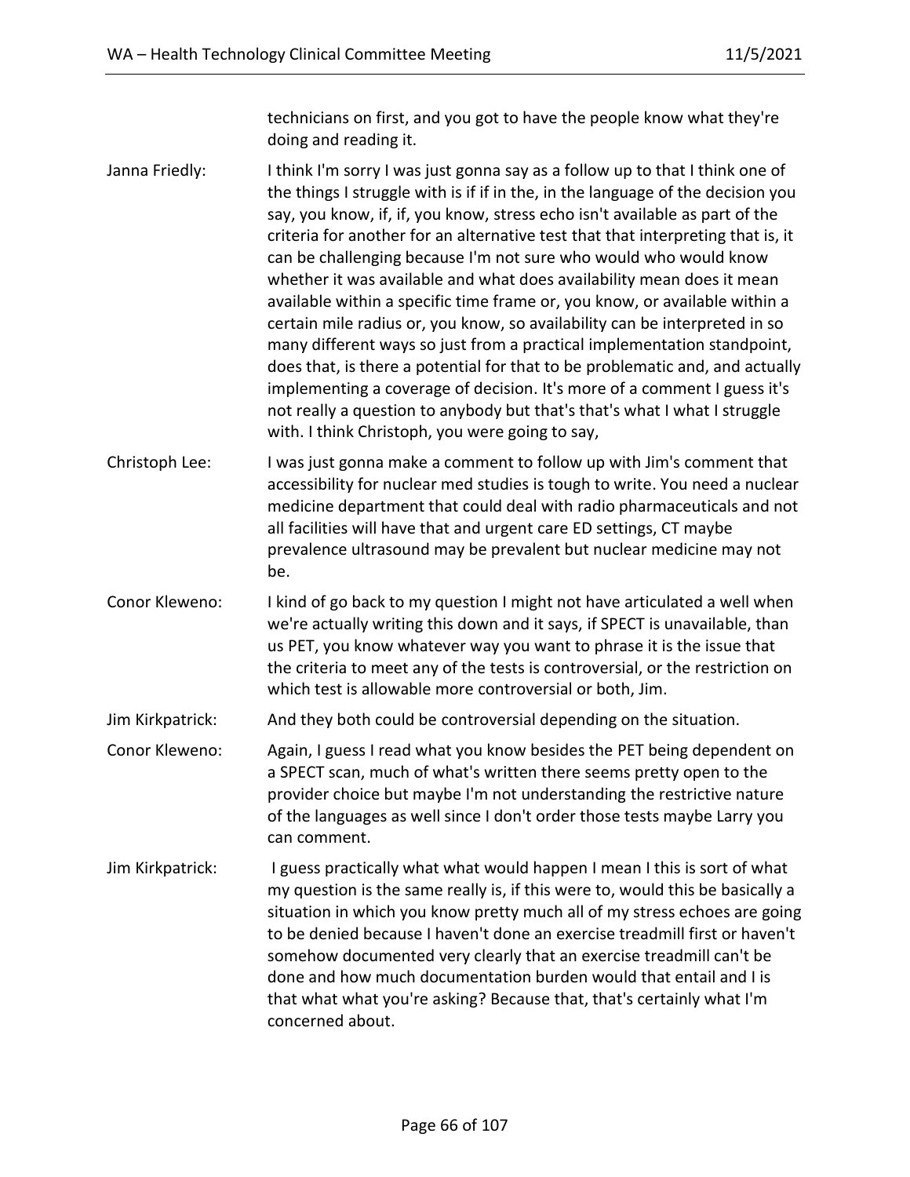technicians on first, and you got to have the people know what they're doing and reading it.

Janna Friedly: I think I'm sorry I was just gonna say as a follow up to that I think one of the things I struggle with is if if in the, in the language of the decision you say, you know, if, if, you know, stress echo isn't available as part of the criteria for another for an alternative test that that interpreting that is, it can be challenging because I'm not sure who would who would know whether it was available and what does availability mean does it mean available within a specific time frame or, you know, or available within a certain mile radius or, you know, so availability can be interpreted in so many different ways so just from a practical implementation standpoint, does that, is there a potential for that to be problematic and, and actually implementing a coverage of decision. It's more of a comment I guess it's not really a question to anybody but that's that's what I what I struggle with. I think Christoph, you were going to say,

Christoph Lee: I was just gonna make a comment to follow up with Jim's comment that accessibility for nuclear med studies is tough to write. You need a nuclear medicine department that could deal with radio pharmaceuticals and not all facilities will have that and urgent care ED settings, CT maybe prevalence ultrasound may be prevalent but nuclear medicine may not be.

Conor Kleweno: I kind of go back to my question I might not have articulated a well when we're actually writing this down and it says, if SPECT is unavailable, than us PET, you know whatever way you want to phrase it is the issue that the criteria to meet any of the tests is controversial, or the restriction on which test is allowable more controversial or both, Jim.

Jim Kirkpatrick: And they both could be controversial depending on the situation.

Conor Kleweno: Again, I guess I read what you know besides the PET being dependent on a SPECT scan, much of what's written there seems pretty open to the provider choice but maybe I'm not understanding the restrictive nature of the languages as well since I don't order those tests maybe Larry you can comment.

Jim Kirkpatrick: I guess practically what what would happen I mean I this is sort of what my question is the same really is, if this were to, would this be basically a situation in which you know pretty much all of my stress echoes are going to be denied because I haven't done an exercise treadmill first or haven't somehow documented very clearly that an exercise treadmill can't be done and how much documentation burden would that entail and I is that what what you're asking? Because that, that's certainly what I'm concerned about.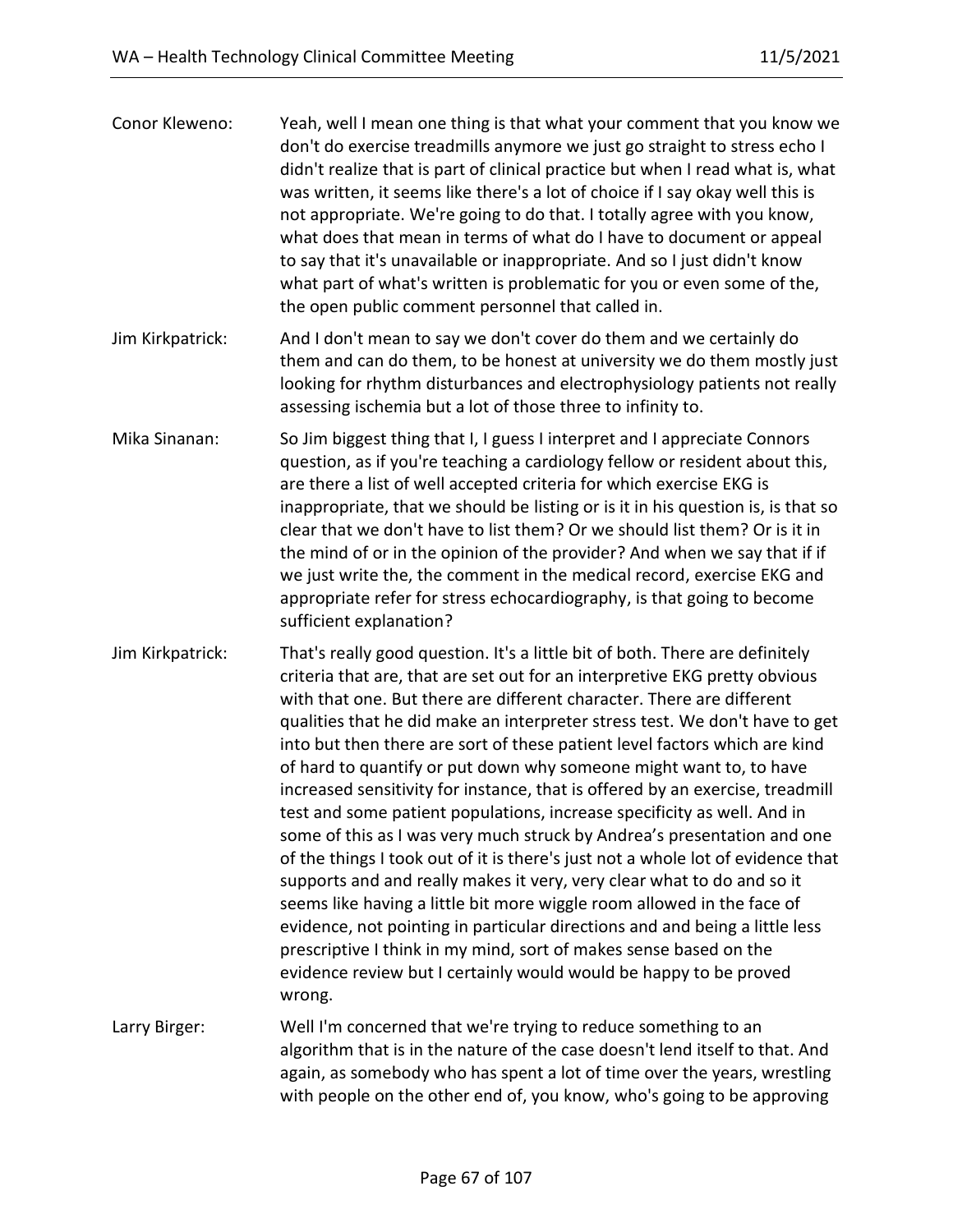Conor Kleweno: Yeah, well I mean one thing is that what your comment that you know we don't do exercise treadmills anymore we just go straight to stress echo I didn't realize that is part of clinical practice but when I read what is, what was written, it seems like there's a lot of choice if I say okay well this is not appropriate. We're going to do that. I totally agree with you know, what does that mean in terms of what do I have to document or appeal to say that it's unavailable or inappropriate. And so I just didn't know what part of what's written is problematic for you or even some of the, the open public comment personnel that called in.

Jim Kirkpatrick: And I don't mean to say we don't cover do them and we certainly do them and can do them, to be honest at university we do them mostly just looking for rhythm disturbances and electrophysiology patients not really assessing ischemia but a lot of those three to infinity to.

Mika Sinanan: So Jim biggest thing that I, I guess I interpret and I appreciate Connors question, as if you're teaching a cardiology fellow or resident about this, are there a list of well accepted criteria for which exercise EKG is inappropriate, that we should be listing or is it in his question is, is that so clear that we don't have to list them? Or we should list them? Or is it in the mind of or in the opinion of the provider? And when we say that if if we just write the, the comment in the medical record, exercise EKG and appropriate refer for stress echocardiography, is that going to become sufficient explanation?

Jim Kirkpatrick: That's really good question. It's a little bit of both. There are definitely criteria that are, that are set out for an interpretive EKG pretty obvious with that one. But there are different character. There are different qualities that he did make an interpreter stress test. We don't have to get into but then there are sort of these patient level factors which are kind of hard to quantify or put down why someone might want to, to have increased sensitivity for instance, that is offered by an exercise, treadmill test and some patient populations, increase specificity as well. And in some of this as I was very much struck by Andrea's presentation and one of the things I took out of it is there's just not a whole lot of evidence that supports and and really makes it very, very clear what to do and so it seems like having a little bit more wiggle room allowed in the face of evidence, not pointing in particular directions and and being a little less prescriptive I think in my mind, sort of makes sense based on the evidence review but I certainly would would be happy to be proved wrong.

Larry Birger: Well I'm concerned that we're trying to reduce something to an algorithm that is in the nature of the case doesn't lend itself to that. And again, as somebody who has spent a lot of time over the years, wrestling with people on the other end of, you know, who's going to be approving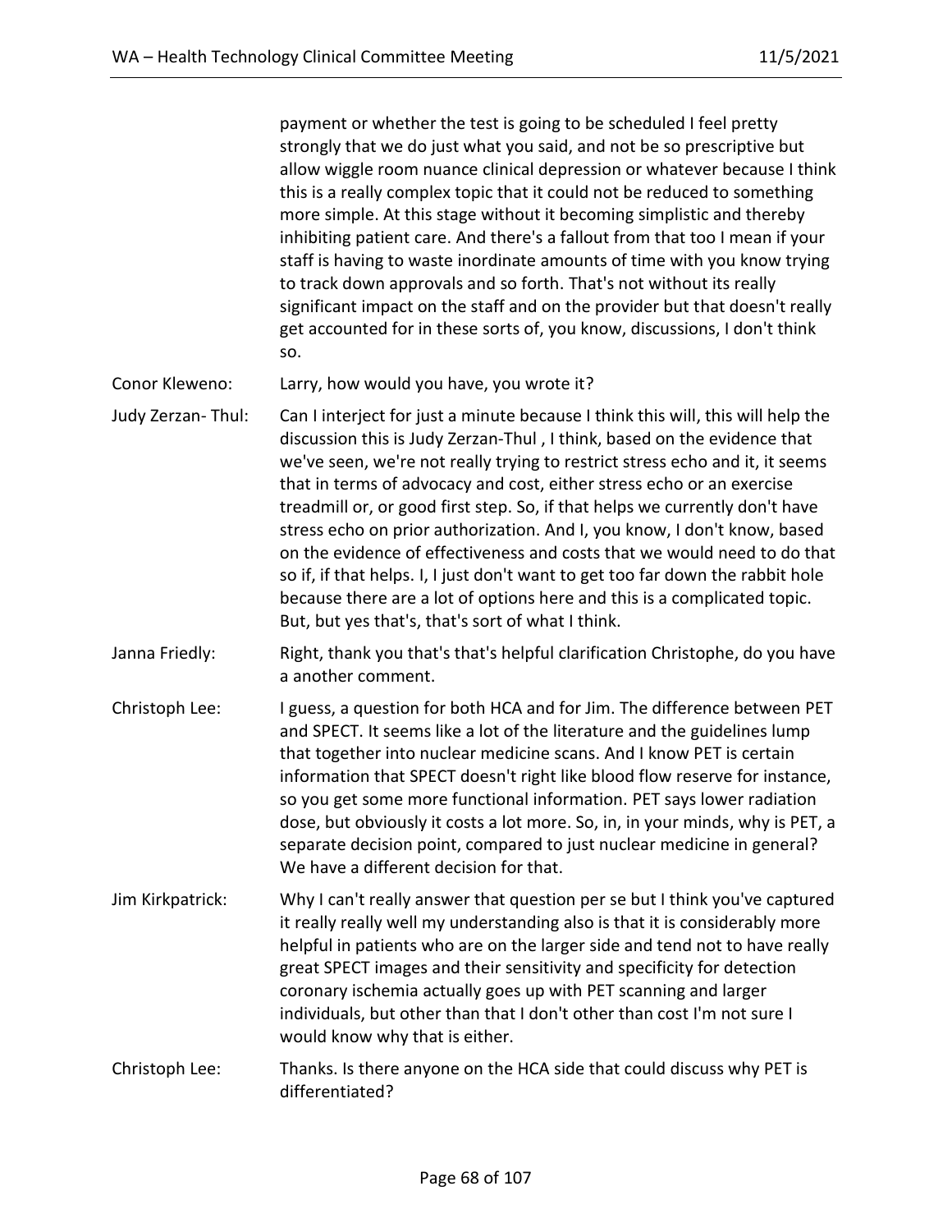payment or whether the test is going to be scheduled I feel pretty strongly that we do just what you said, and not be so prescriptive but allow wiggle room nuance clinical depression or whatever because I think this is a really complex topic that it could not be reduced to something more simple. At this stage without it becoming simplistic and thereby inhibiting patient care. And there's a fallout from that too I mean if your staff is having to waste inordinate amounts of time with you know trying to track down approvals and so forth. That's not without its really significant impact on the staff and on the provider but that doesn't really get accounted for in these sorts of, you know, discussions, I don't think so.

Conor Kleweno: Larry, how would you have, you wrote it?

Judy Zerzan- Thul: Can I interject for just a minute because I think this will, this will help the discussion this is Judy Zerzan-Thul , I think, based on the evidence that we've seen, we're not really trying to restrict stress echo and it, it seems that in terms of advocacy and cost, either stress echo or an exercise treadmill or, or good first step. So, if that helps we currently don't have stress echo on prior authorization. And I, you know, I don't know, based on the evidence of effectiveness and costs that we would need to do that so if, if that helps. I, I just don't want to get too far down the rabbit hole because there are a lot of options here and this is a complicated topic. But, but yes that's, that's sort of what I think.

Janna Friedly: Right, thank you that's that's helpful clarification Christophe, do you have a another comment.

Christoph Lee: I guess, a question for both HCA and for Jim. The difference between PET and SPECT. It seems like a lot of the literature and the guidelines lump that together into nuclear medicine scans. And I know PET is certain information that SPECT doesn't right like blood flow reserve for instance, so you get some more functional information. PET says lower radiation dose, but obviously it costs a lot more. So, in, in your minds, why is PET, a separate decision point, compared to just nuclear medicine in general? We have a different decision for that.

Jim Kirkpatrick: Why I can't really answer that question per se but I think you've captured it really really well my understanding also is that it is considerably more helpful in patients who are on the larger side and tend not to have really great SPECT images and their sensitivity and specificity for detection coronary ischemia actually goes up with PET scanning and larger individuals, but other than that I don't other than cost I'm not sure I would know why that is either.

Christoph Lee: Thanks. Is there anyone on the HCA side that could discuss why PET is differentiated?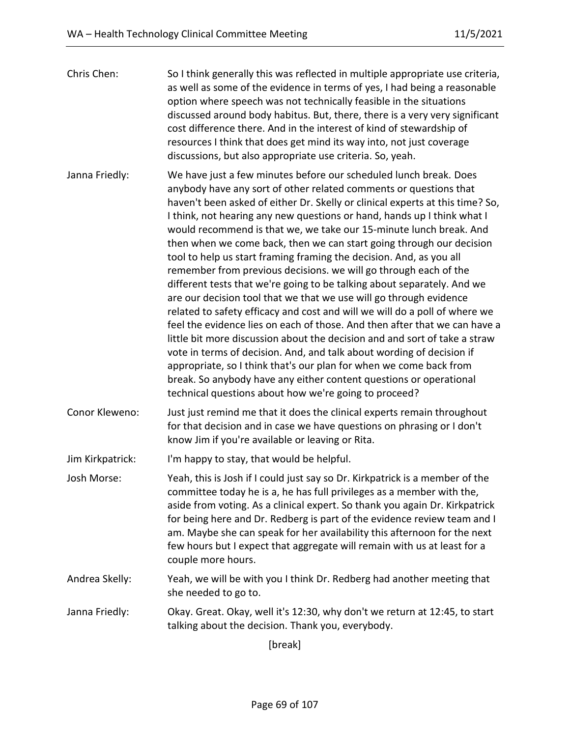Chris Chen: So I think generally this was reflected in multiple appropriate use criteria, as well as some of the evidence in terms of yes, I had being a reasonable option where speech was not technically feasible in the situations discussed around body habitus. But, there, there is a very very significant cost difference there. And in the interest of kind of stewardship of resources I think that does get mind its way into, not just coverage discussions, but also appropriate use criteria. So, yeah.

Janna Friedly: We have just a few minutes before our scheduled lunch break. Does anybody have any sort of other related comments or questions that haven't been asked of either Dr. Skelly or clinical experts at this time? So, I think, not hearing any new questions or hand, hands up I think what I would recommend is that we, we take our 15-minute lunch break. And then when we come back, then we can start going through our decision tool to help us start framing framing the decision. And, as you all remember from previous decisions. we will go through each of the different tests that we're going to be talking about separately. And we are our decision tool that we that we use will go through evidence related to safety efficacy and cost and will we will do a poll of where we feel the evidence lies on each of those. And then after that we can have a little bit more discussion about the decision and and sort of take a straw vote in terms of decision. And, and talk about wording of decision if appropriate, so I think that's our plan for when we come back from break. So anybody have any either content questions or operational technical questions about how we're going to proceed?

Conor Kleweno: Just just remind me that it does the clinical experts remain throughout for that decision and in case we have questions on phrasing or I don't know Jim if you're available or leaving or Rita.

Jim Kirkpatrick: I'm happy to stay, that would be helpful.

Josh Morse: Yeah, this is Josh if I could just say so Dr. Kirkpatrick is a member of the committee today he is a, he has full privileges as a member with the, aside from voting. As a clinical expert. So thank you again Dr. Kirkpatrick for being here and Dr. Redberg is part of the evidence review team and I am. Maybe she can speak for her availability this afternoon for the next few hours but I expect that aggregate will remain with us at least for a couple more hours.

Andrea Skelly: Yeah, we will be with you I think Dr. Redberg had another meeting that she needed to go to.

Janna Friedly: Okay. Great. Okay, well it's 12:30, why don't we return at 12:45, to start talking about the decision. Thank you, everybody.

[break]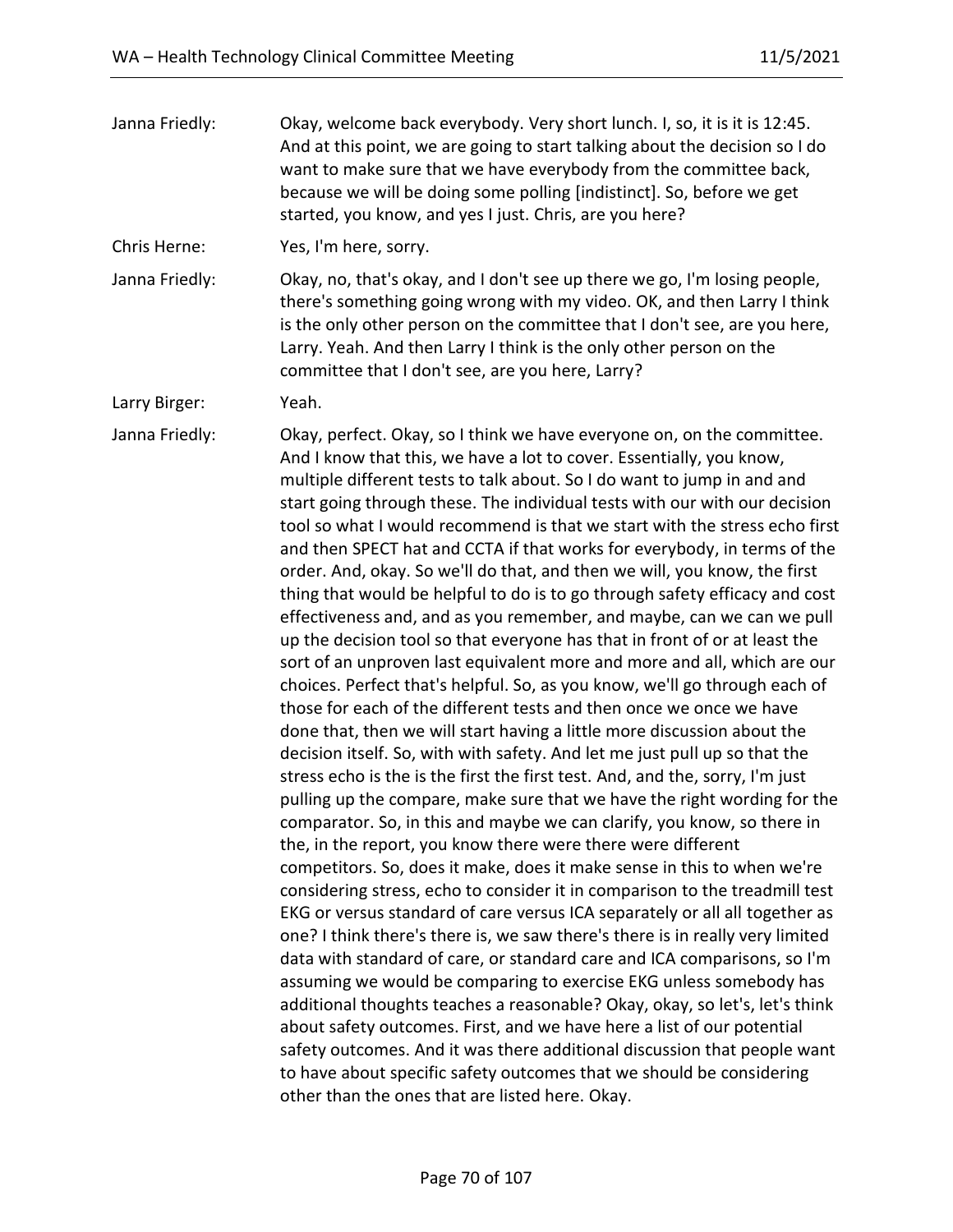Janna Friedly: Okay, welcome back everybody. Very short lunch. I, so, it is it is 12:45. And at this point, we are going to start talking about the decision so I do want to make sure that we have everybody from the committee back, because we will be doing some polling [indistinct]. So, before we get started, you know, and yes I just. Chris, are you here?

Chris Herne: Yes, I'm here, sorry.

Janna Friedly: Okay, no, that's okay, and I don't see up there we go, I'm losing people, there's something going wrong with my video. OK, and then Larry I think is the only other person on the committee that I don't see, are you here, Larry. Yeah. And then Larry I think is the only other person on the committee that I don't see, are you here, Larry?

Larry Birger: Yeah.

Janna Friedly: Okay, perfect. Okay, so I think we have everyone on, on the committee. And I know that this, we have a lot to cover. Essentially, you know, multiple different tests to talk about. So I do want to jump in and and start going through these. The individual tests with our with our decision tool so what I would recommend is that we start with the stress echo first and then SPECT hat and CCTA if that works for everybody, in terms of the order. And, okay. So we'll do that, and then we will, you know, the first thing that would be helpful to do is to go through safety efficacy and cost effectiveness and, and as you remember, and maybe, can we can we pull up the decision tool so that everyone has that in front of or at least the sort of an unproven last equivalent more and more and all, which are our choices. Perfect that's helpful. So, as you know, we'll go through each of those for each of the different tests and then once we once we have done that, then we will start having a little more discussion about the decision itself. So, with with safety. And let me just pull up so that the stress echo is the is the first the first test. And, and the, sorry, I'm just pulling up the compare, make sure that we have the right wording for the comparator. So, in this and maybe we can clarify, you know, so there in the, in the report, you know there were there were different competitors. So, does it make, does it make sense in this to when we're considering stress, echo to consider it in comparison to the treadmill test EKG or versus standard of care versus ICA separately or all all together as one? I think there's there is, we saw there's there is in really very limited data with standard of care, or standard care and ICA comparisons, so I'm assuming we would be comparing to exercise EKG unless somebody has additional thoughts teaches a reasonable? Okay, okay, so let's, let's think about safety outcomes. First, and we have here a list of our potential safety outcomes. And it was there additional discussion that people want to have about specific safety outcomes that we should be considering other than the ones that are listed here. Okay.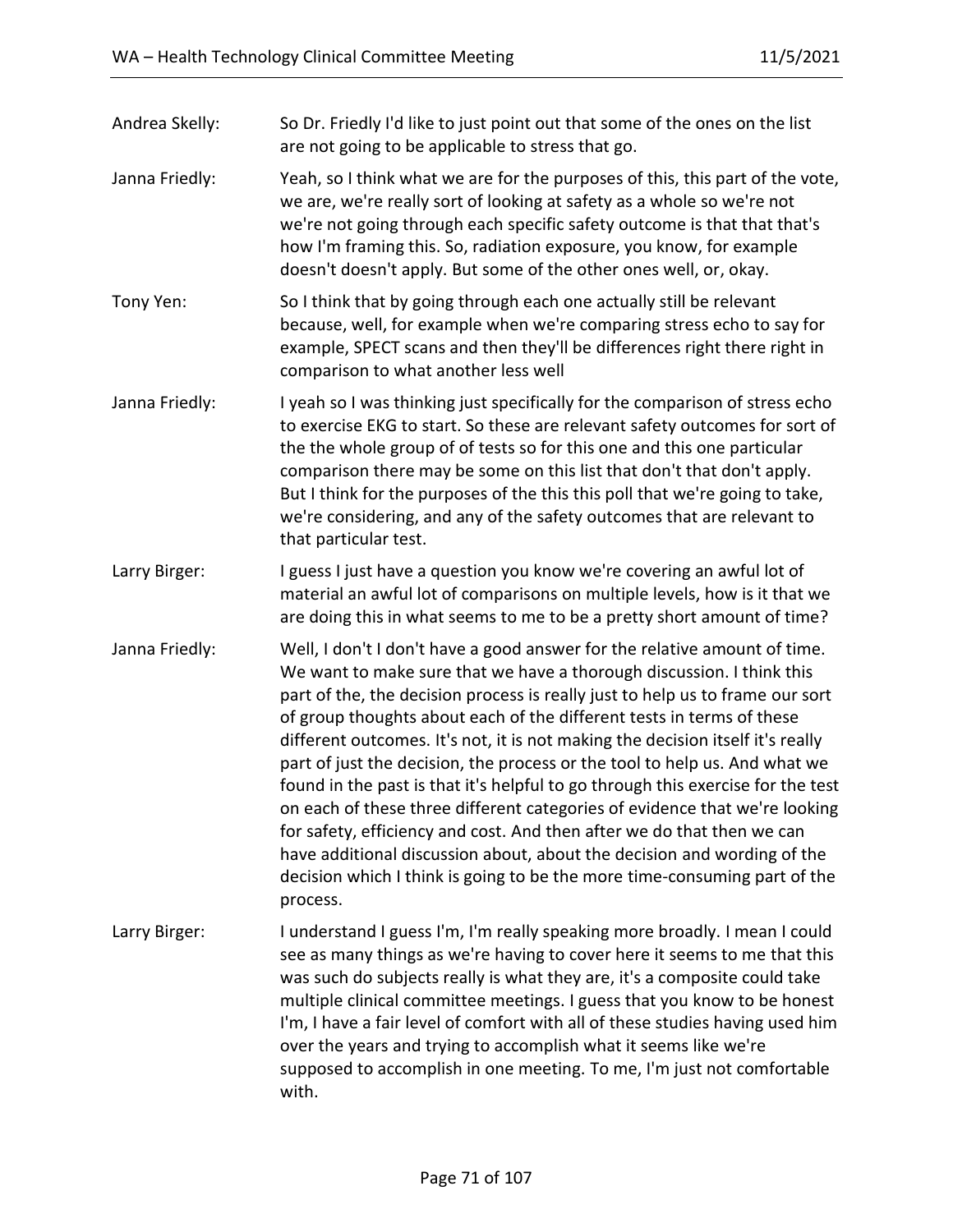Andrea Skelly: So Dr. Friedly I'd like to just point out that some of the ones on the list are not going to be applicable to stress that go.

Janna Friedly: Yeah, so I think what we are for the purposes of this, this part of the vote, we are, we're really sort of looking at safety as a whole so we're not we're not going through each specific safety outcome is that that that's how I'm framing this. So, radiation exposure, you know, for example doesn't doesn't apply. But some of the other ones well, or, okay.

Tony Yen: So I think that by going through each one actually still be relevant because, well, for example when we're comparing stress echo to say for example, SPECT scans and then they'll be differences right there right in comparison to what another less well

Janna Friedly: I yeah so I was thinking just specifically for the comparison of stress echo to exercise EKG to start. So these are relevant safety outcomes for sort of the the whole group of of tests so for this one and this one particular comparison there may be some on this list that don't that don't apply. But I think for the purposes of the this this poll that we're going to take, we're considering, and any of the safety outcomes that are relevant to that particular test.

Larry Birger: I guess I just have a question you know we're covering an awful lot of material an awful lot of comparisons on multiple levels, how is it that we are doing this in what seems to me to be a pretty short amount of time?

Janna Friedly: Well, I don't I don't have a good answer for the relative amount of time. We want to make sure that we have a thorough discussion. I think this part of the, the decision process is really just to help us to frame our sort of group thoughts about each of the different tests in terms of these different outcomes. It's not, it is not making the decision itself it's really part of just the decision, the process or the tool to help us. And what we found in the past is that it's helpful to go through this exercise for the test on each of these three different categories of evidence that we're looking for safety, efficiency and cost. And then after we do that then we can have additional discussion about, about the decision and wording of the decision which I think is going to be the more time-consuming part of the process.

Larry Birger: I understand I guess I'm, I'm really speaking more broadly. I mean I could see as many things as we're having to cover here it seems to me that this was such do subjects really is what they are, it's a composite could take multiple clinical committee meetings. I guess that you know to be honest I'm, I have a fair level of comfort with all of these studies having used him over the years and trying to accomplish what it seems like we're supposed to accomplish in one meeting. To me, I'm just not comfortable with.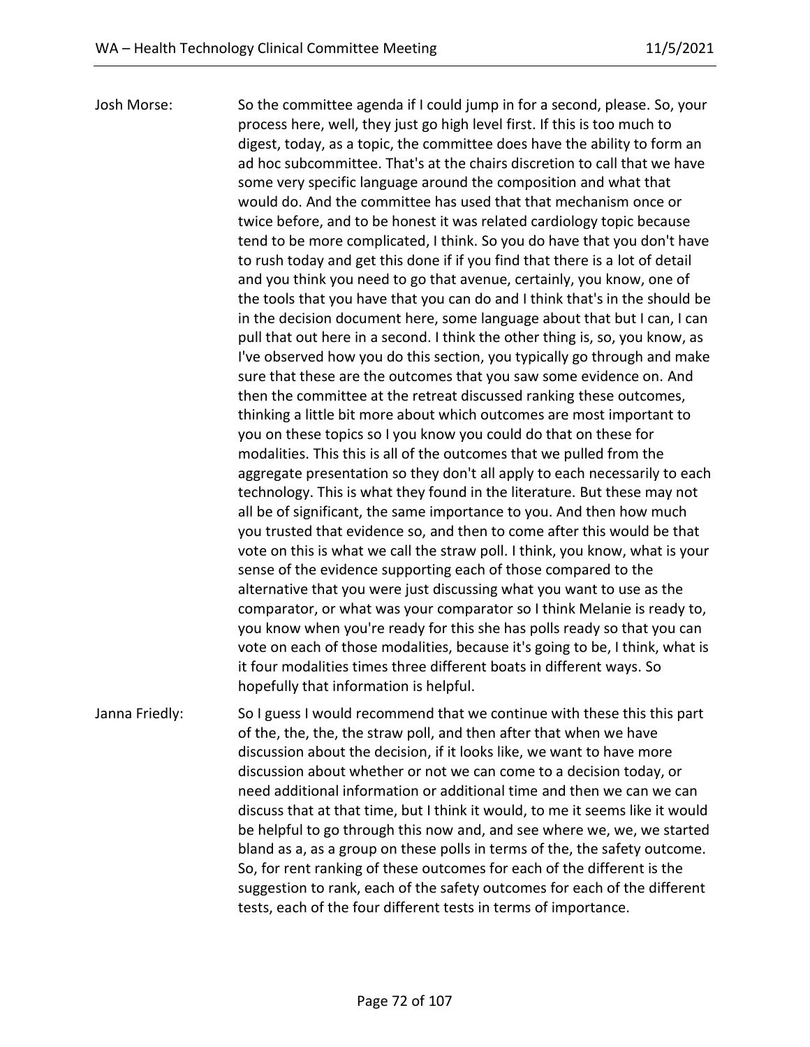Josh Morse: So the committee agenda if I could jump in for a second, please. So, your process here, well, they just go high level first. If this is too much to digest, today, as a topic, the committee does have the ability to form an ad hoc subcommittee. That's at the chairs discretion to call that we have some very specific language around the composition and what that would do. And the committee has used that that mechanism once or twice before, and to be honest it was related cardiology topic because tend to be more complicated, I think. So you do have that you don't have to rush today and get this done if if you find that there is a lot of detail and you think you need to go that avenue, certainly, you know, one of the tools that you have that you can do and I think that's in the should be in the decision document here, some language about that but I can, I can pull that out here in a second. I think the other thing is, so, you know, as I've observed how you do this section, you typically go through and make sure that these are the outcomes that you saw some evidence on. And then the committee at the retreat discussed ranking these outcomes, thinking a little bit more about which outcomes are most important to you on these topics so I you know you could do that on these for modalities. This this is all of the outcomes that we pulled from the aggregate presentation so they don't all apply to each necessarily to each technology. This is what they found in the literature. But these may not all be of significant, the same importance to you. And then how much you trusted that evidence so, and then to come after this would be that vote on this is what we call the straw poll. I think, you know, what is your sense of the evidence supporting each of those compared to the alternative that you were just discussing what you want to use as the comparator, or what was your comparator so I think Melanie is ready to, you know when you're ready for this she has polls ready so that you can vote on each of those modalities, because it's going to be, I think, what is it four modalities times three different boats in different ways. So hopefully that information is helpful.

Janna Friedly: So I guess I would recommend that we continue with these this this part of the, the, the, the straw poll, and then after that when we have discussion about the decision, if it looks like, we want to have more discussion about whether or not we can come to a decision today, or need additional information or additional time and then we can we can discuss that at that time, but I think it would, to me it seems like it would be helpful to go through this now and, and see where we, we, we started bland as a, as a group on these polls in terms of the, the safety outcome. So, for rent ranking of these outcomes for each of the different is the suggestion to rank, each of the safety outcomes for each of the different tests, each of the four different tests in terms of importance.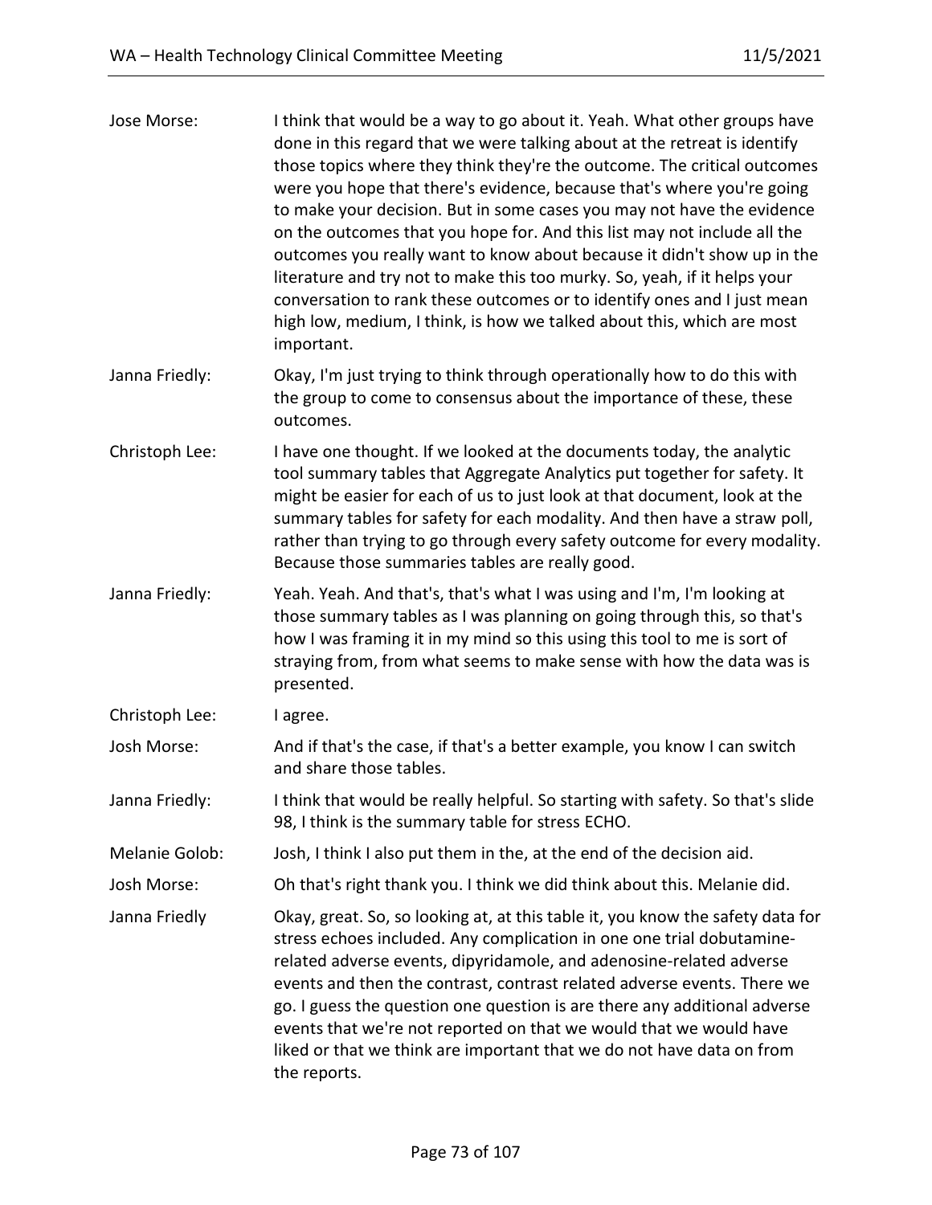Jose Morse: I think that would be a way to go about it. Yeah. What other groups have done in this regard that we were talking about at the retreat is identify those topics where they think they're the outcome. The critical outcomes were you hope that there's evidence, because that's where you're going to make your decision. But in some cases you may not have the evidence on the outcomes that you hope for. And this list may not include all the outcomes you really want to know about because it didn't show up in the literature and try not to make this too murky. So, yeah, if it helps your conversation to rank these outcomes or to identify ones and I just mean high low, medium, I think, is how we talked about this, which are most important.

Janna Friedly: Okay, I'm just trying to think through operationally how to do this with the group to come to consensus about the importance of these, these outcomes.

Christoph Lee: I have one thought. If we looked at the documents today, the analytic tool summary tables that Aggregate Analytics put together for safety. It might be easier for each of us to just look at that document, look at the summary tables for safety for each modality. And then have a straw poll, rather than trying to go through every safety outcome for every modality. Because those summaries tables are really good.

Janna Friedly: Yeah. Yeah. And that's, that's what I was using and I'm, I'm looking at those summary tables as I was planning on going through this, so that's how I was framing it in my mind so this using this tool to me is sort of straying from, from what seems to make sense with how the data was is presented.

Christoph Lee: I agree.

Josh Morse: And if that's the case, if that's a better example, you know I can switch and share those tables.

Janna Friedly: I think that would be really helpful. So starting with safety. So that's slide 98, I think is the summary table for stress ECHO.

Melanie Golob: Josh, I think I also put them in the, at the end of the decision aid.

Josh Morse: Oh that's right thank you. I think we did think about this. Melanie did.

Janna Friedly Okay, great. So, so looking at, at this table it, you know the safety data for stress echoes included. Any complication in one one trial dobutamine-related adverse events, dipyridamole, and adenosine-related adverse events and then the contrast, contrast related adverse events. There we go. I guess the question one question is are there any additional adverse events that we're not reported on that we would that we would have liked or that we think are important that we do not have data on from the reports.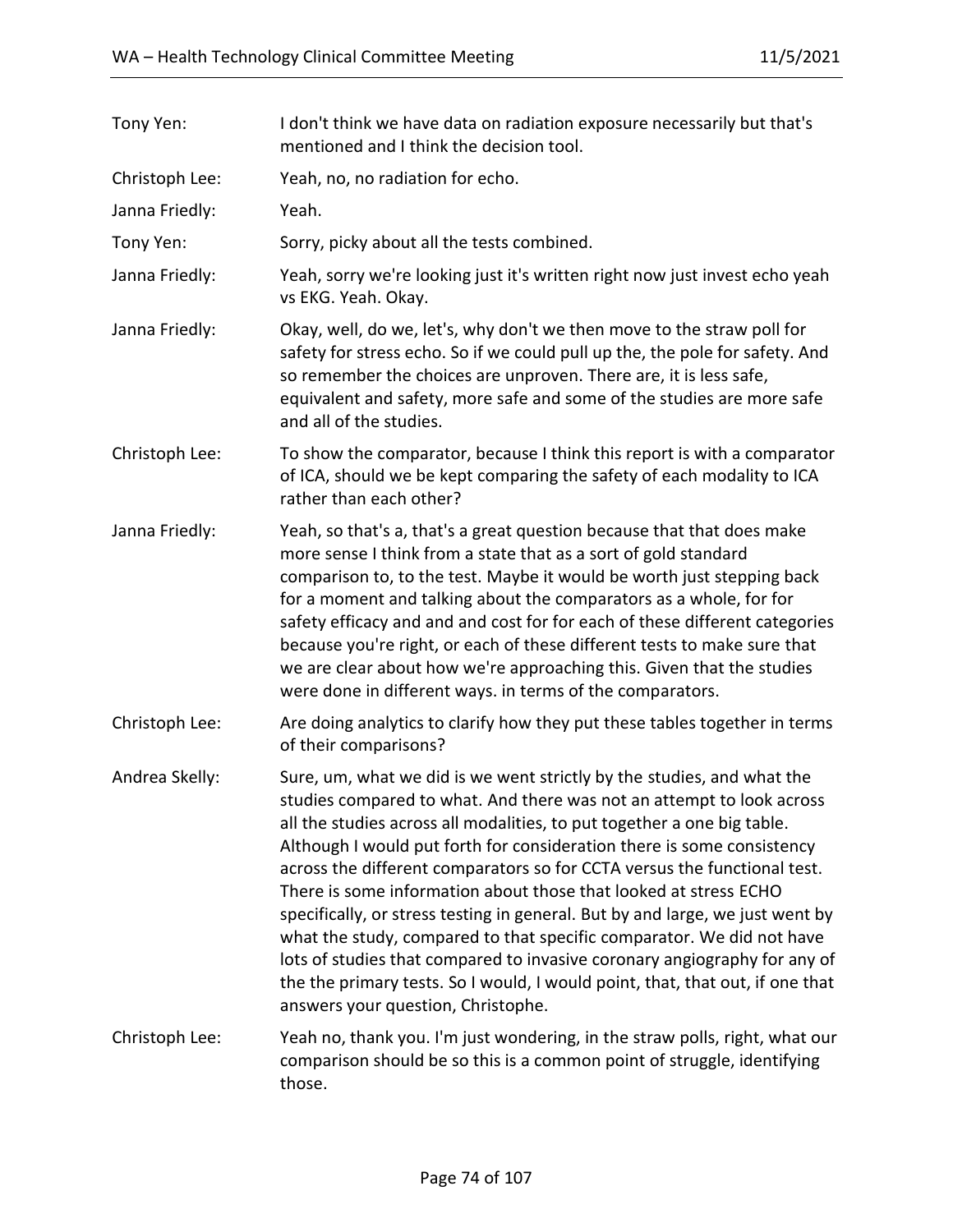Tony Yen: I don't think we have data on radiation exposure necessarily but that's mentioned and I think the decision tool.

Christoph Lee: Yeah, no, no radiation for echo.

Janna Friedly: Yeah.

Tony Yen: Sorry, picky about all the tests combined.

Janna Friedly: Yeah, sorry we're looking just it's written right now just invest echo yeah vs EKG. Yeah. Okay.

Janna Friedly: Okay, well, do we, let's, why don't we then move to the straw poll for safety for stress echo. So if we could pull up the, the pole for safety. And so remember the choices are unproven. There are, it is less safe, equivalent and safety, more safe and some of the studies are more safe and all of the studies.

Christoph Lee: To show the comparator, because I think this report is with a comparator of ICA, should we be kept comparing the safety of each modality to ICA rather than each other?

Janna Friedly: Yeah, so that's a, that's a great question because that that does make more sense I think from a state that as a sort of gold standard comparison to, to the test. Maybe it would be worth just stepping back for a moment and talking about the comparators as a whole, for for safety efficacy and and and cost for for each of these different categories because you're right, or each of these different tests to make sure that we are clear about how we're approaching this. Given that the studies were done in different ways. in terms of the comparators.

Christoph Lee: Are doing analytics to clarify how they put these tables together in terms of their comparisons?

Andrea Skelly: Sure, um, what we did is we went strictly by the studies, and what the studies compared to what. And there was not an attempt to look across all the studies across all modalities, to put together a one big table. Although I would put forth for consideration there is some consistency across the different comparators so for CCTA versus the functional test. There is some information about those that looked at stress ECHO specifically, or stress testing in general. But by and large, we just went by what the study, compared to that specific comparator. We did not have lots of studies that compared to invasive coronary angiography for any of the the primary tests. So I would, I would point, that, that out, if one that answers your question, Christophe.

Christoph Lee: Yeah no, thank you. I'm just wondering, in the straw polls, right, what our comparison should be so this is a common point of struggle, identifying those.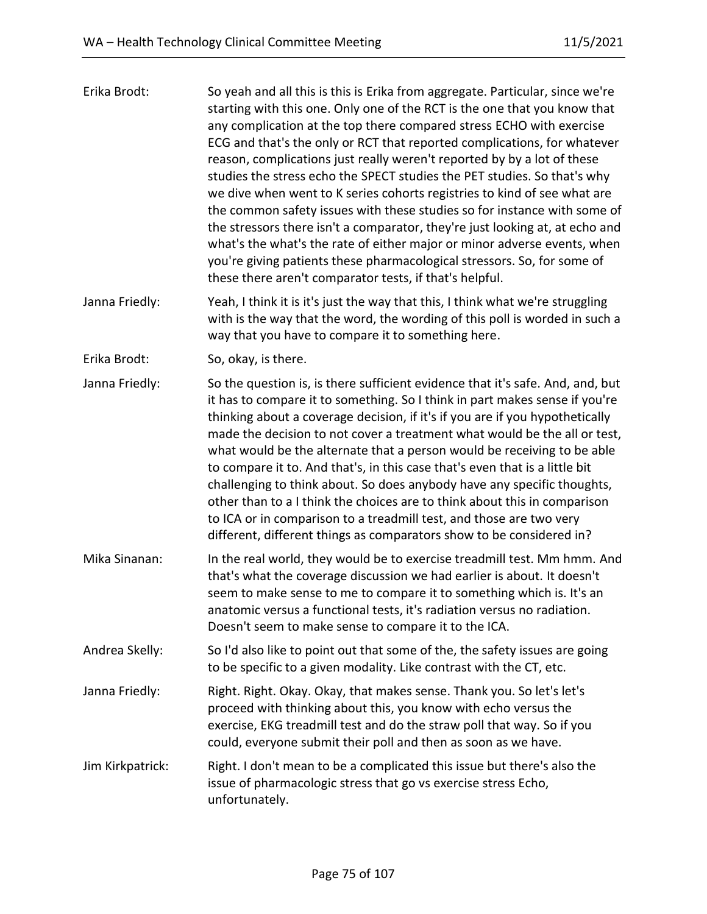Erika Brodt: So yeah and all this is this is Erika from aggregate. Particular, since we're starting with this one. Only one of the RCT is the one that you know that any complication at the top there compared stress ECHO with exercise ECG and that's the only or RCT that reported complications, for whatever reason, complications just really weren't reported by by a lot of these studies the stress echo the SPECT studies the PET studies. So that's why we dive when went to K series cohorts registries to kind of see what are the common safety issues with these studies so for instance with some of the stressors there isn't a comparator, they're just looking at, at echo and what's the what's the rate of either major or minor adverse events, when you're giving patients these pharmacological stressors. So, for some of these there aren't comparator tests, if that's helpful.

Janna Friedly: Yeah, I think it is it's just the way that this, I think what we're struggling with is the way that the word, the wording of this poll is worded in such a way that you have to compare it to something here.

Erika Brodt: So, okay, is there.

Janna Friedly: So the question is, is there sufficient evidence that it's safe. And, and, but it has to compare it to something. So I think in part makes sense if you're thinking about a coverage decision, if it's if you are if you hypothetically made the decision to not cover a treatment what would be the all or test, what would be the alternate that a person would be receiving to be able to compare it to. And that's, in this case that's even that is a little bit challenging to think about. So does anybody have any specific thoughts, other than to a I think the choices are to think about this in comparison to ICA or in comparison to a treadmill test, and those are two very different, different things as comparators show to be considered in?

Mika Sinanan: In the real world, they would be to exercise treadmill test. Mm hmm. And that's what the coverage discussion we had earlier is about. It doesn't seem to make sense to me to compare it to something which is. It's an anatomic versus a functional tests, it's radiation versus no radiation. Doesn't seem to make sense to compare it to the ICA.

Andrea Skelly: So I'd also like to point out that some of the, the safety issues are going to be specific to a given modality. Like contrast with the CT, etc.

Janna Friedly: Right. Right. Okay. Okay, that makes sense. Thank you. So let's let's proceed with thinking about this, you know with echo versus the exercise, EKG treadmill test and do the straw poll that way. So if you could, everyone submit their poll and then as soon as we have.

Jim Kirkpatrick: Right. I don't mean to be a complicated this issue but there's also the issue of pharmacologic stress that go vs exercise stress Echo, unfortunately.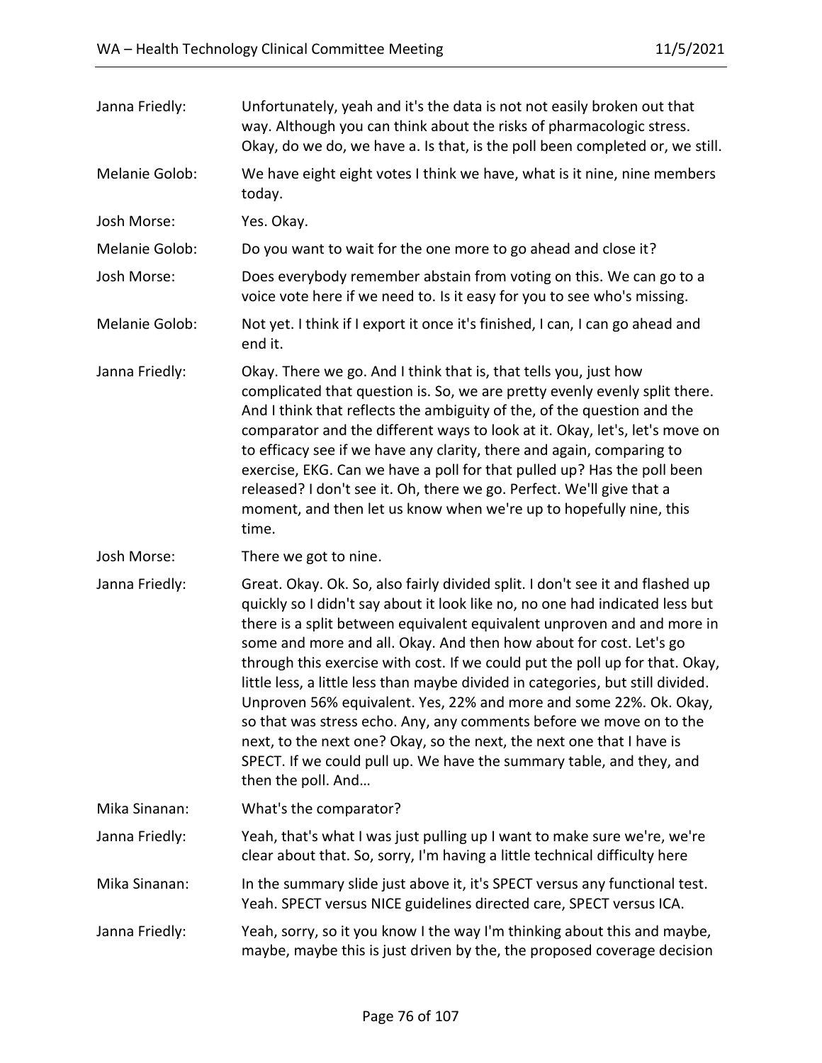Janna Friedly: Unfortunately, yeah and it's the data is not not easily broken out that way. Although you can think about the risks of pharmacologic stress. Okay, do we do, we have a. Is that, is the poll been completed or, we still.

Melanie Golob: We have eight eight votes I think we have, what is it nine, nine members today.

Josh Morse: Yes. Okay.

Melanie Golob: Do you want to wait for the one more to go ahead and close it?

Josh Morse: Does everybody remember abstain from voting on this. We can go to a voice vote here if we need to. Is it easy for you to see who's missing.

Melanie Golob: Not yet. I think if I export it once it's finished, I can, I can go ahead and end it.

Janna Friedly: Okay. There we go. And I think that is, that tells you, just how complicated that question is. So, we are pretty evenly evenly split there. And I think that reflects the ambiguity of the, of the question and the comparator and the different ways to look at it. Okay, let's, let's move on to efficacy see if we have any clarity, there and again, comparing to exercise, EKG. Can we have a poll for that pulled up? Has the poll been released? I don't see it. Oh, there we go. Perfect. We'll give that a moment, and then let us know when we're up to hopefully nine, this time.

Josh Morse: There we got to nine.

Janna Friedly: Great. Okay. Ok. So, also fairly divided split. I don't see it and flashed up quickly so I didn't say about it look like no, no one had indicated less but there is a split between equivalent equivalent unproven and and more in some and more and all. Okay. And then how about for cost. Let's go through this exercise with cost. If we could put the poll up for that. Okay, little less, a little less than maybe divided in categories, but still divided. Unproven 56% equivalent. Yes, 22% and more and some 22%. Ok. Okay, so that was stress echo. Any, any comments before we move on to the next, to the next one? Okay, so the next, the next one that I have is SPECT. If we could pull up. We have the summary table, and they, and then the poll. And…

Mika Sinanan: What's the comparator?

Janna Friedly: Yeah, that's what I was just pulling up I want to make sure we're, we're clear about that. So, sorry, I'm having a little technical difficulty here

Mika Sinanan: In the summary slide just above it, it's SPECT versus any functional test. Yeah. SPECT versus NICE guidelines directed care, SPECT versus ICA.

Janna Friedly: Yeah, sorry, so it you know I the way I'm thinking about this and maybe, maybe, maybe this is just driven by the, the proposed coverage decision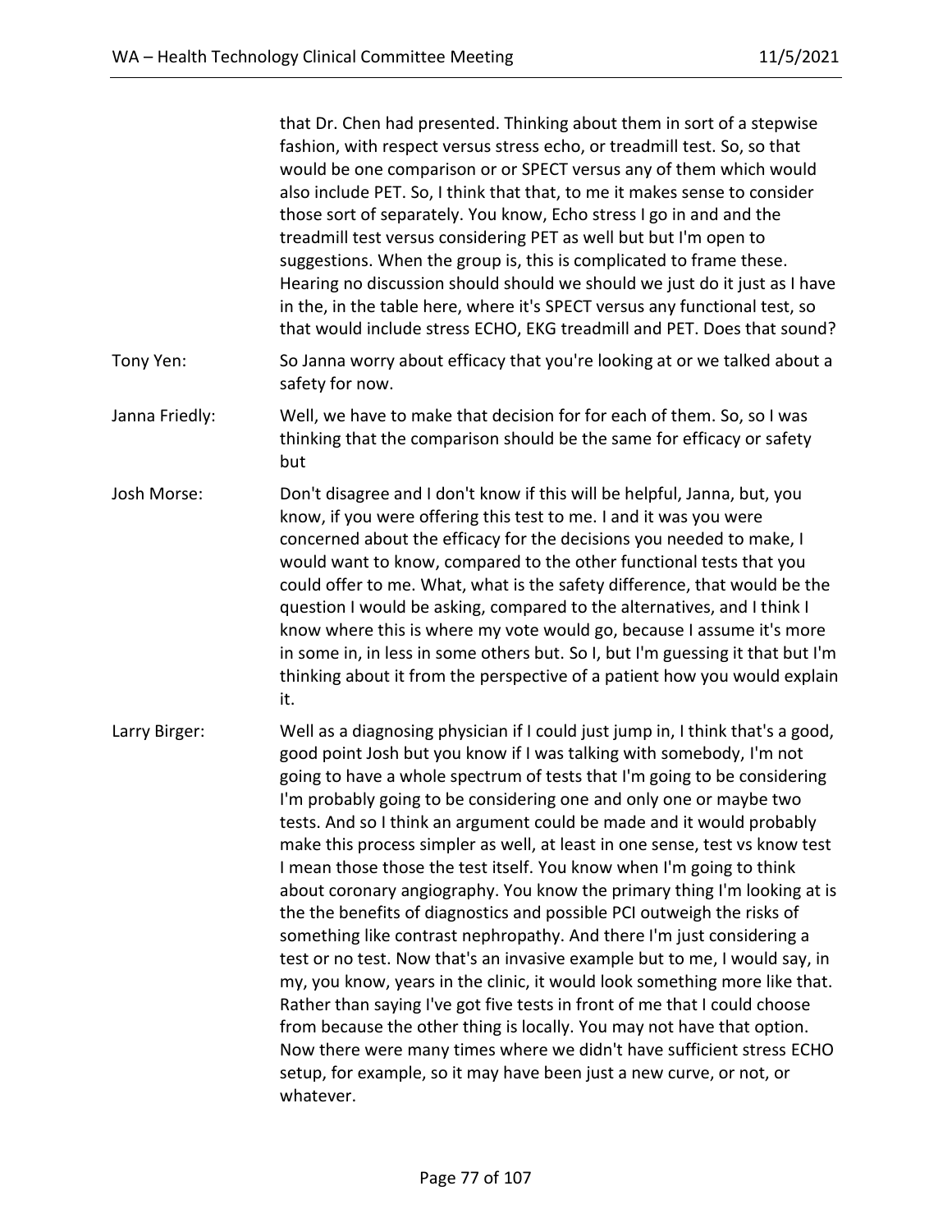that Dr. Chen had presented. Thinking about them in sort of a stepwise fashion, with respect versus stress echo, or treadmill test. So, so that would be one comparison or or SPECT versus any of them which would also include PET. So, I think that that, to me it makes sense to consider those sort of separately. You know, Echo stress I go in and and the treadmill test versus considering PET as well but but I'm open to suggestions. When the group is, this is complicated to frame these. Hearing no discussion should should we should we just do it just as I have in the, in the table here, where it's SPECT versus any functional test, so that would include stress ECHO, EKG treadmill and PET. Does that sound?

Tony Yen: So Janna worry about efficacy that you're looking at or we talked about a safety for now.

Janna Friedly: Well, we have to make that decision for for each of them. So, so I was thinking that the comparison should be the same for efficacy or safety but

Josh Morse: Don't disagree and I don't know if this will be helpful, Janna, but, you know, if you were offering this test to me. I and it was you were concerned about the efficacy for the decisions you needed to make, I would want to know, compared to the other functional tests that you could offer to me. What, what is the safety difference, that would be the question I would be asking, compared to the alternatives, and I think I know where this is where my vote would go, because I assume it's more in some in, in less in some others but. So I, but I'm guessing it that but I'm thinking about it from the perspective of a patient how you would explain it.

Larry Birger: Well as a diagnosing physician if I could just jump in, I think that's a good, good point Josh but you know if I was talking with somebody, I'm not going to have a whole spectrum of tests that I'm going to be considering I'm probably going to be considering one and only one or maybe two tests. And so I think an argument could be made and it would probably make this process simpler as well, at least in one sense, test vs know test I mean those those the test itself. You know when I'm going to think about coronary angiography. You know the primary thing I'm looking at is the the benefits of diagnostics and possible PCI outweigh the risks of something like contrast nephropathy. And there I'm just considering a test or no test. Now that's an invasive example but to me, I would say, in my, you know, years in the clinic, it would look something more like that. Rather than saying I've got five tests in front of me that I could choose from because the other thing is locally. You may not have that option. Now there were many times where we didn't have sufficient stress ECHO setup, for example, so it may have been just a new curve, or not, or whatever.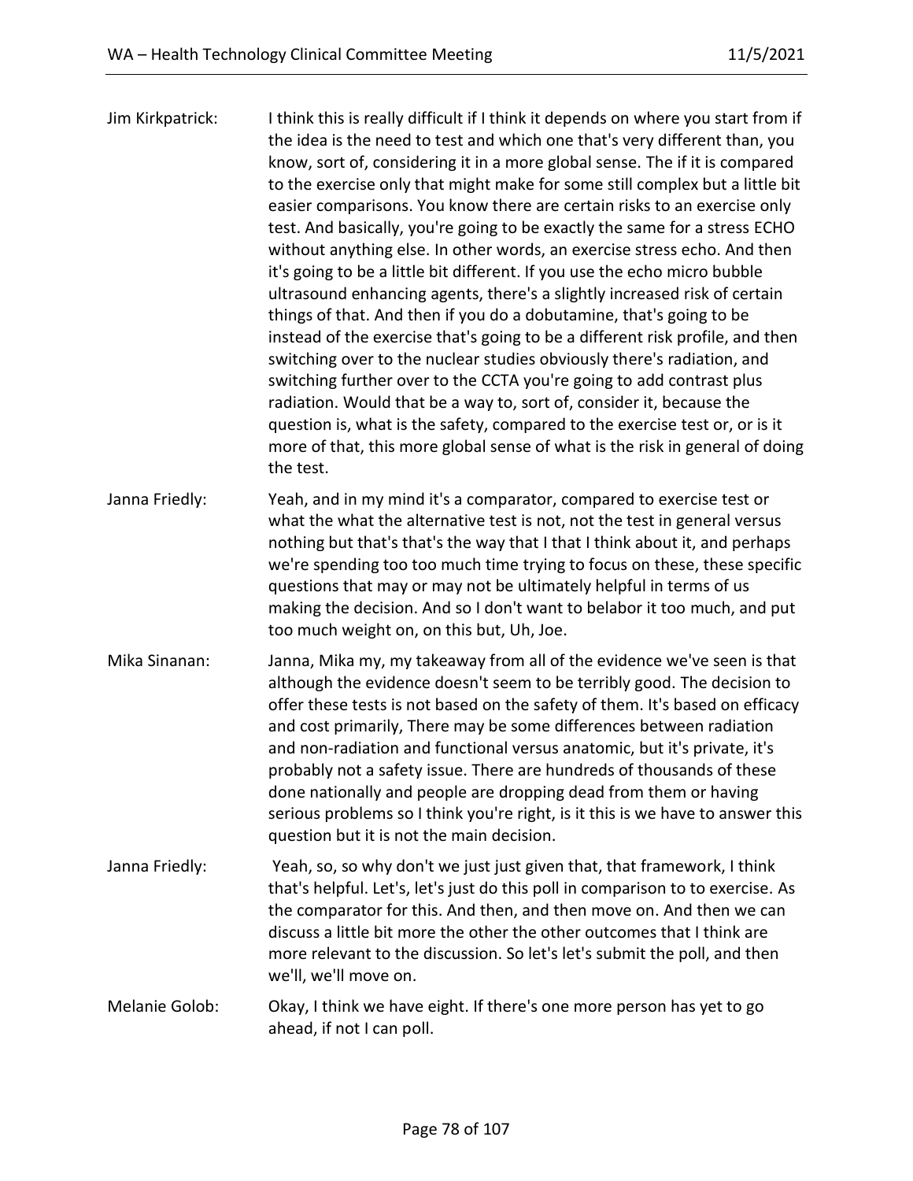Jim Kirkpatrick: I think this is really difficult if I think it depends on where you start from if the idea is the need to test and which one that's very different than, you know, sort of, considering it in a more global sense. The if it is compared to the exercise only that might make for some still complex but a little bit easier comparisons. You know there are certain risks to an exercise only test. And basically, you're going to be exactly the same for a stress ECHO without anything else. In other words, an exercise stress echo. And then it's going to be a little bit different. If you use the echo micro bubble ultrasound enhancing agents, there's a slightly increased risk of certain things of that. And then if you do a dobutamine, that's going to be instead of the exercise that's going to be a different risk profile, and then switching over to the nuclear studies obviously there's radiation, and switching further over to the CCTA you're going to add contrast plus radiation. Would that be a way to, sort of, consider it, because the question is, what is the safety, compared to the exercise test or, or is it more of that, this more global sense of what is the risk in general of doing the test.

Janna Friedly: Yeah, and in my mind it's a comparator, compared to exercise test or what the what the alternative test is not, not the test in general versus nothing but that's that's the way that I that I think about it, and perhaps we're spending too too much time trying to focus on these, these specific questions that may or may not be ultimately helpful in terms of us making the decision. And so I don't want to belabor it too much, and put too much weight on, on this but, Uh, Joe.

Mika Sinanan: Janna, Mika my, my takeaway from all of the evidence we've seen is that although the evidence doesn't seem to be terribly good. The decision to offer these tests is not based on the safety of them. It's based on efficacy and cost primarily, There may be some differences between radiation and non-radiation and functional versus anatomic, but it's private, it's probably not a safety issue. There are hundreds of thousands of these done nationally and people are dropping dead from them or having serious problems so I think you're right, is it this is we have to answer this question but it is not the main decision.

Janna Friedly: Yeah, so, so why don't we just just given that, that framework, I think that's helpful. Let's, let's just do this poll in comparison to to exercise. As the comparator for this. And then, and then move on. And then we can discuss a little bit more the other the other outcomes that I think are more relevant to the discussion. So let's let's submit the poll, and then we'll, we'll move on.

Melanie Golob: Okay, I think we have eight. If there's one more person has yet to go ahead, if not I can poll.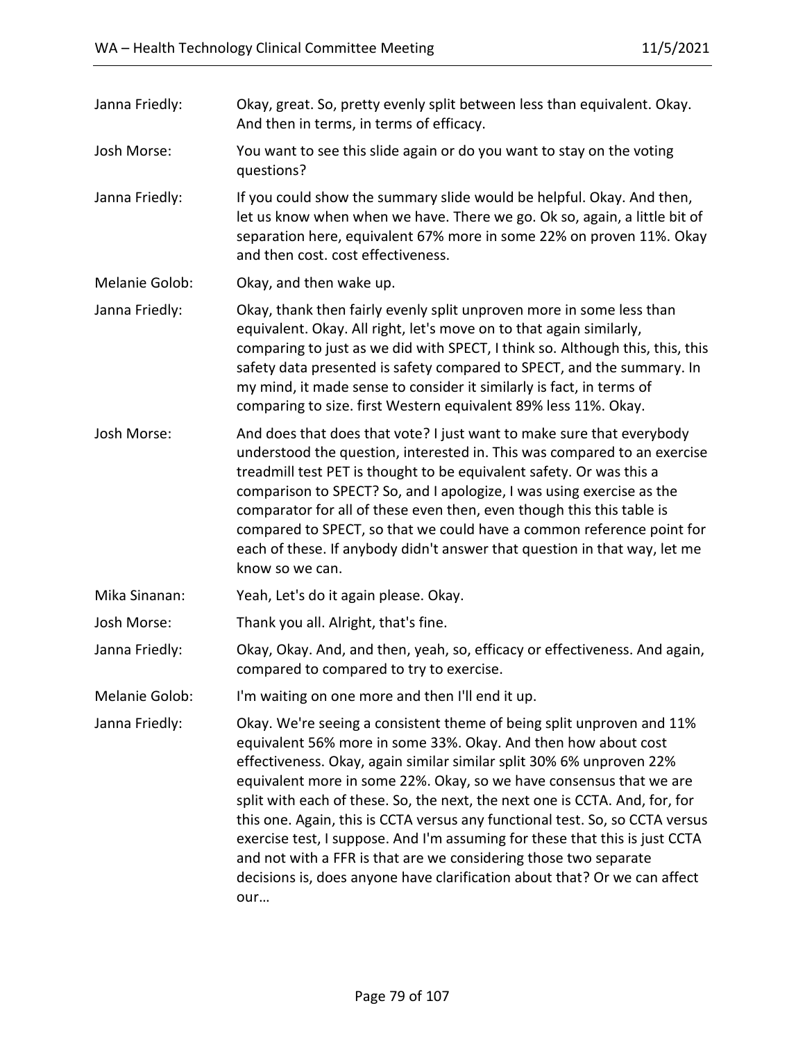Janna Friedly: Okay, great. So, pretty evenly split between less than equivalent. Okay. And then in terms, in terms of efficacy.

Josh Morse: You want to see this slide again or do you want to stay on the voting questions?

Janna Friedly: If you could show the summary slide would be helpful. Okay. And then, let us know when when we have. There we go. Ok so, again, a little bit of separation here, equivalent 67% more in some 22% on proven 11%. Okay and then cost. cost effectiveness.

Melanie Golob: Okay, and then wake up.

Janna Friedly: Okay, thank then fairly evenly split unproven more in some less than equivalent. Okay. All right, let's move on to that again similarly, comparing to just as we did with SPECT, I think so. Although this, this, this safety data presented is safety compared to SPECT, and the summary. In my mind, it made sense to consider it similarly is fact, in terms of comparing to size. first Western equivalent 89% less 11%. Okay.

Josh Morse: And does that does that vote? I just want to make sure that everybody understood the question, interested in. This was compared to an exercise treadmill test PET is thought to be equivalent safety. Or was this a comparison to SPECT? So, and I apologize, I was using exercise as the comparator for all of these even then, even though this this table is compared to SPECT, so that we could have a common reference point for each of these. If anybody didn't answer that question in that way, let me know so we can.

Mika Sinanan: Yeah, Let's do it again please. Okay.

Josh Morse: Thank you all. Alright, that's fine.

Janna Friedly: Okay, Okay. And, and then, yeah, so, efficacy or effectiveness. And again, compared to compared to try to exercise.

Melanie Golob: I'm waiting on one more and then I'll end it up.

Janna Friedly: Okay. We're seeing a consistent theme of being split unproven and 11% equivalent 56% more in some 33%. Okay. And then how about cost effectiveness. Okay, again similar similar split 30% 6% unproven 22% equivalent more in some 22%. Okay, so we have consensus that we are split with each of these. So, the next, the next one is CCTA. And, for, for this one. Again, this is CCTA versus any functional test. So, so CCTA versus exercise test, I suppose. And I'm assuming for these that this is just CCTA and not with a FFR is that are we considering those two separate decisions is, does anyone have clarification about that? Or we can affect our…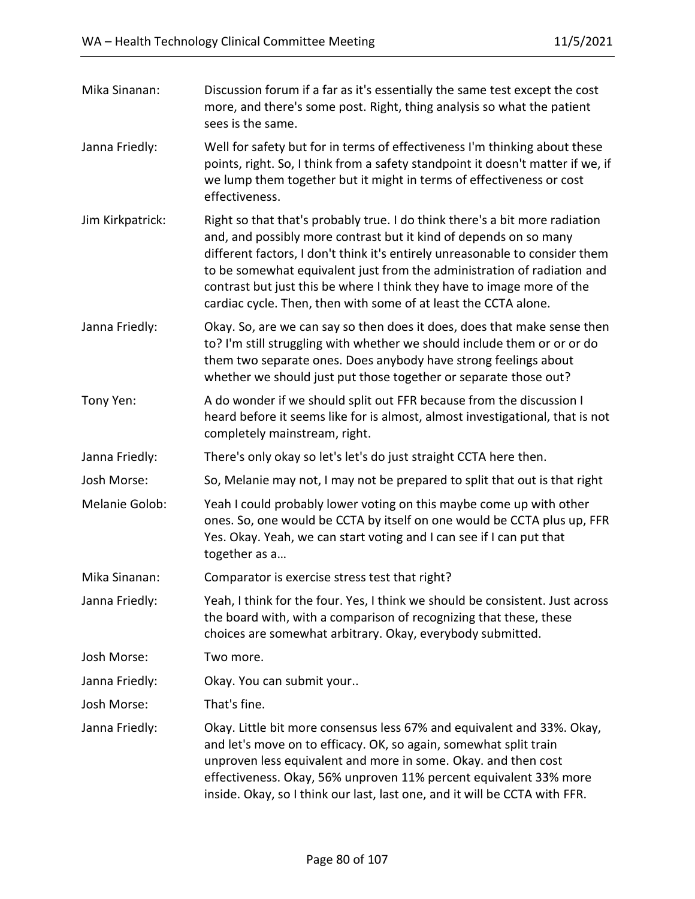Mika Sinanan: Discussion forum if a far as it's essentially the same test except the cost more, and there's some post. Right, thing analysis so what the patient sees is the same.

Janna Friedly: Well for safety but for in terms of effectiveness I'm thinking about these points, right. So, I think from a safety standpoint it doesn't matter if we, if we lump them together but it might in terms of effectiveness or cost effectiveness.

Jim Kirkpatrick: Right so that that's probably true. I do think there's a bit more radiation and, and possibly more contrast but it kind of depends on so many different factors, I don't think it's entirely unreasonable to consider them to be somewhat equivalent just from the administration of radiation and contrast but just this be where I think they have to image more of the cardiac cycle. Then, then with some of at least the CCTA alone.

Janna Friedly: Okay. So, are we can say so then does it does, does that make sense then to? I'm still struggling with whether we should include them or or or do them two separate ones. Does anybody have strong feelings about whether we should just put those together or separate those out?

Tony Yen: A do wonder if we should split out FFR because from the discussion I heard before it seems like for is almost, almost investigational, that is not completely mainstream, right.

Janna Friedly: There's only okay so let's let's do just straight CCTA here then.

Josh Morse: So, Melanie may not, I may not be prepared to split that out is that right

Melanie Golob: Yeah I could probably lower voting on this maybe come up with other ones. So, one would be CCTA by itself on one would be CCTA plus up, FFR Yes. Okay. Yeah, we can start voting and I can see if I can put that together as a…

Mika Sinanan: Comparator is exercise stress test that right?

Janna Friedly: Yeah, I think for the four. Yes, I think we should be consistent. Just across the board with, with a comparison of recognizing that these, these choices are somewhat arbitrary. Okay, everybody submitted.

Josh Morse: Two more.

Janna Friedly: Okay. You can submit your..

Josh Morse: That's fine.

Janna Friedly: Okay. Little bit more consensus less 67% and equivalent and 33%. Okay, and let's move on to efficacy. OK, so again, somewhat split train unproven less equivalent and more in some. Okay. and then cost effectiveness. Okay, 56% unproven 11% percent equivalent 33% more inside. Okay, so I think our last, last one, and it will be CCTA with FFR.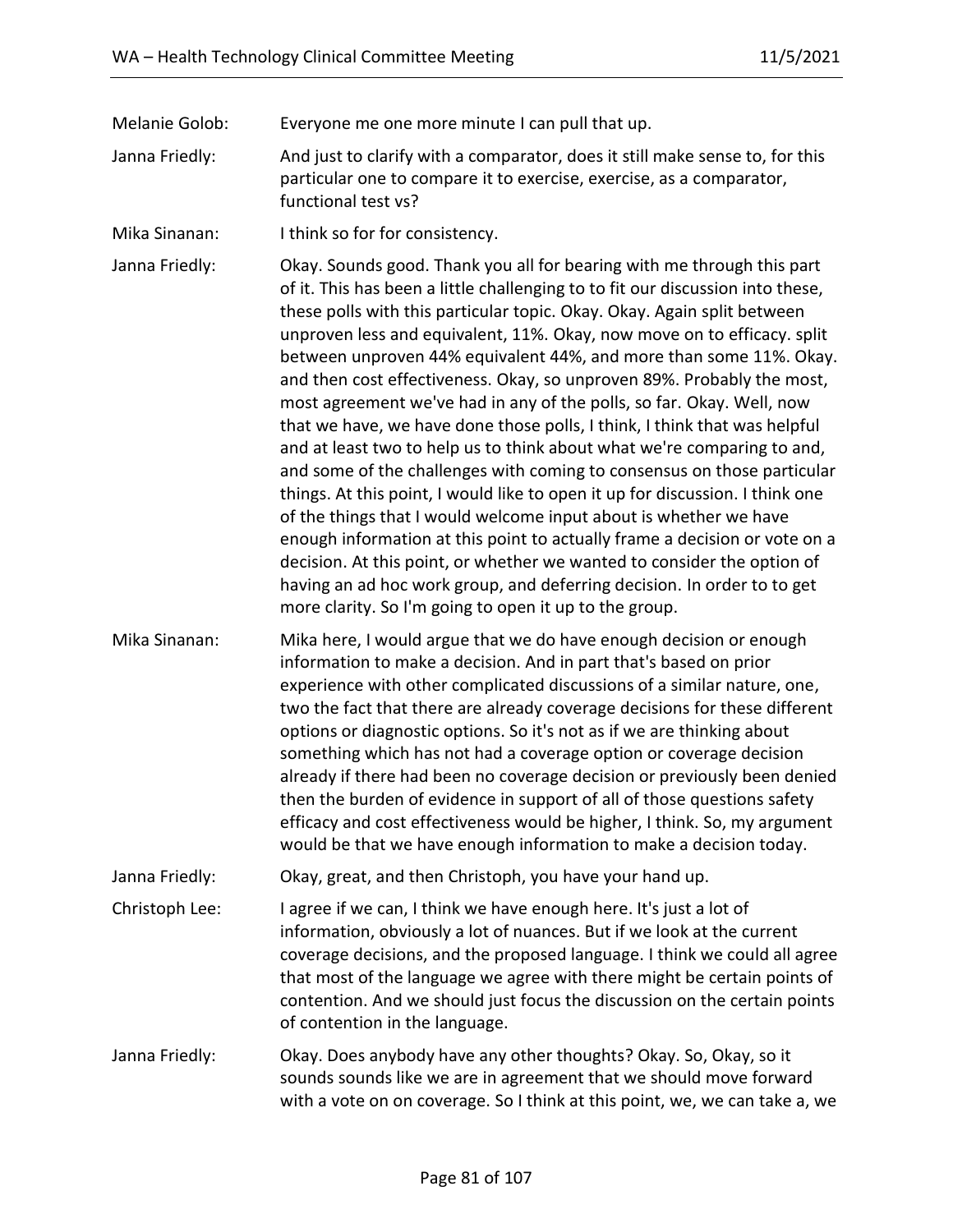Melanie Golob: Everyone me one more minute I can pull that up.

Janna Friedly: And just to clarify with a comparator, does it still make sense to, for this particular one to compare it to exercise, exercise, as a comparator, functional test vs?

Mika Sinanan: I think so for for consistency.

Janna Friedly: Okay. Sounds good. Thank you all for bearing with me through this part of it. This has been a little challenging to to fit our discussion into these, these polls with this particular topic. Okay. Okay. Again split between unproven less and equivalent, 11%. Okay, now move on to efficacy. split between unproven 44% equivalent 44%, and more than some 11%. Okay. and then cost effectiveness. Okay, so unproven 89%. Probably the most, most agreement we've had in any of the polls, so far. Okay. Well, now that we have, we have done those polls, I think, I think that was helpful and at least two to help us to think about what we're comparing to and, and some of the challenges with coming to consensus on those particular things. At this point, I would like to open it up for discussion. I think one of the things that I would welcome input about is whether we have enough information at this point to actually frame a decision or vote on a decision. At this point, or whether we wanted to consider the option of having an ad hoc work group, and deferring decision. In order to to get more clarity. So I'm going to open it up to the group.

Mika Sinanan: Mika here, I would argue that we do have enough decision or enough information to make a decision. And in part that's based on prior experience with other complicated discussions of a similar nature, one, two the fact that there are already coverage decisions for these different options or diagnostic options. So it's not as if we are thinking about something which has not had a coverage option or coverage decision already if there had been no coverage decision or previously been denied then the burden of evidence in support of all of those questions safety efficacy and cost effectiveness would be higher, I think. So, my argument would be that we have enough information to make a decision today.

Janna Friedly: Okay, great, and then Christoph, you have your hand up.

Christoph Lee: I agree if we can, I think we have enough here. It's just a lot of information, obviously a lot of nuances. But if we look at the current coverage decisions, and the proposed language. I think we could all agree that most of the language we agree with there might be certain points of contention. And we should just focus the discussion on the certain points of contention in the language.

Janna Friedly: Okay. Does anybody have any other thoughts? Okay. So, Okay, so it sounds sounds like we are in agreement that we should move forward with a vote on on coverage. So I think at this point, we, we can take a, we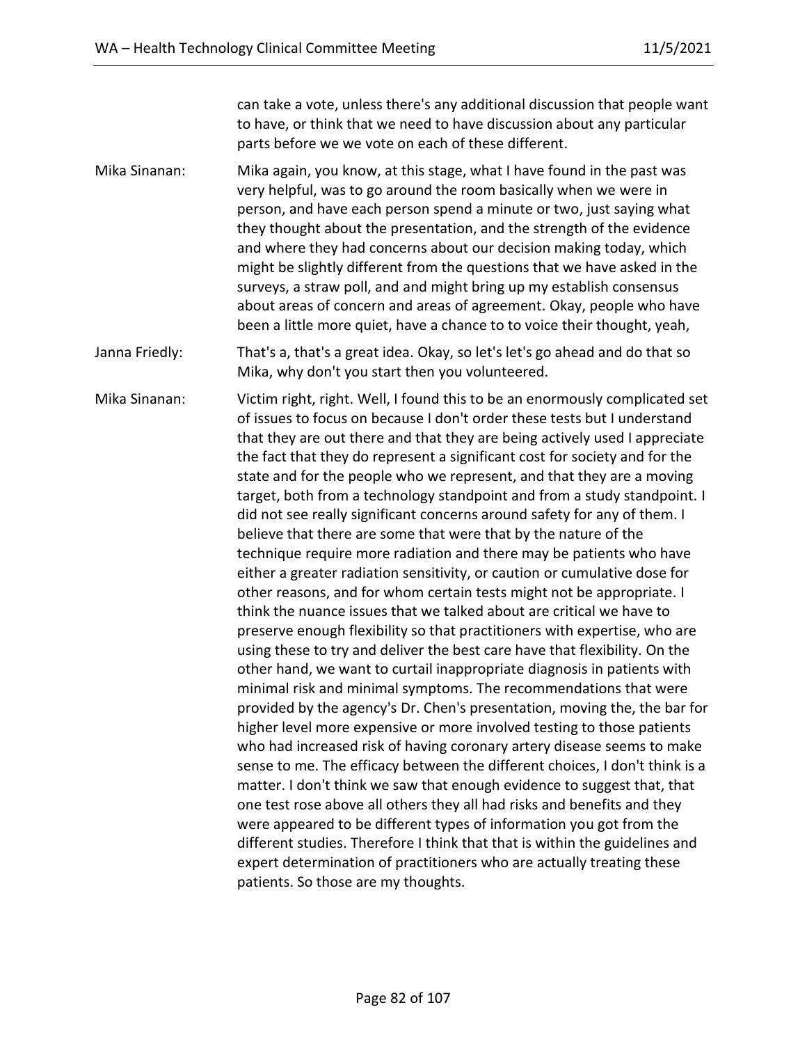can take a vote, unless there's any additional discussion that people want to have, or think that we need to have discussion about any particular parts before we we vote on each of these different.

Mika Sinanan: Mika again, you know, at this stage, what I have found in the past was very helpful, was to go around the room basically when we were in person, and have each person spend a minute or two, just saying what they thought about the presentation, and the strength of the evidence and where they had concerns about our decision making today, which might be slightly different from the questions that we have asked in the surveys, a straw poll, and and might bring up my establish consensus about areas of concern and areas of agreement. Okay, people who have been a little more quiet, have a chance to to voice their thought, yeah,

Janna Friedly: That's a, that's a great idea. Okay, so let's let's go ahead and do that so Mika, why don't you start then you volunteered.

Mika Sinanan: Victim right, right. Well, I found this to be an enormously complicated set of issues to focus on because I don't order these tests but I understand that they are out there and that they are being actively used I appreciate the fact that they do represent a significant cost for society and for the state and for the people who we represent, and that they are a moving target, both from a technology standpoint and from a study standpoint. I did not see really significant concerns around safety for any of them. I believe that there are some that were that by the nature of the technique require more radiation and there may be patients who have either a greater radiation sensitivity, or caution or cumulative dose for other reasons, and for whom certain tests might not be appropriate. I think the nuance issues that we talked about are critical we have to preserve enough flexibility so that practitioners with expertise, who are using these to try and deliver the best care have that flexibility. On the other hand, we want to curtail inappropriate diagnosis in patients with minimal risk and minimal symptoms. The recommendations that were provided by the agency's Dr. Chen's presentation, moving the, the bar for higher level more expensive or more involved testing to those patients who had increased risk of having coronary artery disease seems to make sense to me. The efficacy between the different choices, I don't think is a matter. I don't think we saw that enough evidence to suggest that, that one test rose above all others they all had risks and benefits and they were appeared to be different types of information you got from the different studies. Therefore I think that that is within the guidelines and expert determination of practitioners who are actually treating these patients. So those are my thoughts.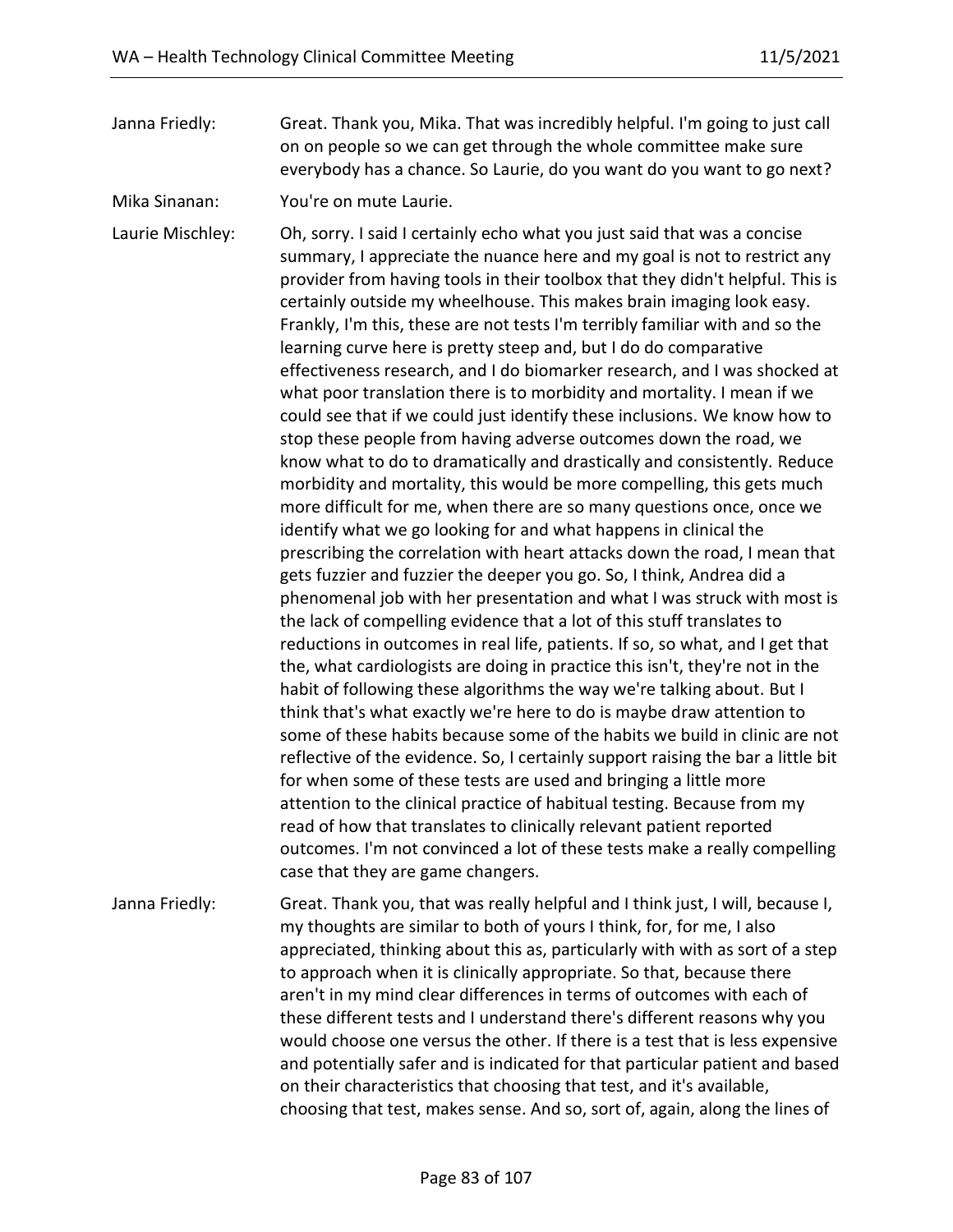Janna Friedly: Great. Thank you, Mika. That was incredibly helpful. I'm going to just call on on people so we can get through the whole committee make sure everybody has a chance. So Laurie, do you want do you want to go next?

Mika Sinanan: You're on mute Laurie.

Laurie Mischley: Oh, sorry. I said I certainly echo what you just said that was a concise summary, I appreciate the nuance here and my goal is not to restrict any provider from having tools in their toolbox that they didn't helpful. This is certainly outside my wheelhouse. This makes brain imaging look easy. Frankly, I'm this, these are not tests I'm terribly familiar with and so the learning curve here is pretty steep and, but I do do comparative effectiveness research, and I do biomarker research, and I was shocked at what poor translation there is to morbidity and mortality. I mean if we could see that if we could just identify these inclusions. We know how to stop these people from having adverse outcomes down the road, we know what to do to dramatically and drastically and consistently. Reduce morbidity and mortality, this would be more compelling, this gets much more difficult for me, when there are so many questions once, once we identify what we go looking for and what happens in clinical the prescribing the correlation with heart attacks down the road, I mean that gets fuzzier and fuzzier the deeper you go. So, I think, Andrea did a phenomenal job with her presentation and what I was struck with most is the lack of compelling evidence that a lot of this stuff translates to reductions in outcomes in real life, patients. If so, so what, and I get that the, what cardiologists are doing in practice this isn't, they're not in the habit of following these algorithms the way we're talking about. But I think that's what exactly we're here to do is maybe draw attention to some of these habits because some of the habits we build in clinic are not reflective of the evidence. So, I certainly support raising the bar a little bit for when some of these tests are used and bringing a little more attention to the clinical practice of habitual testing. Because from my read of how that translates to clinically relevant patient reported outcomes. I'm not convinced a lot of these tests make a really compelling case that they are game changers.

Janna Friedly: Great. Thank you, that was really helpful and I think just, I will, because I, my thoughts are similar to both of yours I think, for, for me, I also appreciated, thinking about this as, particularly with with as sort of a step to approach when it is clinically appropriate. So that, because there aren't in my mind clear differences in terms of outcomes with each of these different tests and I understand there's different reasons why you would choose one versus the other. If there is a test that is less expensive and potentially safer and is indicated for that particular patient and based on their characteristics that choosing that test, and it's available, choosing that test, makes sense. And so, sort of, again, along the lines of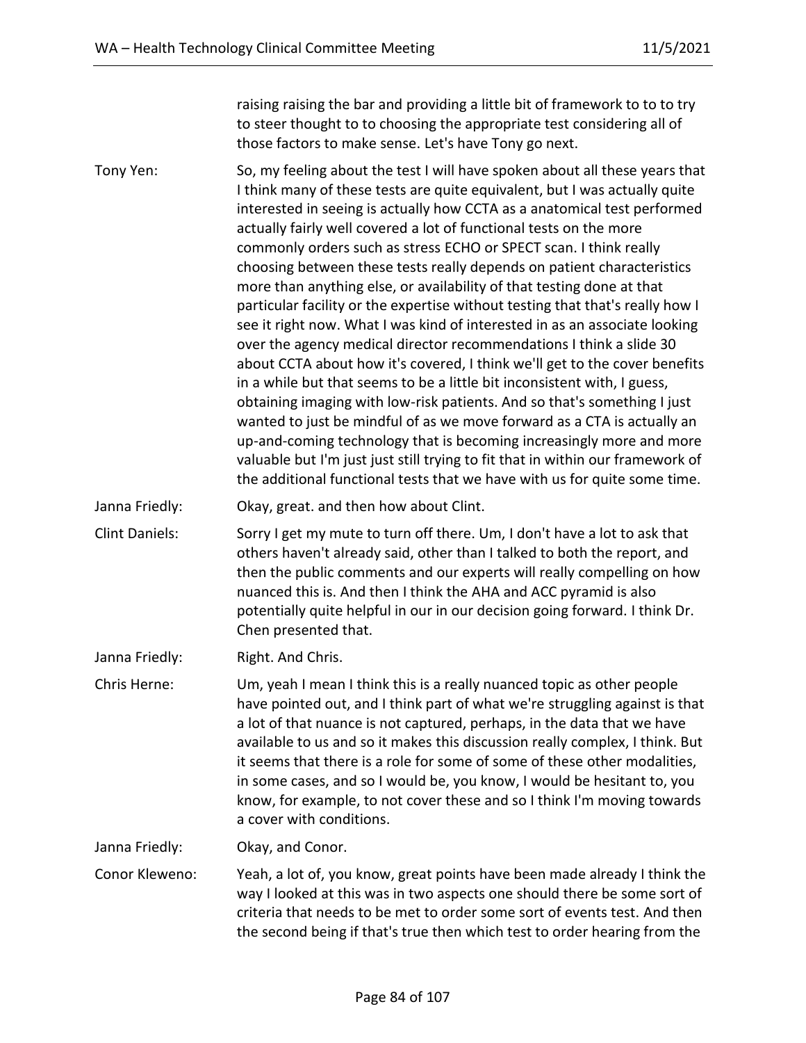raising raising the bar and providing a little bit of framework to to to try to steer thought to to choosing the appropriate test considering all of those factors to make sense. Let's have Tony go next.

**Tony Yen:** So, my feeling about the test I will have spoken about all these years that I think many of these tests are quite equivalent, but I was actually quite interested in seeing is actually how CCTA as a anatomical test performed actually fairly well covered a lot of functional tests on the more commonly orders such as stress ECHO or SPECT scan. I think really choosing between these tests really depends on patient characteristics more than anything else, or availability of that testing done at that particular facility or the expertise without testing that that's really how I see it right now. What I was kind of interested in as an associate looking over the agency medical director recommendations I think a slide 30 about CCTA about how it's covered, I think we'll get to the cover benefits in a while but that seems to be a little bit inconsistent with, I guess, obtaining imaging with low-risk patients. And so that's something I just wanted to just be mindful of as we move forward as a CTA is actually an up-and-coming technology that is becoming increasingly more and more valuable but I'm just just still trying to fit that in within our framework of the additional functional tests that we have with us for quite some time.

**Janna Friedly:** Okay, great. and then how about Clint.

**Clint Daniels:** Sorry I get my mute to turn off there. Um, I don't have a lot to ask that others haven't already said, other than I talked to both the report, and then the public comments and our experts will really compelling on how nuanced this is. And then I think the AHA and ACC pyramid is also potentially quite helpful in our in our decision going forward. I think Dr. Chen presented that.

**Janna Friedly:** Right. And Chris.

**Chris Herne:** Um, yeah I mean I think this is a really nuanced topic as other people have pointed out, and I think part of what we're struggling against is that a lot of that nuance is not captured, perhaps, in the data that we have available to us and so it makes this discussion really complex, I think. But it seems that there is a role for some of some of these other modalities, in some cases, and so I would be, you know, I would be hesitant to, you know, for example, to not cover these and so I think I'm moving towards a cover with conditions.

**Janna Friedly:** Okay, and Conor.

**Conor Kleweno:** Yeah, a lot of, you know, great points have been made already I think the way I looked at this was in two aspects one should there be some sort of criteria that needs to be met to order some sort of events test. And then the second being if that's true then which test to order hearing from the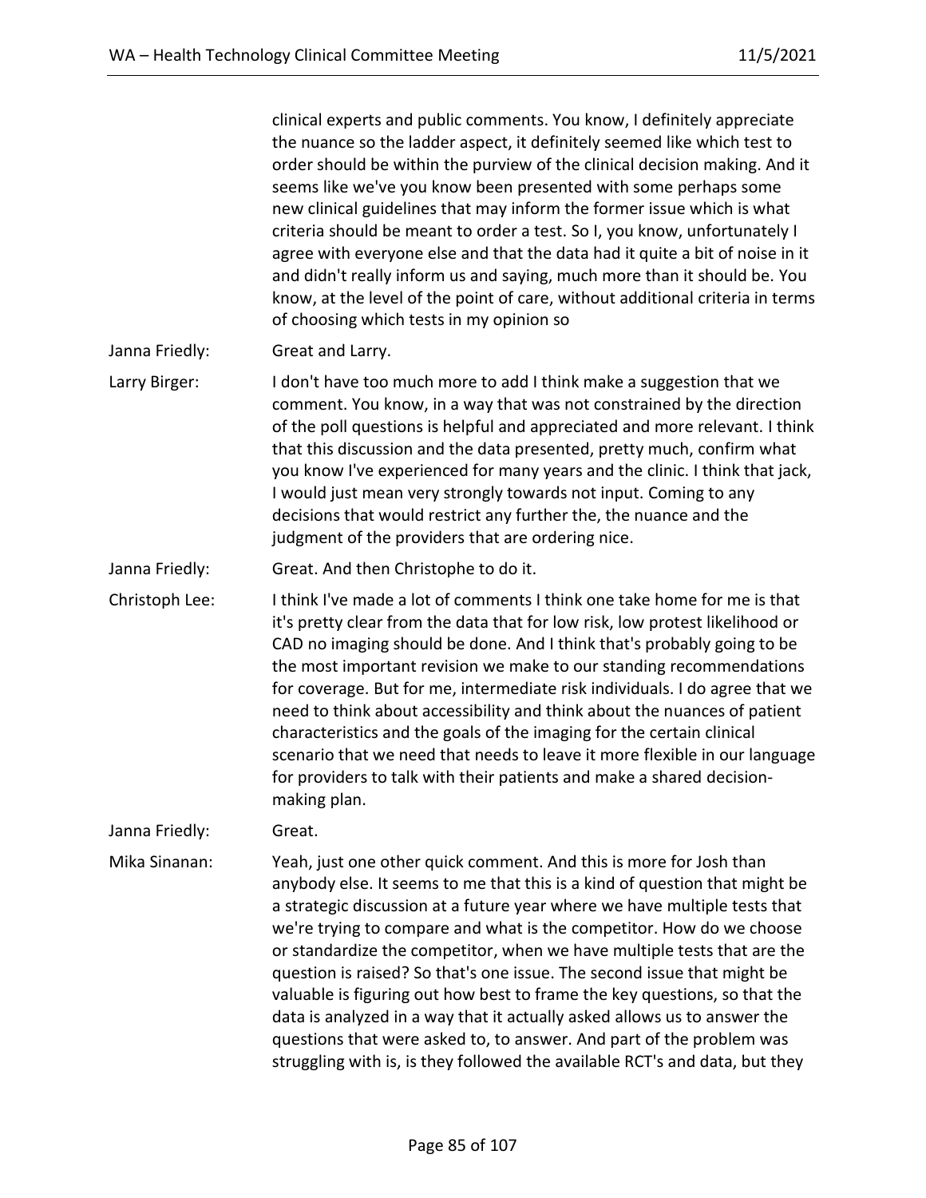clinical experts and public comments. You know, I definitely appreciate the nuance so the ladder aspect, it definitely seemed like which test to order should be within the purview of the clinical decision making. And it seems like we've you know been presented with some perhaps some new clinical guidelines that may inform the former issue which is what criteria should be meant to order a test. So I, you know, unfortunately I agree with everyone else and that the data had it quite a bit of noise in it and didn't really inform us and saying, much more than it should be. You know, at the level of the point of care, without additional criteria in terms of choosing which tests in my opinion so

Janna Friedly: Great and Larry.

Larry Birger: I don't have too much more to add I think make a suggestion that we comment. You know, in a way that was not constrained by the direction of the poll questions is helpful and appreciated and more relevant. I think that this discussion and the data presented, pretty much, confirm what you know I've experienced for many years and the clinic. I think that jack, I would just mean very strongly towards not input. Coming to any decisions that would restrict any further the, the nuance and the judgment of the providers that are ordering nice.

Janna Friedly: Great. And then Christophe to do it.

Christoph Lee: I think I've made a lot of comments I think one take home for me is that it's pretty clear from the data that for low risk, low protest likelihood or CAD no imaging should be done. And I think that's probably going to be the most important revision we make to our standing recommendations for coverage. But for me, intermediate risk individuals. I do agree that we need to think about accessibility and think about the nuances of patient characteristics and the goals of the imaging for the certain clinical scenario that we need that needs to leave it more flexible in our language for providers to talk with their patients and make a shared decision-making plan.

Janna Friedly: Great.

Mika Sinanan: Yeah, just one other quick comment. And this is more for Josh than anybody else. It seems to me that this is a kind of question that might be a strategic discussion at a future year where we have multiple tests that we're trying to compare and what is the competitor. How do we choose or standardize the competitor, when we have multiple tests that are the question is raised? So that's one issue. The second issue that might be valuable is figuring out how best to frame the key questions, so that the data is analyzed in a way that it actually asked allows us to answer the questions that were asked to, to answer. And part of the problem was struggling with is, is they followed the available RCT's and data, but they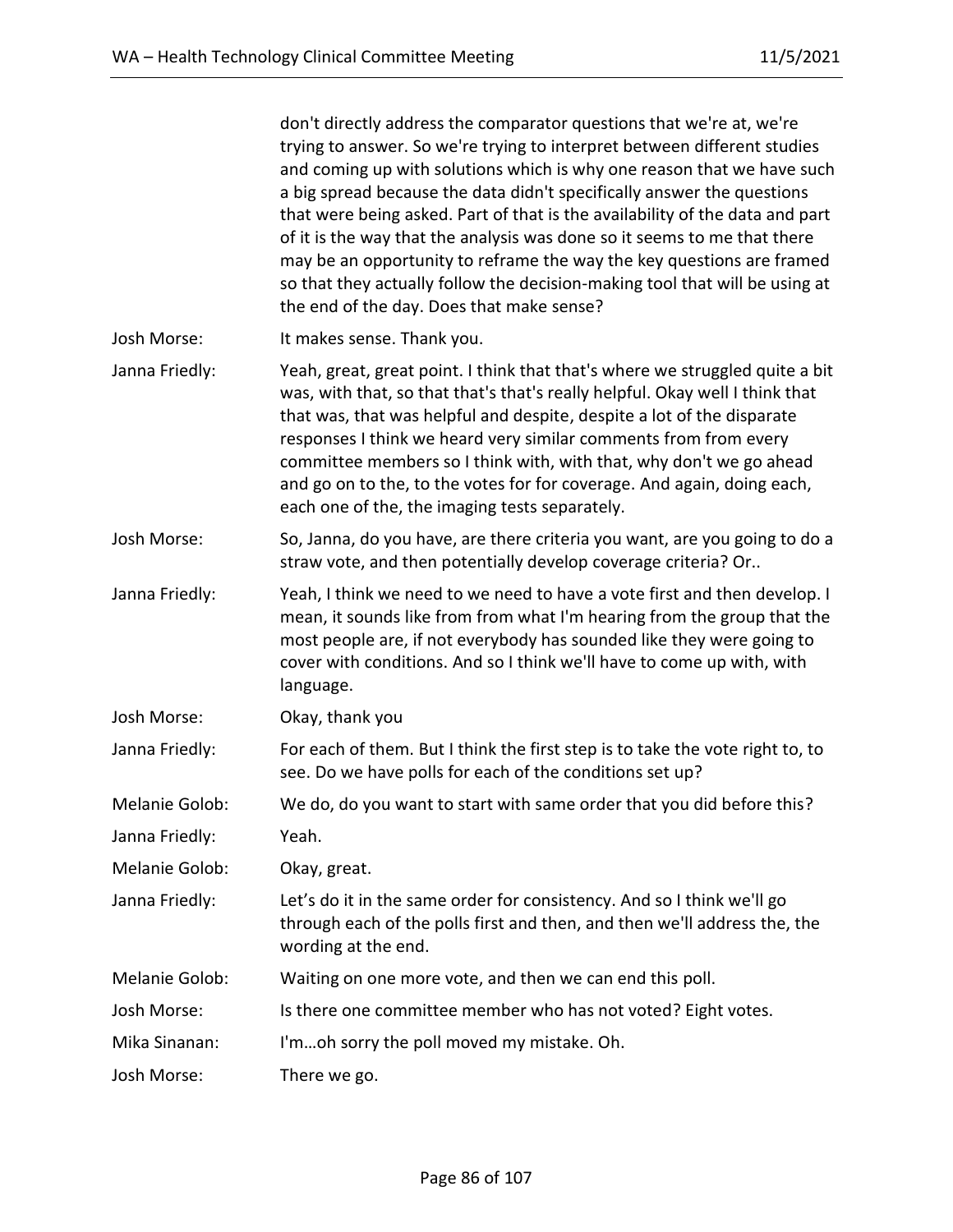| | |
|---|---|
| | don't directly address the comparator questions that we're at, we're trying to answer. So we're trying to interpret between different studies and coming up with solutions which is why one reason that we have such a big spread because the data didn't specifically answer the questions that were being asked. Part of that is the availability of the data and part of it is the way that the analysis was done so it seems to me that there may be an opportunity to reframe the way the key questions are framed so that they actually follow the decision-making tool that will be using at the end of the day. Does that make sense? |
| Josh Morse: | It makes sense. Thank you. |
| Janna Friedly: | Yeah, great, great point. I think that that's where we struggled quite a bit was, with that, so that that's that's really helpful. Okay well I think that that was, that was helpful and despite, despite a lot of the disparate responses I think we heard very similar comments from from every committee members so I think with, with that, why don't we go ahead and go on to the, to the votes for for coverage. And again, doing each, each one of the, the imaging tests separately. |
| Josh Morse: | So, Janna, do you have, are there criteria you want, are you going to do a straw vote, and then potentially develop coverage criteria? Or.. |
| Janna Friedly: | Yeah, I think we need to we need to have a vote first and then develop. I mean, it sounds like from from what I'm hearing from the group that the most people are, if not everybody has sounded like they were going to cover with conditions. And so I think we'll have to come up with, with language. |
| Josh Morse: | Okay, thank you |
| Janna Friedly: | For each of them. But I think the first step is to take the vote right to, to see. Do we have polls for each of the conditions set up? |
| Melanie Golob: | We do, do you want to start with same order that you did before this? |
| Janna Friedly: | Yeah. |
| Melanie Golob: | Okay, great. |
| Janna Friedly: | Let's do it in the same order for consistency. And so I think we'll go through each of the polls first and then, and then we'll address the, the wording at the end. |
| Melanie Golob: | Waiting on one more vote, and then we can end this poll. |
| Josh Morse: | Is there one committee member who has not voted? Eight votes. |
| Mika Sinanan: | I'm…oh sorry the poll moved my mistake. Oh. |
| Josh Morse: | There we go. |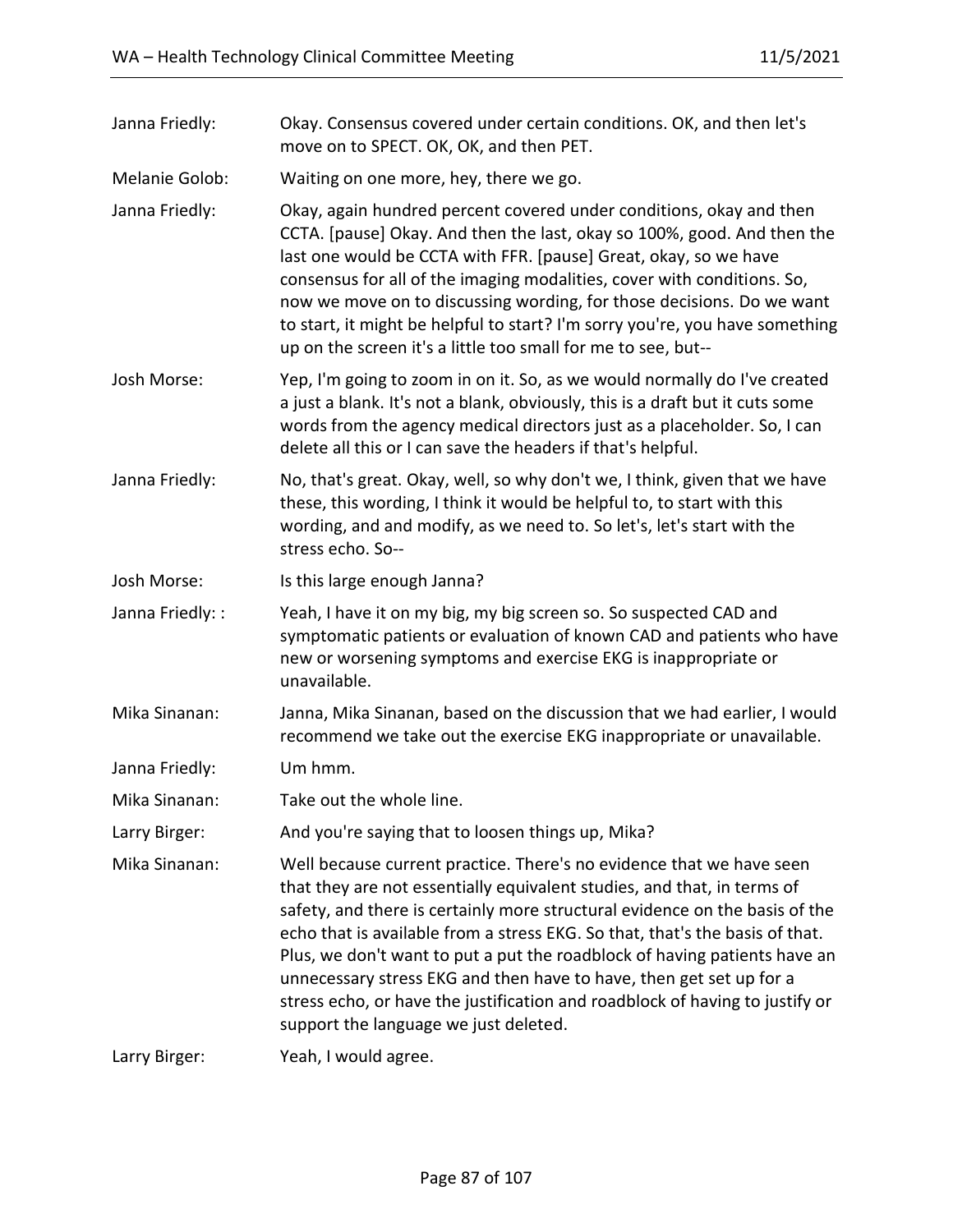Janna Friedly: Okay. Consensus covered under certain conditions. OK, and then let's move on to SPECT. OK, OK, and then PET.

Melanie Golob: Waiting on one more, hey, there we go.

Janna Friedly: Okay, again hundred percent covered under conditions, okay and then CCTA. [pause] Okay. And then the last, okay so 100%, good. And then the last one would be CCTA with FFR. [pause] Great, okay, so we have consensus for all of the imaging modalities, cover with conditions. So, now we move on to discussing wording, for those decisions. Do we want to start, it might be helpful to start? I'm sorry you're, you have something up on the screen it's a little too small for me to see, but--

Josh Morse: Yep, I'm going to zoom in on it. So, as we would normally do I've created a just a blank. It's not a blank, obviously, this is a draft but it cuts some words from the agency medical directors just as a placeholder. So, I can delete all this or I can save the headers if that's helpful.

Janna Friedly: No, that's great. Okay, well, so why don't we, I think, given that we have these, this wording, I think it would be helpful to, to start with this wording, and and modify, as we need to. So let's, let's start with the stress echo. So--

Josh Morse: Is this large enough Janna?

Janna Friedly: : Yeah, I have it on my big, my big screen so. So suspected CAD and symptomatic patients or evaluation of known CAD and patients who have new or worsening symptoms and exercise EKG is inappropriate or unavailable.

Mika Sinanan: Janna, Mika Sinanan, based on the discussion that we had earlier, I would recommend we take out the exercise EKG inappropriate or unavailable.

Janna Friedly: Um hmm.

Mika Sinanan: Take out the whole line.

Larry Birger: And you're saying that to loosen things up, Mika?

Mika Sinanan: Well because current practice. There's no evidence that we have seen that they are not essentially equivalent studies, and that, in terms of safety, and there is certainly more structural evidence on the basis of the echo that is available from a stress EKG. So that, that's the basis of that. Plus, we don't want to put a put the roadblock of having patients have an unnecessary stress EKG and then have to have, then get set up for a stress echo, or have the justification and roadblock of having to justify or support the language we just deleted.

Larry Birger: Yeah, I would agree.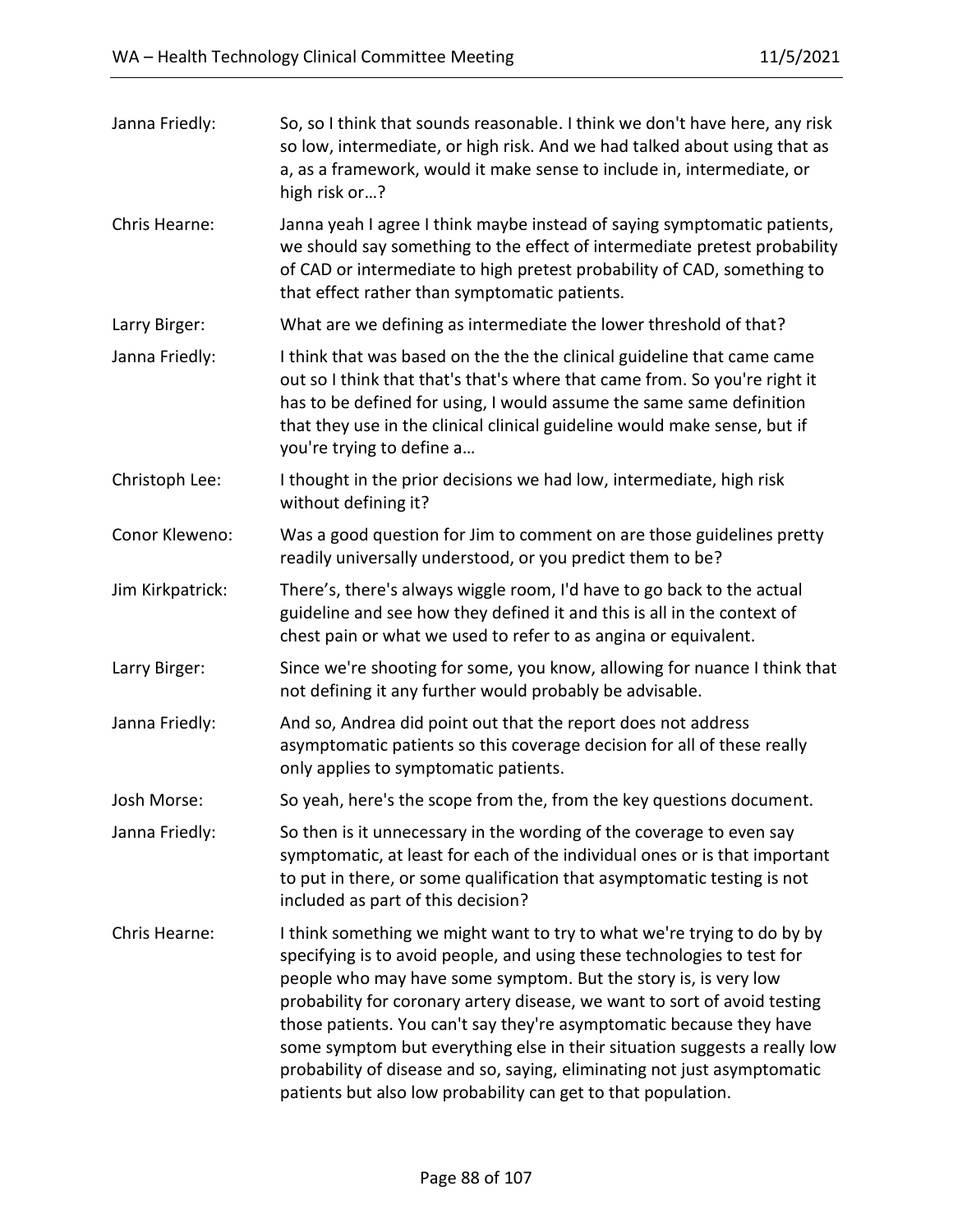| | |
|---|---|
| Janna Friedly: | So, so I think that sounds reasonable. I think we don't have here, any risk so low, intermediate, or high risk. And we had talked about using that as a, as a framework, would it make sense to include in, intermediate, or high risk or…? |
| Chris Hearne: | Janna yeah I agree I think maybe instead of saying symptomatic patients, we should say something to the effect of intermediate pretest probability of CAD or intermediate to high pretest probability of CAD, something to that effect rather than symptomatic patients. |
| Larry Birger: | What are we defining as intermediate the lower threshold of that? |
| Janna Friedly: | I think that was based on the the the clinical guideline that came came out so I think that that's that's where that came from. So you're right it has to be defined for using, I would assume the same same definition that they use in the clinical clinical guideline would make sense, but if you're trying to define a… |
| Christoph Lee: | I thought in the prior decisions we had low, intermediate, high risk without defining it? |
| Conor Kleweno: | Was a good question for Jim to comment on are those guidelines pretty readily universally understood, or you predict them to be? |
| Jim Kirkpatrick: | There's, there's always wiggle room, I'd have to go back to the actual guideline and see how they defined it and this is all in the context of chest pain or what we used to refer to as angina or equivalent. |
| Larry Birger: | Since we're shooting for some, you know, allowing for nuance I think that not defining it any further would probably be advisable. |
| Janna Friedly: | And so, Andrea did point out that the report does not address asymptomatic patients so this coverage decision for all of these really only applies to symptomatic patients. |
| Josh Morse: | So yeah, here's the scope from the, from the key questions document. |
| Janna Friedly: | So then is it unnecessary in the wording of the coverage to even say symptomatic, at least for each of the individual ones or is that important to put in there, or some qualification that asymptomatic testing is not included as part of this decision? |
| Chris Hearne: | I think something we might want to try to what we're trying to do by by specifying is to avoid people, and using these technologies to test for people who may have some symptom. But the story is, is very low probability for coronary artery disease, we want to sort of avoid testing those patients. You can't say they're asymptomatic because they have some symptom but everything else in their situation suggests a really low probability of disease and so, saying, eliminating not just asymptomatic patients but also low probability can get to that population. |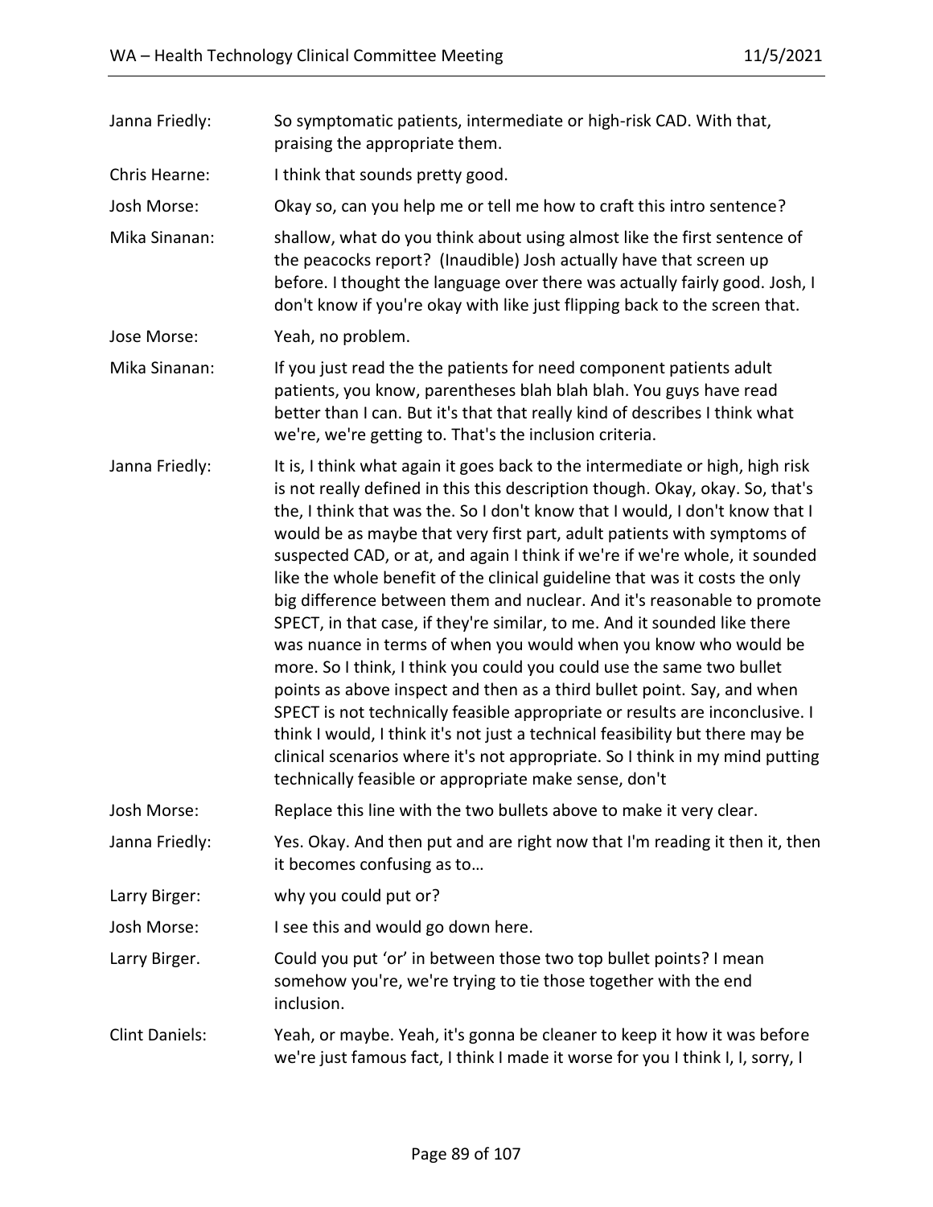Janna Friedly: So symptomatic patients, intermediate or high-risk CAD. With that, praising the appropriate them.

Chris Hearne: I think that sounds pretty good.

Josh Morse: Okay so, can you help me or tell me how to craft this intro sentence?

Mika Sinanan: shallow, what do you think about using almost like the first sentence of the peacocks report? (Inaudible) Josh actually have that screen up before. I thought the language over there was actually fairly good. Josh, I don't know if you're okay with like just flipping back to the screen that.

Jose Morse: Yeah, no problem.

Mika Sinanan: If you just read the the patients for need component patients adult patients, you know, parentheses blah blah blah. You guys have read better than I can. But it's that that really kind of describes I think what we're, we're getting to. That's the inclusion criteria.

Janna Friedly: It is, I think what again it goes back to the intermediate or high, high risk is not really defined in this this description though. Okay, okay. So, that's the, I think that was the. So I don't know that I would, I don't know that I would be as maybe that very first part, adult patients with symptoms of suspected CAD, or at, and again I think if we're if we're whole, it sounded like the whole benefit of the clinical guideline that was it costs the only big difference between them and nuclear. And it's reasonable to promote SPECT, in that case, if they're similar, to me. And it sounded like there was nuance in terms of when you would when you know who would be more. So I think, I think you could you could use the same two bullet points as above inspect and then as a third bullet point. Say, and when SPECT is not technically feasible appropriate or results are inconclusive. I think I would, I think it's not just a technical feasibility but there may be clinical scenarios where it's not appropriate. So I think in my mind putting technically feasible or appropriate make sense, don't

Josh Morse: Replace this line with the two bullets above to make it very clear.

Janna Friedly: Yes. Okay. And then put and are right now that I'm reading it then it, then it becomes confusing as to…

Larry Birger: why you could put or?

Josh Morse: I see this and would go down here.

Larry Birger. Could you put 'or' in between those two top bullet points? I mean somehow you're, we're trying to tie those together with the end inclusion.

Clint Daniels: Yeah, or maybe. Yeah, it's gonna be cleaner to keep it how it was before we're just famous fact, I think I made it worse for you I think I, I, sorry, I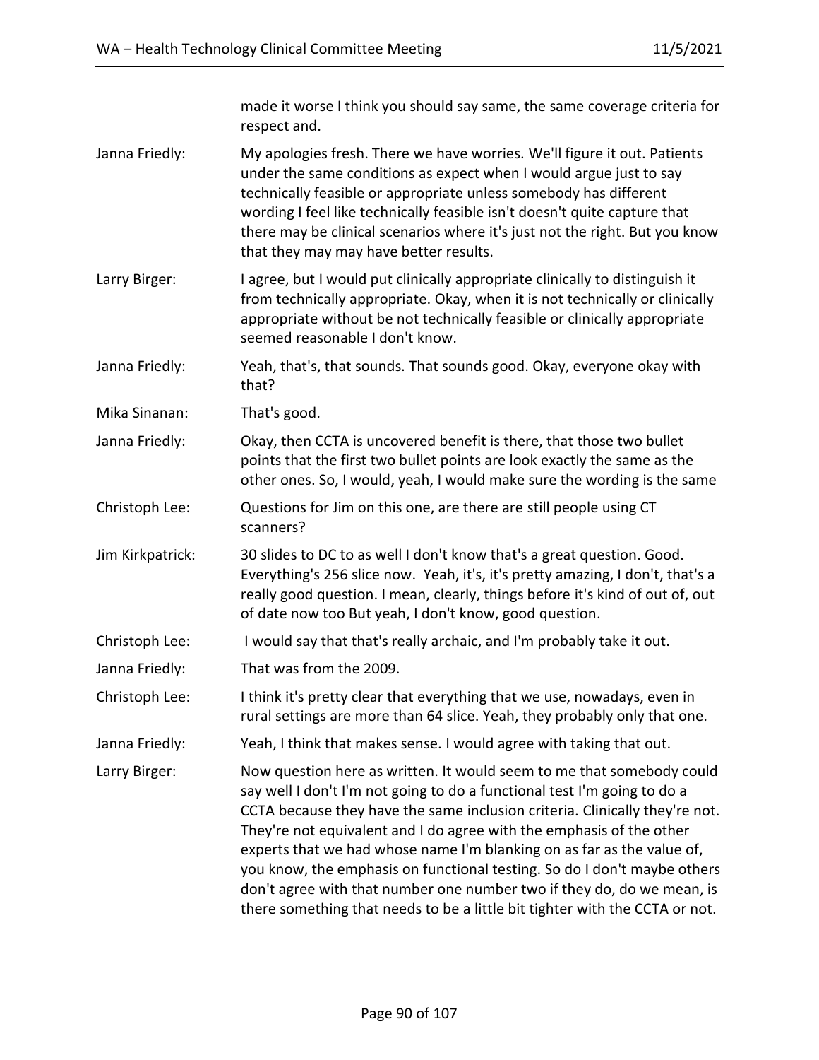made it worse I think you should say same, the same coverage criteria for respect and.

Janna Friedly: My apologies fresh. There we have worries. We'll figure it out. Patients under the same conditions as expect when I would argue just to say technically feasible or appropriate unless somebody has different wording I feel like technically feasible isn't doesn't quite capture that there may be clinical scenarios where it's just not the right. But you know that they may may have better results.

Larry Birger: I agree, but I would put clinically appropriate clinically to distinguish it from technically appropriate. Okay, when it is not technically or clinically appropriate without be not technically feasible or clinically appropriate seemed reasonable I don't know.

Janna Friedly: Yeah, that's, that sounds. That sounds good. Okay, everyone okay with that?

Mika Sinanan: That's good.

Janna Friedly: Okay, then CCTA is uncovered benefit is there, that those two bullet points that the first two bullet points are look exactly the same as the other ones. So, I would, yeah, I would make sure the wording is the same

Christoph Lee: Questions for Jim on this one, are there are still people using CT scanners?

Jim Kirkpatrick: 30 slides to DC to as well I don't know that's a great question. Good. Everything's 256 slice now. Yeah, it's, it's pretty amazing, I don't, that's a really good question. I mean, clearly, things before it's kind of out of, out of date now too But yeah, I don't know, good question.

Christoph Lee: I would say that that's really archaic, and I'm probably take it out.

Janna Friedly: That was from the 2009.

Christoph Lee: I think it's pretty clear that everything that we use, nowadays, even in rural settings are more than 64 slice. Yeah, they probably only that one.

Janna Friedly: Yeah, I think that makes sense. I would agree with taking that out.

Larry Birger: Now question here as written. It would seem to me that somebody could say well I don't I'm not going to do a functional test I'm going to do a CCTA because they have the same inclusion criteria. Clinically they're not. They're not equivalent and I do agree with the emphasis of the other experts that we had whose name I'm blanking on as far as the value of, you know, the emphasis on functional testing. So do I don't maybe others don't agree with that number one number two if they do, do we mean, is there something that needs to be a little bit tighter with the CCTA or not.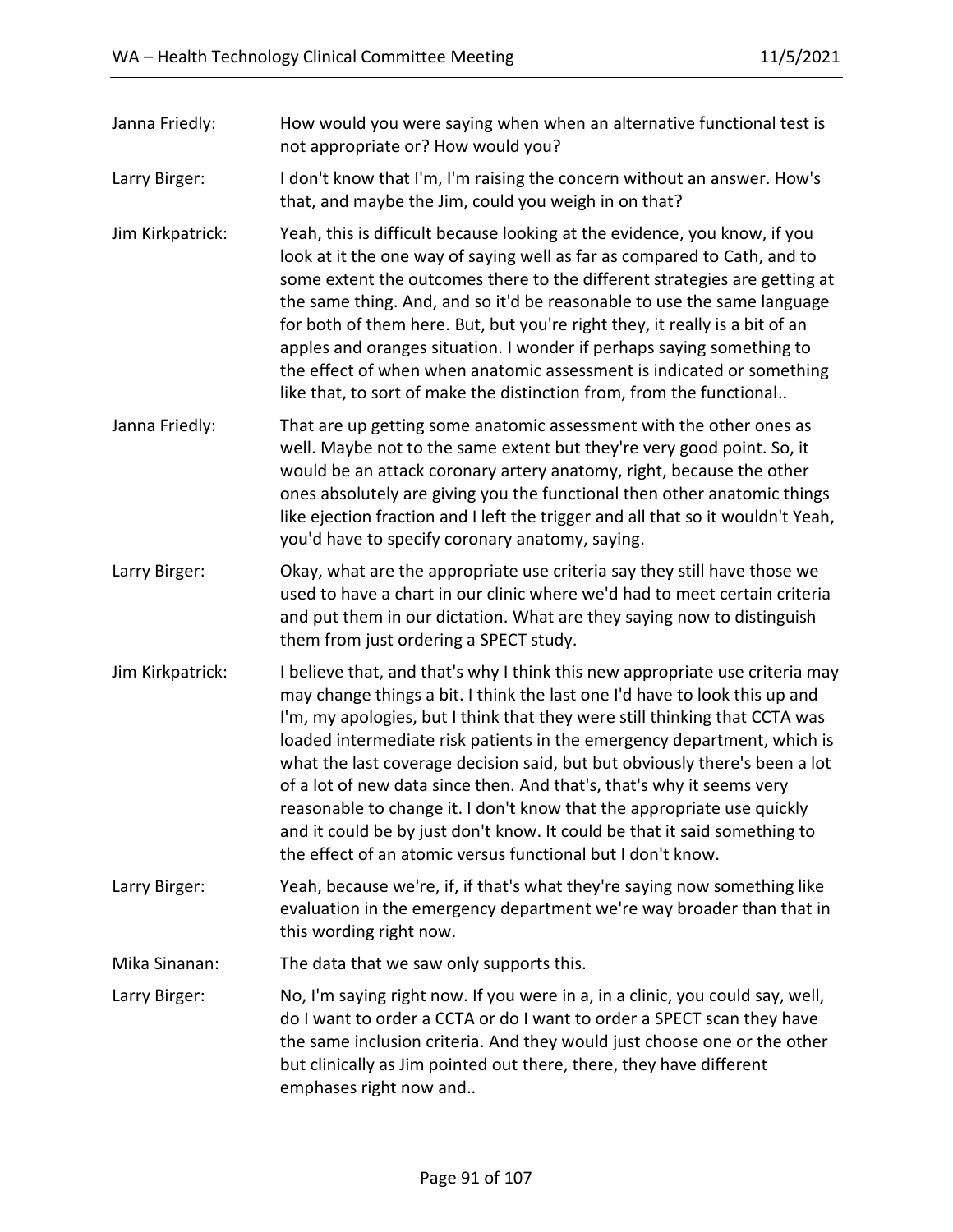Janna Friedly: How would you were saying when when an alternative functional test is not appropriate or? How would you?

Larry Birger: I don't know that I'm, I'm raising the concern without an answer. How's that, and maybe the Jim, could you weigh in on that?

Jim Kirkpatrick: Yeah, this is difficult because looking at the evidence, you know, if you look at it the one way of saying well as far as compared to Cath, and to some extent the outcomes there to the different strategies are getting at the same thing. And, and so it'd be reasonable to use the same language for both of them here. But, but you're right they, it really is a bit of an apples and oranges situation. I wonder if perhaps saying something to the effect of when when anatomic assessment is indicated or something like that, to sort of make the distinction from, from the functional..

Janna Friedly: That are up getting some anatomic assessment with the other ones as well. Maybe not to the same extent but they're very good point. So, it would be an attack coronary artery anatomy, right, because the other ones absolutely are giving you the functional then other anatomic things like ejection fraction and I left the trigger and all that so it wouldn't Yeah, you'd have to specify coronary anatomy, saying.

Larry Birger: Okay, what are the appropriate use criteria say they still have those we used to have a chart in our clinic where we'd had to meet certain criteria and put them in our dictation. What are they saying now to distinguish them from just ordering a SPECT study.

Jim Kirkpatrick: I believe that, and that's why I think this new appropriate use criteria may change things a bit. I think the last one I'd have to look this up and I'm, my apologies, but I think that they were still thinking that CCTA was loaded intermediate risk patients in the emergency department, which is what the last coverage decision said, but but obviously there's been a lot of a lot of new data since then. And that's, that's why it seems very reasonable to change it. I don't know that the appropriate use quickly and it could be by just don't know. It could be that it said something to the effect of an atomic versus functional but I don't know.

Larry Birger: Yeah, because we're, if, if that's what they're saying now something like evaluation in the emergency department we're way broader than that in this wording right now.

Mika Sinanan: The data that we saw only supports this.

Larry Birger: No, I'm saying right now. If you were in a, in a clinic, you could say, well, do I want to order a CCTA or do I want to order a SPECT scan they have the same inclusion criteria. And they would just choose one or the other but clinically as Jim pointed out there, there, they have different emphases right now and..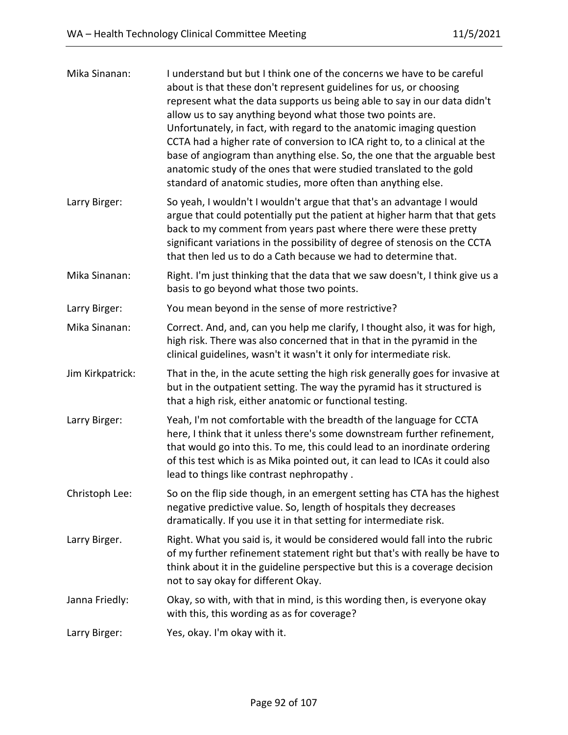Mika Sinanan: I understand but but I think one of the concerns we have to be careful about is that these don't represent guidelines for us, or choosing represent what the data supports us being able to say in our data didn't allow us to say anything beyond what those two points are. Unfortunately, in fact, with regard to the anatomic imaging question CCTA had a higher rate of conversion to ICA right to, to a clinical at the base of angiogram than anything else. So, the one that the arguable best anatomic study of the ones that were studied translated to the gold standard of anatomic studies, more often than anything else.

Larry Birger: So yeah, I wouldn't I wouldn't argue that that's an advantage I would argue that could potentially put the patient at higher harm that that gets back to my comment from years past where there were these pretty significant variations in the possibility of degree of stenosis on the CCTA that then led us to do a Cath because we had to determine that.

Mika Sinanan: Right. I'm just thinking that the data that we saw doesn't, I think give us a basis to go beyond what those two points.

Larry Birger: You mean beyond in the sense of more restrictive?

Mika Sinanan: Correct. And, and, can you help me clarify, I thought also, it was for high, high risk. There was also concerned that in that in the pyramid in the clinical guidelines, wasn't it wasn't it only for intermediate risk.

Jim Kirkpatrick: That in the, in the acute setting the high risk generally goes for invasive at but in the outpatient setting. The way the pyramid has it structured is that a high risk, either anatomic or functional testing.

Larry Birger: Yeah, I'm not comfortable with the breadth of the language for CCTA here, I think that it unless there's some downstream further refinement, that would go into this. To me, this could lead to an inordinate ordering of this test which is as Mika pointed out, it can lead to ICAs it could also lead to things like contrast nephropathy .

Christoph Lee: So on the flip side though, in an emergent setting has CTA has the highest negative predictive value. So, length of hospitals they decreases dramatically. If you use it in that setting for intermediate risk.

Larry Birger. Right. What you said is, it would be considered would fall into the rubric of my further refinement statement right but that's with really be have to think about it in the guideline perspective but this is a coverage decision not to say okay for different Okay.

Janna Friedly: Okay, so with, with that in mind, is this wording then, is everyone okay with this, this wording as as for coverage?

Larry Birger: Yes, okay. I'm okay with it.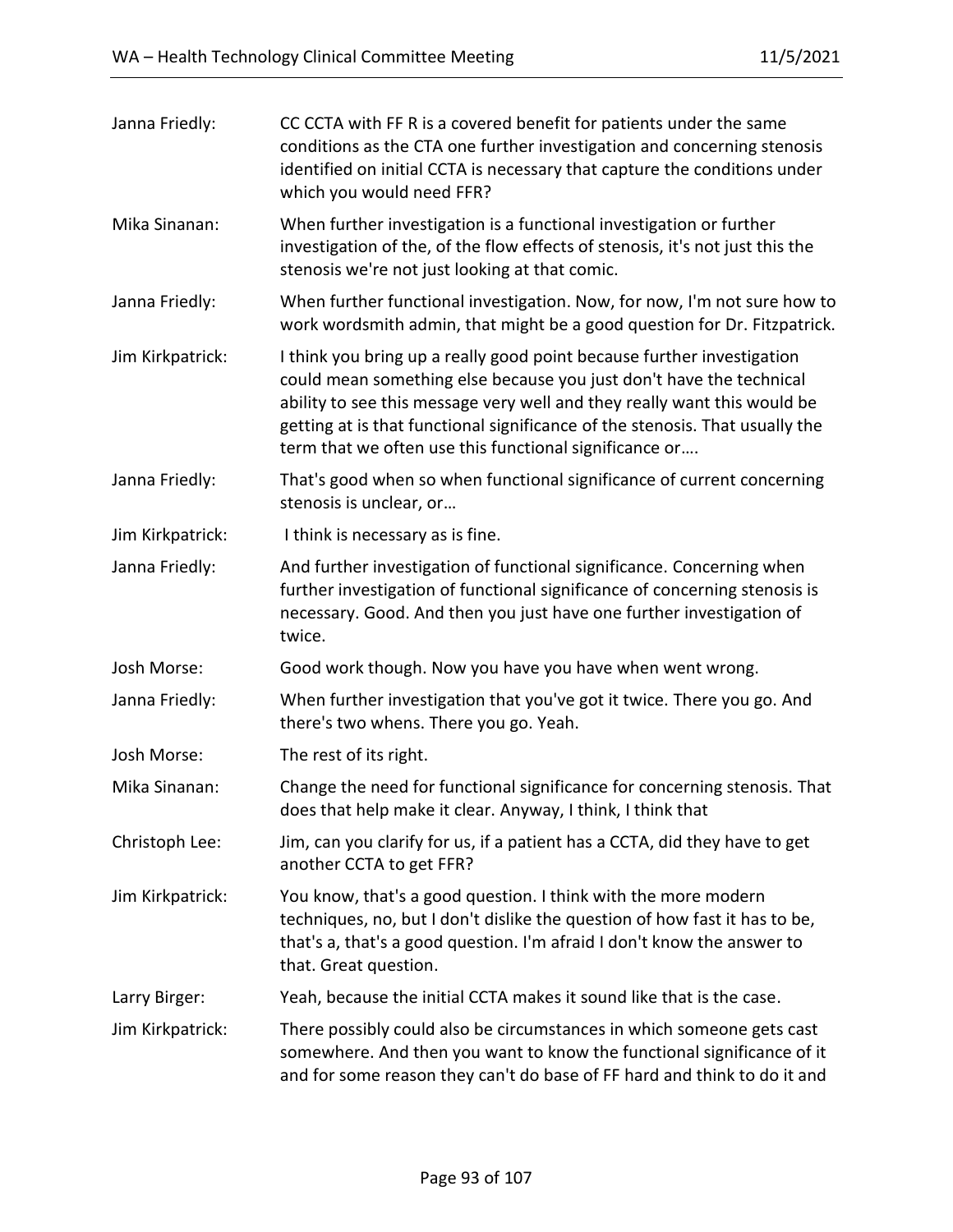Janna Friedly: CC CCTA with FF R is a covered benefit for patients under the same conditions as the CTA one further investigation and concerning stenosis identified on initial CCTA is necessary that capture the conditions under which you would need FFR?

Mika Sinanan: When further investigation is a functional investigation or further investigation of the, of the flow effects of stenosis, it's not just this the stenosis we're not just looking at that comic.

Janna Friedly: When further functional investigation. Now, for now, I'm not sure how to work wordsmith admin, that might be a good question for Dr. Fitzpatrick.

Jim Kirkpatrick: I think you bring up a really good point because further investigation could mean something else because you just don't have the technical ability to see this message very well and they really want this would be getting at is that functional significance of the stenosis. That usually the term that we often use this functional significance or….

Janna Friedly: That's good when so when functional significance of current concerning stenosis is unclear, or…

Jim Kirkpatrick: I think is necessary as is fine.

Janna Friedly: And further investigation of functional significance. Concerning when further investigation of functional significance of concerning stenosis is necessary. Good. And then you just have one further investigation of twice.

Josh Morse: Good work though. Now you have you have when went wrong.

Janna Friedly: When further investigation that you've got it twice. There you go. And there's two whens. There you go. Yeah.

Josh Morse: The rest of its right.

Mika Sinanan: Change the need for functional significance for concerning stenosis. That does that help make it clear. Anyway, I think, I think that

Christoph Lee: Jim, can you clarify for us, if a patient has a CCTA, did they have to get another CCTA to get FFR?

Jim Kirkpatrick: You know, that's a good question. I think with the more modern techniques, no, but I don't dislike the question of how fast it has to be, that's a, that's a good question. I'm afraid I don't know the answer to that. Great question.

Larry Birger: Yeah, because the initial CCTA makes it sound like that is the case.

Jim Kirkpatrick: There possibly could also be circumstances in which someone gets cast somewhere. And then you want to know the functional significance of it and for some reason they can't do base of FF hard and think to do it and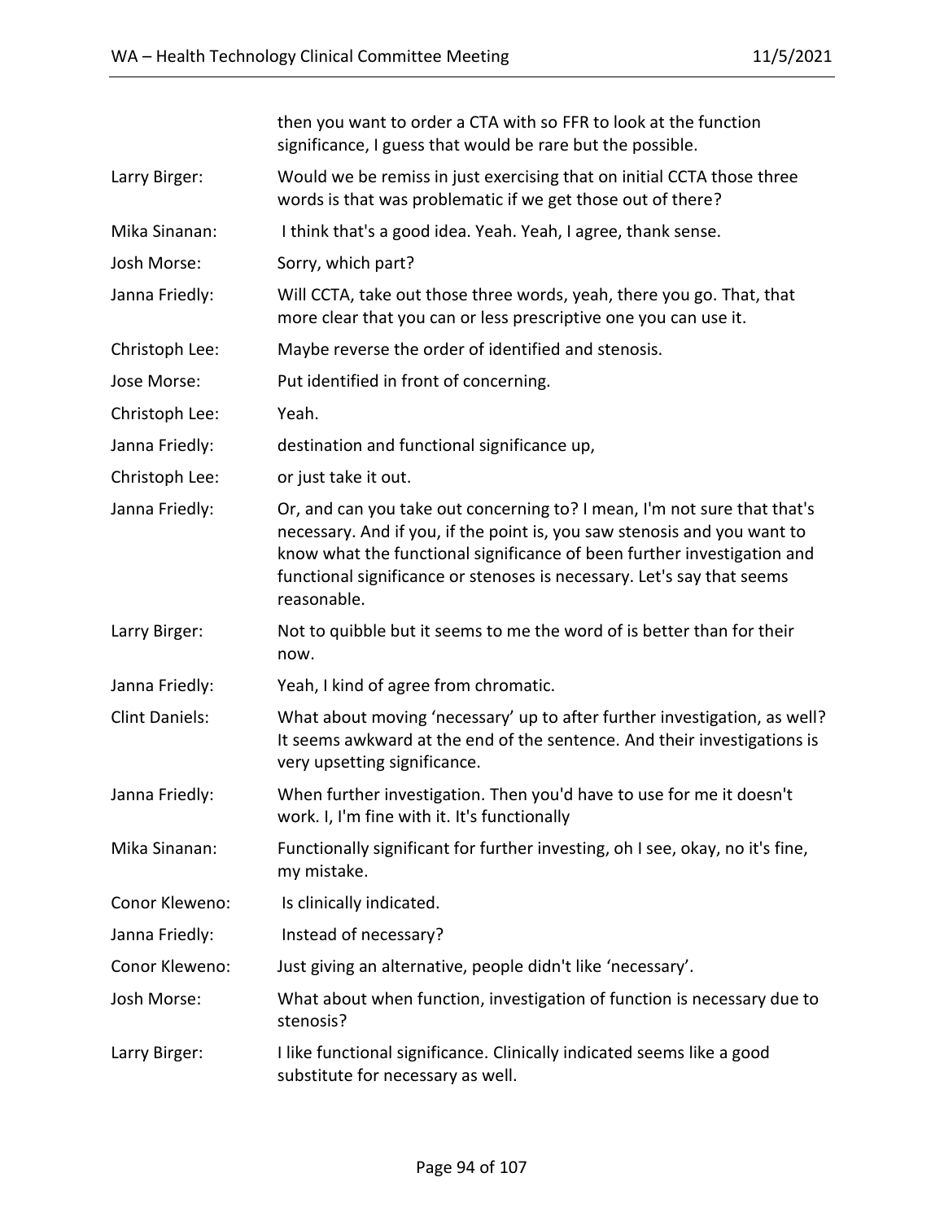| | |
|---|---|
| | then you want to order a CTA with so FFR to look at the function significance, I guess that would be rare but the possible. |
| Larry Birger: | Would we be remiss in just exercising that on initial CCTA those three words is that was problematic if we get those out of there? |
| Mika Sinanan: | I think that's a good idea. Yeah. Yeah, I agree, thank sense. |
| Josh Morse: | Sorry, which part? |
| Janna Friedly: | Will CCTA, take out those three words, yeah, there you go. That, that more clear that you can or less prescriptive one you can use it. |
| Christoph Lee: | Maybe reverse the order of identified and stenosis. |
| Jose Morse: | Put identified in front of concerning. |
| Christoph Lee: | Yeah. |
| Janna Friedly: | destination and functional significance up, |
| Christoph Lee: | or just take it out. |
| Janna Friedly: | Or, and can you take out concerning to? I mean, I'm not sure that that's necessary. And if you, if the point is, you saw stenosis and you want to know what the functional significance of been further investigation and functional significance or stenoses is necessary. Let's say that seems reasonable. |
| Larry Birger: | Not to quibble but it seems to me the word of is better than for their now. |
| Janna Friedly: | Yeah, I kind of agree from chromatic. |
| Clint Daniels: | What about moving 'necessary' up to after further investigation, as well? It seems awkward at the end of the sentence. And their investigations is very upsetting significance. |
| Janna Friedly: | When further investigation. Then you'd have to use for me it doesn't work. I, I'm fine with it. It's functionally |
| Mika Sinanan: | Functionally significant for further investing, oh I see, okay, no it's fine, my mistake. |
| Conor Kleweno: | Is clinically indicated. |
| Janna Friedly: | Instead of necessary? |
| Conor Kleweno: | Just giving an alternative, people didn't like 'necessary'. |
| Josh Morse: | What about when function, investigation of function is necessary due to stenosis? |
| Larry Birger: | I like functional significance. Clinically indicated seems like a good substitute for necessary as well. |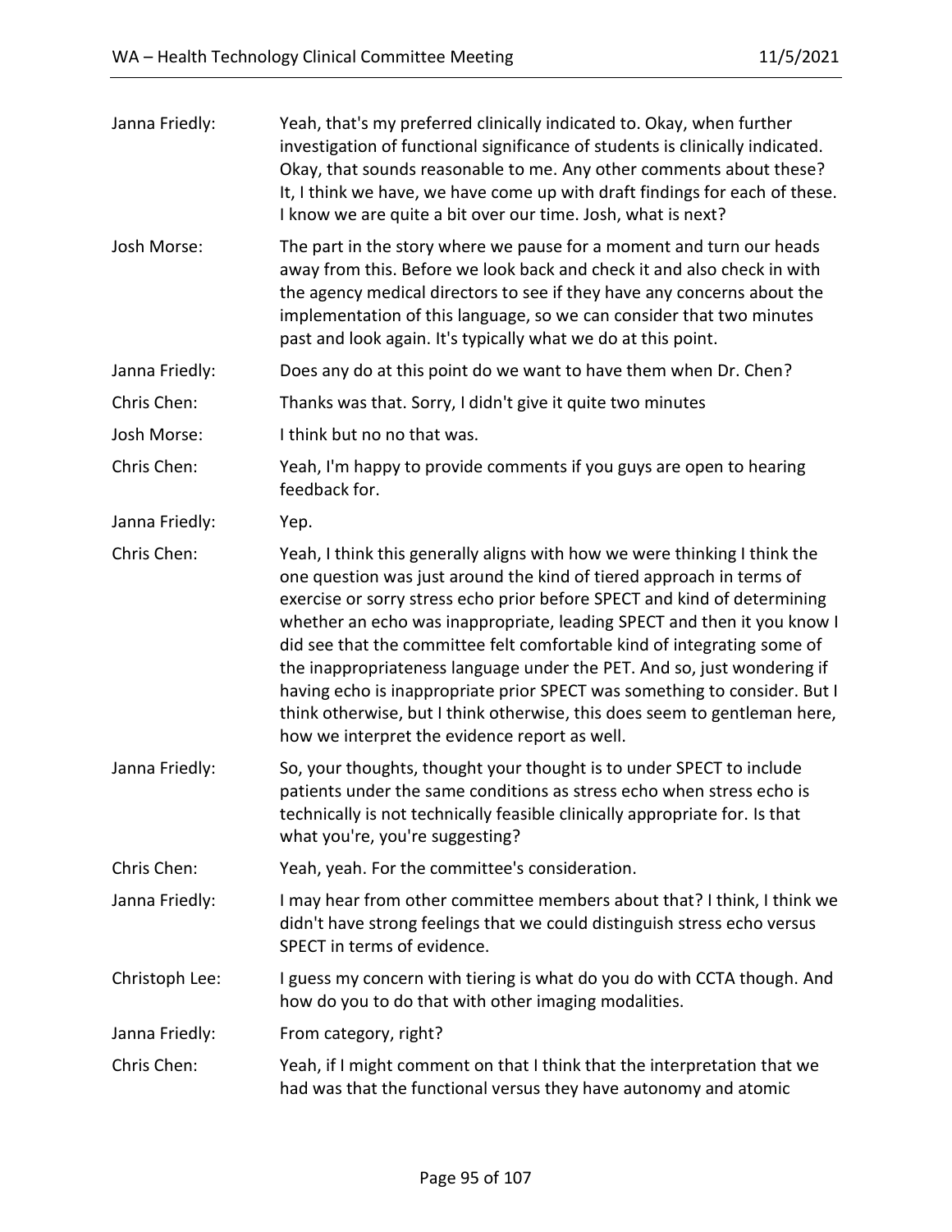Janna Friedly: Yeah, that's my preferred clinically indicated to. Okay, when further investigation of functional significance of students is clinically indicated. Okay, that sounds reasonable to me. Any other comments about these? It, I think we have, we have come up with draft findings for each of these. I know we are quite a bit over our time. Josh, what is next?

Josh Morse: The part in the story where we pause for a moment and turn our heads away from this. Before we look back and check it and also check in with the agency medical directors to see if they have any concerns about the implementation of this language, so we can consider that two minutes past and look again. It's typically what we do at this point.

Janna Friedly: Does any do at this point do we want to have them when Dr. Chen?

Chris Chen: Thanks was that. Sorry, I didn't give it quite two minutes

Josh Morse: I think but no no that was.

Chris Chen: Yeah, I'm happy to provide comments if you guys are open to hearing feedback for.

Janna Friedly: Yep.

Chris Chen: Yeah, I think this generally aligns with how we were thinking I think the one question was just around the kind of tiered approach in terms of exercise or sorry stress echo prior before SPECT and kind of determining whether an echo was inappropriate, leading SPECT and then it you know I did see that the committee felt comfortable kind of integrating some of the inappropriateness language under the PET. And so, just wondering if having echo is inappropriate prior SPECT was something to consider. But I think otherwise, but I think otherwise, this does seem to gentleman here, how we interpret the evidence report as well.

Janna Friedly: So, your thoughts, thought your thought is to under SPECT to include patients under the same conditions as stress echo when stress echo is technically is not technically feasible clinically appropriate for. Is that what you're, you're suggesting?

Chris Chen: Yeah, yeah. For the committee's consideration.

Janna Friedly: I may hear from other committee members about that? I think, I think we didn't have strong feelings that we could distinguish stress echo versus SPECT in terms of evidence.

Christoph Lee: I guess my concern with tiering is what do you do with CCTA though. And how do you to do that with other imaging modalities.

Janna Friedly: From category, right?

Chris Chen: Yeah, if I might comment on that I think that the interpretation that we had was that the functional versus they have autonomy and atomic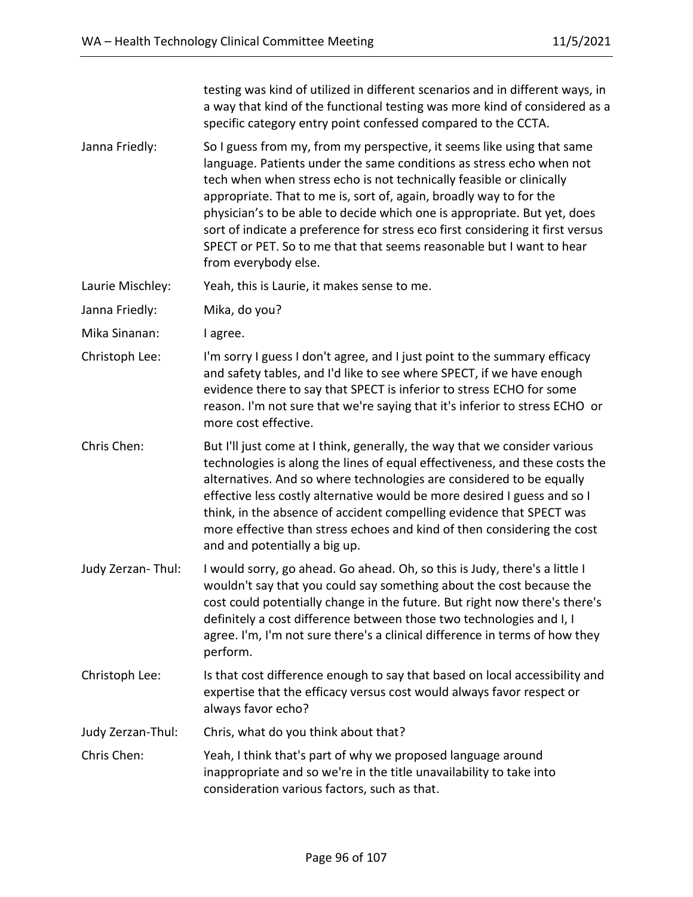| | |
|---|---|
| | testing was kind of utilized in different scenarios and in different ways, in a way that kind of the functional testing was more kind of considered as a specific category entry point confessed compared to the CCTA. |
| Janna Friedly: | So I guess from my, from my perspective, it seems like using that same language. Patients under the same conditions as stress echo when not tech when when stress echo is not technically feasible or clinically appropriate. That to me is, sort of, again, broadly way to for the physician's to be able to decide which one is appropriate. But yet, does sort of indicate a preference for stress eco first considering it first versus SPECT or PET. So to me that that seems reasonable but I want to hear from everybody else. |
| Laurie Mischley: | Yeah, this is Laurie, it makes sense to me. |
| Janna Friedly: | Mika, do you? |
| Mika Sinanan: | I agree. |
| Christoph Lee: | I'm sorry I guess I don't agree, and I just point to the summary efficacy and safety tables, and I'd like to see where SPECT, if we have enough evidence there to say that SPECT is inferior to stress ECHO for some reason. I'm not sure that we're saying that it's inferior to stress ECHO or more cost effective. |
| Chris Chen: | But I'll just come at I think, generally, the way that we consider various technologies is along the lines of equal effectiveness, and these costs the alternatives. And so where technologies are considered to be equally effective less costly alternative would be more desired I guess and so I think, in the absence of accident compelling evidence that SPECT was more effective than stress echoes and kind of then considering the cost and and potentially a big up. |
| Judy Zerzan- Thul: | I would sorry, go ahead. Go ahead. Oh, so this is Judy, there's a little I wouldn't say that you could say something about the cost because the cost could potentially change in the future. But right now there's there's definitely a cost difference between those two technologies and I, I agree. I'm, I'm not sure there's a clinical difference in terms of how they perform. |
| Christoph Lee: | Is that cost difference enough to say that based on local accessibility and expertise that the efficacy versus cost would always favor respect or always favor echo? |
| Judy Zerzan-Thul: | Chris, what do you think about that? |
| Chris Chen: | Yeah, I think that's part of why we proposed language around inappropriate and so we're in the title unavailability to take into consideration various factors, such as that. |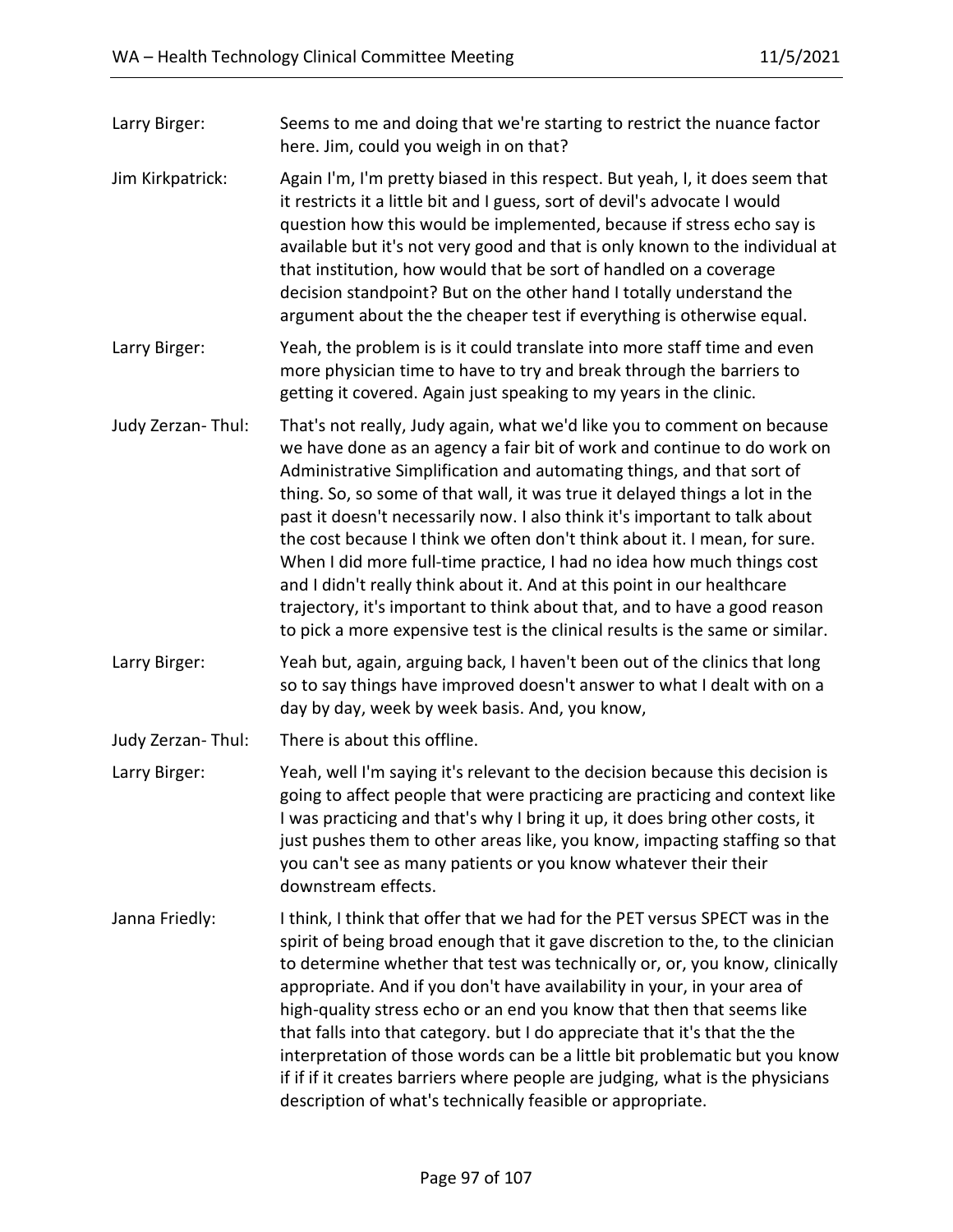Larry Birger: Seems to me and doing that we're starting to restrict the nuance factor here. Jim, could you weigh in on that?

Jim Kirkpatrick: Again I'm, I'm pretty biased in this respect. But yeah, I, it does seem that it restricts it a little bit and I guess, sort of devil's advocate I would question how this would be implemented, because if stress echo say is available but it's not very good and that is only known to the individual at that institution, how would that be sort of handled on a coverage decision standpoint? But on the other hand I totally understand the argument about the the cheaper test if everything is otherwise equal.

Larry Birger: Yeah, the problem is is it could translate into more staff time and even more physician time to have to try and break through the barriers to getting it covered. Again just speaking to my years in the clinic.

Judy Zerzan- Thul: That's not really, Judy again, what we'd like you to comment on because we have done as an agency a fair bit of work and continue to do work on Administrative Simplification and automating things, and that sort of thing. So, so some of that wall, it was true it delayed things a lot in the past it doesn't necessarily now. I also think it's important to talk about the cost because I think we often don't think about it. I mean, for sure. When I did more full-time practice, I had no idea how much things cost and I didn't really think about it. And at this point in our healthcare trajectory, it's important to think about that, and to have a good reason to pick a more expensive test is the clinical results is the same or similar.

Larry Birger: Yeah but, again, arguing back, I haven't been out of the clinics that long so to say things have improved doesn't answer to what I dealt with on a day by day, week by week basis. And, you know,

Judy Zerzan- Thul: There is about this offline.

Larry Birger: Yeah, well I'm saying it's relevant to the decision because this decision is going to affect people that were practicing are practicing and context like I was practicing and that's why I bring it up, it does bring other costs, it just pushes them to other areas like, you know, impacting staffing so that you can't see as many patients or you know whatever their their downstream effects.

Janna Friedly: I think, I think that offer that we had for the PET versus SPECT was in the spirit of being broad enough that it gave discretion to the, to the clinician to determine whether that test was technically or, or, you know, clinically appropriate. And if you don't have availability in your, in your area of high-quality stress echo or an end you know that then that seems like that falls into that category. but I do appreciate that it's that the the interpretation of those words can be a little bit problematic but you know if if if it creates barriers where people are judging, what is the physicians description of what's technically feasible or appropriate.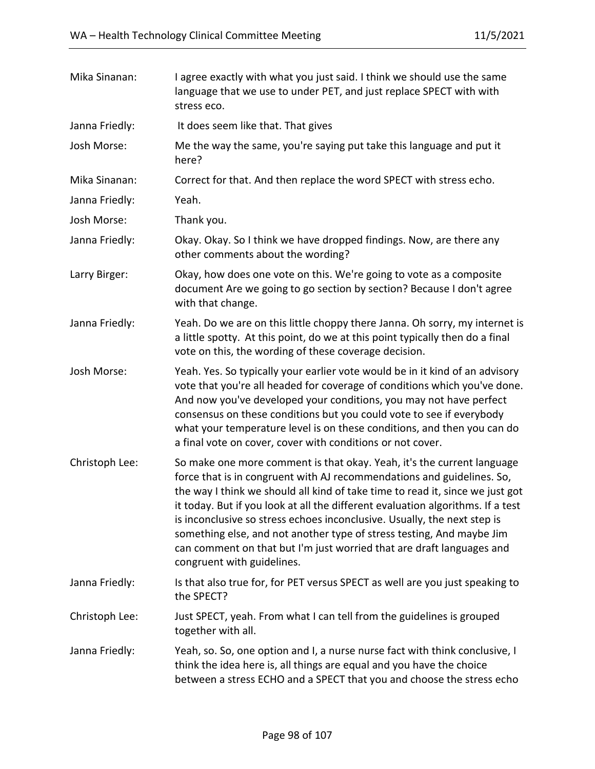| | |
|---|---|
| Mika Sinanan: | I agree exactly with what you just said. I think we should use the same language that we use to under PET, and just replace SPECT with with stress eco. |
| Janna Friedly: | It does seem like that. That gives |
| Josh Morse: | Me the way the same, you're saying put take this language and put it here? |
| Mika Sinanan: | Correct for that. And then replace the word SPECT with stress echo. |
| Janna Friedly: | Yeah. |
| Josh Morse: | Thank you. |
| Janna Friedly: | Okay. Okay. So I think we have dropped findings. Now, are there any other comments about the wording? |
| Larry Birger: | Okay, how does one vote on this. We're going to vote as a composite document Are we going to go section by section? Because I don't agree with that change. |
| Janna Friedly: | Yeah. Do we are on this little choppy there Janna. Oh sorry, my internet is a little spotty. At this point, do we at this point typically then do a final vote on this, the wording of these coverage decision. |
| Josh Morse: | Yeah. Yes. So typically your earlier vote would be in it kind of an advisory vote that you're all headed for coverage of conditions which you've done. And now you've developed your conditions, you may not have perfect consensus on these conditions but you could vote to see if everybody what your temperature level is on these conditions, and then you can do a final vote on cover, cover with conditions or not cover. |
| Christoph Lee: | So make one more comment is that okay. Yeah, it's the current language force that is in congruent with AJ recommendations and guidelines. So, the way I think we should all kind of take time to read it, since we just got it today. But if you look at all the different evaluation algorithms. If a test is inconclusive so stress echoes inconclusive. Usually, the next step is something else, and not another type of stress testing, And maybe Jim can comment on that but I'm just worried that are draft languages and congruent with guidelines. |
| Janna Friedly: | Is that also true for, for PET versus SPECT as well are you just speaking to the SPECT? |
| Christoph Lee: | Just SPECT, yeah. From what I can tell from the guidelines is grouped together with all. |
| Janna Friedly: | Yeah, so. So, one option and I, a nurse nurse fact with think conclusive, I think the idea here is, all things are equal and you have the choice between a stress ECHO and a SPECT that you and choose the stress echo |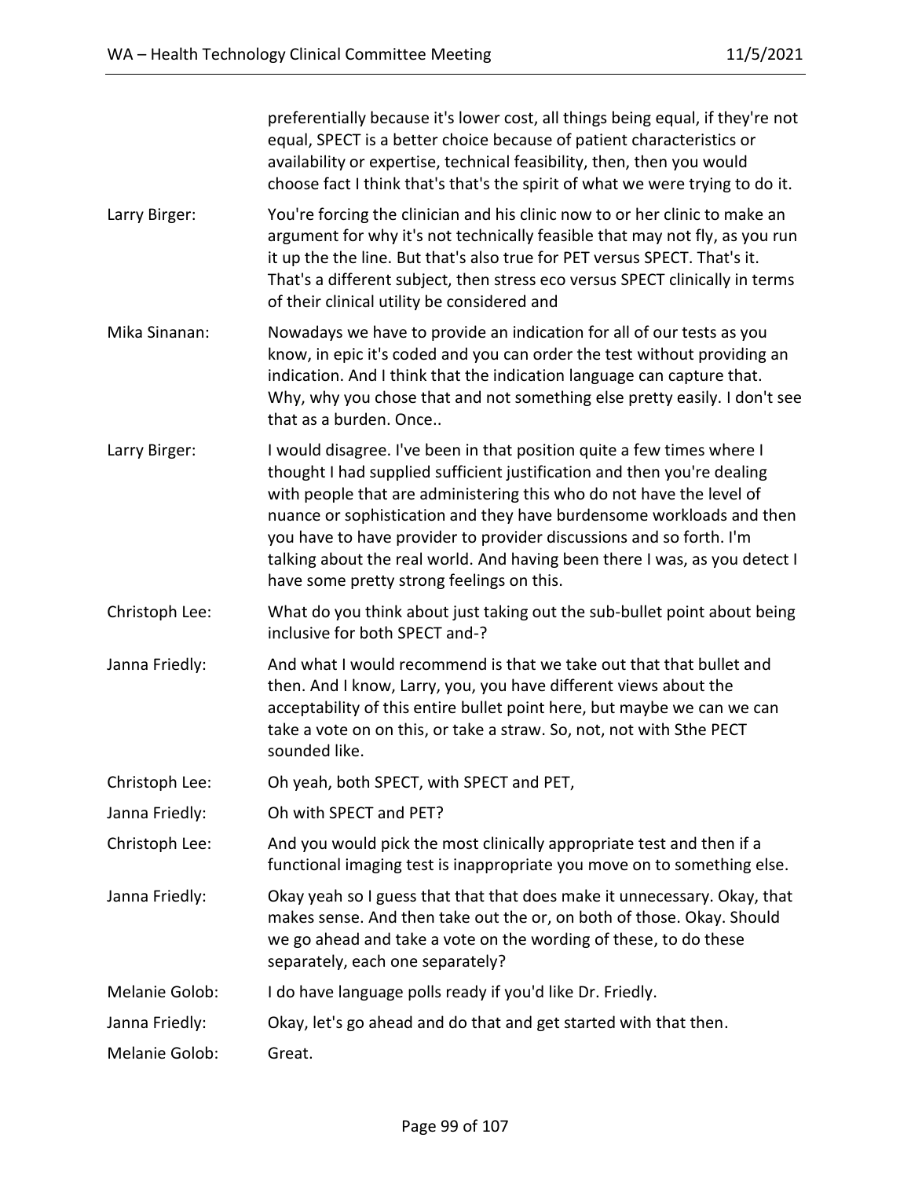preferentially because it's lower cost, all things being equal, if they're not equal, SPECT is a better choice because of patient characteristics or availability or expertise, technical feasibility, then, then you would choose fact I think that's that's the spirit of what we were trying to do it.

**Larry Birger:** You're forcing the clinician and his clinic now to or her clinic to make an argument for why it's not technically feasible that may not fly, as you run it up the the line. But that's also true for PET versus SPECT. That's it. That's a different subject, then stress eco versus SPECT clinically in terms of their clinical utility be considered and

**Mika Sinanan:** Nowadays we have to provide an indication for all of our tests as you know, in epic it's coded and you can order the test without providing an indication. And I think that the indication language can capture that. Why, why you chose that and not something else pretty easily. I don't see that as a burden. Once..

**Larry Birger:** I would disagree. I've been in that position quite a few times where I thought I had supplied sufficient justification and then you're dealing with people that are administering this who do not have the level of nuance or sophistication and they have burdensome workloads and then you have to have provider to provider discussions and so forth. I'm talking about the real world. And having been there I was, as you detect I have some pretty strong feelings on this.

**Christoph Lee:** What do you think about just taking out the sub-bullet point about being inclusive for both SPECT and-?

**Janna Friedly:** And what I would recommend is that we take out that that bullet and then. And I know, Larry, you, you have different views about the acceptability of this entire bullet point here, but maybe we can we can take a vote on on this, or take a straw. So, not, not with Sthe PECT sounded like.

**Christoph Lee:** Oh yeah, both SPECT, with SPECT and PET,

**Janna Friedly:** Oh with SPECT and PET?

**Christoph Lee:** And you would pick the most clinically appropriate test and then if a functional imaging test is inappropriate you move on to something else.

**Janna Friedly:** Okay yeah so I guess that that that does make it unnecessary. Okay, that makes sense. And then take out the or, on both of those. Okay. Should we go ahead and take a vote on the wording of these, to do these separately, each one separately?

**Melanie Golob:** I do have language polls ready if you'd like Dr. Friedly.

**Janna Friedly:** Okay, let's go ahead and do that and get started with that then.

**Melanie Golob:** Great.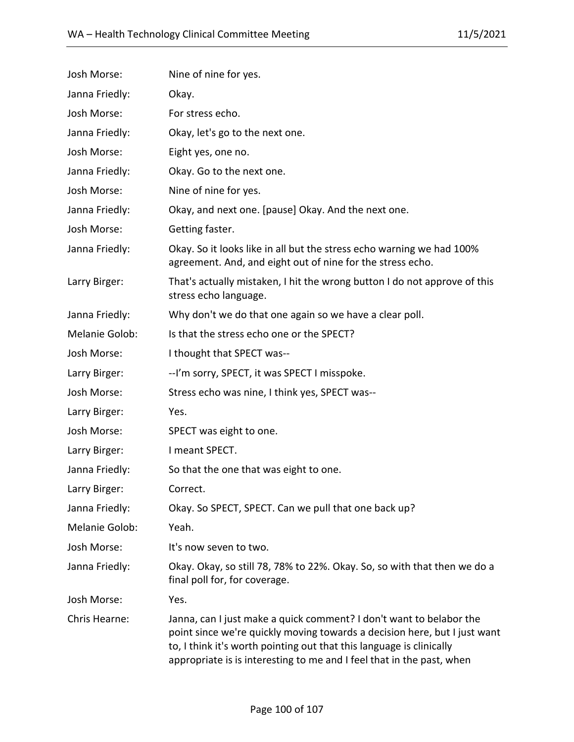| | |
|---|---|
| Josh Morse: | Nine of nine for yes. |
| Janna Friedly: | Okay. |
| Josh Morse: | For stress echo. |
| Janna Friedly: | Okay, let's go to the next one. |
| Josh Morse: | Eight yes, one no. |
| Janna Friedly: | Okay. Go to the next one. |
| Josh Morse: | Nine of nine for yes. |
| Janna Friedly: | Okay, and next one. [pause] Okay. And the next one. |
| Josh Morse: | Getting faster. |
| Janna Friedly: | Okay. So it looks like in all but the stress echo warning we had 100% agreement. And, and eight out of nine for the stress echo. |
| Larry Birger: | That's actually mistaken, I hit the wrong button I do not approve of this stress echo language. |
| Janna Friedly: | Why don't we do that one again so we have a clear poll. |
| Melanie Golob: | Is that the stress echo one or the SPECT? |
| Josh Morse: | I thought that SPECT was-- |
| Larry Birger: | --I'm sorry, SPECT, it was SPECT I misspoke. |
| Josh Morse: | Stress echo was nine, I think yes, SPECT was-- |
| Larry Birger: | Yes. |
| Josh Morse: | SPECT was eight to one. |
| Larry Birger: | I meant SPECT. |
| Janna Friedly: | So that the one that was eight to one. |
| Larry Birger: | Correct. |
| Janna Friedly: | Okay. So SPECT, SPECT. Can we pull that one back up? |
| Melanie Golob: | Yeah. |
| Josh Morse: | It's now seven to two. |
| Janna Friedly: | Okay. Okay, so still 78, 78% to 22%. Okay. So, so with that then we do a final poll for, for coverage. |
| Josh Morse: | Yes. |
| Chris Hearne: | Janna, can I just make a quick comment? I don't want to belabor the point since we're quickly moving towards a decision here, but I just want to, I think it's worth pointing out that this language is clinically appropriate is is interesting to me and I feel that in the past, when |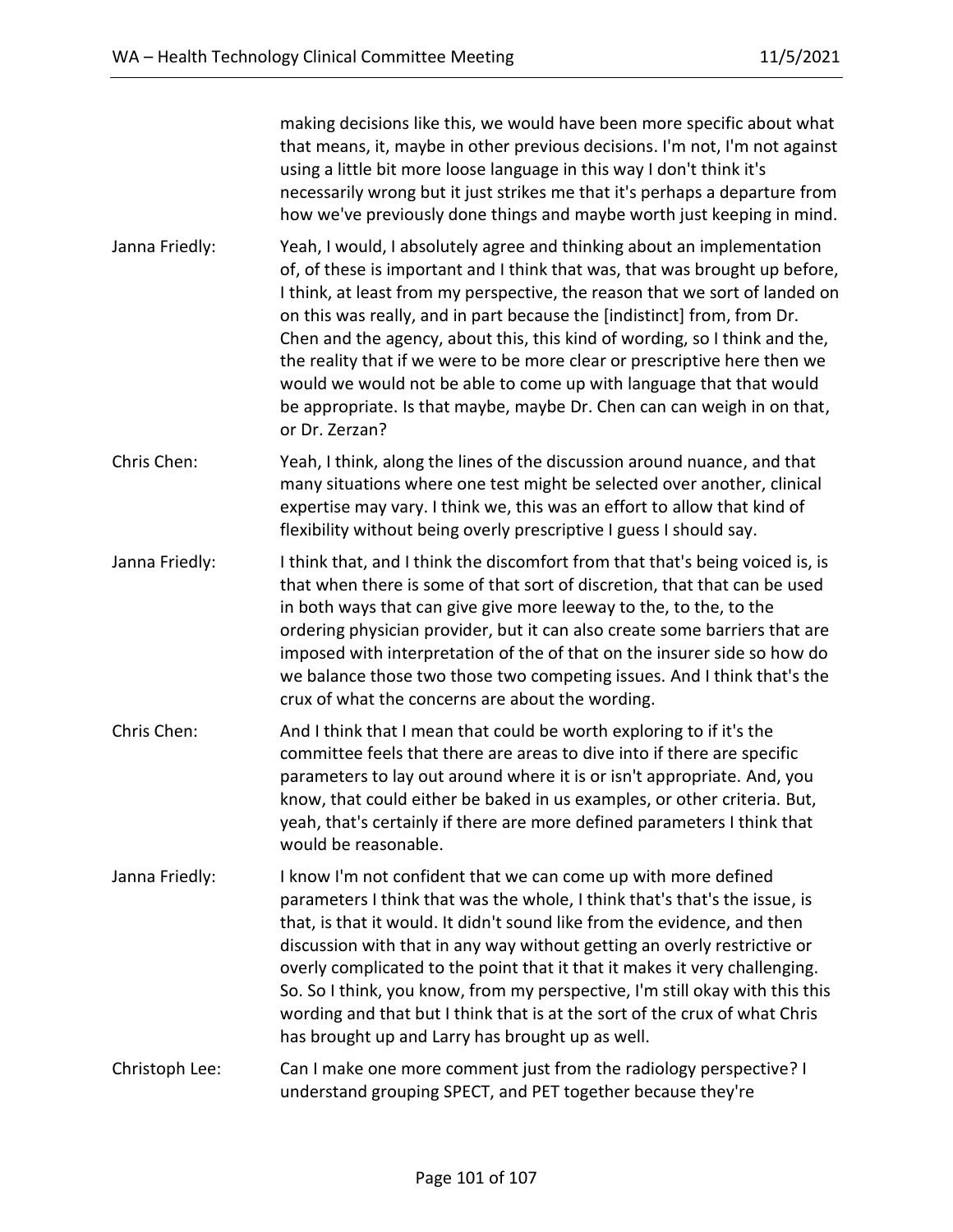making decisions like this, we would have been more specific about what that means, it, maybe in other previous decisions. I'm not, I'm not against using a little bit more loose language in this way I don't think it's necessarily wrong but it just strikes me that it's perhaps a departure from how we've previously done things and maybe worth just keeping in mind.

Janna Friedly: Yeah, I would, I absolutely agree and thinking about an implementation of, of these is important and I think that was, that was brought up before, I think, at least from my perspective, the reason that we sort of landed on on this was really, and in part because the [indistinct] from, from Dr. Chen and the agency, about this, this kind of wording, so I think and the, the reality that if we were to be more clear or prescriptive here then we would we would not be able to come up with language that that would be appropriate. Is that maybe, maybe Dr. Chen can can weigh in on that, or Dr. Zerzan?

Chris Chen: Yeah, I think, along the lines of the discussion around nuance, and that many situations where one test might be selected over another, clinical expertise may vary. I think we, this was an effort to allow that kind of flexibility without being overly prescriptive I guess I should say.

Janna Friedly: I think that, and I think the discomfort from that that's being voiced is, is that when there is some of that sort of discretion, that that can be used in both ways that can give give more leeway to the, to the, to the ordering physician provider, but it can also create some barriers that are imposed with interpretation of the of that on the insurer side so how do we balance those two those two competing issues. And I think that's the crux of what the concerns are about the wording.

Chris Chen: And I think that I mean that could be worth exploring to if it's the committee feels that there are areas to dive into if there are specific parameters to lay out around where it is or isn't appropriate. And, you know, that could either be baked in us examples, or other criteria. But, yeah, that's certainly if there are more defined parameters I think that would be reasonable.

Janna Friedly: I know I'm not confident that we can come up with more defined parameters I think that was the whole, I think that's that's the issue, is that, is that it would. It didn't sound like from the evidence, and then discussion with that in any way without getting an overly restrictive or overly complicated to the point that it that it makes it very challenging. So. So I think, you know, from my perspective, I'm still okay with this this wording and that but I think that is at the sort of the crux of what Chris has brought up and Larry has brought up as well.

Christoph Lee: Can I make one more comment just from the radiology perspective? I understand grouping SPECT, and PET together because they're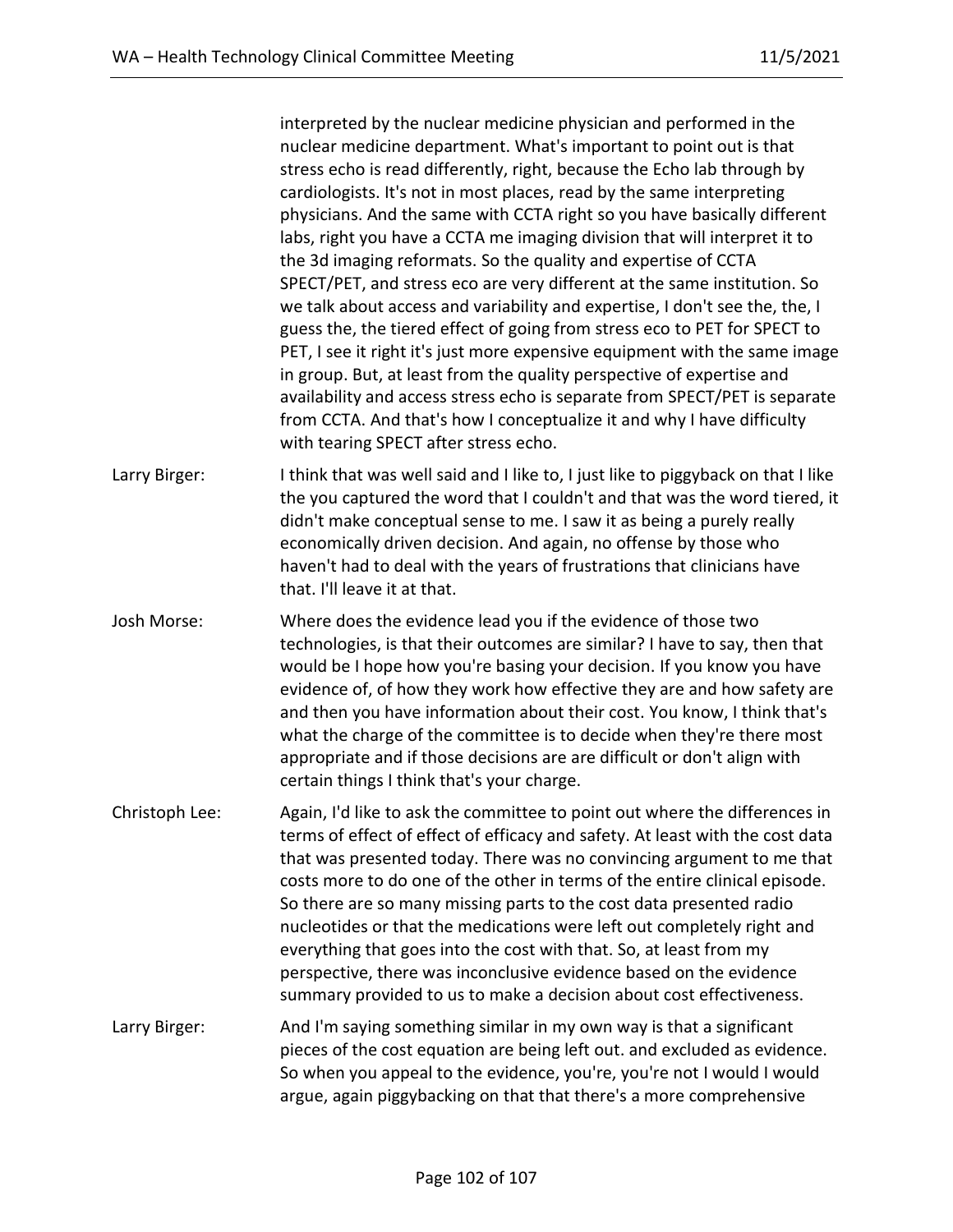interpreted by the nuclear medicine physician and performed in the nuclear medicine department. What's important to point out is that stress echo is read differently, right, because the Echo lab through by cardiologists. It's not in most places, read by the same interpreting physicians. And the same with CCTA right so you have basically different labs, right you have a CCTA me imaging division that will interpret it to the 3d imaging reformats. So the quality and expertise of CCTA SPECT/PET, and stress eco are very different at the same institution. So we talk about access and variability and expertise, I don't see the, the, I guess the, the tiered effect of going from stress eco to PET for SPECT to PET, I see it right it's just more expensive equipment with the same image in group. But, at least from the quality perspective of expertise and availability and access stress echo is separate from SPECT/PET is separate from CCTA. And that's how I conceptualize it and why I have difficulty with tearing SPECT after stress echo.

Larry Birger: I think that was well said and I like to, I just like to piggyback on that I like the you captured the word that I couldn't and that was the word tiered, it didn't make conceptual sense to me. I saw it as being a purely really economically driven decision. And again, no offense by those who haven't had to deal with the years of frustrations that clinicians have that. I'll leave it at that.

Josh Morse: Where does the evidence lead you if the evidence of those two technologies, is that their outcomes are similar? I have to say, then that would be I hope how you're basing your decision. If you know you have evidence of, of how they work how effective they are and how safety are and then you have information about their cost. You know, I think that's what the charge of the committee is to decide when they're there most appropriate and if those decisions are are difficult or don't align with certain things I think that's your charge.

Christoph Lee: Again, I'd like to ask the committee to point out where the differences in terms of effect of effect of efficacy and safety. At least with the cost data that was presented today. There was no convincing argument to me that costs more to do one of the other in terms of the entire clinical episode. So there are so many missing parts to the cost data presented radio nucleotides or that the medications were left out completely right and everything that goes into the cost with that. So, at least from my perspective, there was inconclusive evidence based on the evidence summary provided to us to make a decision about cost effectiveness.

Larry Birger: And I'm saying something similar in my own way is that a significant pieces of the cost equation are being left out. and excluded as evidence. So when you appeal to the evidence, you're, you're not I would I would argue, again piggybacking on that that there's a more comprehensive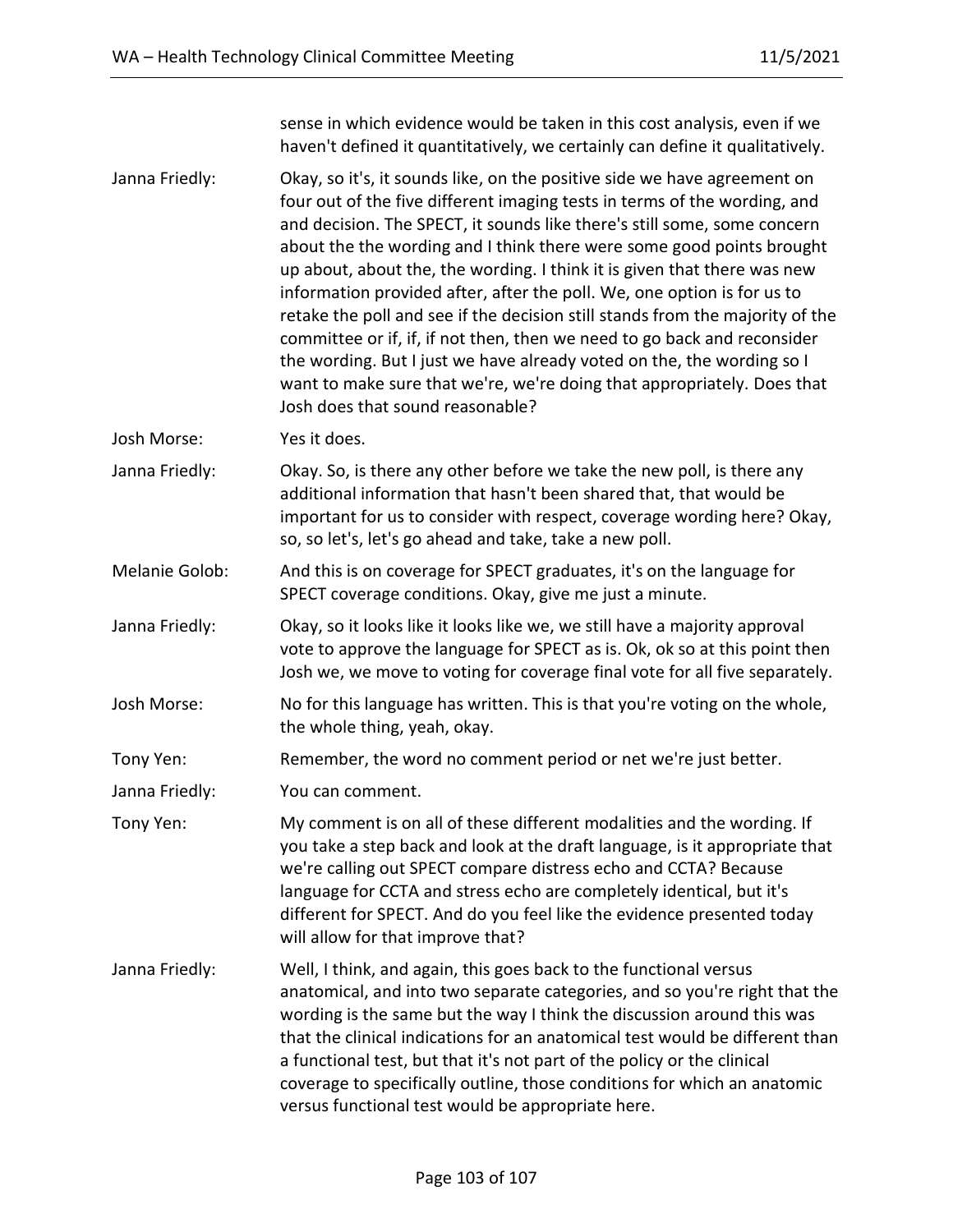sense in which evidence would be taken in this cost analysis, even if we haven't defined it quantitatively, we certainly can define it qualitatively.

Janna Friedly: Okay, so it's, it sounds like, on the positive side we have agreement on four out of the five different imaging tests in terms of the wording, and and decision. The SPECT, it sounds like there's still some, some concern about the the wording and I think there were some good points brought up about, about the, the wording. I think it is given that there was new information provided after, after the poll. We, one option is for us to retake the poll and see if the decision still stands from the majority of the committee or if, if, if not then, then we need to go back and reconsider the wording. But I just we have already voted on the, the wording so I want to make sure that we're, we're doing that appropriately. Does that Josh does that sound reasonable?

Josh Morse: Yes it does.

Janna Friedly: Okay. So, is there any other before we take the new poll, is there any additional information that hasn't been shared that, that would be important for us to consider with respect, coverage wording here? Okay, so, so let's, let's go ahead and take, take a new poll.

Melanie Golob: And this is on coverage for SPECT graduates, it's on the language for SPECT coverage conditions. Okay, give me just a minute.

Janna Friedly: Okay, so it looks like it looks like we, we still have a majority approval vote to approve the language for SPECT as is. Ok, ok so at this point then Josh we, we move to voting for coverage final vote for all five separately.

Josh Morse: No for this language has written. This is that you're voting on the whole, the whole thing, yeah, okay.

Tony Yen: Remember, the word no comment period or net we're just better.

Janna Friedly: You can comment.

Tony Yen: My comment is on all of these different modalities and the wording. If you take a step back and look at the draft language, is it appropriate that we're calling out SPECT compare distress echo and CCTA? Because language for CCTA and stress echo are completely identical, but it's different for SPECT. And do you feel like the evidence presented today will allow for that improve that?

Janna Friedly: Well, I think, and again, this goes back to the functional versus anatomical, and into two separate categories, and so you're right that the wording is the same but the way I think the discussion around this was that the clinical indications for an anatomical test would be different than a functional test, but that it's not part of the policy or the clinical coverage to specifically outline, those conditions for which an anatomic versus functional test would be appropriate here.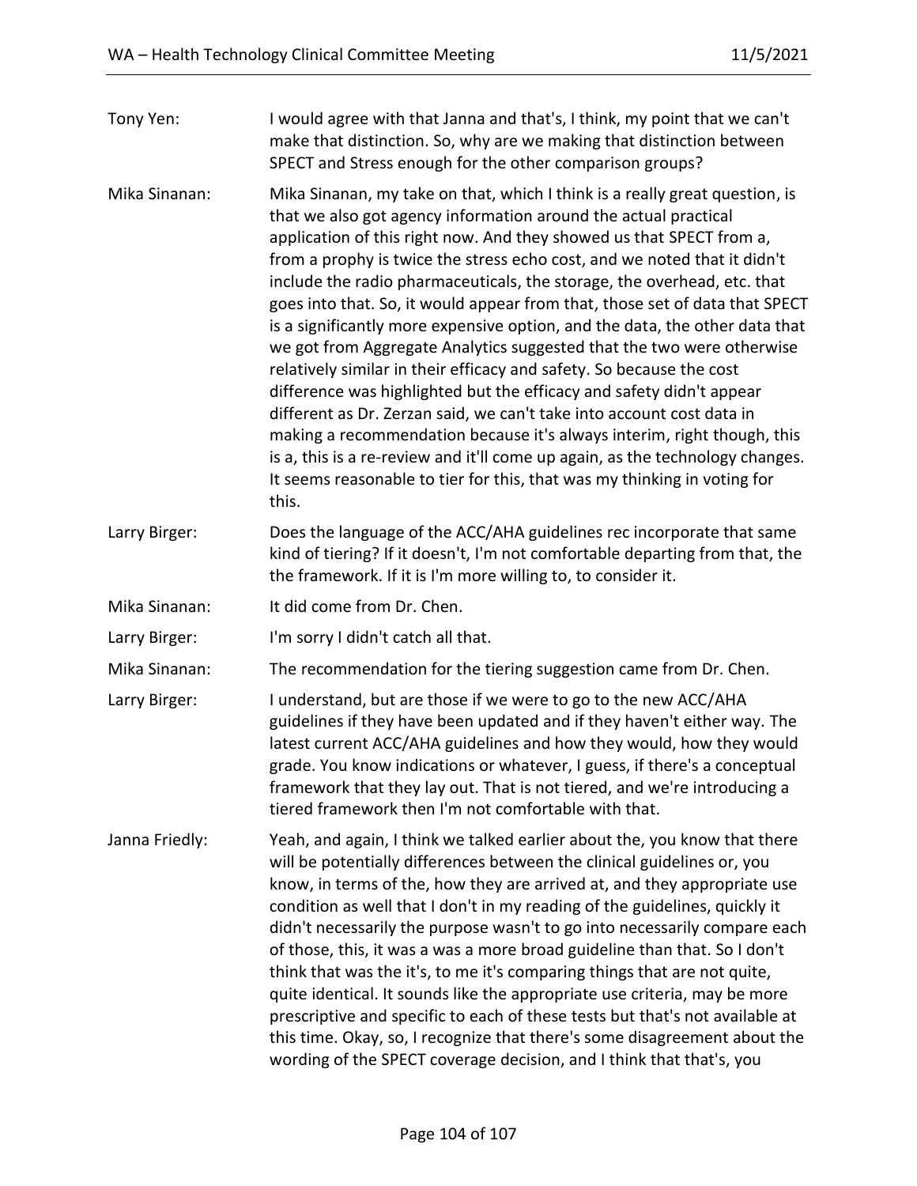Tony Yen: I would agree with that Janna and that's, I think, my point that we can't make that distinction. So, why are we making that distinction between SPECT and Stress enough for the other comparison groups?

Mika Sinanan: Mika Sinanan, my take on that, which I think is a really great question, is that we also got agency information around the actual practical application of this right now. And they showed us that SPECT from a, from a prophy is twice the stress echo cost, and we noted that it didn't include the radio pharmaceuticals, the storage, the overhead, etc. that goes into that. So, it would appear from that, those set of data that SPECT is a significantly more expensive option, and the data, the other data that we got from Aggregate Analytics suggested that the two were otherwise relatively similar in their efficacy and safety. So because the cost difference was highlighted but the efficacy and safety didn't appear different as Dr. Zerzan said, we can't take into account cost data in making a recommendation because it's always interim, right though, this is a, this is a re-review and it'll come up again, as the technology changes. It seems reasonable to tier for this, that was my thinking in voting for this.

Larry Birger: Does the language of the ACC/AHA guidelines rec incorporate that same kind of tiering? If it doesn't, I'm not comfortable departing from that, the the framework. If it is I'm more willing to, to consider it.

Mika Sinanan: It did come from Dr. Chen.

Larry Birger: I'm sorry I didn't catch all that.

Mika Sinanan: The recommendation for the tiering suggestion came from Dr. Chen.

Larry Birger: I understand, but are those if we were to go to the new ACC/AHA guidelines if they have been updated and if they haven't either way. The latest current ACC/AHA guidelines and how they would, how they would grade. You know indications or whatever, I guess, if there's a conceptual framework that they lay out. That is not tiered, and we're introducing a tiered framework then I'm not comfortable with that.

Janna Friedly: Yeah, and again, I think we talked earlier about the, you know that there will be potentially differences between the clinical guidelines or, you know, in terms of the, how they are arrived at, and they appropriate use condition as well that I don't in my reading of the guidelines, quickly it didn't necessarily the purpose wasn't to go into necessarily compare each of those, this, it was a was a more broad guideline than that. So I don't think that was the it's, to me it's comparing things that are not quite, quite identical. It sounds like the appropriate use criteria, may be more prescriptive and specific to each of these tests but that's not available at this time. Okay, so, I recognize that there's some disagreement about the wording of the SPECT coverage decision, and I think that that's, you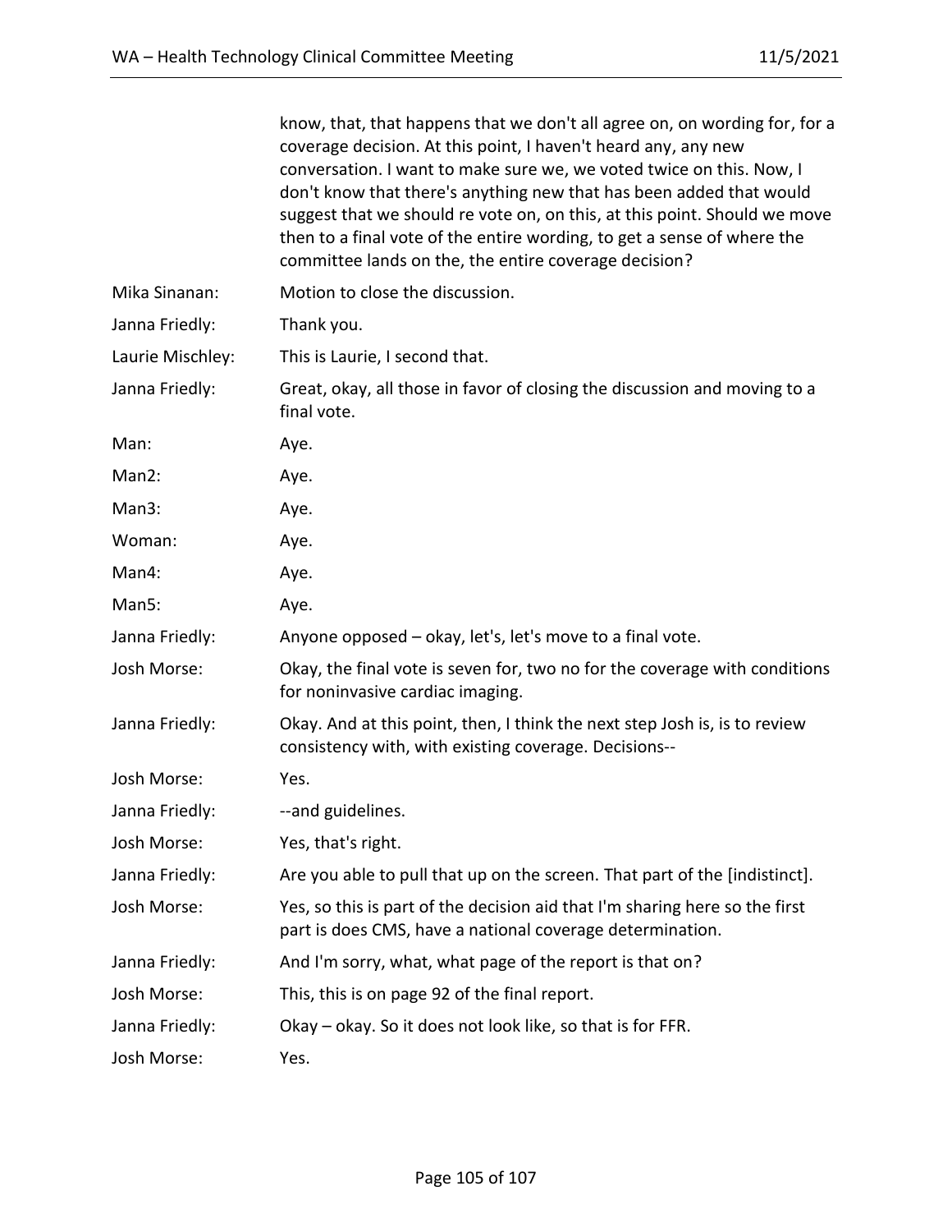| | |
|---|---|
| | know, that, that happens that we don't all agree on, on wording for, for a coverage decision. At this point, I haven't heard any, any new conversation. I want to make sure we, we voted twice on this. Now, I don't know that there's anything new that has been added that would suggest that we should re vote on, on this, at this point. Should we move then to a final vote of the entire wording, to get a sense of where the committee lands on the, the entire coverage decision? |
| Mika Sinanan: | Motion to close the discussion. |
| Janna Friedly: | Thank you. |
| Laurie Mischley: | This is Laurie, I second that. |
| Janna Friedly: | Great, okay, all those in favor of closing the discussion and moving to a final vote. |
| Man: | Aye. |
| Man2: | Aye. |
| Man3: | Aye. |
| Woman: | Aye. |
| Man4: | Aye. |
| Man5: | Aye. |
| Janna Friedly: | Anyone opposed – okay, let's, let's move to a final vote. |
| Josh Morse: | Okay, the final vote is seven for, two no for the coverage with conditions for noninvasive cardiac imaging. |
| Janna Friedly: | Okay. And at this point, then, I think the next step Josh is, is to review consistency with, with existing coverage. Decisions-- |
| Josh Morse: | Yes. |
| Janna Friedly: | --and guidelines. |
| Josh Morse: | Yes, that's right. |
| Janna Friedly: | Are you able to pull that up on the screen. That part of the [indistinct]. |
| Josh Morse: | Yes, so this is part of the decision aid that I'm sharing here so the first part is does CMS, have a national coverage determination. |
| Janna Friedly: | And I'm sorry, what, what page of the report is that on? |
| Josh Morse: | This, this is on page 92 of the final report. |
| Janna Friedly: | Okay – okay. So it does not look like, so that is for FFR. |
| Josh Morse: | Yes. |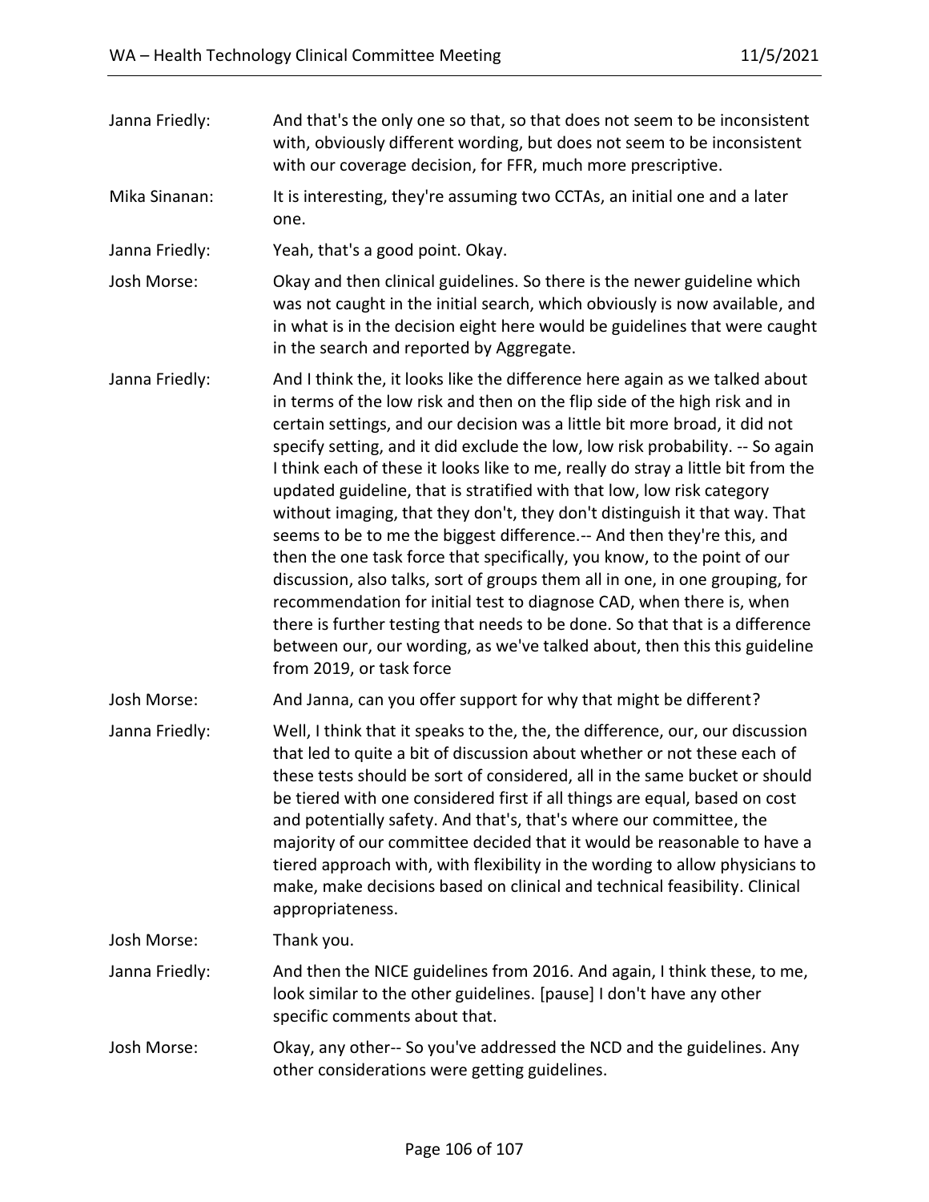Janna Friedly: And that's the only one so that, so that does not seem to be inconsistent with, obviously different wording, but does not seem to be inconsistent with our coverage decision, for FFR, much more prescriptive.

Mika Sinanan: It is interesting, they're assuming two CCTAs, an initial one and a later one.

Janna Friedly: Yeah, that's a good point. Okay.

Josh Morse: Okay and then clinical guidelines. So there is the newer guideline which was not caught in the initial search, which obviously is now available, and in what is in the decision eight here would be guidelines that were caught in the search and reported by Aggregate.

Janna Friedly: And I think the, it looks like the difference here again as we talked about in terms of the low risk and then on the flip side of the high risk and in certain settings, and our decision was a little bit more broad, it did not specify setting, and it did exclude the low, low risk probability. -- So again I think each of these it looks like to me, really do stray a little bit from the updated guideline, that is stratified with that low, low risk category without imaging, that they don't, they don't distinguish it that way. That seems to be to me the biggest difference.-- And then they're this, and then the one task force that specifically, you know, to the point of our discussion, also talks, sort of groups them all in one, in one grouping, for recommendation for initial test to diagnose CAD, when there is, when there is further testing that needs to be done. So that that is a difference between our, our wording, as we've talked about, then this this guideline from 2019, or task force

Josh Morse: And Janna, can you offer support for why that might be different?

Janna Friedly: Well, I think that it speaks to the, the, the difference, our, our discussion that led to quite a bit of discussion about whether or not these each of these tests should be sort of considered, all in the same bucket or should be tiered with one considered first if all things are equal, based on cost and potentially safety. And that's, that's where our committee, the majority of our committee decided that it would be reasonable to have a tiered approach with, with flexibility in the wording to allow physicians to make, make decisions based on clinical and technical feasibility. Clinical appropriateness.

Josh Morse: Thank you.

Janna Friedly: And then the NICE guidelines from 2016. And again, I think these, to me, look similar to the other guidelines. [pause] I don't have any other specific comments about that.

Josh Morse: Okay, any other-- So you've addressed the NCD and the guidelines. Any other considerations were getting guidelines.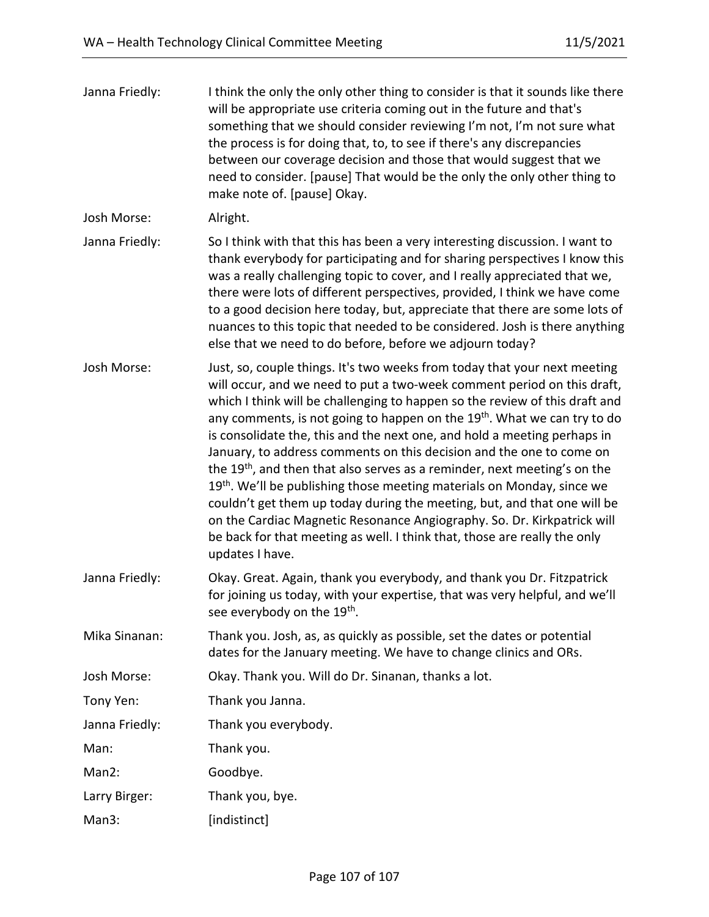Janna Friedly: I think the only the only other thing to consider is that it sounds like there will be appropriate use criteria coming out in the future and that's something that we should consider reviewing I'm not, I'm not sure what the process is for doing that, to, to see if there's any discrepancies between our coverage decision and those that would suggest that we need to consider. [pause] That would be the only the only other thing to make note of. [pause] Okay.

Josh Morse: Alright.

Janna Friedly: So I think with that this has been a very interesting discussion. I want to thank everybody for participating and for sharing perspectives I know this was a really challenging topic to cover, and I really appreciated that we, there were lots of different perspectives, provided, I think we have come to a good decision here today, but, appreciate that there are some lots of nuances to this topic that needed to be considered. Josh is there anything else that we need to do before, before we adjourn today?

Josh Morse: Just, so, couple things. It's two weeks from today that your next meeting will occur, and we need to put a two-week comment period on this draft, which I think will be challenging to happen so the review of this draft and any comments, is not going to happen on the 19th. What we can try to do is consolidate the, this and the next one, and hold a meeting perhaps in January, to address comments on this decision and the one to come on the 19th, and then that also serves as a reminder, next meeting's on the 19th. We'll be publishing those meeting materials on Monday, since we couldn't get them up today during the meeting, but, and that one will be on the Cardiac Magnetic Resonance Angiography. So. Dr. Kirkpatrick will be back for that meeting as well. I think that, those are really the only updates I have.

Janna Friedly: Okay. Great. Again, thank you everybody, and thank you Dr. Fitzpatrick for joining us today, with your expertise, that was very helpful, and we'll see everybody on the 19th.

Mika Sinanan: Thank you. Josh, as, as quickly as possible, set the dates or potential dates for the January meeting. We have to change clinics and ORs.

Josh Morse: Okay. Thank you. Will do Dr. Sinanan, thanks a lot.

Tony Yen: Thank you Janna.

Janna Friedly: Thank you everybody.

Man: Thank you.

Man2: Goodbye.

Larry Birger: Thank you, bye.

Man3: [indistinct]